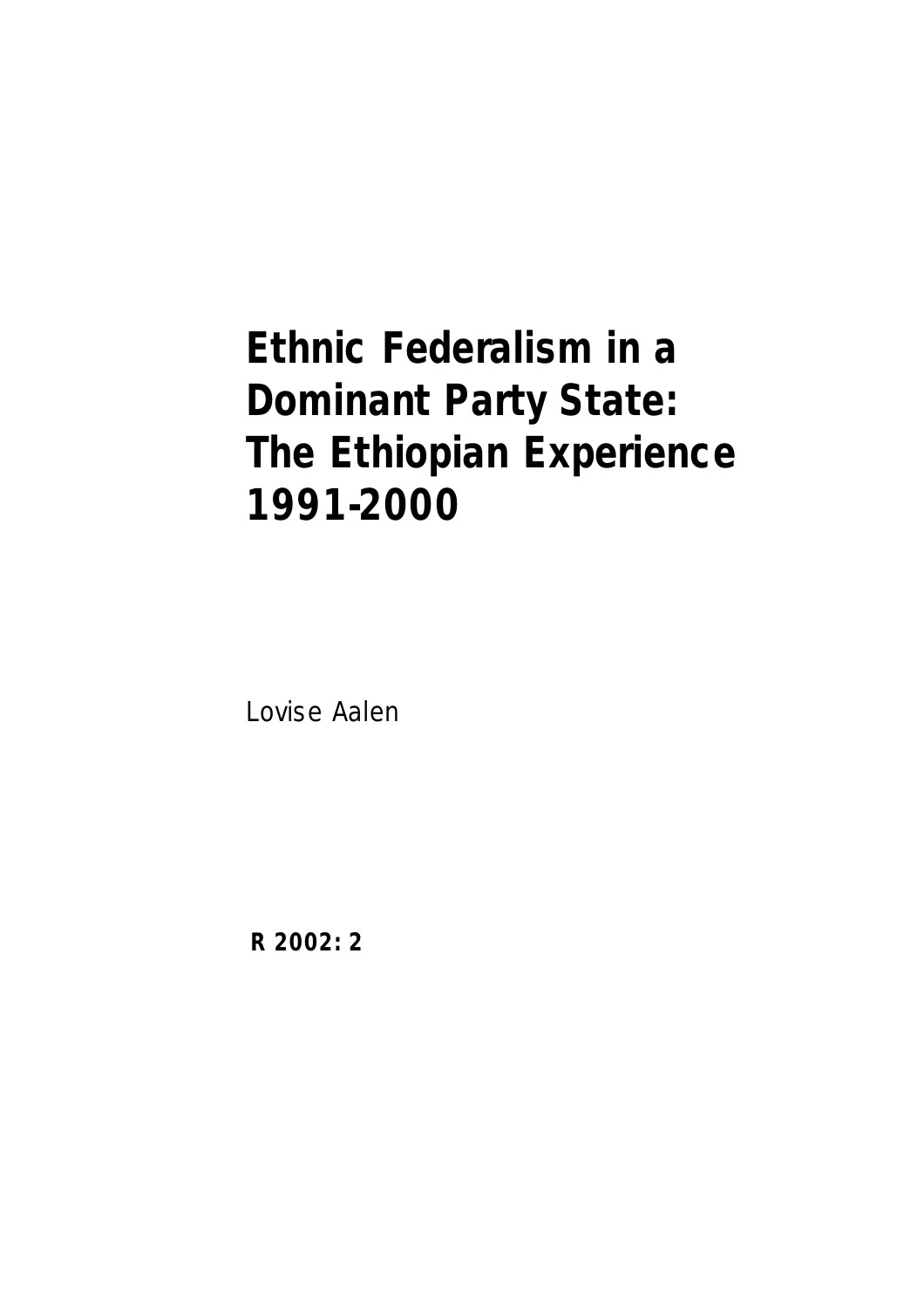# Ethnic Federalism in a Dominant Party State: The Ethiopian Experience 1991-2000

Lovise Aalen

**R 2002: 2**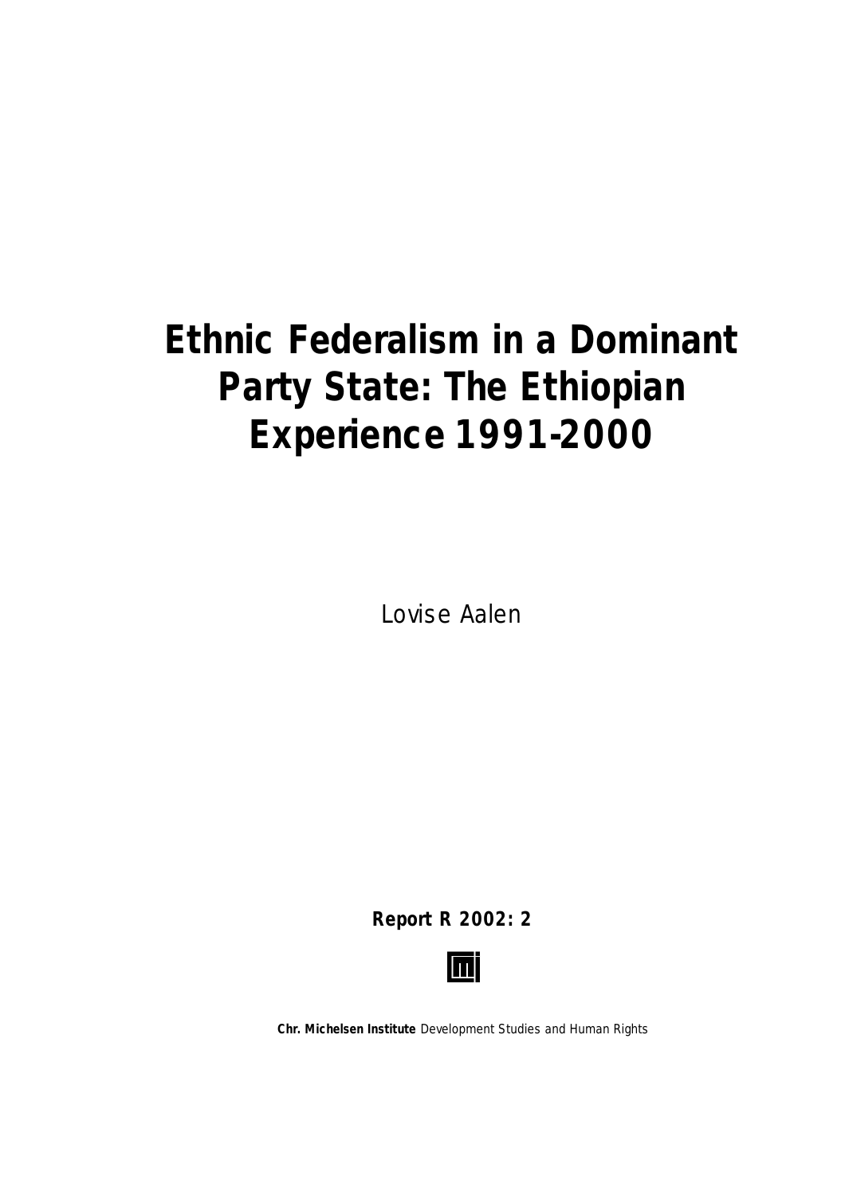# Ethnic Federalism in a Dominant Party State: The Ethiopian Experience 1991-2000

Lovise Aalen

**Report R 2002: 2**

**Chr. Michelsen Institute** Development Studies and Human Rights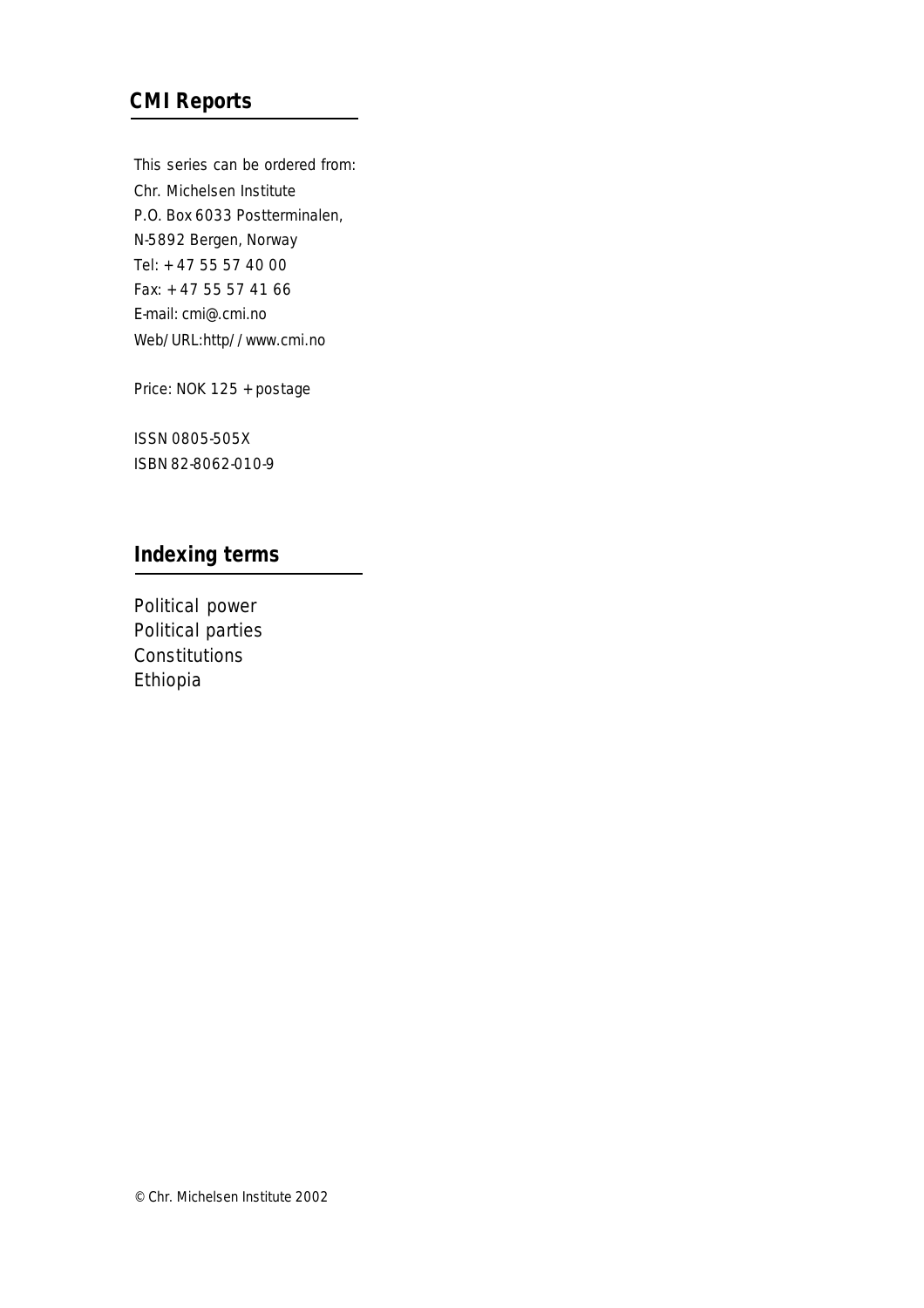## CMI Reports

This series can be ordered from:
Chr. Michelsen Institute
P.O. Box 6033 Postterminalen,
N-5892 Bergen, Norway
Tel: + 47 55 57 40 00
Fax: + 47 55 57 41 66
E-mail: cmi@.cmi.no
Web/URL:http//www.cmi.no

Price: NOK 125 + postage

ISSN 0805-505X
ISBN 82-8062-010-9

## Indexing terms

Political power
Political parties
Constitutions
Ethiopia

© Chr. Michelsen Institute 2002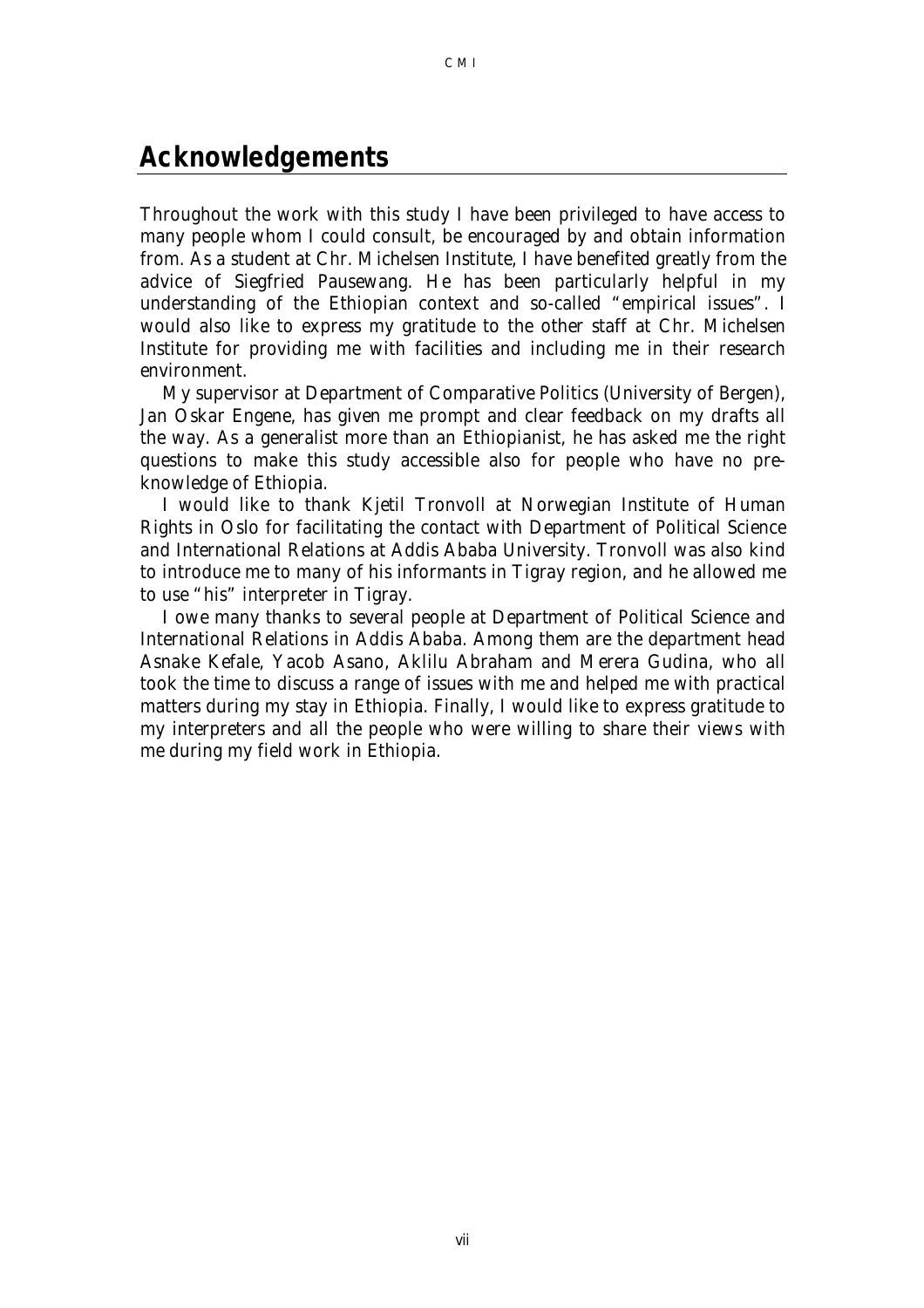# Acknowledgements

Throughout the work with this study I have been privileged to have access to many people whom I could consult, be encouraged by and obtain information from. As a student at Chr. Michelsen Institute, I have benefited greatly from the advice of Siegfried Pausewang. He has been particularly helpful in my understanding of the Ethiopian context and so-called "empirical issues". I would also like to express my gratitude to the other staff at Chr. Michelsen Institute for providing me with facilities and including me in their research environment.

My supervisor at Department of Comparative Politics (University of Bergen), Jan Oskar Engene, has given me prompt and clear feedback on my drafts all the way. As a generalist more than an Ethiopianist, he has asked me the right questions to make this study accessible also for people who have no pre-knowledge of Ethiopia.

I would like to thank Kjetil Tronvoll at Norwegian Institute of Human Rights in Oslo for facilitating the contact with Department of Political Science and International Relations at Addis Ababa University. Tronvoll was also kind to introduce me to many of his informants in Tigray region, and he allowed me to use "his" interpreter in Tigray.

I owe many thanks to several people at Department of Political Science and International Relations in Addis Ababa. Among them are the department head Asnake Kefale, Yacob Asano, Aklilu Abraham and Merera Gudina, who all took the time to discuss a range of issues with me and helped me with practical matters during my stay in Ethiopia. Finally, I would like to express gratitude to my interpreters and all the people who were willing to share their views with me during my field work in Ethiopia.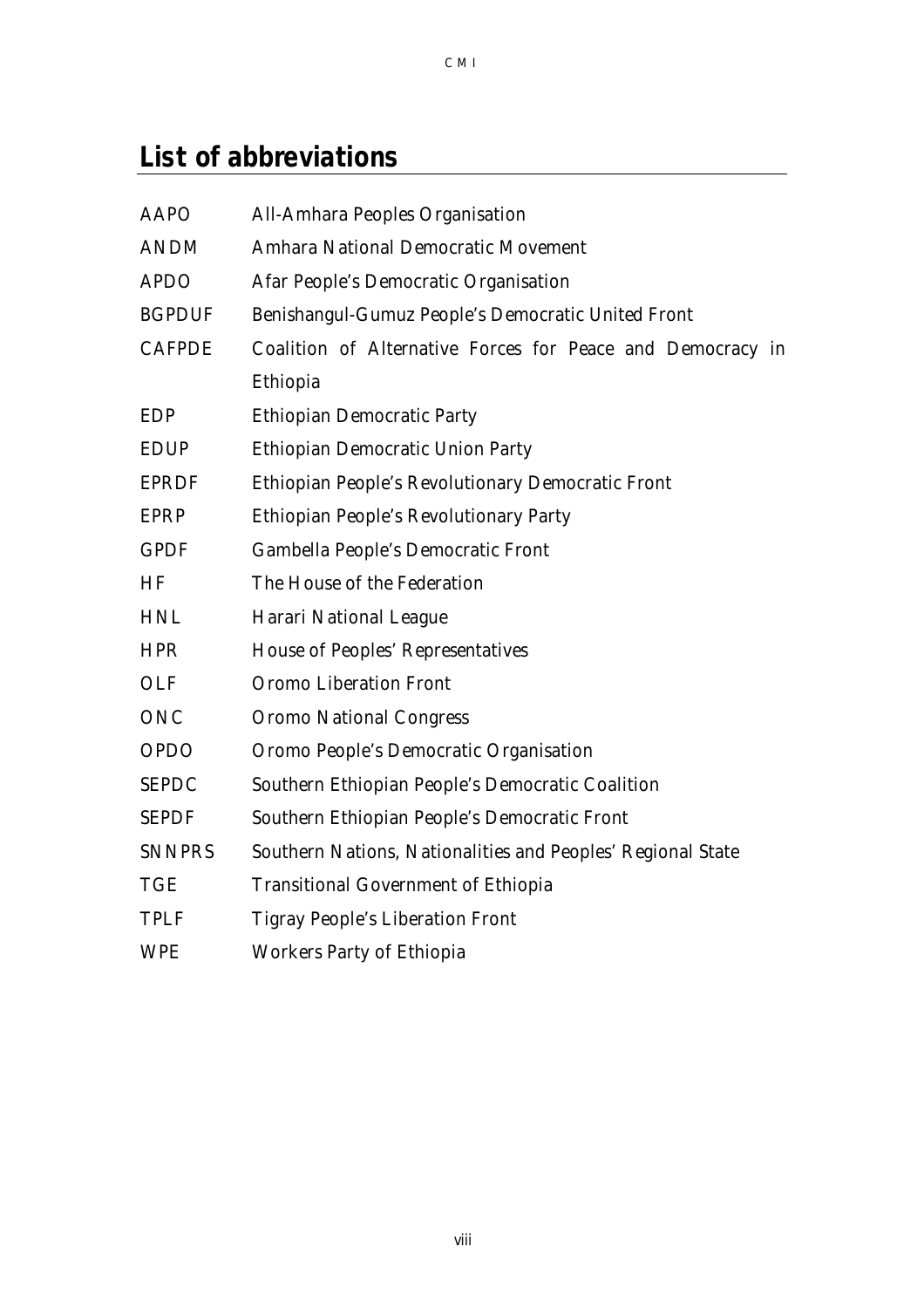## List of abbreviations

| | |
|---|---|
| AAPO | All-Amhara Peoples Organisation |
| ANDM | Amhara National Democratic Movement |
| APDO | Afar People's Democratic Organisation |
| BGPDUF | Benishangul-Gumuz People's Democratic United Front |
| CAFPDE | Coalition of Alternative Forces for Peace and Democracy in Ethiopia |
| EDP | Ethiopian Democratic Party |
| EDUP | Ethiopian Democratic Union Party |
| EPRDF | Ethiopian People's Revolutionary Democratic Front |
| EPRP | Ethiopian People's Revolutionary Party |
| GPDF | Gambella People's Democratic Front |
| HF | The House of the Federation |
| HNL | Harari National League |
| HPR | House of Peoples' Representatives |
| OLF | Oromo Liberation Front |
| ONC | Oromo National Congress |
| OPDO | Oromo People's Democratic Organisation |
| SEPDC | Southern Ethiopian People's Democratic Coalition |
| SEPDF | Southern Ethiopian People's Democratic Front |
| SNNPRS | Southern Nations, Nationalities and Peoples' Regional State |
| TGE | Transitional Government of Ethiopia |
| TPLF | Tigray People's Liberation Front |
| WPE | Workers Party of Ethiopia |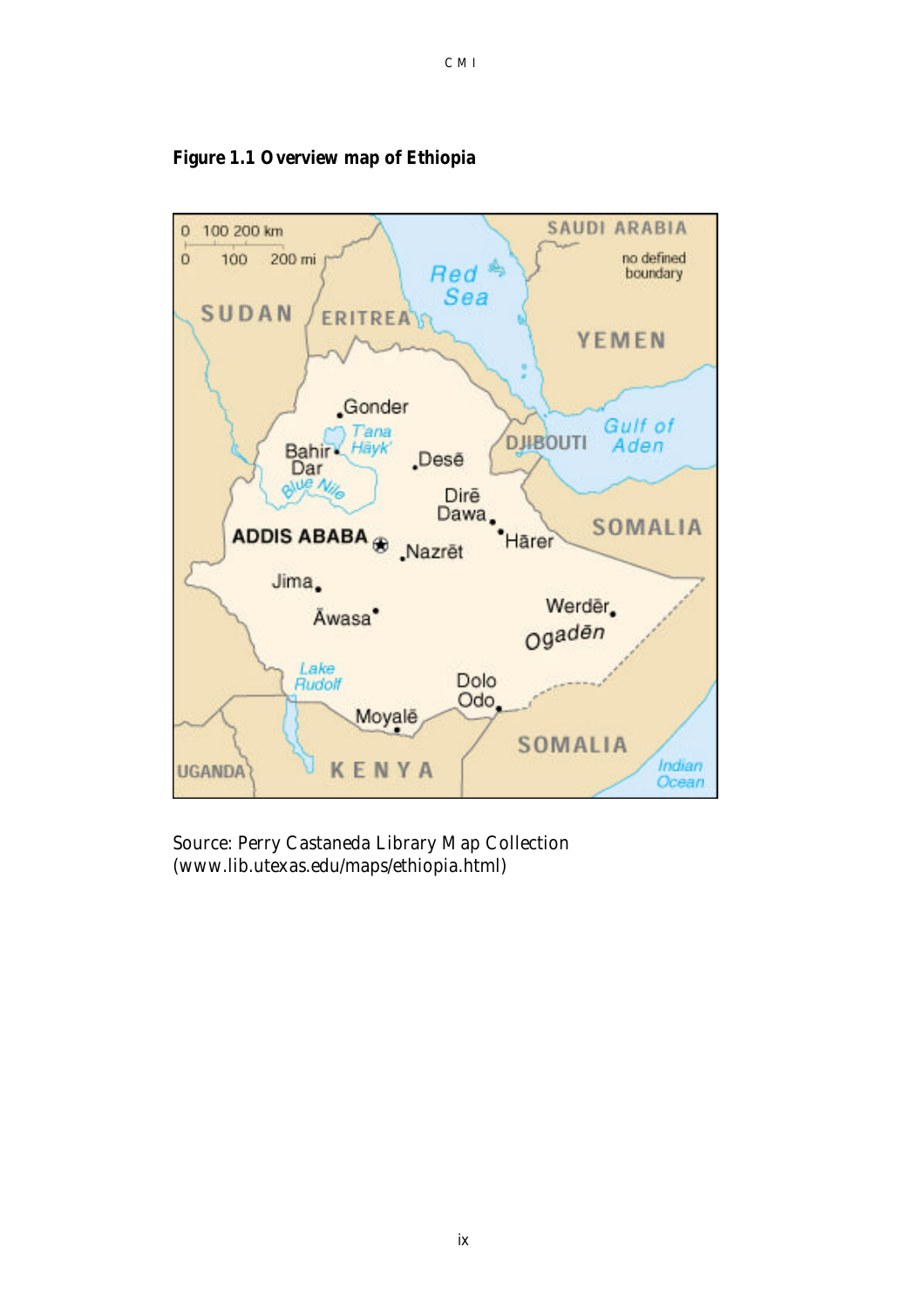**Figure 1.1 Overview map of Ethiopia**

Source: Perry Castaneda Library Map Collection (www.lib.utexas.edu/maps/ethiopia.html)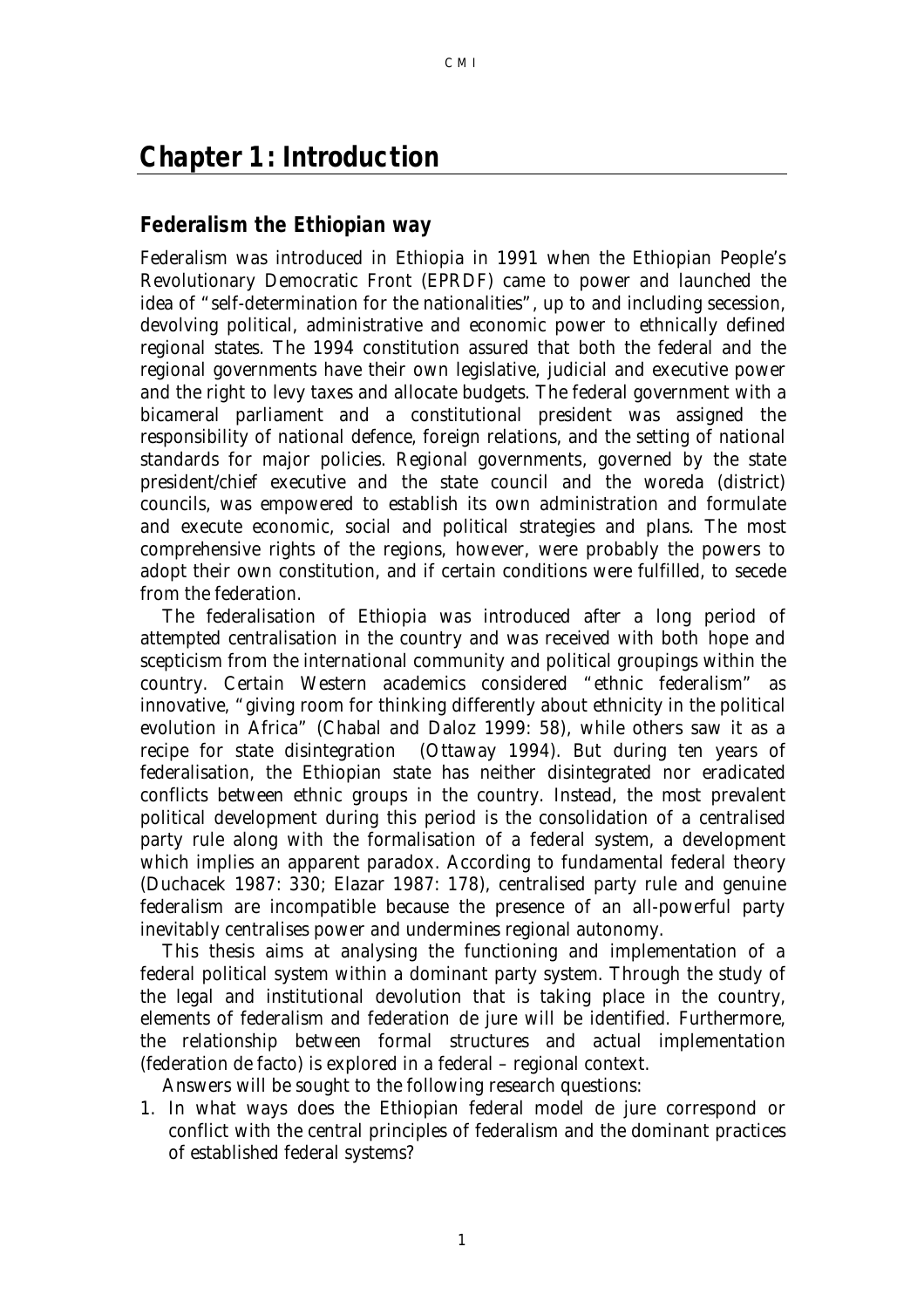# Chapter 1: Introduction

## Federalism the Ethiopian way

Federalism was introduced in Ethiopia in 1991 when the Ethiopian People's Revolutionary Democratic Front (EPRDF) came to power and launched the idea of "self-determination for the nationalities", up to and including secession, devolving political, administrative and economic power to ethnically defined regional states. The 1994 constitution assured that both the federal and the regional governments have their own legislative, judicial and executive power and the right to levy taxes and allocate budgets. The federal government with a bicameral parliament and a constitutional president was assigned the responsibility of national defence, foreign relations, and the setting of national standards for major policies. Regional governments, governed by the state president/chief executive and the state council and the woreda (district) councils, was empowered to establish its own administration and formulate and execute economic, social and political strategies and plans. The most comprehensive rights of the regions, however, were probably the powers to adopt their own constitution, and if certain conditions were fulfilled, to secede from the federation.

The federalisation of Ethiopia was introduced after a long period of attempted centralisation in the country and was received with both hope and scepticism from the international community and political groupings within the country. Certain Western academics considered "ethnic federalism" as innovative, "giving room for thinking differently about ethnicity in the political evolution in Africa" (Chabal and Daloz 1999: 58), while others saw it as a recipe for state disintegration (Ottaway 1994). But during ten years of federalisation, the Ethiopian state has neither disintegrated nor eradicated conflicts between ethnic groups in the country. Instead, the most prevalent political development during this period is the consolidation of a centralised party rule along with the formalisation of a federal system, a development which implies an apparent paradox. According to fundamental federal theory (Duchacek 1987: 330; Elazar 1987: 178), centralised party rule and genuine federalism are incompatible because the presence of an all-powerful party inevitably centralises power and undermines regional autonomy.

This thesis aims at analysing the functioning and implementation of a federal political system within a dominant party system. Through the study of the legal and institutional devolution that is taking place in the country, elements of federalism and federation de jure will be identified. Furthermore, the relationship between formal structures and actual implementation (federation de facto) is explored in a federal – regional context.

Answers will be sought to the following research questions:

1. In what ways does the Ethiopian federal model de jure correspond or conflict with the central principles of federalism and the dominant practices of established federal systems?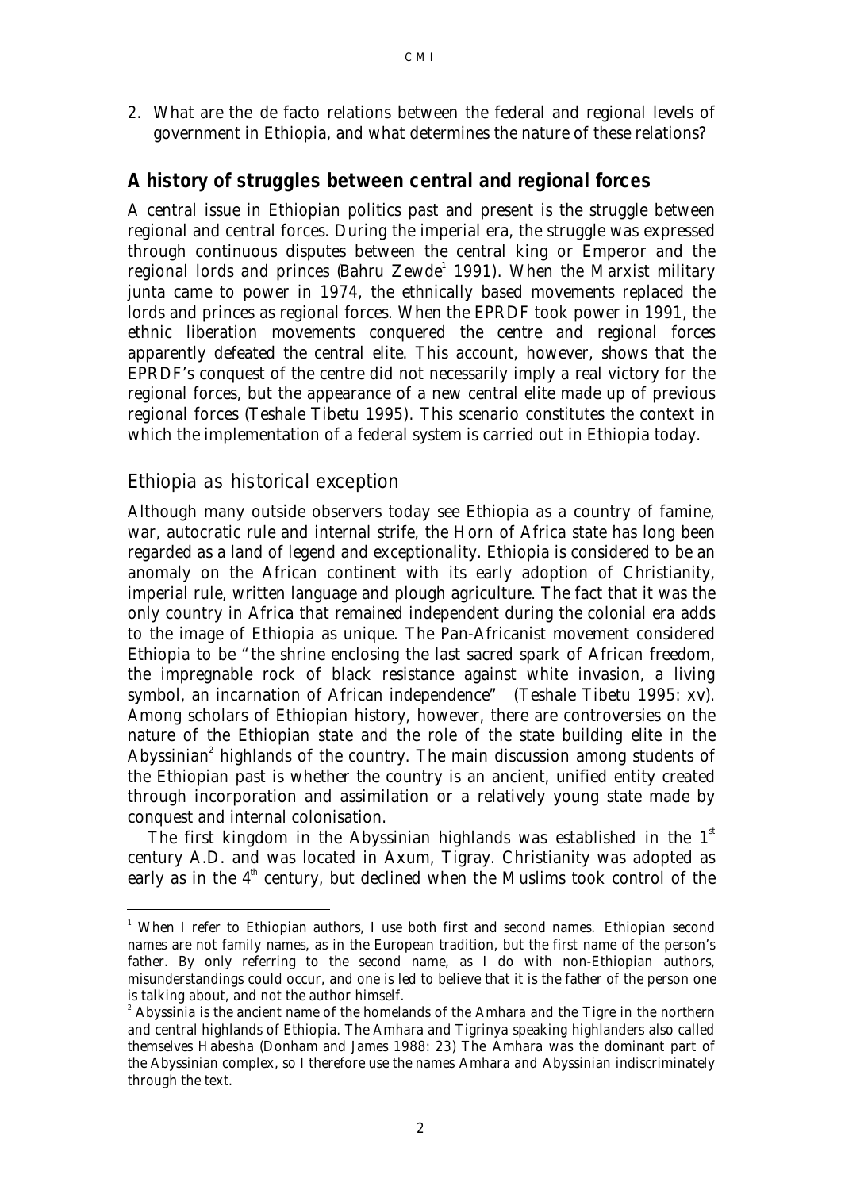2. What are the de facto relations between the federal and regional levels of government in Ethiopia, and what determines the nature of these relations?

## A history of struggles between central and regional forces

A central issue in Ethiopian politics past and present is the struggle between regional and central forces. During the imperial era, the struggle was expressed through continuous disputes between the central king or Emperor and the regional lords and princes (Bahru Zewde[1] 1991). When the Marxist military junta came to power in 1974, the ethnically based movements replaced the lords and princes as regional forces. When the EPRDF took power in 1991, the ethnic liberation movements conquered the centre and regional forces apparently defeated the central elite. This account, however, shows that the EPRDF's conquest of the centre did not necessarily imply a real victory for the regional forces, but the appearance of a new central elite made up of previous regional forces (Teshale Tibetu 1995). This scenario constitutes the context in which the implementation of a federal system is carried out in Ethiopia today.

### Ethiopia as historical exception

Although many outside observers today see Ethiopia as a country of famine, war, autocratic rule and internal strife, the Horn of Africa state has long been regarded as a land of legend and exceptionality. Ethiopia is considered to be an anomaly on the African continent with its early adoption of Christianity, imperial rule, written language and plough agriculture. The fact that it was the only country in Africa that remained independent during the colonial era adds to the image of Ethiopia as unique. The Pan-Africanist movement considered Ethiopia to be "the shrine enclosing the last sacred spark of African freedom, the impregnable rock of black resistance against white invasion, a living symbol, an incarnation of African independence" (Teshale Tibetu 1995: xv). Among scholars of Ethiopian history, however, there are controversies on the nature of the Ethiopian state and the role of the state building elite in the Abyssinian[2] highlands of the country. The main discussion among students of the Ethiopian past is whether the country is an ancient, unified entity created through incorporation and assimilation or a relatively young state made by conquest and internal colonisation.

The first kingdom in the Abyssinian highlands was established in the 1st century A.D. and was located in Axum, Tigray. Christianity was adopted as early as in the 4th century, but declined when the Muslims took control of the

---

[1] When I refer to Ethiopian authors, I use both first and second names. Ethiopian second names are not family names, as in the European tradition, but the first name of the person's father. By only referring to the second name, as I do with non-Ethiopian authors, misunderstandings could occur, and one is led to believe that it is the father of the person one is talking about, and not the author himself.

[2] Abyssinia is the ancient name of the homelands of the Amhara and the Tigre in the northern and central highlands of Ethiopia. The Amhara and Tigrinya speaking highlanders also called themselves Habesha (Donham and James 1988: 23) The Amhara was the dominant part of the Abyssinian complex, so I therefore use the names Amhara and Abyssinian indiscriminately through the text.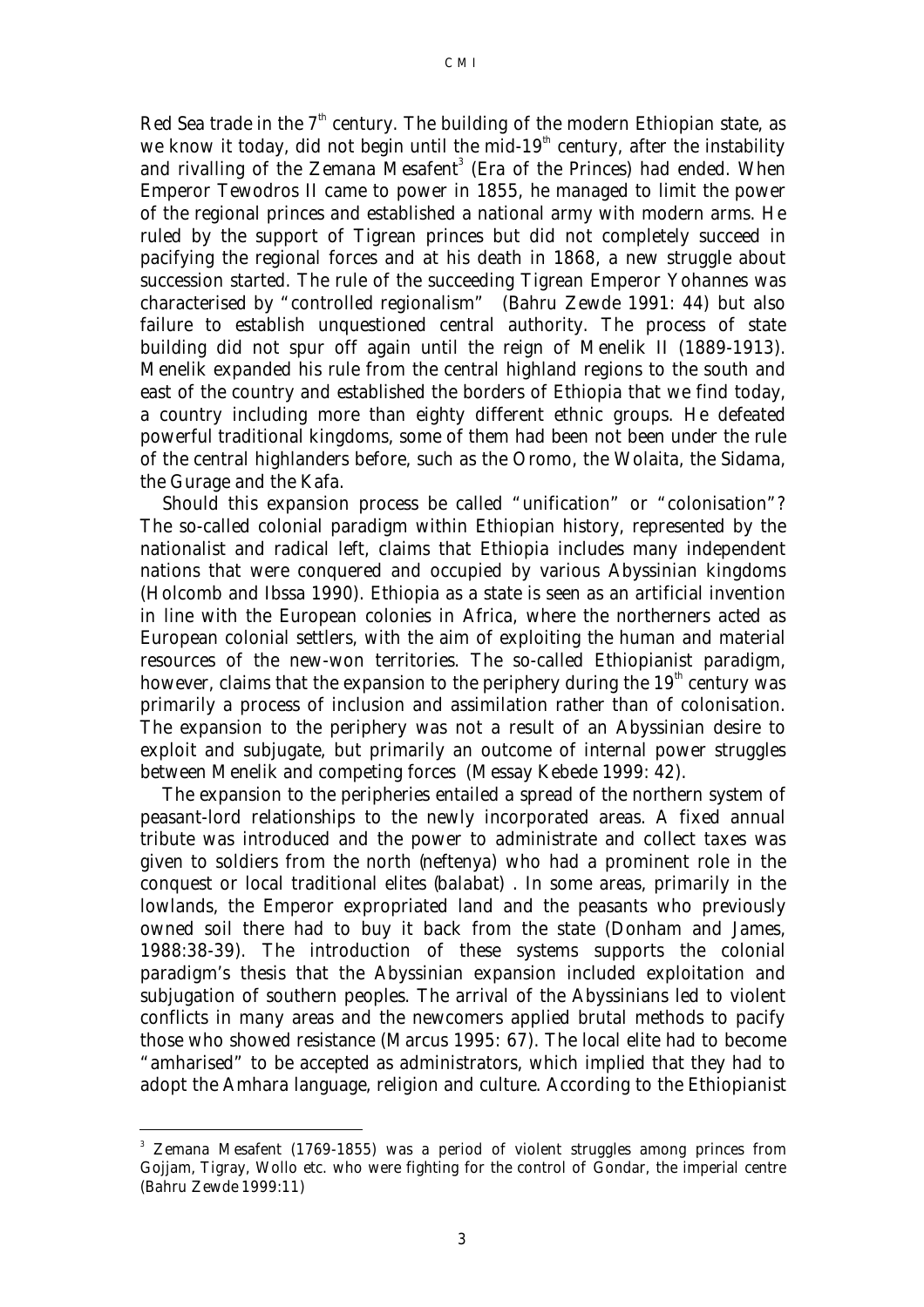Red Sea trade in the 7th century. The building of the modern Ethiopian state, as we know it today, did not begin until the mid-19th century, after the instability and rivalling of the Zemana Mesafent[3] (Era of the Princes) had ended. When Emperor Tewodros II came to power in 1855, he managed to limit the power of the regional princes and established a national army with modern arms. He ruled by the support of Tigrean princes but did not completely succeed in pacifying the regional forces and at his death in 1868, a new struggle about succession started. The rule of the succeeding Tigrean Emperor Yohannes was characterised by "controlled regionalism" (Bahru Zewde 1991: 44) but also failure to establish unquestioned central authority. The process of state building did not spur off again until the reign of Menelik II (1889-1913). Menelik expanded his rule from the central highland regions to the south and east of the country and established the borders of Ethiopia that we find today, a country including more than eighty different ethnic groups. He defeated powerful traditional kingdoms, some of them had been not been under the rule of the central highlanders before, such as the Oromo, the Wolaita, the Sidama, the Gurage and the Kafa.

Should this expansion process be called "unification" or "colonisation"? The so-called colonial paradigm within Ethiopian history, represented by the nationalist and radical left, claims that Ethiopia includes many independent nations that were conquered and occupied by various Abyssinian kingdoms (Holcomb and Ibssa 1990). Ethiopia as a state is seen as an artificial invention in line with the European colonies in Africa, where the northerners acted as European colonial settlers, with the aim of exploiting the human and material resources of the new-won territories. The so-called Ethiopianist paradigm, however, claims that the expansion to the periphery during the 19th century was primarily a process of inclusion and assimilation rather than of colonisation. The expansion to the periphery was not a result of an Abyssinian desire to exploit and subjugate, but primarily an outcome of internal power struggles between Menelik and competing forces (Messay Kebede 1999: 42).

The expansion to the peripheries entailed a spread of the northern system of peasant-lord relationships to the newly incorporated areas. A fixed annual tribute was introduced and the power to administrate and collect taxes was given to soldiers from the north (*neftenya*) who had a prominent role in the conquest or local traditional elites (*balabat*) . In some areas, primarily in the lowlands, the Emperor expropriated land and the peasants who previously owned soil there had to buy it back from the state (Donham and James, 1988:38-39). The introduction of these systems supports the colonial paradigm's thesis that the Abyssinian expansion included exploitation and subjugation of southern peoples. The arrival of the Abyssinians led to violent conflicts in many areas and the newcomers applied brutal methods to pacify those who showed resistance (Marcus 1995: 67). The local elite had to become "amharised" to be accepted as administrators, which implied that they had to adopt the Amhara language, religion and culture. According to the Ethiopianist

---

[3] Zemana Mesafent (1769-1855) was a period of violent struggles among princes from Gojjam, Tigray, Wollo etc. who were fighting for the control of Gondar, the imperial centre (Bahru Zewde 1999:11)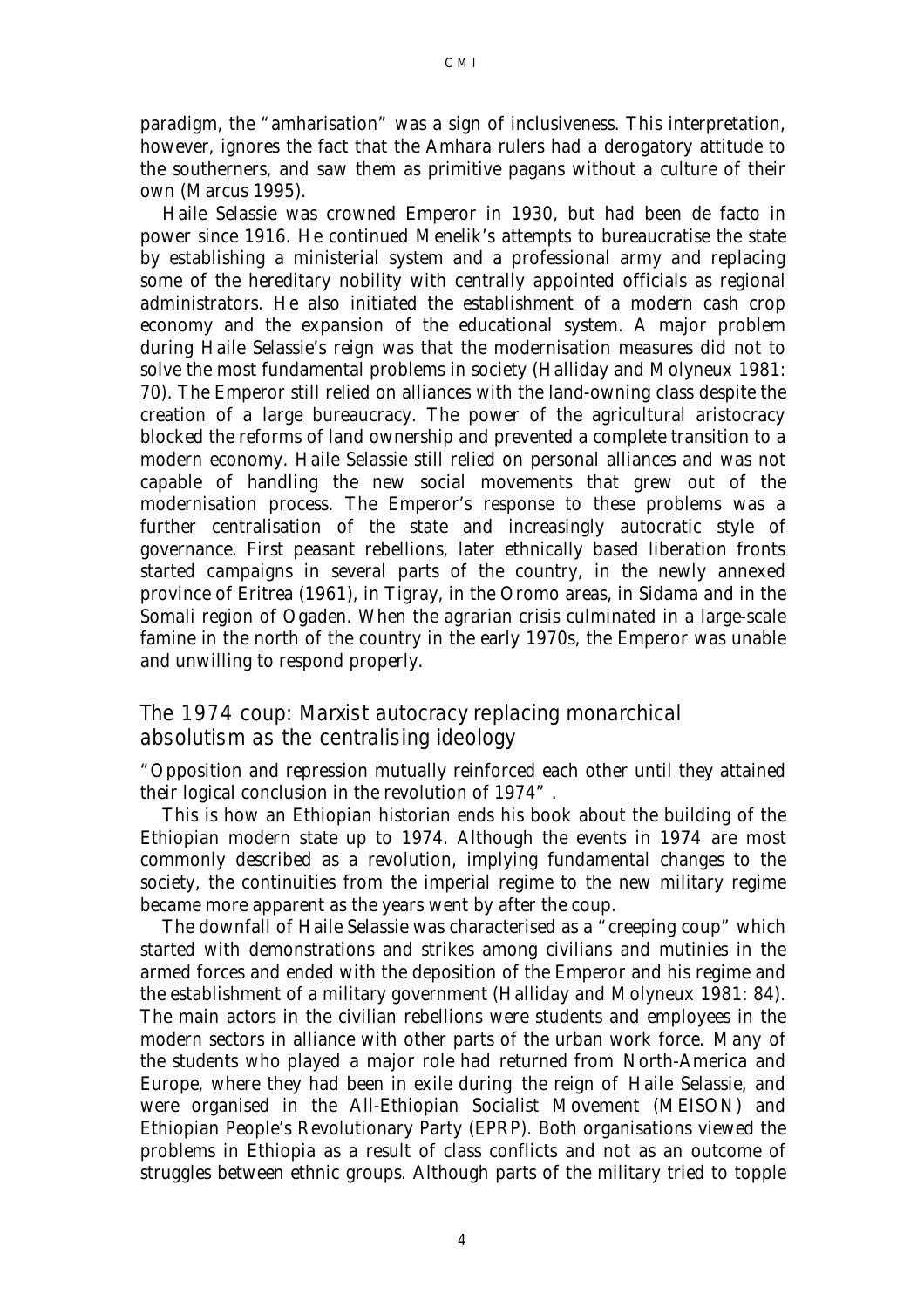paradigm, the "amharisation" was a sign of inclusiveness. This interpretation, however, ignores the fact that the Amhara rulers had a derogatory attitude to the southerners, and saw them as primitive pagans without a culture of their own (Marcus 1995).

Haile Selassie was crowned Emperor in 1930, but had been de facto in power since 1916. He continued Menelik's attempts to bureaucratise the state by establishing a ministerial system and a professional army and replacing some of the hereditary nobility with centrally appointed officials as regional administrators. He also initiated the establishment of a modern cash crop economy and the expansion of the educational system. A major problem during Haile Selassie's reign was that the modernisation measures did not to solve the most fundamental problems in society (Halliday and Molyneux 1981: 70). The Emperor still relied on alliances with the land-owning class despite the creation of a large bureaucracy. The power of the agricultural aristocracy blocked the reforms of land ownership and prevented a complete transition to a modern economy. Haile Selassie still relied on personal alliances and was not capable of handling the new social movements that grew out of the modernisation process. The Emperor's response to these problems was a further centralisation of the state and increasingly autocratic style of governance. First peasant rebellions, later ethnically based liberation fronts started campaigns in several parts of the country, in the newly annexed province of Eritrea (1961), in Tigray, in the Oromo areas, in Sidama and in the Somali region of Ogaden. When the agrarian crisis culminated in a large-scale famine in the north of the country in the early 1970s, the Emperor was unable and unwilling to respond properly.

## The 1974 coup: Marxist autocracy replacing monarchical absolutism as the centralising ideology

"Opposition and repression mutually reinforced each other until they attained their logical conclusion in the revolution of 1974".

This is how an Ethiopian historian ends his book about the building of the Ethiopian modern state up to 1974. Although the events in 1974 are most commonly described as a revolution, implying fundamental changes to the society, the continuities from the imperial regime to the new military regime became more apparent as the years went by after the coup.

The downfall of Haile Selassie was characterised as a "creeping coup" which started with demonstrations and strikes among civilians and mutinies in the armed forces and ended with the deposition of the Emperor and his regime and the establishment of a military government (Halliday and Molyneux 1981: 84). The main actors in the civilian rebellions were students and employees in the modern sectors in alliance with other parts of the urban work force. Many of the students who played a major role had returned from North-America and Europe, where they had been in exile during the reign of Haile Selassie, and were organised in the All-Ethiopian Socialist Movement (MEISON) and Ethiopian People's Revolutionary Party (EPRP). Both organisations viewed the problems in Ethiopia as a result of class conflicts and not as an outcome of struggles between ethnic groups. Although parts of the military tried to topple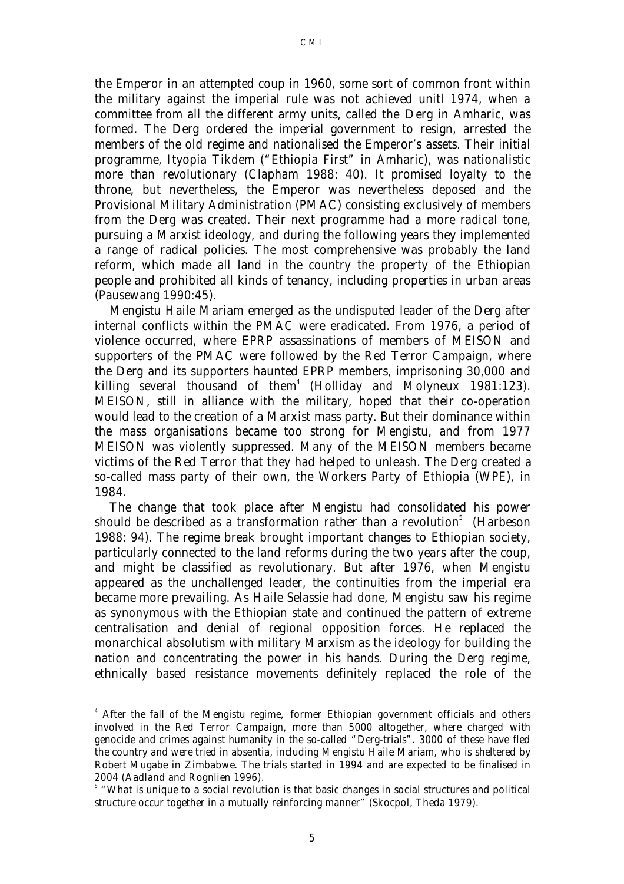the Emperor in an attempted coup in 1960, some sort of common front within the military against the imperial rule was not achieved unitl 1974, when a committee from all the different army units, called the Derg in Amharic, was formed. The Derg ordered the imperial government to resign, arrested the members of the old regime and nationalised the Emperor's assets. Their initial programme, Ityopia Tikdem ("Ethiopia First" in Amharic), was nationalistic more than revolutionary (Clapham 1988: 40). It promised loyalty to the throne, but nevertheless, the Emperor was nevertheless deposed and the Provisional Military Administration (PMAC) consisting exclusively of members from the Derg was created. Their next programme had a more radical tone, pursuing a Marxist ideology, and during the following years they implemented a range of radical policies. The most comprehensive was probably the land reform, which made all land in the country the property of the Ethiopian people and prohibited all kinds of tenancy, including properties in urban areas (Pausewang 1990:45).

Mengistu Haile Mariam emerged as the undisputed leader of the Derg after internal conflicts within the PMAC were eradicated. From 1976, a period of violence occurred, where EPRP assassinations of members of MEISON and supporters of the PMAC were followed by the Red Terror Campaign, where the Derg and its supporters haunted EPRP members, imprisoning 30,000 and killing several thousand of them[4] (Holliday and Molyneux 1981:123). MEISON, still in alliance with the military, hoped that their co-operation would lead to the creation of a Marxist mass party. But their dominance within the mass organisations became too strong for Mengistu, and from 1977 MEISON was violently suppressed. Many of the MEISON members became victims of the Red Terror that they had helped to unleash. The Derg created a so-called mass party of their own, the Workers Party of Ethiopia (WPE), in 1984.

The change that took place after Mengistu had consolidated his power should be described as a transformation rather than a revolution[5] (Harbeson 1988: 94). The regime break brought important changes to Ethiopian society, particularly connected to the land reforms during the two years after the coup, and might be classified as revolutionary. But after 1976, when Mengistu appeared as the unchallenged leader, the continuities from the imperial era became more prevailing. As Haile Selassie had done, Mengistu saw his regime as synonymous with the Ethiopian state and continued the pattern of extreme centralisation and denial of regional opposition forces. He replaced the monarchical absolutism with military Marxism as the ideology for building the nation and concentrating the power in his hands. During the Derg regime, ethnically based resistance movements definitely replaced the role of the

---

[4] After the fall of the Mengistu regime, former Ethiopian government officials and others involved in the Red Terror Campaign, more than 5000 altogether, where charged with genocide and crimes against humanity in the so-called "Derg-trials". 3000 of these have fled the country and were tried in absentia, including Mengistu Haile Mariam, who is sheltered by Robert Mugabe in Zimbabwe. The trials started in 1994 and are expected to be finalised in 2004 (Aadland and Rognlien 1996).

[5] "What is unique to a social revolution is that basic changes in social structures and political structure occur together in a mutually reinforcing manner" (Skocpol, Theda 1979).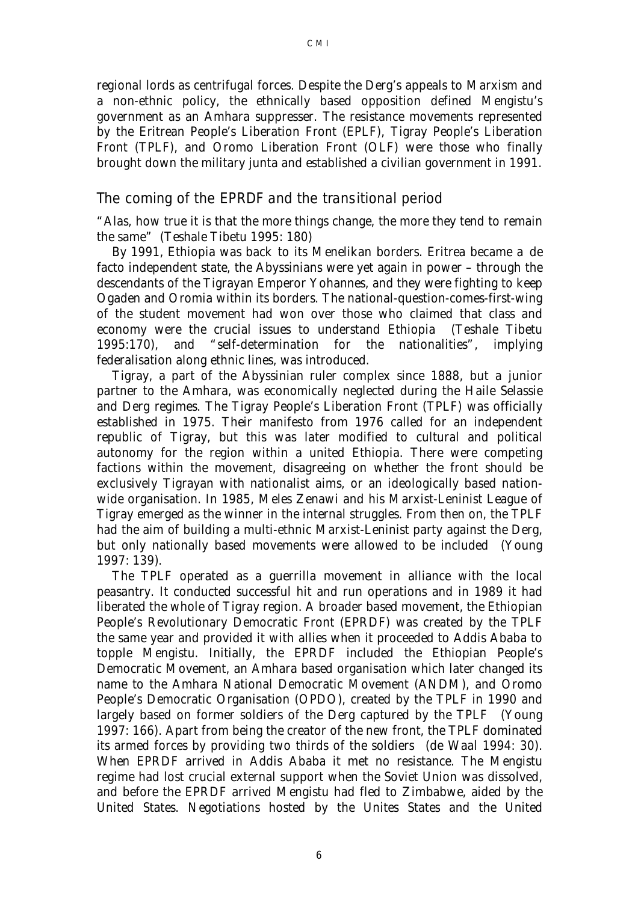regional lords as centrifugal forces. Despite the Derg's appeals to Marxism and a non-ethnic policy, the ethnically based opposition defined Mengistu's government as an Amhara suppresser. The resistance movements represented by the Eritrean People's Liberation Front (EPLF), Tigray People's Liberation Front (TPLF), and Oromo Liberation Front (OLF) were those who finally brought down the military junta and established a civilian government in 1991.

## The coming of the EPRDF and the transitional period

"Alas, how true it is that the more things change, the more they tend to remain the same" (Teshale Tibetu 1995: 180)

By 1991, Ethiopia was back to its Menelikan borders. Eritrea became a de facto independent state, the Abyssinians were yet again in power – through the descendants of the Tigrayan Emperor Yohannes, and they were fighting to keep Ogaden and Oromia within its borders. The national-question-comes-first-wing of the student movement had won over those who claimed that class and economy were the crucial issues to understand Ethiopia (Teshale Tibetu 1995:170), and "self-determination for the nationalities", implying federalisation along ethnic lines, was introduced.

Tigray, a part of the Abyssinian ruler complex since 1888, but a junior partner to the Amhara, was economically neglected during the Haile Selassie and Derg regimes. The Tigray People's Liberation Front (TPLF) was officially established in 1975. Their manifesto from 1976 called for an independent republic of Tigray, but this was later modified to cultural and political autonomy for the region within a united Ethiopia. There were competing factions within the movement, disagreeing on whether the front should be exclusively Tigrayan with nationalist aims, or an ideologically based nation-wide organisation. In 1985, Meles Zenawi and his Marxist-Leninist League of Tigray emerged as the winner in the internal struggles. From then on, the TPLF had the aim of building a multi-ethnic Marxist-Leninist party against the Derg, but only nationally based movements were allowed to be included (Young 1997: 139).

The TPLF operated as a guerrilla movement in alliance with the local peasantry. It conducted successful hit and run operations and in 1989 it had liberated the whole of Tigray region. A broader based movement, the Ethiopian People's Revolutionary Democratic Front (EPRDF) was created by the TPLF the same year and provided it with allies when it proceeded to Addis Ababa to topple Mengistu. Initially, the EPRDF included the Ethiopian People's Democratic Movement, an Amhara based organisation which later changed its name to the Amhara National Democratic Movement (ANDM), and Oromo People's Democratic Organisation (OPDO), created by the TPLF in 1990 and largely based on former soldiers of the Derg captured by the TPLF (Young 1997: 166). Apart from being the creator of the new front, the TPLF dominated its armed forces by providing two thirds of the soldiers (de Waal 1994: 30). When EPRDF arrived in Addis Ababa it met no resistance. The Mengistu regime had lost crucial external support when the Soviet Union was dissolved, and before the EPRDF arrived Mengistu had fled to Zimbabwe, aided by the United States. Negotiations hosted by the Unites States and the United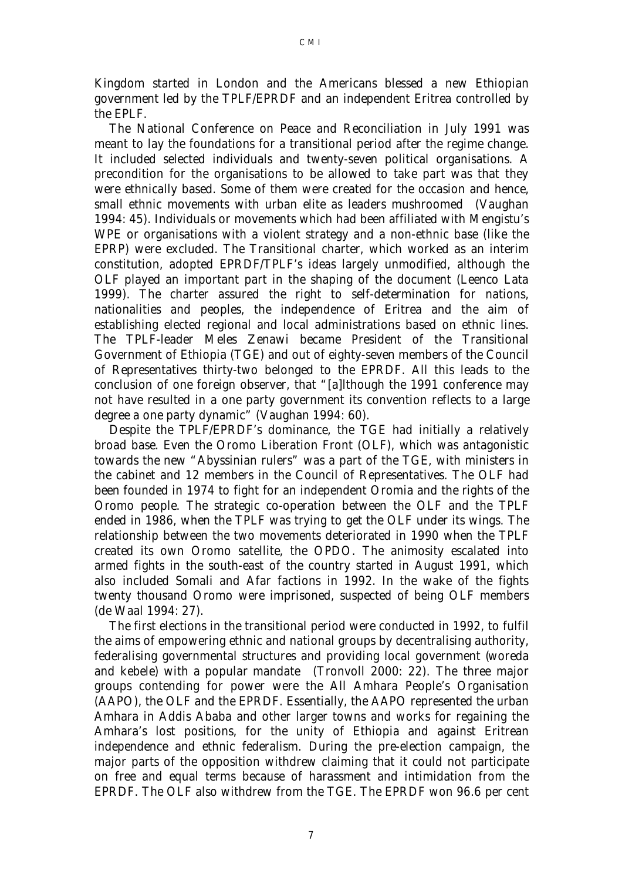Kingdom started in London and the Americans blessed a new Ethiopian government led by the TPLF/EPRDF and an independent Eritrea controlled by the EPLF.

The National Conference on Peace and Reconciliation in July 1991 was meant to lay the foundations for a transitional period after the regime change. It included selected individuals and twenty-seven political organisations. A precondition for the organisations to be allowed to take part was that they were ethnically based. Some of them were created for the occasion and hence, small ethnic movements with urban elite as leaders mushroomed (Vaughan 1994: 45). Individuals or movements which had been affiliated with Mengistu's WPE or organisations with a violent strategy and a non-ethnic base (like the EPRP) were excluded. The Transitional charter, which worked as an interim constitution, adopted EPRDF/TPLF's ideas largely unmodified, although the OLF played an important part in the shaping of the document (Leenco Lata 1999). The charter assured the right to self-determination for nations, nationalities and peoples, the independence of Eritrea and the aim of establishing elected regional and local administrations based on ethnic lines. The TPLF-leader Meles Zenawi became President of the Transitional Government of Ethiopia (TGE) and out of eighty-seven members of the Council of Representatives thirty-two belonged to the EPRDF. All this leads to the conclusion of one foreign observer, that "[a]lthough the 1991 conference may not have resulted in a one party government its convention reflects to a large degree a one party dynamic" (Vaughan 1994: 60).

Despite the TPLF/EPRDF's dominance, the TGE had initially a relatively broad base. Even the Oromo Liberation Front (OLF), which was antagonistic towards the new "Abyssinian rulers" was a part of the TGE, with ministers in the cabinet and 12 members in the Council of Representatives. The OLF had been founded in 1974 to fight for an independent Oromia and the rights of the Oromo people. The strategic co-operation between the OLF and the TPLF ended in 1986, when the TPLF was trying to get the OLF under its wings. The relationship between the two movements deteriorated in 1990 when the TPLF created its own Oromo satellite, the OPDO. The animosity escalated into armed fights in the south-east of the country started in August 1991, which also included Somali and Afar factions in 1992. In the wake of the fights twenty thousand Oromo were imprisoned, suspected of being OLF members (de Waal 1994: 27).

The first elections in the transitional period were conducted in 1992, to fulfil the aims of empowering ethnic and national groups by decentralising authority, federalising governmental structures and providing local government (woreda and kebele) with a popular mandate (Tronvoll 2000: 22). The three major groups contending for power were the All Amhara People's Organisation (AAPO), the OLF and the EPRDF. Essentially, the AAPO represented the urban Amhara in Addis Ababa and other larger towns and works for regaining the Amhara's lost positions, for the unity of Ethiopia and against Eritrean independence and ethnic federalism. During the pre-election campaign, the major parts of the opposition withdrew claiming that it could not participate on free and equal terms because of harassment and intimidation from the EPRDF. The OLF also withdrew from the TGE. The EPRDF won 96.6 per cent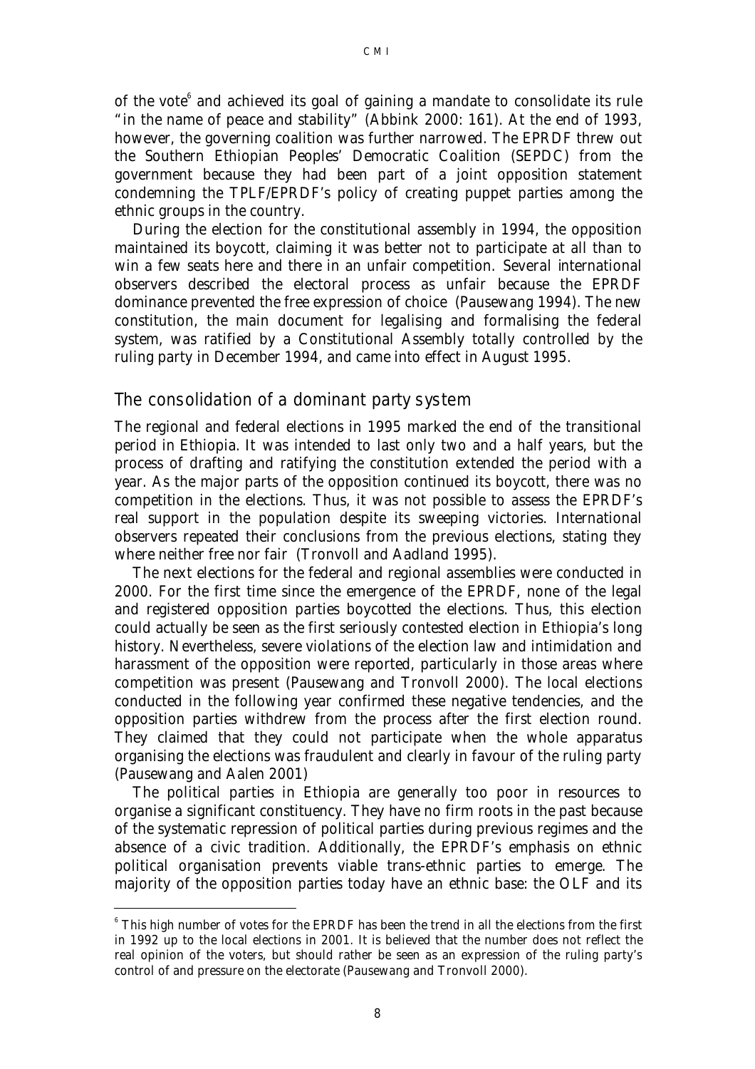of the vote[6] and achieved its goal of gaining a mandate to consolidate its rule "in the name of peace and stability" (Abbink 2000: 161). At the end of 1993, however, the governing coalition was further narrowed. The EPRDF threw out the Southern Ethiopian Peoples' Democratic Coalition (SEPDC) from the government because they had been part of a joint opposition statement condemning the TPLF/EPRDF's policy of creating puppet parties among the ethnic groups in the country.

During the election for the constitutional assembly in 1994, the opposition maintained its boycott, claiming it was better not to participate at all than to win a few seats here and there in an unfair competition. Several international observers described the electoral process as unfair because the EPRDF dominance prevented the free expression of choice (Pausewang 1994). The new constitution, the main document for legalising and formalising the federal system, was ratified by a Constitutional Assembly totally controlled by the ruling party in December 1994, and came into effect in August 1995.

## The consolidation of a dominant party system

The regional and federal elections in 1995 marked the end of the transitional period in Ethiopia. It was intended to last only two and a half years, but the process of drafting and ratifying the constitution extended the period with a year. As the major parts of the opposition continued its boycott, there was no competition in the elections. Thus, it was not possible to assess the EPRDF's real support in the population despite its sweeping victories. International observers repeated their conclusions from the previous elections, stating they where neither free nor fair (Tronvoll and Aadland 1995).

The next elections for the federal and regional assemblies were conducted in 2000. For the first time since the emergence of the EPRDF, none of the legal and registered opposition parties boycotted the elections. Thus, this election could actually be seen as the first seriously contested election in Ethiopia's long history. Nevertheless, severe violations of the election law and intimidation and harassment of the opposition were reported, particularly in those areas where competition was present (Pausewang and Tronvoll 2000). The local elections conducted in the following year confirmed these negative tendencies, and the opposition parties withdrew from the process after the first election round. They claimed that they could not participate when the whole apparatus organising the elections was fraudulent and clearly in favour of the ruling party (Pausewang and Aalen 2001)

The political parties in Ethiopia are generally too poor in resources to organise a significant constituency. They have no firm roots in the past because of the systematic repression of political parties during previous regimes and the absence of a civic tradition. Additionally, the EPRDF's emphasis on ethnic political organisation prevents viable trans-ethnic parties to emerge. The majority of the opposition parties today have an ethnic base: the OLF and its

[6] This high number of votes for the EPRDF has been the trend in all the elections from the first in 1992 up to the local elections in 2001. It is believed that the number does not reflect the real opinion of the voters, but should rather be seen as an expression of the ruling party's control of and pressure on the electorate (Pausewang and Tronvoll 2000).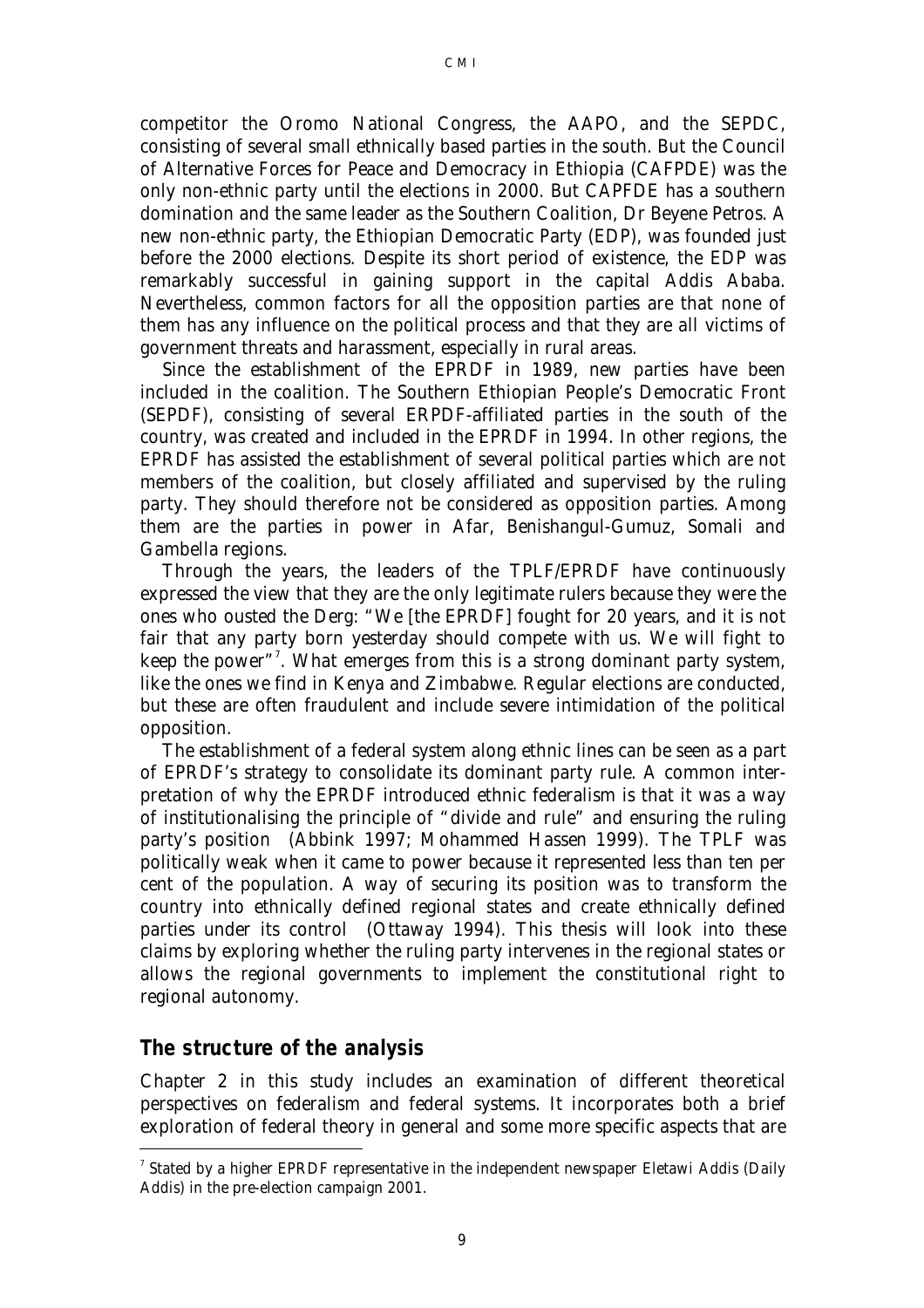competitor the Oromo National Congress, the AAPO, and the SEPDC, consisting of several small ethnically based parties in the south. But the Council of Alternative Forces for Peace and Democracy in Ethiopia (CAFPDE) was the only non-ethnic party until the elections in 2000. But CAPFDE has a southern domination and the same leader as the Southern Coalition, Dr Beyene Petros. A new non-ethnic party, the Ethiopian Democratic Party (EDP), was founded just before the 2000 elections. Despite its short period of existence, the EDP was remarkably successful in gaining support in the capital Addis Ababa. Nevertheless, common factors for all the opposition parties are that none of them has any influence on the political process and that they are all victims of government threats and harassment, especially in rural areas.

Since the establishment of the EPRDF in 1989, new parties have been included in the coalition. The Southern Ethiopian People's Democratic Front (SEPDF), consisting of several ERPDF-affiliated parties in the south of the country, was created and included in the EPRDF in 1994. In other regions, the EPRDF has assisted the establishment of several political parties which are not members of the coalition, but closely affiliated and supervised by the ruling party. They should therefore not be considered as opposition parties. Among them are the parties in power in Afar, Benishangul-Gumuz, Somali and Gambella regions.

Through the years, the leaders of the TPLF/EPRDF have continuously expressed the view that they are the only legitimate rulers because they were the ones who ousted the Derg: "We [the EPRDF] fought for 20 years, and it is not fair that any party born yesterday should compete with us. We will fight to keep the power"[7]. What emerges from this is a strong dominant party system, like the ones we find in Kenya and Zimbabwe. Regular elections are conducted, but these are often fraudulent and include severe intimidation of the political opposition.

The establishment of a federal system along ethnic lines can be seen as a part of EPRDF's strategy to consolidate its dominant party rule. A common interpretation of why the EPRDF introduced ethnic federalism is that it was a way of institutionalising the principle of "divide and rule" and ensuring the ruling party's position (Abbink 1997; Mohammed Hassen 1999). The TPLF was politically weak when it came to power because it represented less than ten per cent of the population. A way of securing its position was to transform the country into ethnically defined regional states and create ethnically defined parties under its control (Ottaway 1994). This thesis will look into these claims by exploring whether the ruling party intervenes in the regional states or allows the regional governments to implement the constitutional right to regional autonomy.

## *The structure of the analysis*

Chapter 2 in this study includes an examination of different theoretical perspectives on federalism and federal systems. It incorporates both a brief exploration of federal theory in general and some more specific aspects that are

[7] Stated by a higher EPRDF representative in the independent newspaper Eletawi Addis (Daily Addis) in the pre-election campaign 2001.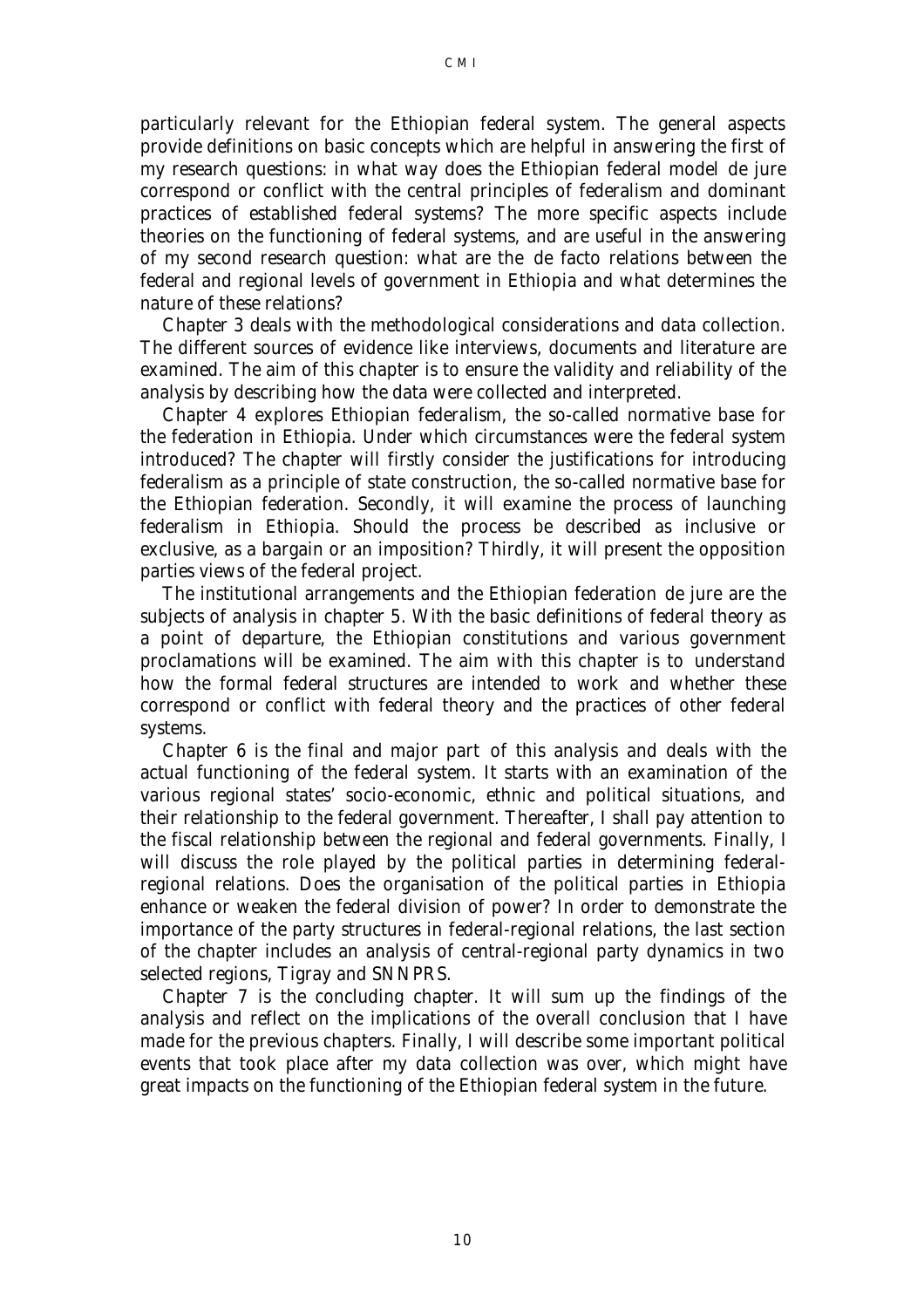particularly relevant for the Ethiopian federal system. The general aspects provide definitions on basic concepts which are helpful in answering the first of my research questions: in what way does the Ethiopian federal model *de jure* correspond or conflict with the central principles of federalism and dominant practices of established federal systems? The more specific aspects include theories on the functioning of federal systems, and are useful in the answering of my second research question: what are the *de facto* relations between the federal and regional levels of government in Ethiopia and what determines the nature of these relations?

Chapter 3 deals with the methodological considerations and data collection. The different sources of evidence like interviews, documents and literature are examined. The aim of this chapter is to ensure the validity and reliability of the analysis by describing how the data were collected and interpreted.

Chapter 4 explores Ethiopian federalism, the so-called normative base for the federation in Ethiopia. Under which circumstances were the federal system introduced? The chapter will firstly consider the justifications for introducing federalism as a principle of state construction, the so-called normative base for the Ethiopian federation. Secondly, it will examine the process of launching federalism in Ethiopia. Should the process be described as inclusive or exclusive, as a bargain or an imposition? Thirdly, it will present the opposition parties views of the federal project.

The institutional arrangements and the Ethiopian federation *de jure* are the subjects of analysis in chapter 5. With the basic definitions of federal theory as a point of departure, the Ethiopian constitutions and various government proclamations will be examined. The aim with this chapter is to understand how the formal federal structures are intended to work and whether these correspond or conflict with federal theory and the practices of other federal systems.

Chapter 6 is the final and major part of this analysis and deals with the actual functioning of the federal system. It starts with an examination of the various regional states' socio-economic, ethnic and political situations, and their relationship to the federal government. Thereafter, I shall pay attention to the fiscal relationship between the regional and federal governments. Finally, I will discuss the role played by the political parties in determining federal-regional relations. Does the organisation of the political parties in Ethiopia enhance or weaken the federal division of power? In order to demonstrate the importance of the party structures in federal-regional relations, the last section of the chapter includes an analysis of central-regional party dynamics in two selected regions, Tigray and SNNPRS.

Chapter 7 is the concluding chapter. It will sum up the findings of the analysis and reflect on the implications of the overall conclusion that I have made for the previous chapters. Finally, I will describe some important political events that took place after my data collection was over, which might have great impacts on the functioning of the Ethiopian federal system in the future.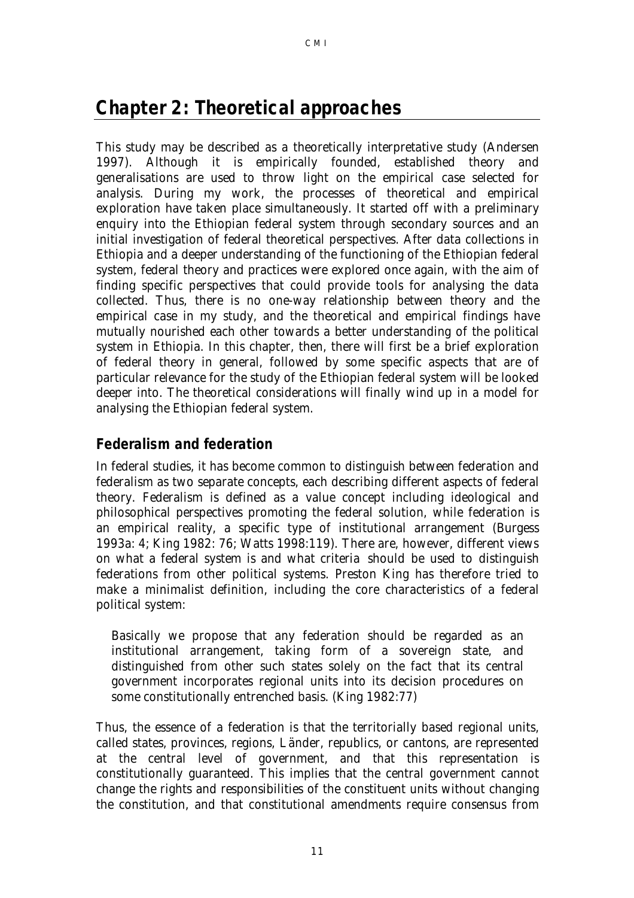# Chapter 2: Theoretical approaches

This study may be described as a theoretically interpretative study (Andersen 1997). Although it is empirically founded, established theory and generalisations are used to throw light on the empirical case selected for analysis. During my work, the processes of theoretical and empirical exploration have taken place simultaneously. It started off with a preliminary enquiry into the Ethiopian federal system through secondary sources and an initial investigation of federal theoretical perspectives. After data collections in Ethiopia and a deeper understanding of the functioning of the Ethiopian federal system, federal theory and practices were explored once again, with the aim of finding specific perspectives that could provide tools for analysing the data collected. Thus, there is no one-way relationship between theory and the empirical case in my study, and the theoretical and empirical findings have mutually nourished each other towards a better understanding of the political system in Ethiopia. In this chapter, then, there will first be a brief exploration of federal theory in general, followed by some specific aspects that are of particular relevance for the study of the Ethiopian federal system will be looked deeper into. The theoretical considerations will finally wind up in a model for analysing the Ethiopian federal system.

## Federalism and federation

In federal studies, it has become common to distinguish between federation and federalism as two separate concepts, each describing different aspects of federal theory. Federalism is defined as a value concept including ideological and philosophical perspectives promoting the federal solution, while federation is an empirical reality, a specific type of institutional arrangement (Burgess 1993a: 4; King 1982: 76; Watts 1998:119). There are, however, different views on what a federal system is and what criteria should be used to distinguish federations from other political systems. Preston King has therefore tried to make a minimalist definition, including the core characteristics of a federal political system:

> Basically we propose that any federation should be regarded as an institutional arrangement, taking form of a sovereign state, and distinguished from other such states solely on the fact that its central government incorporates regional units into its decision procedures on some constitutionally entrenched basis. (King 1982:77)

Thus, the essence of a federation is that the territorially based regional units, called states, provinces, regions, Länder, republics, or cantons, are represented at the central level of government, and that this representation is constitutionally guaranteed. This implies that the central government cannot change the rights and responsibilities of the constituent units without changing the constitution, and that constitutional amendments require consensus from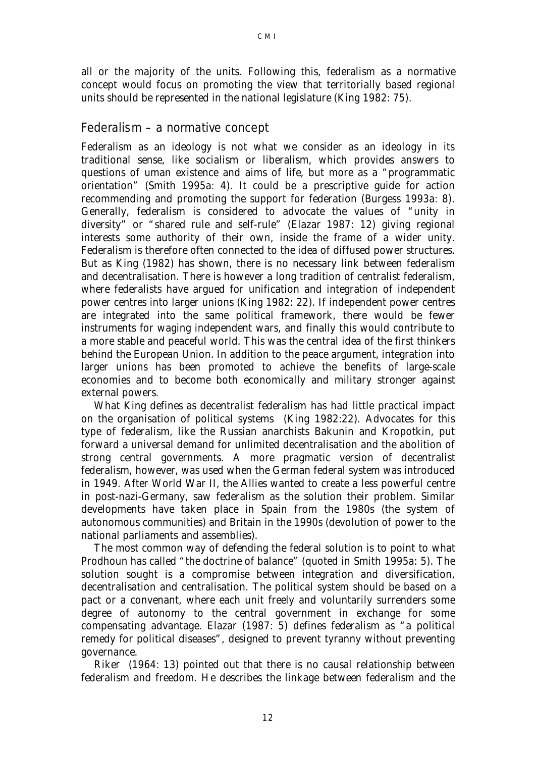all or the majority of the units. Following this, federalism as a normative concept would focus on promoting the view that territorially based regional units should be represented in the national legislature (King 1982: 75).

## Federalism – a normative concept

Federalism as an ideology is not what we consider as an ideology in its traditional sense, like socialism or liberalism, which provides answers to questions of uman existence and aims of life, but more as a "programmatic orientation" (Smith 1995a: 4). It could be a prescriptive guide for action recommending and promoting the support for federation (Burgess 1993a: 8). Generally, federalism is considered to advocate the values of "unity in diversity" or "shared rule and self-rule" (Elazar 1987: 12) giving regional interests some authority of their own, inside the frame of a wider unity. Federalism is therefore often connected to the idea of diffused power structures. But as King (1982) has shown, there is no necessary link between federalism and decentralisation. There is however a long tradition of centralist federalism, where federalists have argued for unification and integration of independent power centres into larger unions (King 1982: 22). If independent power centres are integrated into the same political framework, there would be fewer instruments for waging independent wars, and finally this would contribute to a more stable and peaceful world. This was the central idea of the first thinkers behind the European Union. In addition to the peace argument, integration into larger unions has been promoted to achieve the benefits of large-scale economies and to become both economically and military stronger against external powers.

What King defines as decentralist federalism has had little practical impact on the organisation of political systems (King 1982:22). Advocates for this type of federalism, like the Russian anarchists Bakunin and Kropotkin, put forward a universal demand for unlimited decentralisation and the abolition of strong central governments. A more pragmatic version of decentralist federalism, however, was used when the German federal system was introduced in 1949. After World War II, the Allies wanted to create a less powerful centre in post-nazi-Germany, saw federalism as the solution their problem. Similar developments have taken place in Spain from the 1980s (the system of autonomous communities) and Britain in the 1990s (devolution of power to the national parliaments and assemblies).

The most common way of defending the federal solution is to point to what Prodhoun has called "the doctrine of balance" (quoted in Smith 1995a: 5). The solution sought is a compromise between integration and diversification, decentralisation and centralisation. The political system should be based on a pact or a convenant, where each unit freely and voluntarily surrenders some degree of autonomy to the central government in exchange for some compensating advantage. Elazar (1987: 5) defines federalism as "a political remedy for political diseases", designed to prevent tyranny without preventing governance.

Riker (1964: 13) pointed out that there is no causal relationship between federalism and freedom. He describes the linkage between federalism and the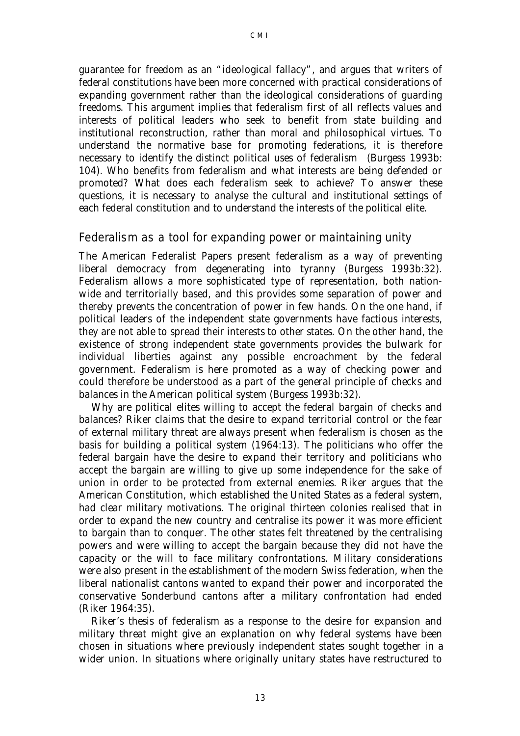guarantee for freedom as an "ideological fallacy", and argues that writers of federal constitutions have been more concerned with practical considerations of expanding government rather than the ideological considerations of guarding freedoms. This argument implies that federalism first of all reflects values and interests of political leaders who seek to benefit from state building and institutional reconstruction, rather than moral and philosophical virtues. To understand the normative base for promoting federations, it is therefore necessary to identify the distinct political uses of federalism (Burgess 1993b: 104). Who benefits from federalism and what interests are being defended or promoted? What does each federalism seek to achieve? To answer these questions, it is necessary to analyse the cultural and institutional settings of each federal constitution and to understand the interests of the political elite.

## Federalism as a tool for expanding power or maintaining unity

The American Federalist Papers present federalism as a way of preventing liberal democracy from degenerating into tyranny (Burgess 1993b:32). Federalism allows a more sophisticated type of representation, both nation-wide and territorially based, and this provides some separation of power and thereby prevents the concentration of power in few hands. On the one hand, if political leaders of the independent state governments have factious interests, they are not able to spread their interests to other states. On the other hand, the existence of strong independent state governments provides the bulwark for individual liberties against any possible encroachment by the federal government. Federalism is here promoted as a way of checking power and could therefore be understood as a part of the general principle of checks and balances in the American political system (Burgess 1993b:32).

Why are political elites willing to accept the federal bargain of checks and balances? Riker claims that the desire to expand territorial control or the fear of external military threat are always present when federalism is chosen as the basis for building a political system (1964:13). The politicians who offer the federal bargain have the desire to expand their territory and politicians who accept the bargain are willing to give up some independence for the sake of union in order to be protected from external enemies. Riker argues that the American Constitution, which established the United States as a federal system, had clear military motivations. The original thirteen colonies realised that in order to expand the new country and centralise its power it was more efficient to bargain than to conquer. The other states felt threatened by the centralising powers and were willing to accept the bargain because they did not have the capacity or the will to face military confrontations. Military considerations were also present in the establishment of the modern Swiss federation, when the liberal nationalist cantons wanted to expand their power and incorporated the conservative Sonderbund cantons after a military confrontation had ended (Riker 1964:35).

Riker's thesis of federalism as a response to the desire for expansion and military threat might give an explanation on why federal systems have been chosen in situations where previously independent states sought together in a wider union. In situations where originally unitary states have restructured to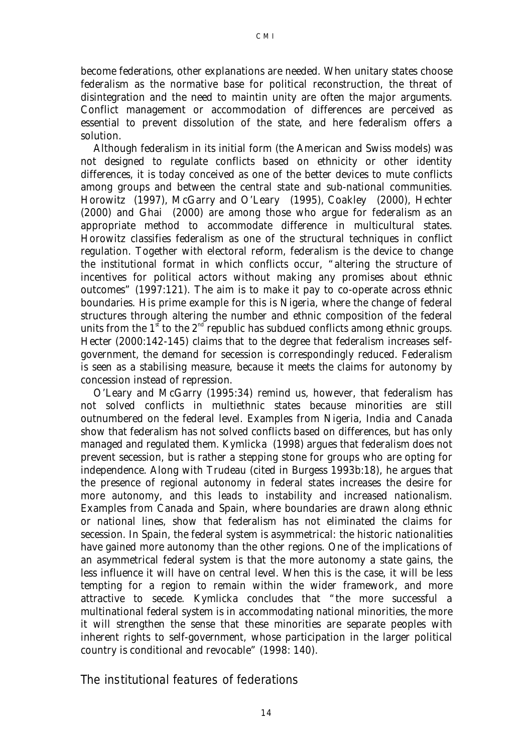become federations, other explanations are needed. When unitary states choose federalism as the normative base for political reconstruction, the threat of disintegration and the need to maintin unity are often the major arguments. Conflict management or accommodation of differences are perceived as essential to prevent dissolution of the state, and here federalism offers a solution.

Although federalism in its initial form (the American and Swiss models) was not designed to regulate conflicts based on ethnicity or other identity differences, it is today conceived as one of the better devices to mute conflicts among groups and between the central state and sub-national communities. Horowitz (1997), McGarry and O'Leary (1995), Coakley (2000), Hechter (2000) and Ghai (2000) are among those who argue for federalism as an appropriate method to accommodate difference in multicultural states. Horowitz classifies federalism as one of the structural techniques in conflict regulation. Together with electoral reform, federalism is the device to change the institutional format in which conflicts occur, "altering the structure of incentives for political actors without making any promises about ethnic outcomes" (1997:121). The aim is to make it pay to co-operate across ethnic boundaries. His prime example for this is Nigeria, where the change of federal structures through altering the number and ethnic composition of the federal units from the 1st to the 2nd republic has subdued conflicts among ethnic groups. Hecter (2000:142-145) claims that to the degree that federalism increases self-government, the demand for secession is correspondingly reduced. Federalism is seen as a stabilising measure, because it meets the claims for autonomy by concession instead of repression.

O'Leary and McGarry (1995:34) remind us, however, that federalism has not solved conflicts in multiethnic states because minorities are still outnumbered on the federal level. Examples from Nigeria, India and Canada show that federalism has not solved conflicts based on differences, but has only managed and regulated them. Kymlicka (1998) argues that federalism does not prevent secession, but is rather a stepping stone for groups who are opting for independence. Along with Trudeau (cited in Burgess 1993b:18), he argues that the presence of regional autonomy in federal states increases the desire for more autonomy, and this leads to instability and increased nationalism. Examples from Canada and Spain, where boundaries are drawn along ethnic or national lines, show that federalism has not eliminated the claims for secession. In Spain, the federal system is asymmetrical: the historic nationalities have gained more autonomy than the other regions. One of the implications of an asymmetrical federal system is that the more autonomy a state gains, the less influence it will have on central level. When this is the case, it will be less tempting for a region to remain within the wider framework, and more attractive to secede. Kymlicka concludes that "the more successful a multinational federal system is in accommodating national minorities, the more it will strengthen the sense that these minorities are separate peoples with inherent rights to self-government, whose participation in the larger political country is conditional and revocable" (1998: 140).

## The institutional features of federations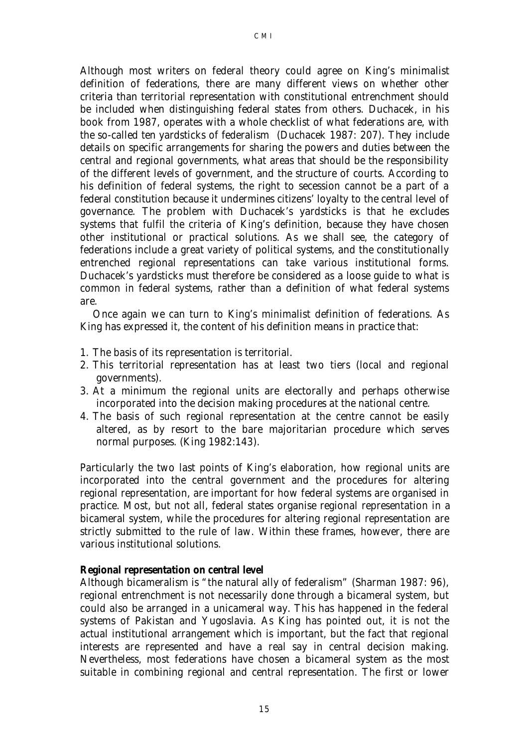Although most writers on federal theory could agree on King's minimalist definition of federations, there are many different views on whether other criteria than territorial representation with constitutional entrenchment should be included when distinguishing federal states from others. Duchacek, in his book from 1987, operates with a whole checklist of what federations are, with the so-called ten yardsticks of federalism (Duchacek 1987: 207). They include details on specific arrangements for sharing the powers and duties between the central and regional governments, what areas that should be the responsibility of the different levels of government, and the structure of courts. According to his definition of federal systems, the right to secession cannot be a part of a federal constitution because it undermines citizens' loyalty to the central level of governance. The problem with Duchacek's yardsticks is that he excludes systems that fulfil the criteria of King's definition, because they have chosen other institutional or practical solutions. As we shall see, the category of federations include a great variety of political systems, and the constitutionally entrenched regional representations can take various institutional forms. Duchacek's yardsticks must therefore be considered as a loose guide to what is common in federal systems, rather than a definition of what federal systems are.

Once again we can turn to King's minimalist definition of federations. As King has expressed it, the content of his definition means in practice that:

1. The basis of its representation is territorial.
2. This territorial representation has at least two tiers (local and regional governments).
3. At a minimum the regional units are electorally and perhaps otherwise incorporated into the decision making procedures at the national centre.
4. The basis of such regional representation at the centre cannot be easily altered, as by resort to the bare majoritarian procedure which serves normal purposes. (King 1982:143).

Particularly the two last points of King's elaboration, how regional units are incorporated into the central government and the procedures for altering regional representation, are important for how federal systems are organised in practice. Most, but not all, federal states organise regional representation in a bicameral system, while the procedures for altering regional representation are strictly submitted to the rule of law. Within these frames, however, there are various institutional solutions.

**Regional representation on central level**

Although bicameralism is "the natural ally of federalism" (Sharman 1987: 96), regional entrenchment is not necessarily done through a bicameral system, but could also be arranged in a unicameral way. This has happened in the federal systems of Pakistan and Yugoslavia. As King has pointed out, it is not the actual institutional arrangement which is important, but the fact that regional interests are represented and have a real say in central decision making. Nevertheless, most federations have chosen a bicameral system as the most suitable in combining regional and central representation. The first or lower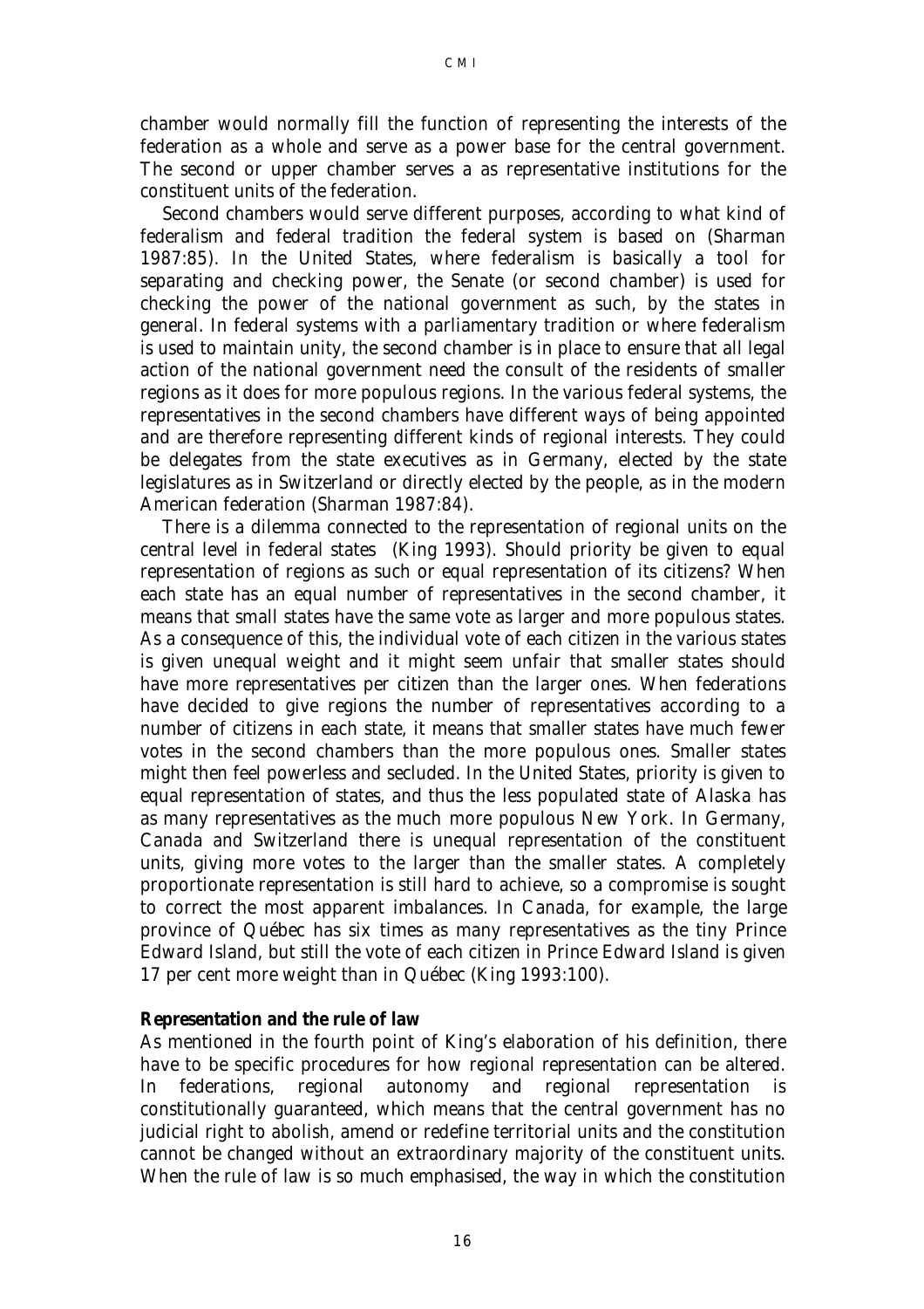chamber would normally fill the function of representing the interests of the federation as a whole and serve as a power base for the central government. The second or upper chamber serves a as representative institutions for the constituent units of the federation.

Second chambers would serve different purposes, according to what kind of federalism and federal tradition the federal system is based on (Sharman 1987:85). In the United States, where federalism is basically a tool for separating and checking power, the Senate (or second chamber) is used for checking the power of the national government as such, by the states in general. In federal systems with a parliamentary tradition or where federalism is used to maintain unity, the second chamber is in place to ensure that all legal action of the national government need the consult of the residents of smaller regions as it does for more populous regions. In the various federal systems, the representatives in the second chambers have different ways of being appointed and are therefore representing different kinds of regional interests. They could be delegates from the state executives as in Germany, elected by the state legislatures as in Switzerland or directly elected by the people, as in the modern American federation (Sharman 1987:84).

There is a dilemma connected to the representation of regional units on the central level in federal states (King 1993). Should priority be given to equal representation of regions as such or equal representation of its citizens? When each state has an equal number of representatives in the second chamber, it means that small states have the same vote as larger and more populous states. As a consequence of this, the individual vote of each citizen in the various states is given unequal weight and it might seem unfair that smaller states should have more representatives per citizen than the larger ones. When federations have decided to give regions the number of representatives according to a number of citizens in each state, it means that smaller states have much fewer votes in the second chambers than the more populous ones. Smaller states might then feel powerless and secluded. In the United States, priority is given to equal representation of states, and thus the less populated state of Alaska has as many representatives as the much more populous New York. In Germany, Canada and Switzerland there is unequal representation of the constituent units, giving more votes to the larger than the smaller states. A completely proportionate representation is still hard to achieve, so a compromise is sought to correct the most apparent imbalances. In Canada, for example, the large province of Québec has six times as many representatives as the tiny Prince Edward Island, but still the vote of each citizen in Prince Edward Island is given 17 per cent more weight than in Québec (King 1993:100).

**Representation and the rule of law**

As mentioned in the fourth point of King's elaboration of his definition, there have to be specific procedures for how regional representation can be altered. In federations, regional autonomy and regional representation is constitutionally guaranteed, which means that the central government has no judicial right to abolish, amend or redefine territorial units and the constitution cannot be changed without an extraordinary majority of the constituent units. When the rule of law is so much emphasised, the way in which the constitution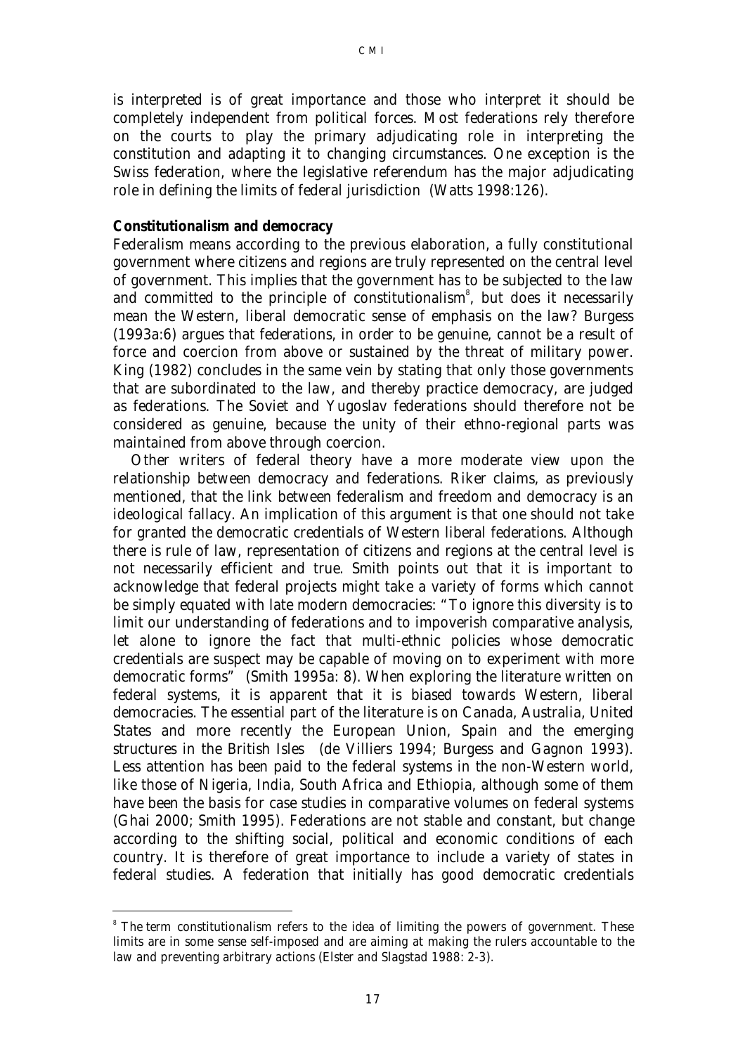is interpreted is of great importance and those who interpret it should be completely independent from political forces. Most federations rely therefore on the courts to play the primary adjudicating role in interpreting the constitution and adapting it to changing circumstances. One exception is the Swiss federation, where the legislative referendum has the major adjudicating role in defining the limits of federal jurisdiction (Watts 1998:126).

**Constitutionalism and democracy**

Federalism means according to the previous elaboration, a fully constitutional government where citizens and regions are truly represented on the central level of government. This implies that the government has to be subjected to the law and committed to the principle of constitutionalism[8], but does it necessarily mean the Western, liberal democratic sense of emphasis on the law? Burgess (1993a:6) argues that federations, in order to be genuine, cannot be a result of force and coercion from above or sustained by the threat of military power. King (1982) concludes in the same vein by stating that only those governments that are subordinated to the law, and thereby practice democracy, are judged as federations. The Soviet and Yugoslav federations should therefore not be considered as genuine, because the unity of their ethno-regional parts was maintained from above through coercion.

Other writers of federal theory have a more moderate view upon the relationship between democracy and federations. Riker claims, as previously mentioned, that the link between federalism and freedom and democracy is an ideological fallacy. An implication of this argument is that one should not take for granted the democratic credentials of Western liberal federations. Although there is rule of law, representation of citizens and regions at the central level is not necessarily efficient and true. Smith points out that it is important to acknowledge that federal projects might take a variety of forms which cannot be simply equated with late modern democracies: "To ignore this diversity is to limit our understanding of federations and to impoverish comparative analysis, let alone to ignore the fact that multi-ethnic policies whose democratic credentials are suspect may be capable of moving on to experiment with more democratic forms" (Smith 1995a: 8). When exploring the literature written on federal systems, it is apparent that it is biased towards Western, liberal democracies. The essential part of the literature is on Canada, Australia, United States and more recently the European Union, Spain and the emerging structures in the British Isles (de Villiers 1994; Burgess and Gagnon 1993). Less attention has been paid to the federal systems in the non-Western world, like those of Nigeria, India, South Africa and Ethiopia, although some of them have been the basis for case studies in comparative volumes on federal systems (Ghai 2000; Smith 1995). Federations are not stable and constant, but change according to the shifting social, political and economic conditions of each country. It is therefore of great importance to include a variety of states in federal studies. A federation that initially has good democratic credentials

---

[8] The term constitutionalism refers to the idea of limiting the powers of government. These limits are in some sense self-imposed and are aiming at making the rulers accountable to the law and preventing arbitrary actions (Elster and Slagstad 1988: 2-3).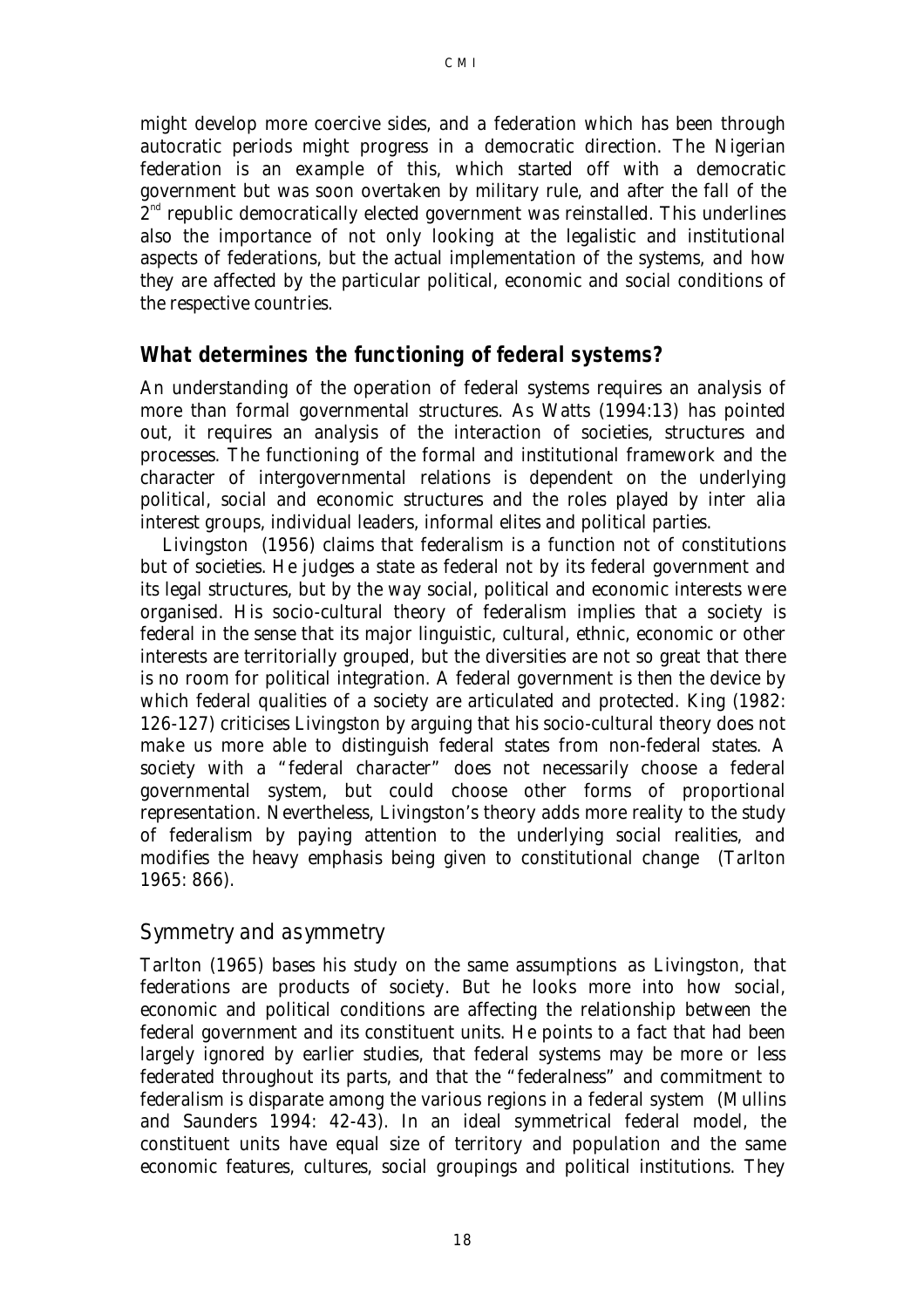might develop more coercive sides, and a federation which has been through autocratic periods might progress in a democratic direction. The Nigerian federation is an example of this, which started off with a democratic government but was soon overtaken by military rule, and after the fall of the 2[nd] republic democratically elected government was reinstalled. This underlines also the importance of not only looking at the legalistic and institutional aspects of federations, but the actual implementation of the systems, and how they are affected by the particular political, economic and social conditions of the respective countries.

## What determines the functioning of federal systems?

An understanding of the operation of federal systems requires an analysis of more than formal governmental structures. As Watts (1994:13) has pointed out, it requires an analysis of the interaction of societies, structures and processes. The functioning of the formal and institutional framework and the character of intergovernmental relations is dependent on the underlying political, social and economic structures and the roles played by inter alia interest groups, individual leaders, informal elites and political parties.

Livingston (1956) claims that federalism is a function not of constitutions but of societies. He judges a state as federal not by its federal government and its legal structures, but by the way social, political and economic interests were organised. His socio-cultural theory of federalism implies that a society is federal in the sense that its major linguistic, cultural, ethnic, economic or other interests are territorially grouped, but the diversities are not so great that there is no room for political integration. A federal government is then the device by which federal qualities of a society are articulated and protected. King (1982: 126-127) criticises Livingston by arguing that his socio-cultural theory does not make us more able to distinguish federal states from non-federal states. A society with a "federal character" does not necessarily choose a federal governmental system, but could choose other forms of proportional representation. Nevertheless, Livingston's theory adds more reality to the study of federalism by paying attention to the underlying social realities, and modifies the heavy emphasis being given to constitutional change (Tarlton 1965: 866).

### *Symmetry and asymmetry*

Tarlton (1965) bases his study on the same assumptions as Livingston, that federations are products of society. But he looks more into how social, economic and political conditions are affecting the relationship between the federal government and its constituent units. He points to a fact that had been largely ignored by earlier studies, that federal systems may be more or less federated throughout its parts, and that the "federalness" and commitment to federalism is disparate among the various regions in a federal system (Mullins and Saunders 1994: 42-43). In an ideal symmetrical federal model, the constituent units have equal size of territory and population and the same economic features, cultures, social groupings and political institutions. They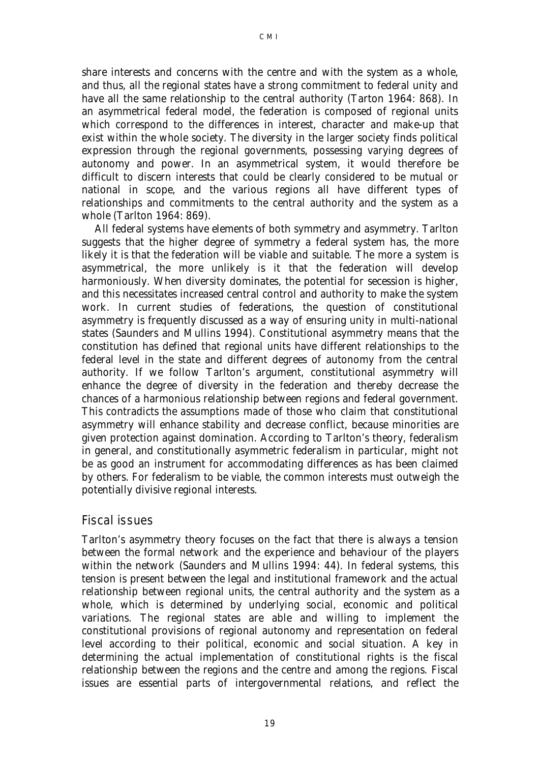share interests and concerns with the centre and with the system as a whole, and thus, all the regional states have a strong commitment to federal unity and have all the same relationship to the central authority (Tarton 1964: 868). In an asymmetrical federal model, the federation is composed of regional units which correspond to the differences in interest, character and make-up that exist within the whole society. The diversity in the larger society finds political expression through the regional governments, possessing varying degrees of autonomy and power. In an asymmetrical system, it would therefore be difficult to discern interests that could be clearly considered to be mutual or national in scope, and the various regions all have different types of relationships and commitments to the central authority and the system as a whole (Tarlton 1964: 869).

All federal systems have elements of both symmetry and asymmetry. Tarlton suggests that the higher degree of symmetry a federal system has, the more likely it is that the federation will be viable and suitable. The more a system is asymmetrical, the more unlikely is it that the federation will develop harmoniously. When diversity dominates, the potential for secession is higher, and this necessitates increased central control and authority to make the system work. In current studies of federations, the question of constitutional asymmetry is frequently discussed as a way of ensuring unity in multi-national states (Saunders and Mullins 1994). Constitutional asymmetry means that the constitution has defined that regional units have different relationships to the federal level in the state and different degrees of autonomy from the central authority. If we follow Tarlton's argument, constitutional asymmetry will enhance the degree of diversity in the federation and thereby decrease the chances of a harmonious relationship between regions and federal government. This contradicts the assumptions made of those who claim that constitutional asymmetry will enhance stability and decrease conflict, because minorities are given protection against domination. According to Tarlton's theory, federalism in general, and constitutionally asymmetric federalism in particular, might not be as good an instrument for accommodating differences as has been claimed by others. For federalism to be viable, the common interests must outweigh the potentially divisive regional interests.

## Fiscal issues

Tarlton's asymmetry theory focuses on the fact that there is always a tension between the formal network and the experience and behaviour of the players within the network (Saunders and Mullins 1994: 44). In federal systems, this tension is present between the legal and institutional framework and the actual relationship between regional units, the central authority and the system as a whole, which is determined by underlying social, economic and political variations. The regional states are able and willing to implement the constitutional provisions of regional autonomy and representation on federal level according to their political, economic and social situation. A key in determining the actual implementation of constitutional rights is the fiscal relationship between the regions and the centre and among the regions. Fiscal issues are essential parts of intergovernmental relations, and reflect the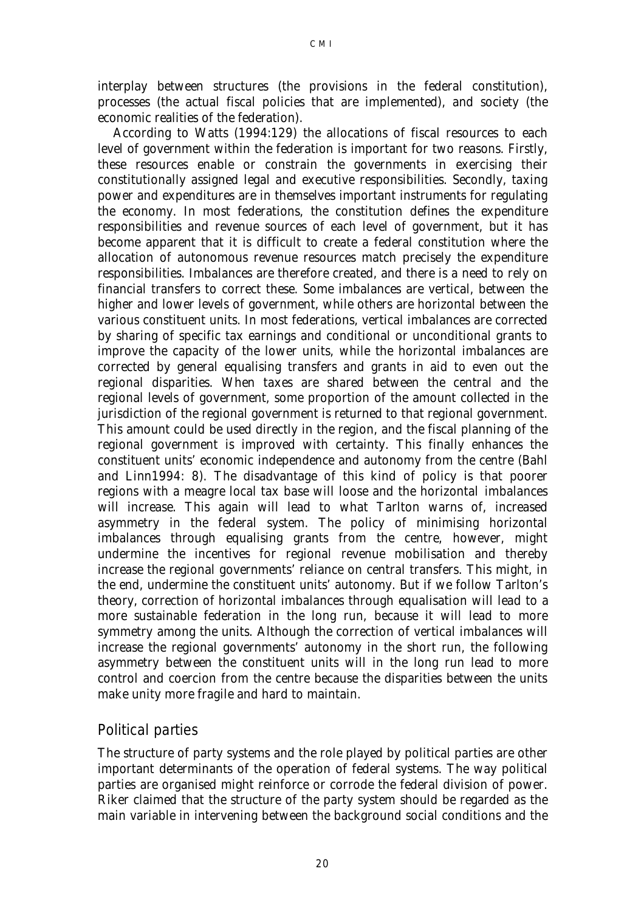interplay between structures (the provisions in the federal constitution), processes (the actual fiscal policies that are implemented), and society (the economic realities of the federation).

According to Watts (1994:129) the allocations of fiscal resources to each level of government within the federation is important for two reasons. Firstly, these resources enable or constrain the governments in exercising their constitutionally assigned legal and executive responsibilities. Secondly, taxing power and expenditures are in themselves important instruments for regulating the economy. In most federations, the constitution defines the expenditure responsibilities and revenue sources of each level of government, but it has become apparent that it is difficult to create a federal constitution where the allocation of autonomous revenue resources match precisely the expenditure responsibilities. Imbalances are therefore created, and there is a need to rely on financial transfers to correct these. Some imbalances are vertical, between the higher and lower levels of government, while others are horizontal between the various constituent units. In most federations, vertical imbalances are corrected by sharing of specific tax earnings and conditional or unconditional grants to improve the capacity of the lower units, while the horizontal imbalances are corrected by general equalising transfers and grants in aid to even out the regional disparities. When taxes are shared between the central and the regional levels of government, some proportion of the amount collected in the jurisdiction of the regional government is returned to that regional government. This amount could be used directly in the region, and the fiscal planning of the regional government is improved with certainty. This finally enhances the constituent units' economic independence and autonomy from the centre (Bahl and Linn1994: 8). The disadvantage of this kind of policy is that poorer regions with a meagre local tax base will loose and the horizontal imbalances will increase. This again will lead to what Tarlton warns of, increased asymmetry in the federal system. The policy of minimising horizontal imbalances through equalising grants from the centre, however, might undermine the incentives for regional revenue mobilisation and thereby increase the regional governments' reliance on central transfers. This might, in the end, undermine the constituent units' autonomy. But if we follow Tarlton's theory, correction of horizontal imbalances through equalisation will lead to a more sustainable federation in the long run, because it will lead to more symmetry among the units. Although the correction of vertical imbalances will increase the regional governments' autonomy in the short run, the following asymmetry between the constituent units will in the long run lead to more control and coercion from the centre because the disparities between the units make unity more fragile and hard to maintain.

## Political parties

The structure of party systems and the role played by political parties are other important determinants of the operation of federal systems. The way political parties are organised might reinforce or corrode the federal division of power. Riker claimed that the structure of the party system should be regarded as the main variable in intervening between the background social conditions and the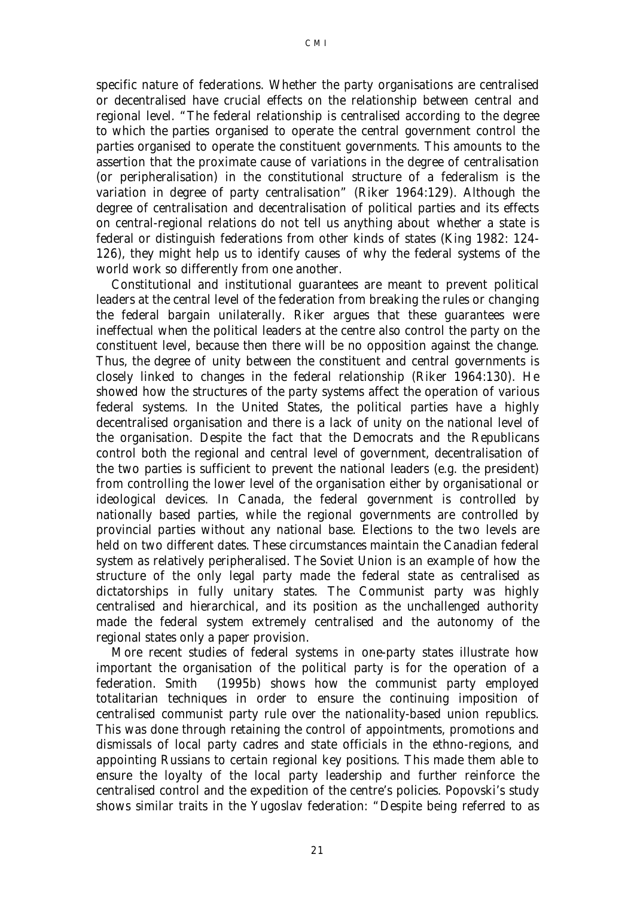specific nature of federations. Whether the party organisations are centralised or decentralised have crucial effects on the relationship between central and regional level. "The federal relationship is centralised according to the degree to which the parties organised to operate the central government control the parties organised to operate the constituent governments. This amounts to the assertion that the proximate cause of variations in the degree of centralisation (or peripheralisation) in the constitutional structure of a federalism is the variation in degree of party centralisation" (Riker 1964:129). Although the degree of centralisation and decentralisation of political parties and its effects on central-regional relations do not tell us anything about whether a state is federal or distinguish federations from other kinds of states (King 1982: 124-126), they might help us to identify causes of why the federal systems of the world work so differently from one another.

Constitutional and institutional guarantees are meant to prevent political leaders at the central level of the federation from breaking the rules or changing the federal bargain unilaterally. Riker argues that these guarantees were ineffectual when the political leaders at the centre also control the party on the constituent level, because then there will be no opposition against the change. Thus, the degree of unity between the constituent and central governments is closely linked to changes in the federal relationship (Riker 1964:130). He showed how the structures of the party systems affect the operation of various federal systems. In the United States, the political parties have a highly decentralised organisation and there is a lack of unity on the national level of the organisation. Despite the fact that the Democrats and the Republicans control both the regional and central level of government, decentralisation of the two parties is sufficient to prevent the national leaders (e.g. the president) from controlling the lower level of the organisation either by organisational or ideological devices. In Canada, the federal government is controlled by nationally based parties, while the regional governments are controlled by provincial parties without any national base. Elections to the two levels are held on two different dates. These circumstances maintain the Canadian federal system as relatively peripheralised. The Soviet Union is an example of how the structure of the only legal party made the federal state as centralised as dictatorships in fully unitary states. The Communist party was highly centralised and hierarchical, and its position as the unchallenged authority made the federal system extremely centralised and the autonomy of the regional states only a paper provision.

More recent studies of federal systems in one-party states illustrate how important the organisation of the political party is for the operation of a federation. Smith (1995b) shows how the communist party employed totalitarian techniques in order to ensure the continuing imposition of centralised communist party rule over the nationality-based union republics. This was done through retaining the control of appointments, promotions and dismissals of local party cadres and state officials in the ethno-regions, and appointing Russians to certain regional key positions. This made them able to ensure the loyalty of the local party leadership and further reinforce the centralised control and the expedition of the centre's policies. Popovski's study shows similar traits in the Yugoslav federation: "Despite being referred to as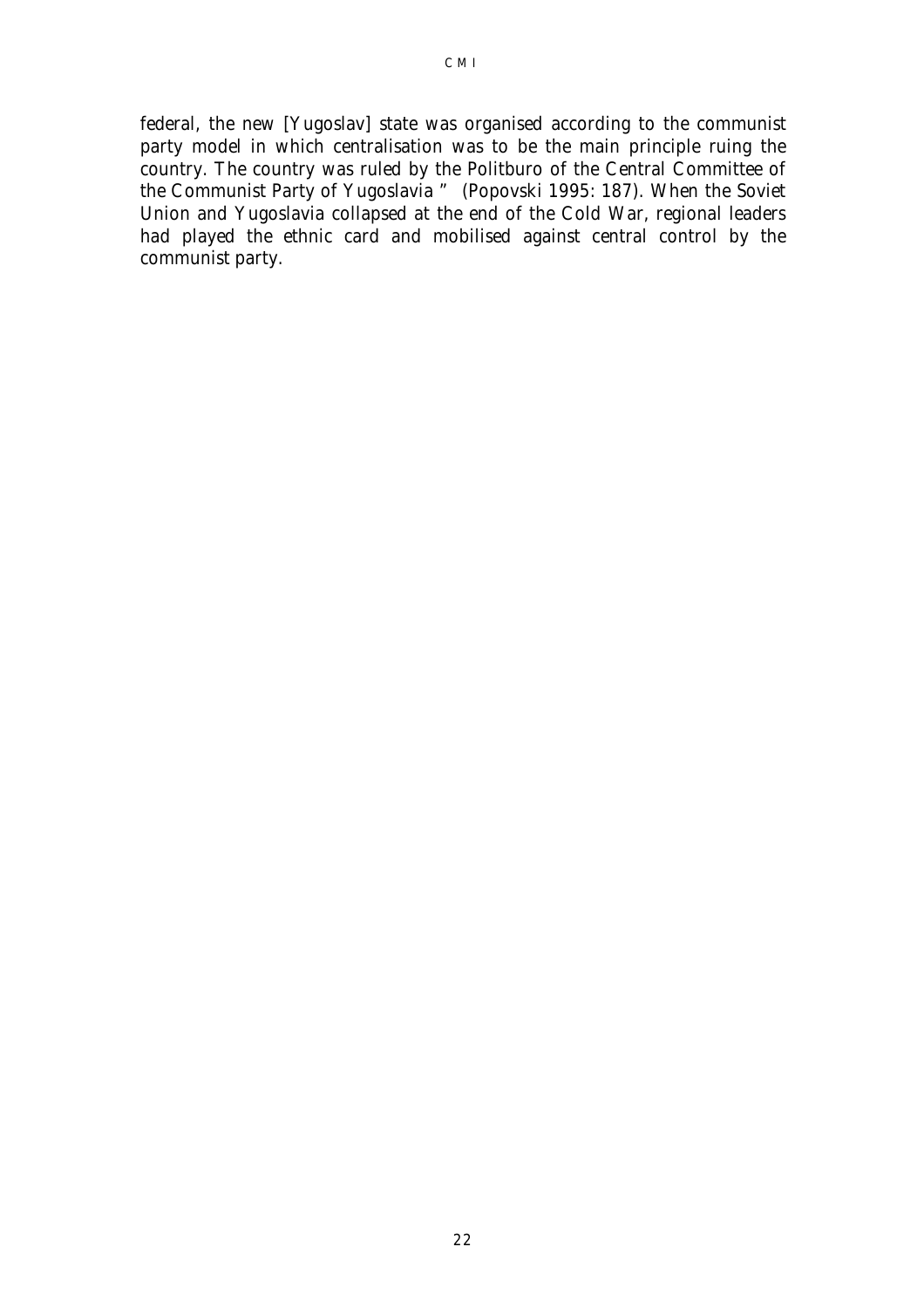federal, the new [Yugoslav] state was organised according to the communist party model in which centralisation was to be the main principle ruing the country. The country was ruled by the Politburo of the Central Committee of the Communist Party of Yugoslavia " (Popovski 1995: 187). When the Soviet Union and Yugoslavia collapsed at the end of the Cold War, regional leaders had played the ethnic card and mobilised against central control by the communist party.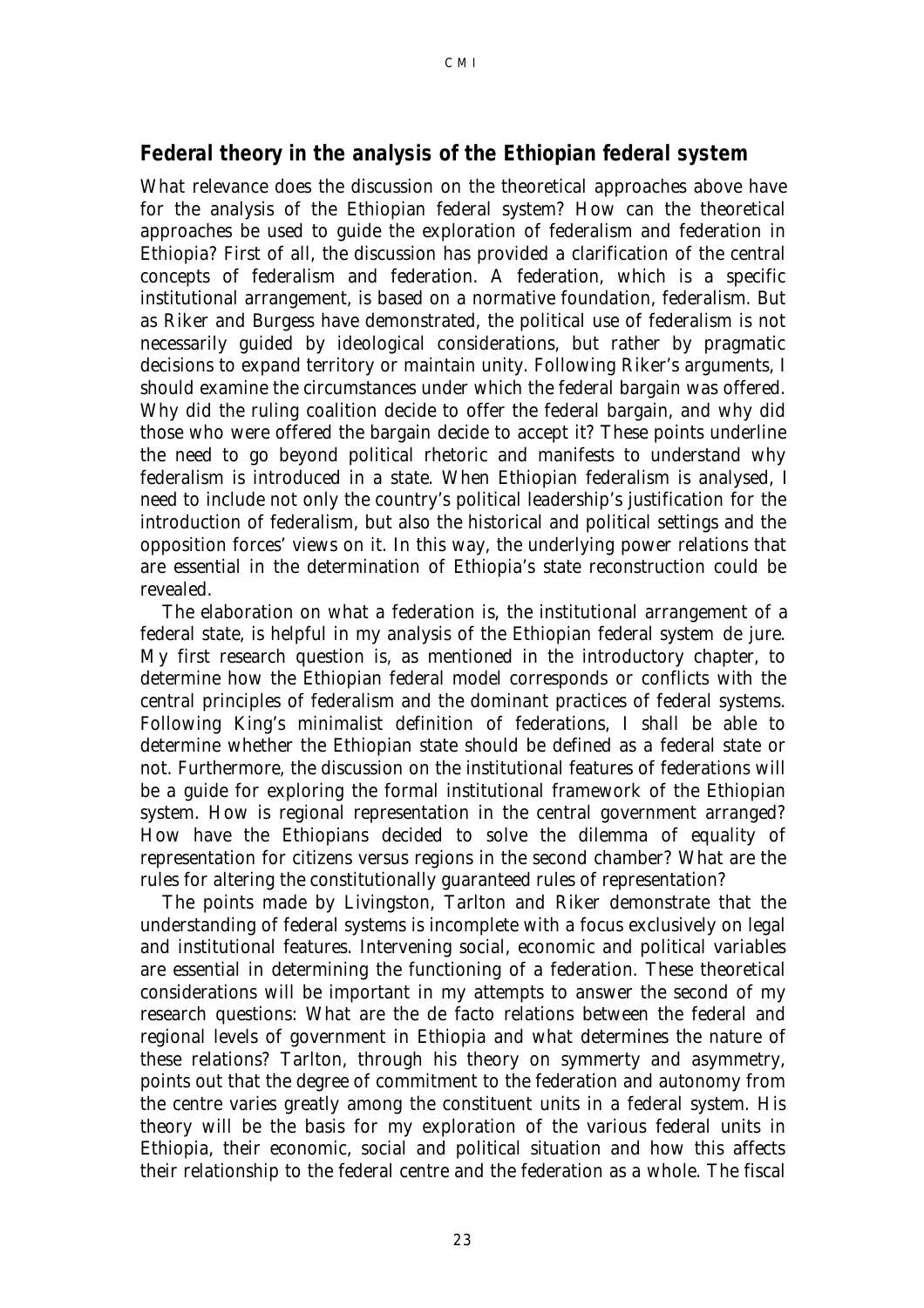## Federal theory in the analysis of the Ethiopian federal system

What relevance does the discussion on the theoretical approaches above have for the analysis of the Ethiopian federal system? How can the theoretical approaches be used to guide the exploration of federalism and federation in Ethiopia? First of all, the discussion has provided a clarification of the central concepts of federalism and federation. A federation, which is a specific institutional arrangement, is based on a normative foundation, federalism. But as Riker and Burgess have demonstrated, the political use of federalism is not necessarily guided by ideological considerations, but rather by pragmatic decisions to expand territory or maintain unity. Following Riker's arguments, I should examine the circumstances under which the federal bargain was offered. Why did the ruling coalition decide to offer the federal bargain, and why did those who were offered the bargain decide to accept it? These points underline the need to go beyond political rhetoric and manifests to understand why federalism is introduced in a state. When Ethiopian federalism is analysed, I need to include not only the country's political leadership's justification for the introduction of federalism, but also the historical and political settings and the opposition forces' views on it. In this way, the underlying power relations that are essential in the determination of Ethiopia's state reconstruction could be revealed.

The elaboration on what a federation is, the institutional arrangement of a federal state, is helpful in my analysis of the Ethiopian federal system de jure. My first research question is, as mentioned in the introductory chapter, to determine how the Ethiopian federal model corresponds or conflicts with the central principles of federalism and the dominant practices of federal systems. Following King's minimalist definition of federations, I shall be able to determine whether the Ethiopian state should be defined as a federal state or not. Furthermore, the discussion on the institutional features of federations will be a guide for exploring the formal institutional framework of the Ethiopian system. How is regional representation in the central government arranged? How have the Ethiopians decided to solve the dilemma of equality of representation for citizens versus regions in the second chamber? What are the rules for altering the constitutionally guaranteed rules of representation?

The points made by Livingston, Tarlton and Riker demonstrate that the understanding of federal systems is incomplete with a focus exclusively on legal and institutional features. Intervening social, economic and political variables are essential in determining the functioning of a federation. These theoretical considerations will be important in my attempts to answer the second of my research questions: What are the de facto relations between the federal and regional levels of government in Ethiopia and what determines the nature of these relations? Tarlton, through his theory on symmerty and asymmetry, points out that the degree of commitment to the federation and autonomy from the centre varies greatly among the constituent units in a federal system. His theory will be the basis for my exploration of the various federal units in Ethiopia, their economic, social and political situation and how this affects their relationship to the federal centre and the federation as a whole. The fiscal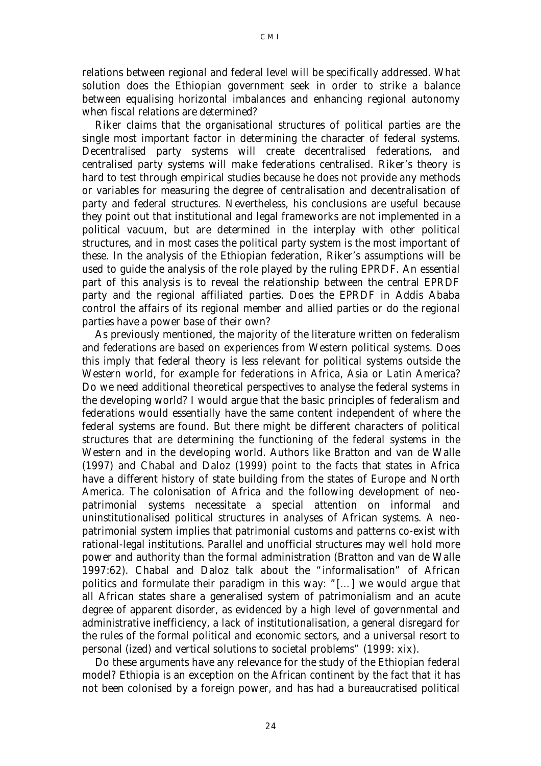relations between regional and federal level will be specifically addressed. What solution does the Ethiopian government seek in order to strike a balance between equalising horizontal imbalances and enhancing regional autonomy when fiscal relations are determined?

Riker claims that the organisational structures of political parties are the single most important factor in determining the character of federal systems. Decentralised party systems will create decentralised federations, and centralised party systems will make federations centralised. Riker's theory is hard to test through empirical studies because he does not provide any methods or variables for measuring the degree of centralisation and decentralisation of party and federal structures. Nevertheless, his conclusions are useful because they point out that institutional and legal frameworks are not implemented in a political vacuum, but are determined in the interplay with other political structures, and in most cases the political party system is the most important of these. In the analysis of the Ethiopian federation, Riker's assumptions will be used to guide the analysis of the role played by the ruling EPRDF. An essential part of this analysis is to reveal the relationship between the central EPRDF party and the regional affiliated parties. Does the EPRDF in Addis Ababa control the affairs of its regional member and allied parties or do the regional parties have a power base of their own?

As previously mentioned, the majority of the literature written on federalism and federations are based on experiences from Western political systems. Does this imply that federal theory is less relevant for political systems outside the Western world, for example for federations in Africa, Asia or Latin America? Do we need additional theoretical perspectives to analyse the federal systems in the developing world? I would argue that the basic principles of federalism and federations would essentially have the same content independent of where the federal systems are found. But there might be different characters of political structures that are determining the functioning of the federal systems in the Western and in the developing world. Authors like Bratton and van de Walle (1997) and Chabal and Daloz (1999) point to the facts that states in Africa have a different history of state building from the states of Europe and North America. The colonisation of Africa and the following development of neo-patrimonial systems necessitate a special attention on informal and uninstitutionalised political structures in analyses of African systems. A neo-patrimonial system implies that patrimonial customs and patterns co-exist with rational-legal institutions. Parallel and unofficial structures may well hold more power and authority than the formal administration (Bratton and van de Walle 1997:62). Chabal and Daloz talk about the "informalisation" of African politics and formulate their paradigm in this way: "[...] we would argue that all African states share a generalised system of patrimonialism and an acute degree of apparent disorder, as evidenced by a high level of governmental and administrative inefficiency, a lack of institutionalisation, a general disregard for the rules of the formal political and economic sectors, and a universal resort to personal (ized) and vertical solutions to societal problems" (1999: xix).

Do these arguments have any relevance for the study of the Ethiopian federal model? Ethiopia is an exception on the African continent by the fact that it has not been colonised by a foreign power, and has had a bureaucratised political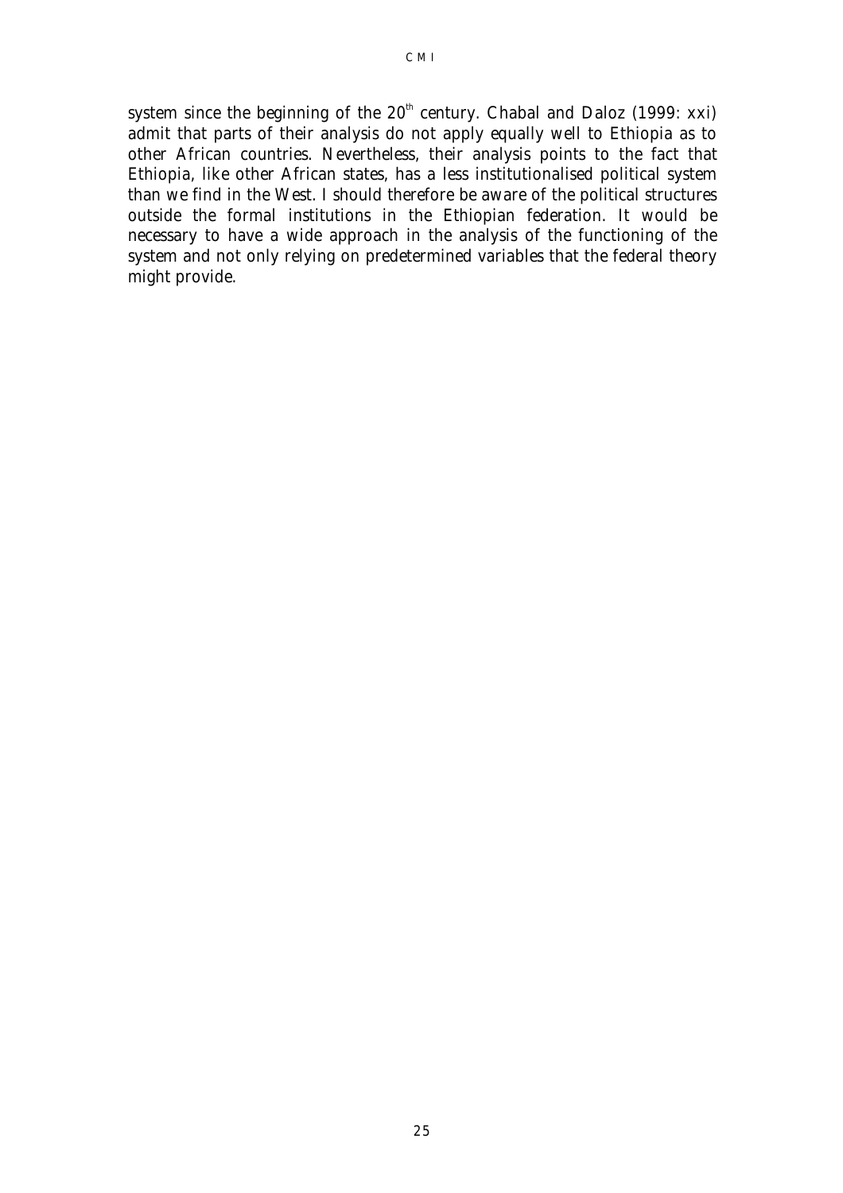system since the beginning of the 20th century. Chabal and Daloz (1999: xxi) admit that parts of their analysis do not apply equally well to Ethiopia as to other African countries. Nevertheless, their analysis points to the fact that Ethiopia, like other African states, has a less institutionalised political system than we find in the West. I should therefore be aware of the political structures outside the formal institutions in the Ethiopian federation. It would be necessary to have a wide approach in the analysis of the functioning of the system and not only relying on predetermined variables that the federal theory might provide.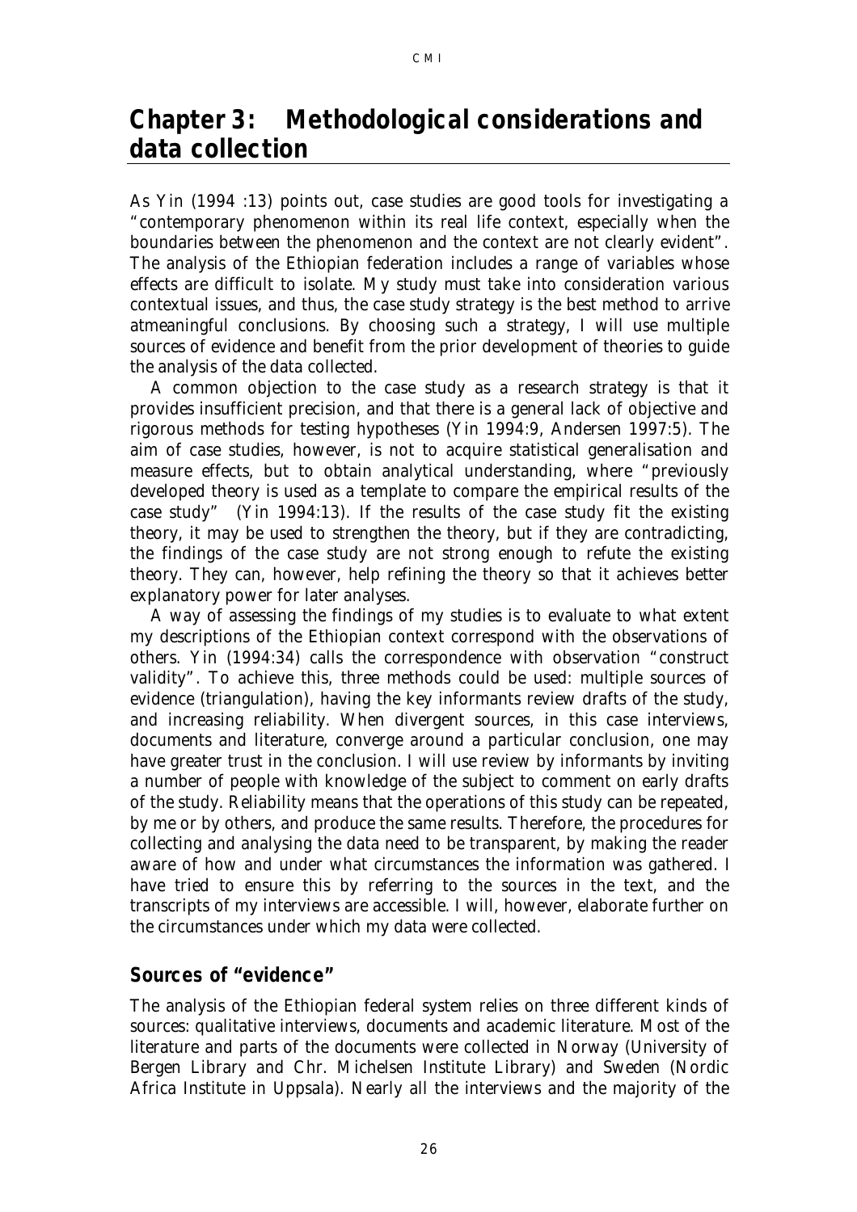# Chapter 3: Methodological considerations and data collection

As Yin (1994 :13) points out, case studies are good tools for investigating a "contemporary phenomenon within its real life context, especially when the boundaries between the phenomenon and the context are not clearly evident". The analysis of the Ethiopian federation includes a range of variables whose effects are difficult to isolate. My study must take into consideration various contextual issues, and thus, the case study strategy is the best method to arrive atmeaningful conclusions. By choosing such a strategy, I will use multiple sources of evidence and benefit from the prior development of theories to guide the analysis of the data collected.

A common objection to the case study as a research strategy is that it provides insufficient precision, and that there is a general lack of objective and rigorous methods for testing hypotheses (Yin 1994:9, Andersen 1997:5). The aim of case studies, however, is not to acquire statistical generalisation and measure effects, but to obtain analytical understanding, where "previously developed theory is used as a template to compare the empirical results of the case study" (Yin 1994:13). If the results of the case study fit the existing theory, it may be used to strengthen the theory, but if they are contradicting, the findings of the case study are not strong enough to refute the existing theory. They can, however, help refining the theory so that it achieves better explanatory power for later analyses.

A way of assessing the findings of my studies is to evaluate to what extent my descriptions of the Ethiopian context correspond with the observations of others. Yin (1994:34) calls the correspondence with observation "construct validity". To achieve this, three methods could be used: multiple sources of evidence (triangulation), having the key informants review drafts of the study, and increasing reliability. When divergent sources, in this case interviews, documents and literature, converge around a particular conclusion, one may have greater trust in the conclusion. I will use review by informants by inviting a number of people with knowledge of the subject to comment on early drafts of the study. Reliability means that the operations of this study can be repeated, by me or by others, and produce the same results. Therefore, the procedures for collecting and analysing the data need to be transparent, by making the reader aware of how and under what circumstances the information was gathered. I have tried to ensure this by referring to the sources in the text, and the transcripts of my interviews are accessible. I will, however, elaborate further on the circumstances under which my data were collected.

## Sources of "evidence"

The analysis of the Ethiopian federal system relies on three different kinds of sources: qualitative interviews, documents and academic literature. Most of the literature and parts of the documents were collected in Norway (University of Bergen Library and Chr. Michelsen Institute Library) and Sweden (Nordic Africa Institute in Uppsala). Nearly all the interviews and the majority of the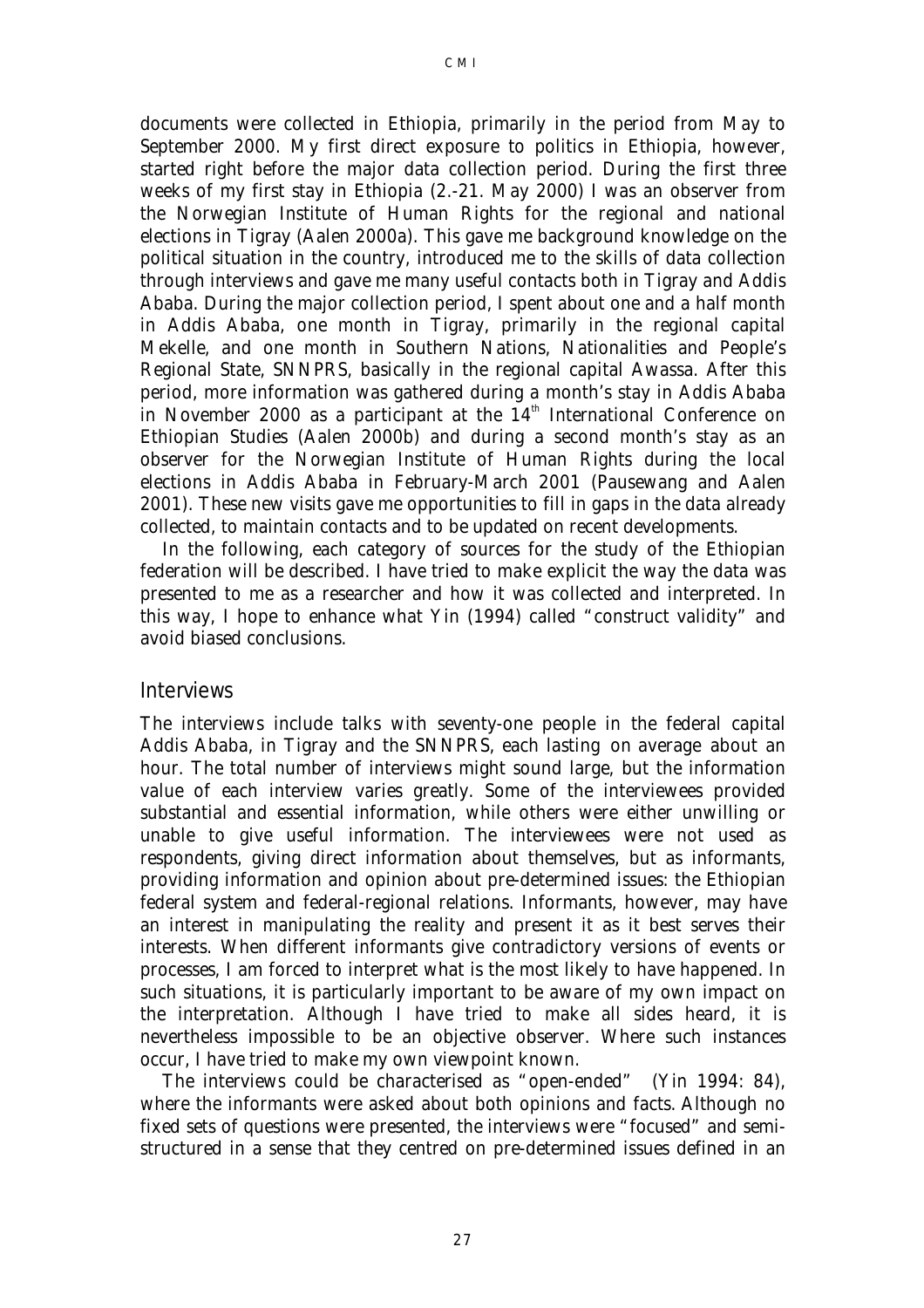documents were collected in Ethiopia, primarily in the period from May to September 2000. My first direct exposure to politics in Ethiopia, however, started right before the major data collection period. During the first three weeks of my first stay in Ethiopia (2.-21. May 2000) I was an observer from the Norwegian Institute of Human Rights for the regional and national elections in Tigray (Aalen 2000a). This gave me background knowledge on the political situation in the country, introduced me to the skills of data collection through interviews and gave me many useful contacts both in Tigray and Addis Ababa. During the major collection period, I spent about one and a half month in Addis Ababa, one month in Tigray, primarily in the regional capital Mekelle, and one month in Southern Nations, Nationalities and People's Regional State, SNNPRS, basically in the regional capital Awassa. After this period, more information was gathered during a month's stay in Addis Ababa in November 2000 as a participant at the 14th International Conference on Ethiopian Studies (Aalen 2000b) and during a second month's stay as an observer for the Norwegian Institute of Human Rights during the local elections in Addis Ababa in February-March 2001 (Pausewang and Aalen 2001). These new visits gave me opportunities to fill in gaps in the data already collected, to maintain contacts and to be updated on recent developments.

In the following, each category of sources for the study of the Ethiopian federation will be described. I have tried to make explicit the way the data was presented to me as a researcher and how it was collected and interpreted. In this way, I hope to enhance what Yin (1994) called "construct validity" and avoid biased conclusions.

## Interviews

The interviews include talks with seventy-one people in the federal capital Addis Ababa, in Tigray and the SNNPRS, each lasting on average about an hour. The total number of interviews might sound large, but the information value of each interview varies greatly. Some of the interviewees provided substantial and essential information, while others were either unwilling or unable to give useful information. The interviewees were not used as respondents, giving direct information about themselves, but as informants, providing information and opinion about pre-determined issues: the Ethiopian federal system and federal-regional relations. Informants, however, may have an interest in manipulating the reality and present it as it best serves their interests. When different informants give contradictory versions of events or processes, I am forced to interpret what is the most likely to have happened. In such situations, it is particularly important to be aware of my own impact on the interpretation. Although I have tried to make all sides heard, it is nevertheless impossible to be an objective observer. Where such instances occur, I have tried to make my own viewpoint known.

The interviews could be characterised as "open-ended" (Yin 1994: 84), where the informants were asked about both opinions and facts. Although no fixed sets of questions were presented, the interviews were "focused" and semi-structured in a sense that they centred on pre-determined issues defined in an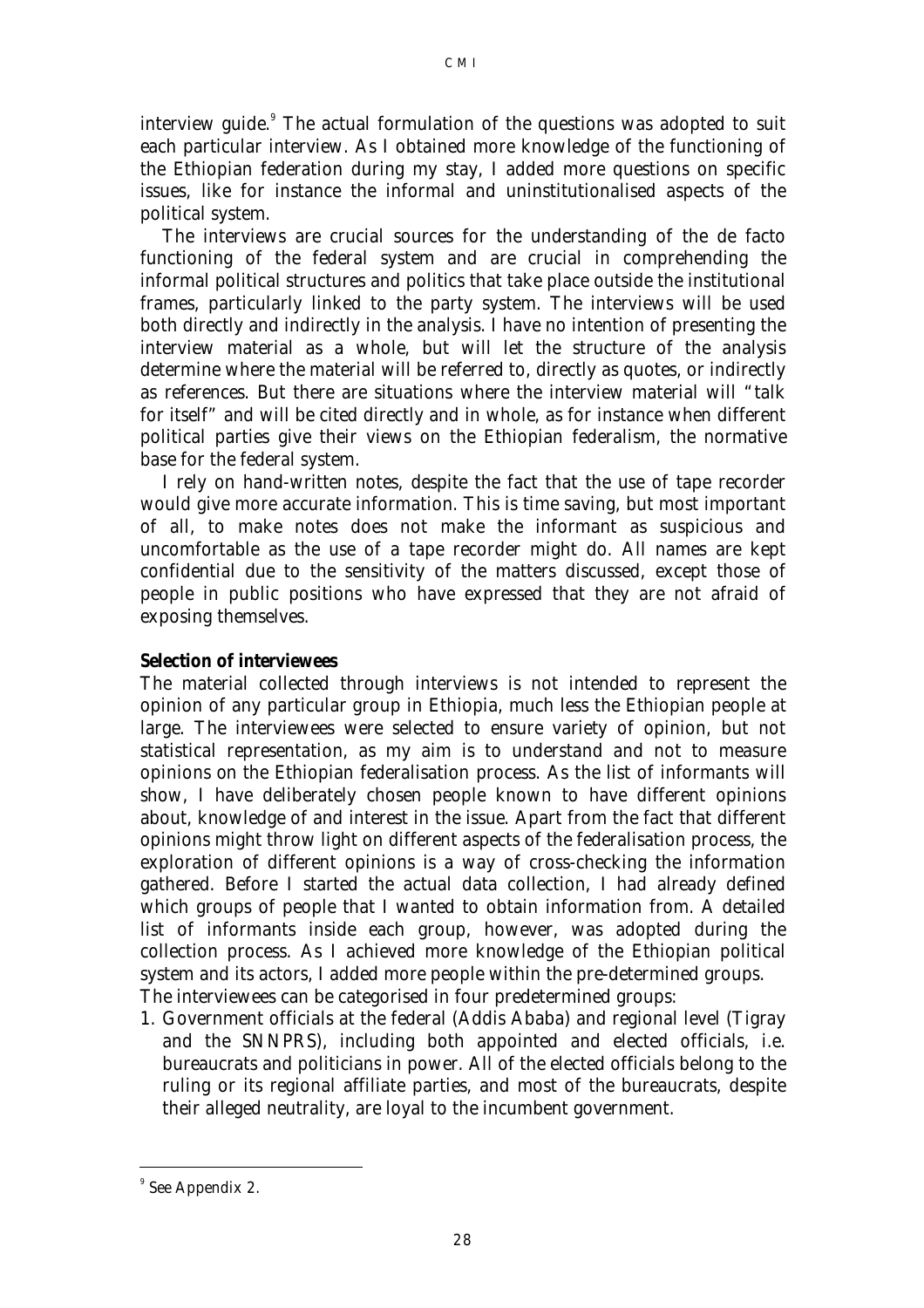interview guide.[9] The actual formulation of the questions was adopted to suit each particular interview. As I obtained more knowledge of the functioning of the Ethiopian federation during my stay, I added more questions on specific issues, like for instance the informal and uninstitutionalised aspects of the political system.

The interviews are crucial sources for the understanding of the de facto functioning of the federal system and are crucial in comprehending the informal political structures and politics that take place outside the institutional frames, particularly linked to the party system. The interviews will be used both directly and indirectly in the analysis. I have no intention of presenting the interview material as a whole, but will let the structure of the analysis determine where the material will be referred to, directly as quotes, or indirectly as references. But there are situations where the interview material will "talk for itself" and will be cited directly and in whole, as for instance when different political parties give their views on the Ethiopian federalism, the normative base for the federal system.

I rely on hand-written notes, despite the fact that the use of tape recorder would give more accurate information. This is time saving, but most important of all, to make notes does not make the informant as suspicious and uncomfortable as the use of a tape recorder might do. All names are kept confidential due to the sensitivity of the matters discussed, except those of people in public positions who have expressed that they are not afraid of exposing themselves.

**Selection of interviewees**

The material collected through interviews is not intended to represent the opinion of any particular group in Ethiopia, much less the Ethiopian people at large. The interviewees were selected to ensure variety of opinion, but not statistical representation, as my aim is to understand and not to measure opinions on the Ethiopian federalisation process. As the list of informants will show, I have deliberately chosen people known to have different opinions about, knowledge of and interest in the issue. Apart from the fact that different opinions might throw light on different aspects of the federalisation process, the exploration of different opinions is a way of cross-checking the information gathered. Before I started the actual data collection, I had already defined which groups of people that I wanted to obtain information from. A detailed list of informants inside each group, however, was adopted during the collection process. As I achieved more knowledge of the Ethiopian political system and its actors, I added more people within the pre-determined groups.

The interviewees can be categorised in four predetermined groups:

1. Government officials at the federal (Addis Ababa) and regional level (Tigray and the SNNPRS), including both appointed and elected officials, i.e. bureaucrats and politicians in power. All of the elected officials belong to the ruling or its regional affiliate parties, and most of the bureaucrats, despite their alleged neutrality, are loyal to the incumbent government.

[9] See Appendix 2.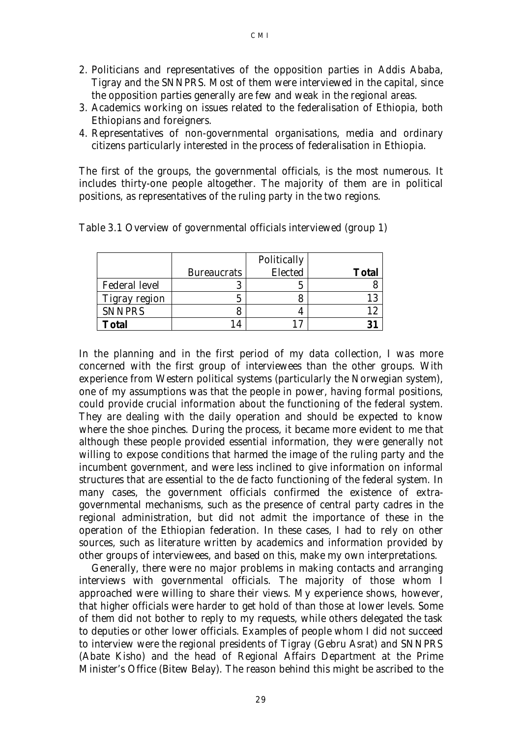2. Politicians and representatives of the opposition parties in Addis Ababa, Tigray and the SNNPRS. Most of them were interviewed in the capital, since the opposition parties generally are few and weak in the regional areas.
3. Academics working on issues related to the federalisation of Ethiopia, both Ethiopians and foreigners.
4. Representatives of non-governmental organisations, media and ordinary citizens particularly interested in the process of federalisation in Ethiopia.

The first of the groups, the governmental officials, is the most numerous. It includes thirty-one people altogether. The majority of them are in political positions, as representatives of the ruling party in the two regions.

Table 3.1 Overview of governmental officials interviewed (group 1)

| | Bureaucrats | Politically Elected | **Total** |
|---|---|---|---|
| Federal level | 3 | 5 | 8 |
| Tigray region | 5 | 8 | 13 |
| SNNPRS | 8 | 4 | 12 |
| **Total** | 14 | 17 | **31** |

In the planning and in the first period of my data collection, I was more concerned with the first group of interviewees than the other groups. With experience from Western political systems (particularly the Norwegian system), one of my assumptions was that the people in power, having formal positions, could provide crucial information about the functioning of the federal system. They are dealing with the daily operation and should be expected to know where the shoe pinches. During the process, it became more evident to me that although these people provided essential information, they were generally not willing to expose conditions that harmed the image of the ruling party and the incumbent government, and were less inclined to give information on informal structures that are essential to the de facto functioning of the federal system. In many cases, the government officials confirmed the existence of extra-governmental mechanisms, such as the presence of central party cadres in the regional administration, but did not admit the importance of these in the operation of the Ethiopian federation. In these cases, I had to rely on other sources, such as literature written by academics and information provided by other groups of interviewees, and based on this, make my own interpretations.

Generally, there were no major problems in making contacts and arranging interviews with governmental officials. The majority of those whom I approached were willing to share their views. My experience shows, however, that higher officials were harder to get hold of than those at lower levels. Some of them did not bother to reply to my requests, while others delegated the task to deputies or other lower officials. Examples of people whom I did not succeed to interview were the regional presidents of Tigray (Gebru Asrat) and SNNPRS (Abate Kisho) and the head of Regional Affairs Department at the Prime Minister's Office (Bitew Belay). The reason behind this might be ascribed to the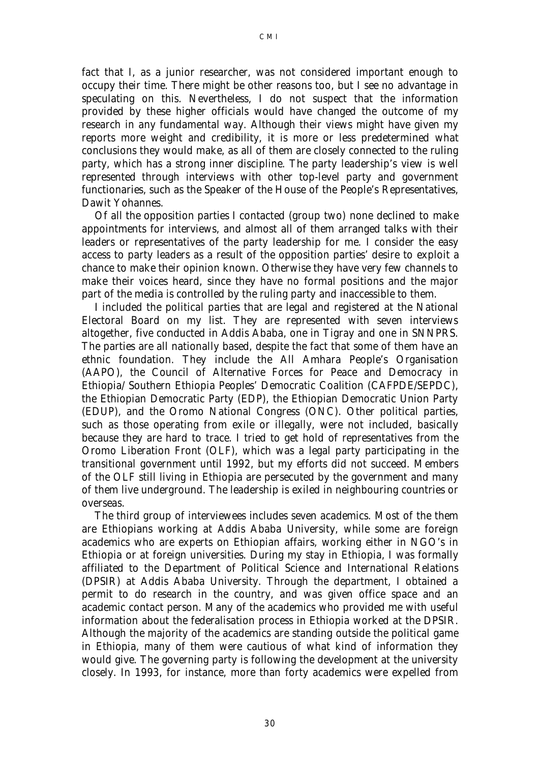fact that I, as a junior researcher, was not considered important enough to occupy their time. There might be other reasons too, but I see no advantage in speculating on this. Nevertheless, I do not suspect that the information provided by these higher officials would have changed the outcome of my research in any fundamental way. Although their views might have given my reports more weight and credibility, it is more or less predetermined what conclusions they would make, as all of them are closely connected to the ruling party, which has a strong inner discipline. The party leadership's view is well represented through interviews with other top-level party and government functionaries, such as the Speaker of the House of the People's Representatives, Dawit Yohannes.

Of all the opposition parties I contacted (group two) none declined to make appointments for interviews, and almost all of them arranged talks with their leaders or representatives of the party leadership for me. I consider the easy access to party leaders as a result of the opposition parties' desire to exploit a chance to make their opinion known. Otherwise they have very few channels to make their voices heard, since they have no formal positions and the major part of the media is controlled by the ruling party and inaccessible to them.

I included the political parties that are legal and registered at the National Electoral Board on my list. They are represented with seven interviews altogether, five conducted in Addis Ababa, one in Tigray and one in SNNPRS. The parties are all nationally based, despite the fact that some of them have an ethnic foundation. They include the All Amhara People's Organisation (AAPO), the Council of Alternative Forces for Peace and Democracy in Ethiopia/Southern Ethiopia Peoples' Democratic Coalition (CAFPDE/SEPDC), the Ethiopian Democratic Party (EDP), the Ethiopian Democratic Union Party (EDUP), and the Oromo National Congress (ONC). Other political parties, such as those operating from exile or illegally, were not included, basically because they are hard to trace. I tried to get hold of representatives from the Oromo Liberation Front (OLF), which was a legal party participating in the transitional government until 1992, but my efforts did not succeed. Members of the OLF still living in Ethiopia are persecuted by the government and many of them live underground. The leadership is exiled in neighbouring countries or overseas.

The third group of interviewees includes seven academics. Most of the them are Ethiopians working at Addis Ababa University, while some are foreign academics who are experts on Ethiopian affairs, working either in NGO's in Ethiopia or at foreign universities. During my stay in Ethiopia, I was formally affiliated to the Department of Political Science and International Relations (DPSIR) at Addis Ababa University. Through the department, I obtained a permit to do research in the country, and was given office space and an academic contact person. Many of the academics who provided me with useful information about the federalisation process in Ethiopia worked at the DPSIR. Although the majority of the academics are standing outside the political game in Ethiopia, many of them were cautious of what kind of information they would give. The governing party is following the development at the university closely. In 1993, for instance, more than forty academics were expelled from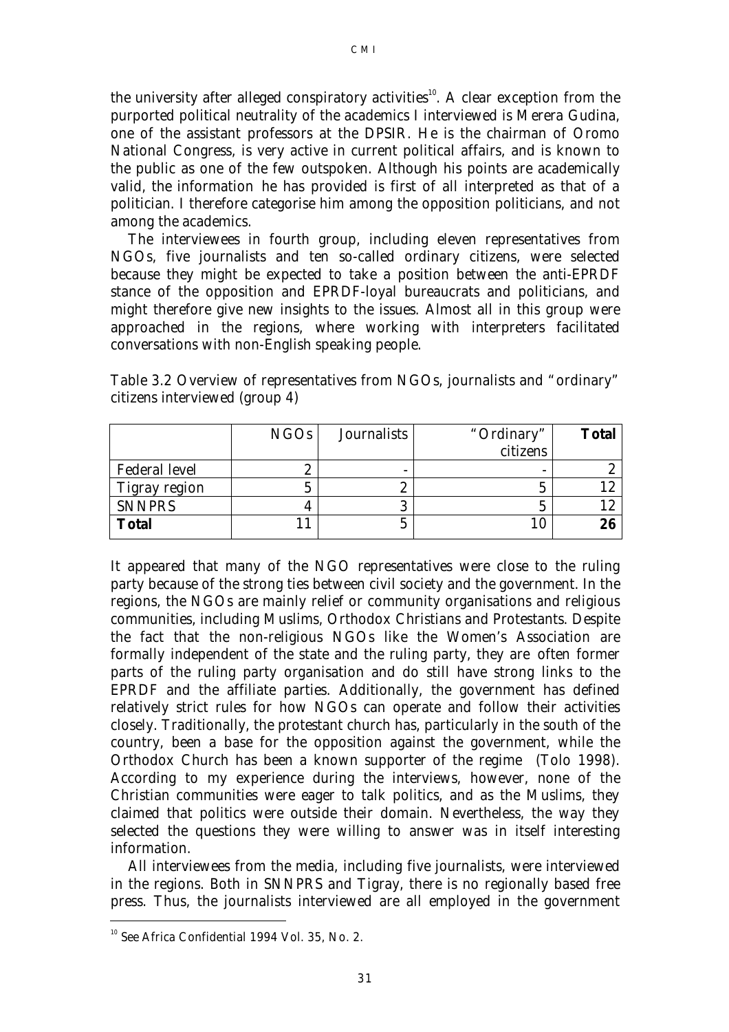the university after alleged conspiratory activities[10]. A clear exception from the purported political neutrality of the academics I interviewed is Merera Gudina, one of the assistant professors at the DPSIR. He is the chairman of Oromo National Congress, is very active in current political affairs, and is known to the public as one of the few outspoken. Although his points are academically valid, the information he has provided is first of all interpreted as that of a politician. I therefore categorise him among the opposition politicians, and not among the academics.

The interviewees in fourth group, including eleven representatives from NGOs, five journalists and ten so-called ordinary citizens, were selected because they might be expected to take a position between the anti-EPRDF stance of the opposition and EPRDF-loyal bureaucrats and politicians, and might therefore give new insights to the issues. Almost all in this group were approached in the regions, where working with interpreters facilitated conversations with non-English speaking people.

Table 3.2 Overview of representatives from NGOs, journalists and "ordinary" citizens interviewed (group 4)

| | NGOs | Journalists | "Ordinary" citizens | **Total** |
|---|---|---|---|---|
| Federal level | 2 | - | - | 2 |
| Tigray region | 5 | 2 | 5 | 12 |
| SNNPRS | 4 | 3 | 5 | 12 |
| **Total** | 11 | 5 | 10 | **26** |

It appeared that many of the NGO representatives were close to the ruling party because of the strong ties between civil society and the government. In the regions, the NGOs are mainly relief or community organisations and religious communities, including Muslims, Orthodox Christians and Protestants. Despite the fact that the non-religious NGOs like the Women's Association are formally independent of the state and the ruling party, they are often former parts of the ruling party organisation and do still have strong links to the EPRDF and the affiliate parties. Additionally, the government has defined relatively strict rules for how NGOs can operate and follow their activities closely. Traditionally, the protestant church has, particularly in the south of the country, been a base for the opposition against the government, while the Orthodox Church has been a known supporter of the regime (Tolo 1998). According to my experience during the interviews, however, none of the Christian communities were eager to talk politics, and as the Muslims, they claimed that politics were outside their domain. Nevertheless, the way they selected the questions they were willing to answer was in itself interesting information.

All interviewees from the media, including five journalists, were interviewed in the regions. Both in SNNPRS and Tigray, there is no regionally based free press. Thus, the journalists interviewed are all employed in the government

[10] See *Africa Confidential* 1994 Vol. 35, No. 2.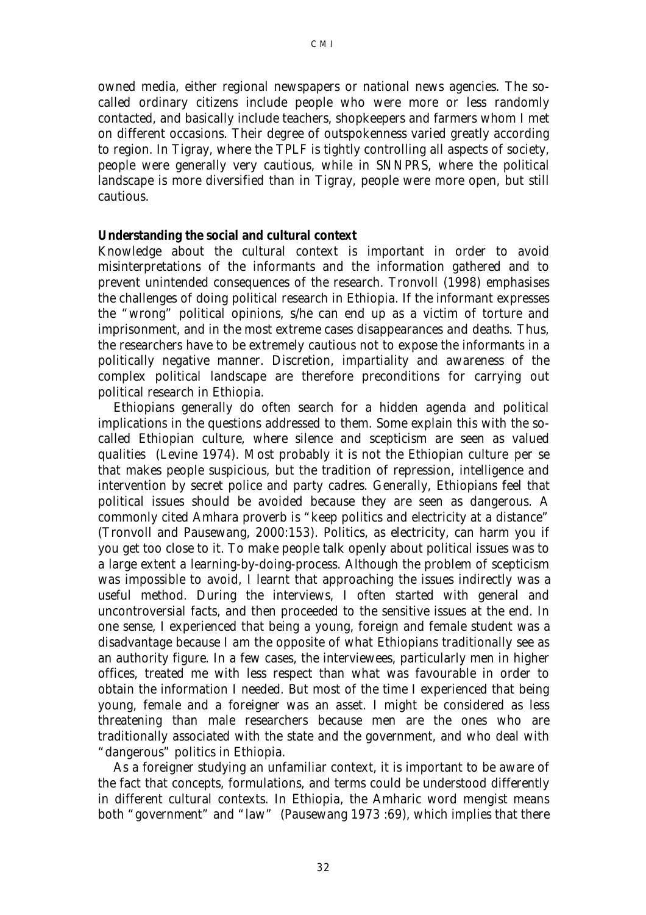owned media, either regional newspapers or national news agencies. The so-called ordinary citizens include people who were more or less randomly contacted, and basically include teachers, shopkeepers and farmers whom I met on different occasions. Their degree of outspokenness varied greatly according to region. In Tigray, where the TPLF is tightly controlling all aspects of society, people were generally very cautious, while in SNNPRS, where the political landscape is more diversified than in Tigray, people were more open, but still cautious.

**Understanding the social and cultural context**

Knowledge about the cultural context is important in order to avoid misinterpretations of the informants and the information gathered and to prevent unintended consequences of the research. Tronvoll (1998) emphasises the challenges of doing political research in Ethiopia. If the informant expresses the "wrong" political opinions, s/he can end up as a victim of torture and imprisonment, and in the most extreme cases disappearances and deaths. Thus, the researchers have to be extremely cautious not to expose the informants in a politically negative manner. Discretion, impartiality and awareness of the complex political landscape are therefore preconditions for carrying out political research in Ethiopia.

Ethiopians generally do often search for a hidden agenda and political implications in the questions addressed to them. Some explain this with the so-called Ethiopian culture, where silence and scepticism are seen as valued qualities (Levine 1974). Most probably it is not the Ethiopian culture per se that makes people suspicious, but the tradition of repression, intelligence and intervention by secret police and party cadres. Generally, Ethiopians feel that political issues should be avoided because they are seen as dangerous. A commonly cited Amhara proverb is "keep politics and electricity at a distance" (Tronvoll and Pausewang, 2000:153). Politics, as electricity, can harm you if you get too close to it. To make people talk openly about political issues was to a large extent a learning-by-doing-process. Although the problem of scepticism was impossible to avoid, I learnt that approaching the issues indirectly was a useful method. During the interviews, I often started with general and uncontroversial facts, and then proceeded to the sensitive issues at the end. In one sense, I experienced that being a young, foreign and female student was a disadvantage because I am the opposite of what Ethiopians traditionally see as an authority figure. In a few cases, the interviewees, particularly men in higher offices, treated me with less respect than what was favourable in order to obtain the information I needed. But most of the time I experienced that being young, female and a foreigner was an asset. I might be considered as less threatening than male researchers because men are the ones who are traditionally associated with the state and the government, and who deal with "dangerous" politics in Ethiopia.

As a foreigner studying an unfamiliar context, it is important to be aware of the fact that concepts, formulations, and terms could be understood differently in different cultural contexts. In Ethiopia, the Amharic word mengist means both "government" and "law" (Pausewang 1973 :69), which implies that there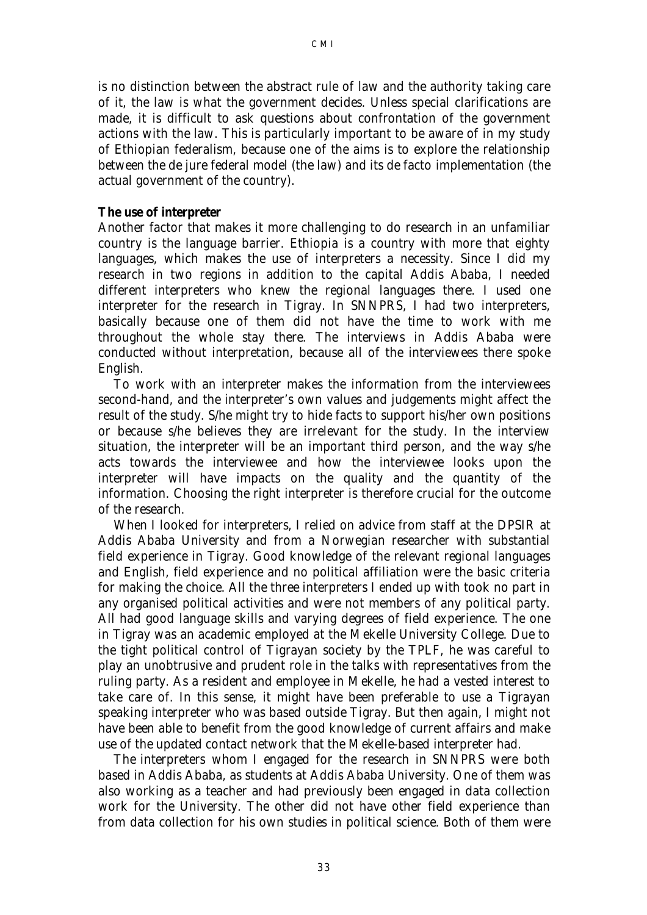is no distinction between the abstract rule of law and the authority taking care of it, the law is what the government decides. Unless special clarifications are made, it is difficult to ask questions about confrontation of the government actions with the law. This is particularly important to be aware of in my study of Ethiopian federalism, because one of the aims is to explore the relationship between the de jure federal model (the law) and its de facto implementation (the actual government of the country).

**The use of interpreter**

Another factor that makes it more challenging to do research in an unfamiliar country is the language barrier. Ethiopia is a country with more that eighty languages, which makes the use of interpreters a necessity. Since I did my research in two regions in addition to the capital Addis Ababa, I needed different interpreters who knew the regional languages there. I used one interpreter for the research in Tigray. In SNNPRS, I had two interpreters, basically because one of them did not have the time to work with me throughout the whole stay there. The interviews in Addis Ababa were conducted without interpretation, because all of the interviewees there spoke English.

To work with an interpreter makes the information from the interviewees second-hand, and the interpreter's own values and judgements might affect the result of the study. S/he might try to hide facts to support his/her own positions or because s/he believes they are irrelevant for the study. In the interview situation, the interpreter will be an important third person, and the way s/he acts towards the interviewee and how the interviewee looks upon the interpreter will have impacts on the quality and the quantity of the information. Choosing the right interpreter is therefore crucial for the outcome of the research.

When I looked for interpreters, I relied on advice from staff at the DPSIR at Addis Ababa University and from a Norwegian researcher with substantial field experience in Tigray. Good knowledge of the relevant regional languages and English, field experience and no political affiliation were the basic criteria for making the choice. All the three interpreters I ended up with took no part in any organised political activities and were not members of any political party. All had good language skills and varying degrees of field experience. The one in Tigray was an academic employed at the Mekelle University College. Due to the tight political control of Tigrayan society by the TPLF, he was careful to play an unobtrusive and prudent role in the talks with representatives from the ruling party. As a resident and employee in Mekelle, he had a vested interest to take care of. In this sense, it might have been preferable to use a Tigrayan speaking interpreter who was based outside Tigray. But then again, I might not have been able to benefit from the good knowledge of current affairs and make use of the updated contact network that the Mekelle-based interpreter had.

The interpreters whom I engaged for the research in SNNPRS were both based in Addis Ababa, as students at Addis Ababa University. One of them was also working as a teacher and had previously been engaged in data collection work for the University. The other did not have other field experience than from data collection for his own studies in political science. Both of them were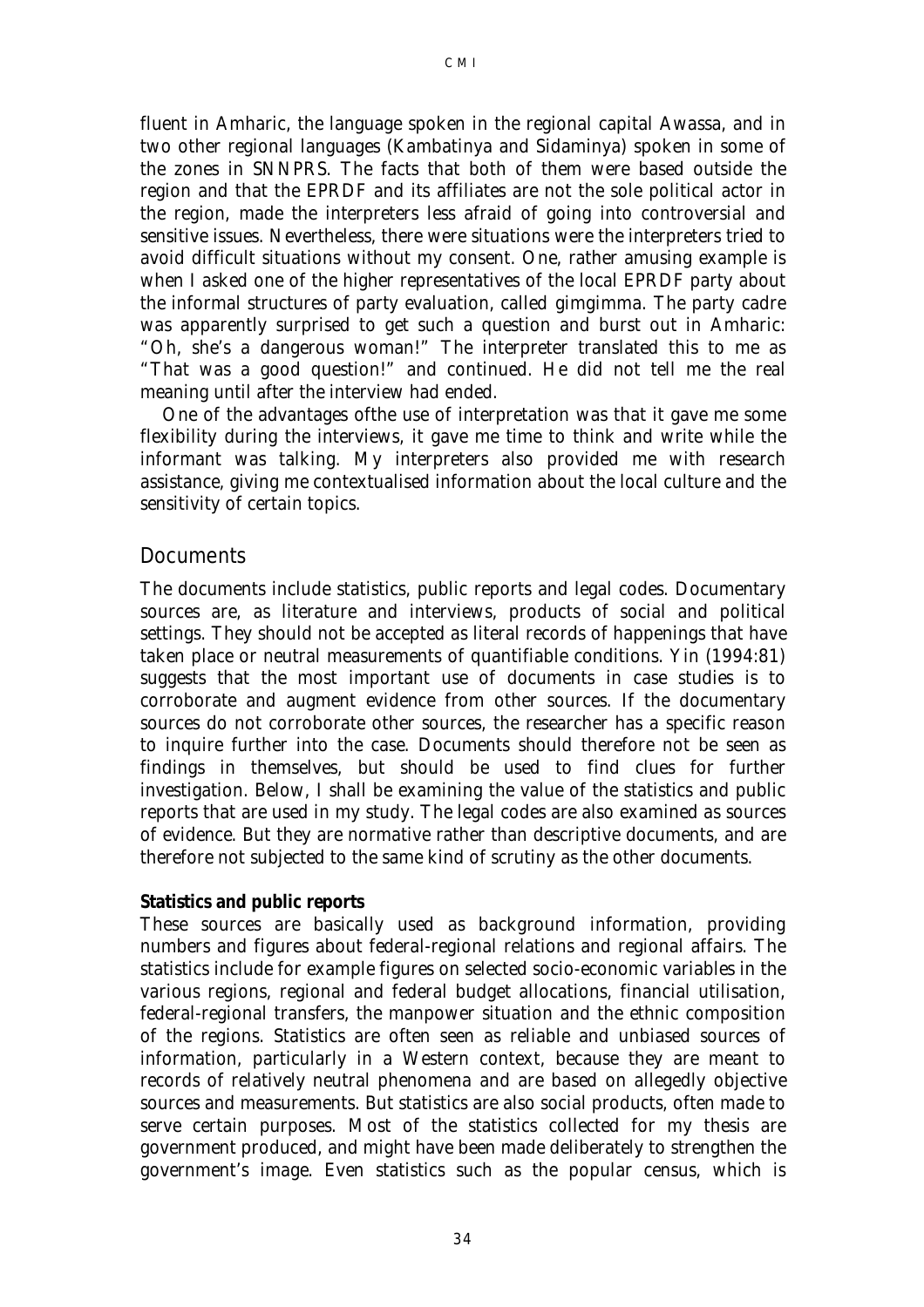fluent in Amharic, the language spoken in the regional capital Awassa, and in two other regional languages (Kambatinya and Sidaminya) spoken in some of the zones in SNNPRS. The facts that both of them were based outside the region and that the EPRDF and its affiliates are not the sole political actor in the region, made the interpreters less afraid of going into controversial and sensitive issues. Nevertheless, there were situations were the interpreters tried to avoid difficult situations without my consent. One, rather amusing example is when I asked one of the higher representatives of the local EPRDF party about the informal structures of party evaluation, called gimgimma. The party cadre was apparently surprised to get such a question and burst out in Amharic: "Oh, she's a dangerous woman!" The interpreter translated this to me as "That was a good question!" and continued. He did not tell me the real meaning until after the interview had ended.

One of the advantages ofthe use of interpretation was that it gave me some flexibility during the interviews, it gave me time to think and write while the informant was talking. My interpreters also provided me with research assistance, giving me contextualised information about the local culture and the sensitivity of certain topics.

## Documents

The documents include statistics, public reports and legal codes. Documentary sources are, as literature and interviews, products of social and political settings. They should not be accepted as literal records of happenings that have taken place or neutral measurements of quantifiable conditions. Yin (1994:81) suggests that the most important use of documents in case studies is to corroborate and augment evidence from other sources. If the documentary sources do not corroborate other sources, the researcher has a specific reason to inquire further into the case. Documents should therefore not be seen as findings in themselves, but should be used to find clues for further investigation. Below, I shall be examining the value of the statistics and public reports that are used in my study. The legal codes are also examined as sources of evidence. But they are normative rather than descriptive documents, and are therefore not subjected to the same kind of scrutiny as the other documents.

**Statistics and public reports**

These sources are basically used as background information, providing numbers and figures about federal-regional relations and regional affairs. The statistics include for example figures on selected socio-economic variables in the various regions, regional and federal budget allocations, financial utilisation, federal-regional transfers, the manpower situation and the ethnic composition of the regions. Statistics are often seen as reliable and unbiased sources of information, particularly in a Western context, because they are meant to records of relatively neutral phenomena and are based on allegedly objective sources and measurements. But statistics are also social products, often made to serve certain purposes. Most of the statistics collected for my thesis are government produced, and might have been made deliberately to strengthen the government's image. Even statistics such as the popular census, which is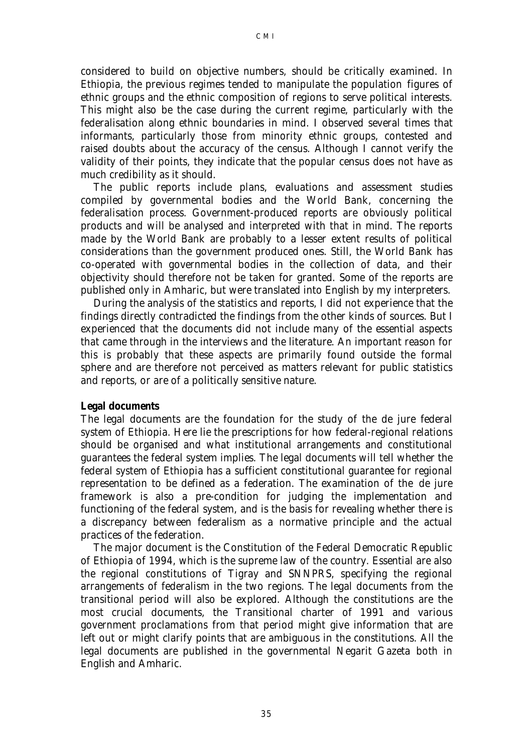considered to build on objective numbers, should be critically examined. In Ethiopia, the previous regimes tended to manipulate the population figures of ethnic groups and the ethnic composition of regions to serve political interests. This might also be the case during the current regime, particularly with the federalisation along ethnic boundaries in mind. I observed several times that informants, particularly those from minority ethnic groups, contested and raised doubts about the accuracy of the census. Although I cannot verify the validity of their points, they indicate that the popular census does not have as much credibility as it should.

The public reports include plans, evaluations and assessment studies compiled by governmental bodies and the World Bank, concerning the federalisation process. Government-produced reports are obviously political products and will be analysed and interpreted with that in mind. The reports made by the World Bank are probably to a lesser extent results of political considerations than the government produced ones. Still, the World Bank has co-operated with governmental bodies in the collection of data, and their objectivity should therefore not be taken for granted. Some of the reports are published only in Amharic, but were translated into English by my interpreters.

During the analysis of the statistics and reports, I did not experience that the findings directly contradicted the findings from the other kinds of sources. But I experienced that the documents did not include many of the essential aspects that came through in the interviews and the literature. An important reason for this is probably that these aspects are primarily found outside the formal sphere and are therefore not perceived as matters relevant for public statistics and reports, or are of a politically sensitive nature.

**Legal documents**

The legal documents are the foundation for the study of the de jure federal system of Ethiopia. Here lie the prescriptions for how federal-regional relations should be organised and what institutional arrangements and constitutional guarantees the federal system implies. The legal documents will tell whether the federal system of Ethiopia has a sufficient constitutional guarantee for regional representation to be defined as a federation. The examination of the de jure framework is also a pre-condition for judging the implementation and functioning of the federal system, and is the basis for revealing whether there is a discrepancy between federalism as a normative principle and the actual practices of the federation.

The major document is the Constitution of the Federal Democratic Republic of Ethiopia of 1994, which is the supreme law of the country. Essential are also the regional constitutions of Tigray and SNNPRS, specifying the regional arrangements of federalism in the two regions. The legal documents from the transitional period will also be explored. Although the constitutions are the most crucial documents, the Transitional charter of 1991 and various government proclamations from that period might give information that are left out or might clarify points that are ambiguous in the constitutions. All the legal documents are published in the governmental Negarit Gazeta both in English and Amharic.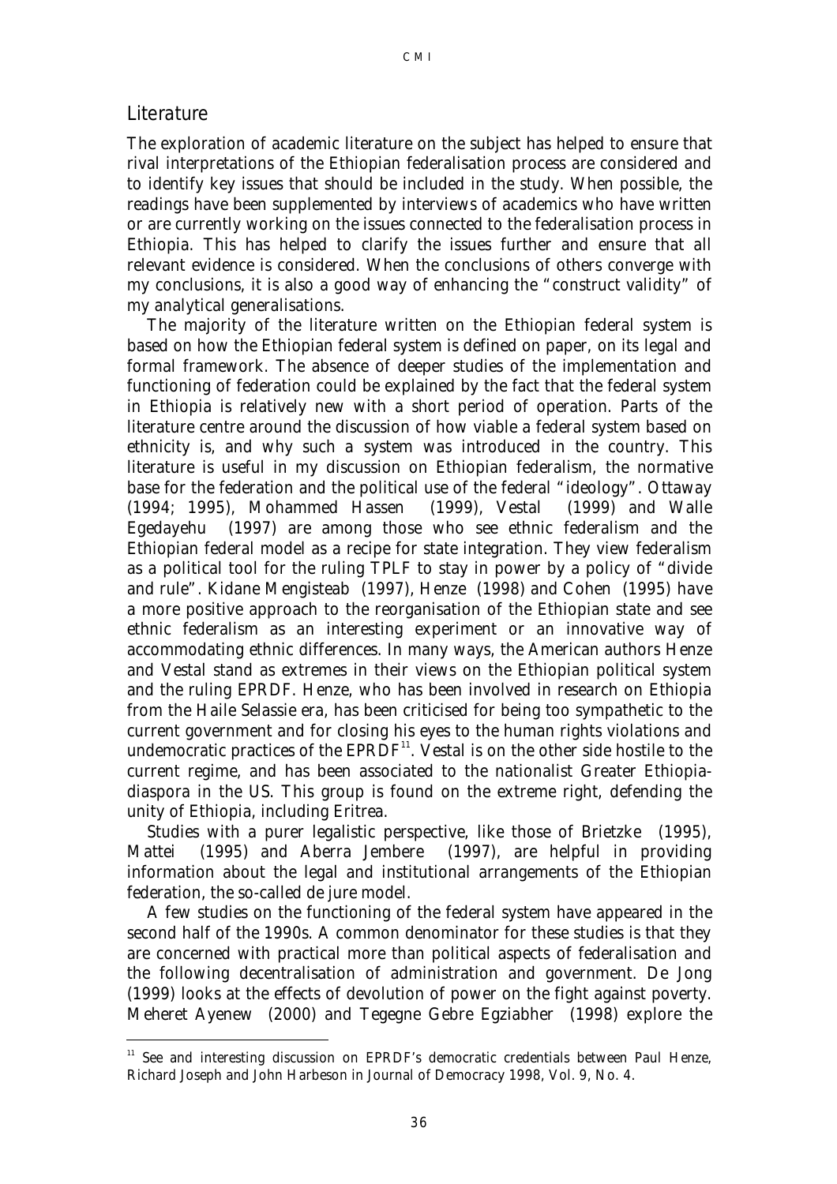## Literature

The exploration of academic literature on the subject has helped to ensure that rival interpretations of the Ethiopian federalisation process are considered and to identify key issues that should be included in the study. When possible, the readings have been supplemented by interviews of academics who have written or are currently working on the issues connected to the federalisation process in Ethiopia. This has helped to clarify the issues further and ensure that all relevant evidence is considered. When the conclusions of others converge with my conclusions, it is also a good way of enhancing the "construct validity" of my analytical generalisations.

The majority of the literature written on the Ethiopian federal system is based on how the Ethiopian federal system is defined on paper, on its legal and formal framework. The absence of deeper studies of the implementation and functioning of federation could be explained by the fact that the federal system in Ethiopia is relatively new with a short period of operation. Parts of the literature centre around the discussion of how viable a federal system based on ethnicity is, and why such a system was introduced in the country. This literature is useful in my discussion on Ethiopian federalism, the normative base for the federation and the political use of the federal "ideology". Ottaway (1994; 1995), Mohammed Hassen (1999), Vestal (1999) and Walle Egedayehu (1997) are among those who see ethnic federalism and the Ethiopian federal model as a recipe for state integration. They view federalism as a political tool for the ruling TPLF to stay in power by a policy of "divide and rule". Kidane Mengisteab (1997), Henze (1998) and Cohen (1995) have a more positive approach to the reorganisation of the Ethiopian state and see ethnic federalism as an interesting experiment or an innovative way of accommodating ethnic differences. In many ways, the American authors Henze and Vestal stand as extremes in their views on the Ethiopian political system and the ruling EPRDF. Henze, who has been involved in research on Ethiopia from the Haile Selassie era, has been criticised for being too sympathetic to the current government and for closing his eyes to the human rights violations and undemocratic practices of the EPRDF[11]. Vestal is on the other side hostile to the current regime, and has been associated to the nationalist Greater Ethiopia-diaspora in the US. This group is found on the extreme right, defending the unity of Ethiopia, including Eritrea.

Studies with a purer legalistic perspective, like those of Brietzke (1995), Mattei (1995) and Aberra Jembere (1997), are helpful in providing information about the legal and institutional arrangements of the Ethiopian federation, the so-called de jure model.

A few studies on the functioning of the federal system have appeared in the second half of the 1990s. A common denominator for these studies is that they are concerned with practical more than political aspects of federalisation and the following decentralisation of administration and government. De Jong (1999) looks at the effects of devolution of power on the fight against poverty. Meheret Ayenew (2000) and Tegegne Gebre Egziabher (1998) explore the

[11] See and interesting discussion on EPRDF's democratic credentials between Paul Henze, Richard Joseph and John Harbeson in Journal of Democracy 1998, Vol. 9, No. 4.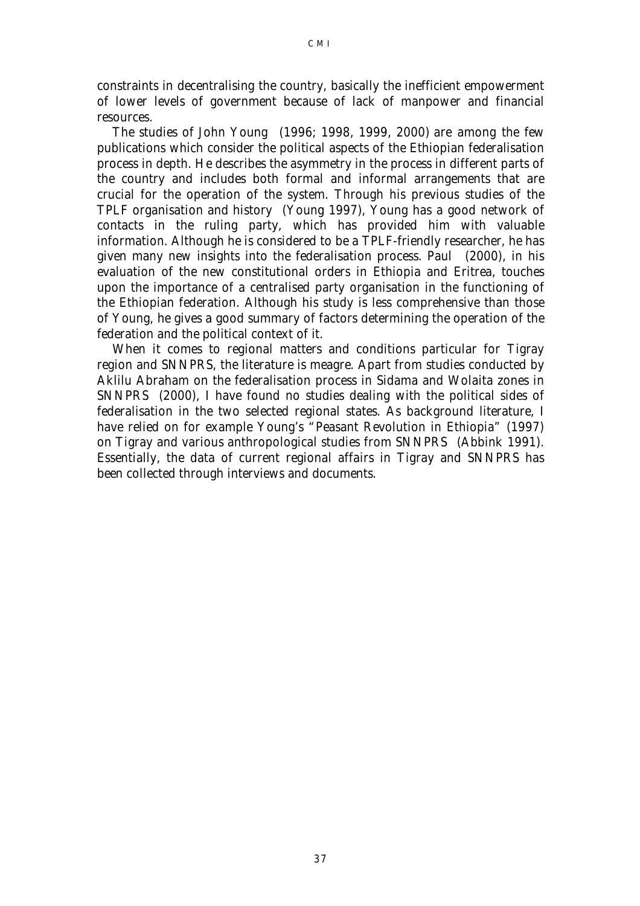constraints in decentralising the country, basically the inefficient empowerment of lower levels of government because of lack of manpower and financial resources.

The studies of John Young (1996; 1998, 1999, 2000) are among the few publications which consider the political aspects of the Ethiopian federalisation process in depth. He describes the asymmetry in the process in different parts of the country and includes both formal and informal arrangements that are crucial for the operation of the system. Through his previous studies of the TPLF organisation and history (Young 1997), Young has a good network of contacts in the ruling party, which has provided him with valuable information. Although he is considered to be a TPLF-friendly researcher, he has given many new insights into the federalisation process. Paul (2000), in his evaluation of the new constitutional orders in Ethiopia and Eritrea, touches upon the importance of a centralised party organisation in the functioning of the Ethiopian federation. Although his study is less comprehensive than those of Young, he gives a good summary of factors determining the operation of the federation and the political context of it.

When it comes to regional matters and conditions particular for Tigray region and SNNPRS, the literature is meagre. Apart from studies conducted by Aklilu Abraham on the federalisation process in Sidama and Wolaita zones in SNNPRS (2000), I have found no studies dealing with the political sides of federalisation in the two selected regional states. As background literature, I have relied on for example Young's "Peasant Revolution in Ethiopia" (1997) on Tigray and various anthropological studies from SNNPRS (Abbink 1991). Essentially, the data of current regional affairs in Tigray and SNNPRS has been collected through interviews and documents.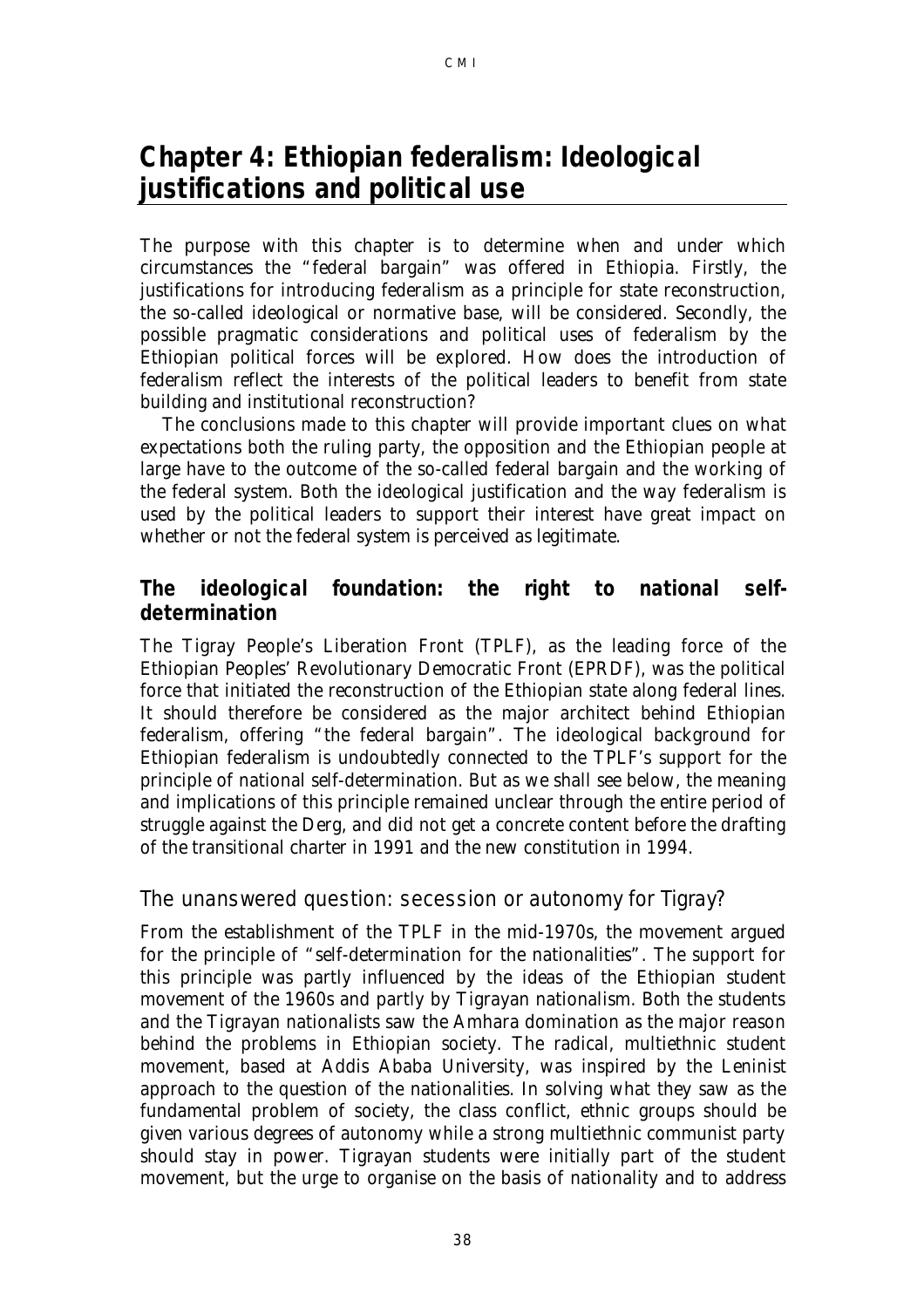# Chapter 4: Ethiopian federalism: Ideological justifications and political use

The purpose with this chapter is to determine when and under which circumstances the "federal bargain" was offered in Ethiopia. Firstly, the justifications for introducing federalism as a principle for state reconstruction, the so-called ideological or normative base, will be considered. Secondly, the possible pragmatic considerations and political uses of federalism by the Ethiopian political forces will be explored. How does the introduction of federalism reflect the interests of the political leaders to benefit from state building and institutional reconstruction?

The conclusions made to this chapter will provide important clues on what expectations both the ruling party, the opposition and the Ethiopian people at large have to the outcome of the so-called federal bargain and the working of the federal system. Both the ideological justification and the way federalism is used by the political leaders to support their interest have great impact on whether or not the federal system is perceived as legitimate.

## The ideological foundation: the right to national self-determination

The Tigray People's Liberation Front (TPLF), as the leading force of the Ethiopian Peoples' Revolutionary Democratic Front (EPRDF), was the political force that initiated the reconstruction of the Ethiopian state along federal lines. It should therefore be considered as the major architect behind Ethiopian federalism, offering "the federal bargain". The ideological background for Ethiopian federalism is undoubtedly connected to the TPLF's support for the principle of national self-determination. But as we shall see below, the meaning and implications of this principle remained unclear through the entire period of struggle against the Derg, and did not get a concrete content before the drafting of the transitional charter in 1991 and the new constitution in 1994.

### The unanswered question: secession or autonomy for Tigray?

From the establishment of the TPLF in the mid-1970s, the movement argued for the principle of "self-determination for the nationalities". The support for this principle was partly influenced by the ideas of the Ethiopian student movement of the 1960s and partly by Tigrayan nationalism. Both the students and the Tigrayan nationalists saw the Amhara domination as the major reason behind the problems in Ethiopian society. The radical, multiethnic student movement, based at Addis Ababa University, was inspired by the Leninist approach to the question of the nationalities. In solving what they saw as the fundamental problem of society, the class conflict, ethnic groups should be given various degrees of autonomy while a strong multiethnic communist party should stay in power. Tigrayan students were initially part of the student movement, but the urge to organise on the basis of nationality and to address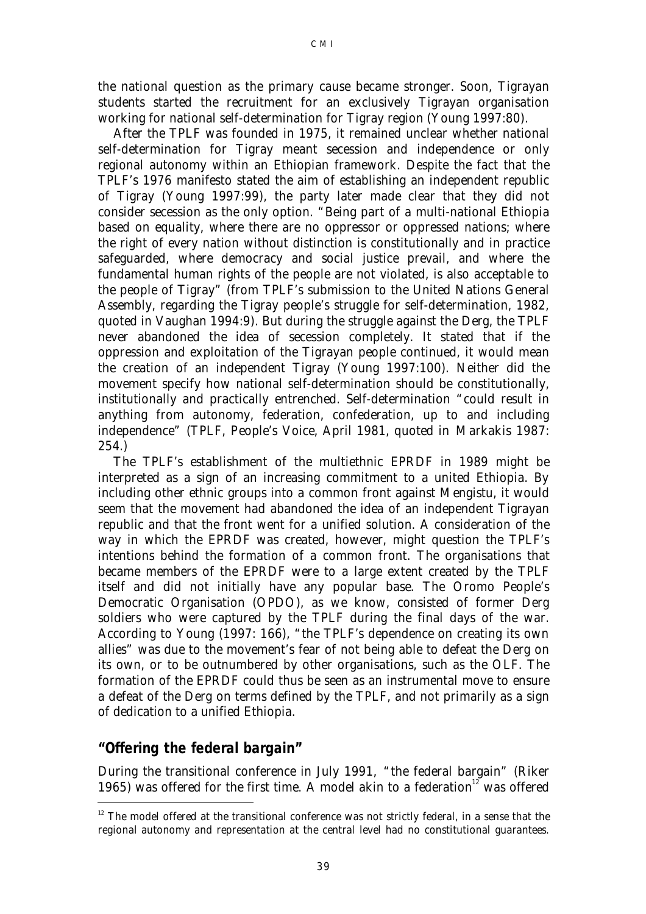the national question as the primary cause became stronger. Soon, Tigrayan students started the recruitment for an exclusively Tigrayan organisation working for national self-determination for Tigray region (Young 1997:80).

After the TPLF was founded in 1975, it remained unclear whether national self-determination for Tigray meant secession and independence or only regional autonomy within an Ethiopian framework. Despite the fact that the TPLF's 1976 manifesto stated the aim of establishing an independent republic of Tigray (Young 1997:99), the party later made clear that they did not consider secession as the only option. "Being part of a multi-national Ethiopia based on equality, where there are no oppressor or oppressed nations; where the right of every nation without distinction is constitutionally and in practice safeguarded, where democracy and social justice prevail, and where the fundamental human rights of the people are not violated, is also acceptable to the people of Tigray" (from TPLF's submission to the United Nations General Assembly, regarding the Tigray people's struggle for self-determination, 1982, quoted in Vaughan 1994:9). But during the struggle against the Derg, the TPLF never abandoned the idea of secession completely. It stated that if the oppression and exploitation of the Tigrayan people continued, it would mean the creation of an independent Tigray (Young 1997:100). Neither did the movement specify how national self-determination should be constitutionally, institutionally and practically entrenched. Self-determination "could result in anything from autonomy, federation, confederation, up to and including independence" (TPLF, People's Voice, April 1981, quoted in Markakis 1987: 254.)

The TPLF's establishment of the multiethnic EPRDF in 1989 might be interpreted as a sign of an increasing commitment to a united Ethiopia. By including other ethnic groups into a common front against Mengistu, it would seem that the movement had abandoned the idea of an independent Tigrayan republic and that the front went for a unified solution. A consideration of the way in which the EPRDF was created, however, might question the TPLF's intentions behind the formation of a common front. The organisations that became members of the EPRDF were to a large extent created by the TPLF itself and did not initially have any popular base. The Oromo People's Democratic Organisation (OPDO), as we know, consisted of former Derg soldiers who were captured by the TPLF during the final days of the war. According to Young (1997: 166), "the TPLF's dependence on creating its own allies" was due to the movement's fear of not being able to defeat the Derg on its own, or to be outnumbered by other organisations, such as the OLF. The formation of the EPRDF could thus be seen as an instrumental move to ensure a defeat of the Derg on terms defined by the TPLF, and not primarily as a sign of dedication to a unified Ethiopia.

## "Offering the federal bargain"

During the transitional conference in July 1991, "the federal bargain" (Riker 1965) was offered for the first time. A model akin to a federation[12] was offered

[12] The model offered at the transitional conference was not strictly federal, in a sense that the regional autonomy and representation at the central level had no constitutional guarantees.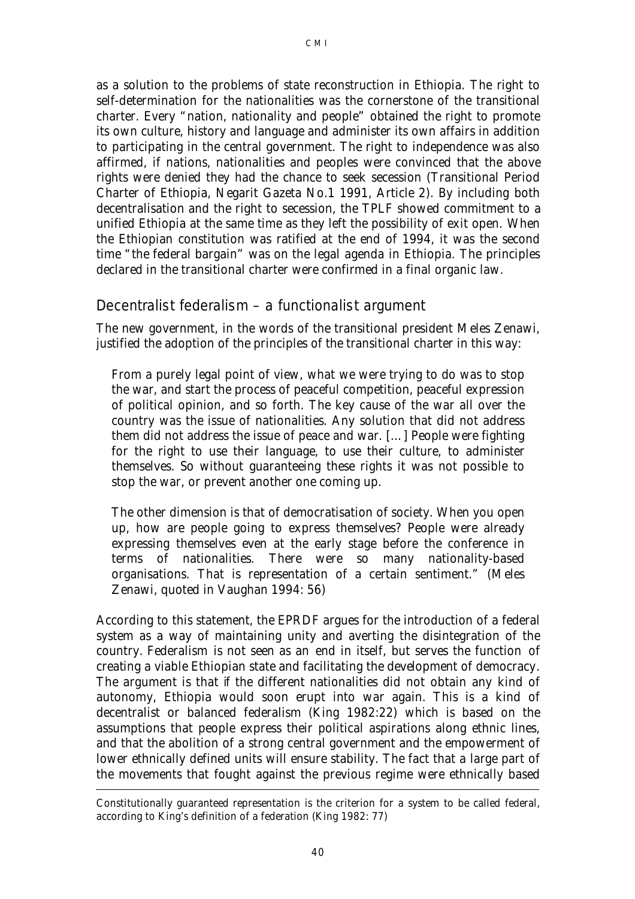as a solution to the problems of state reconstruction in Ethiopia. The right to self-determination for the nationalities was the cornerstone of the transitional charter. Every "nation, nationality and people" obtained the right to promote its own culture, history and language and administer its own affairs in addition to participating in the central government. The right to independence was also affirmed, if nations, nationalities and peoples were convinced that the above rights were denied they had the chance to seek secession (Transitional Period Charter of Ethiopia, Negarit Gazeta No.1 1991, Article 2). By including both decentralisation and the right to secession, the TPLF showed commitment to a unified Ethiopia at the same time as they left the possibility of exit open. When the Ethiopian constitution was ratified at the end of 1994, it was the second time "the federal bargain" was on the legal agenda in Ethiopia. The principles declared in the transitional charter were confirmed in a final organic law.

## Decentralist federalism – a functionalist argument

The new government, in the words of the transitional president Meles Zenawi, justified the adoption of the principles of the transitional charter in this way:

> From a purely legal point of view, what we were trying to do was to stop the war, and start the process of peaceful competition, peaceful expression of political opinion, and so forth. The key cause of the war all over the country was the issue of nationalities. Any solution that did not address them did not address the issue of peace and war. [...] People were fighting for the right to use their language, to use their culture, to administer themselves. So without guaranteeing these rights it was not possible to stop the war, or prevent another one coming up.
>
> The other dimension is that of democratisation of society. When you open up, how are people going to express themselves? People were already expressing themselves even at the early stage before the conference in terms of nationalities. There were so many nationality-based organisations. That is representation of a certain sentiment." (Meles Zenawi, quoted in Vaughan 1994: 56)

According to this statement, the EPRDF argues for the introduction of a federal system as a way of maintaining unity and averting the disintegration of the country. Federalism is not seen as an end in itself, but serves the function of creating a viable Ethiopian state and facilitating the development of democracy. The argument is that if the different nationalities did not obtain any kind of autonomy, Ethiopia would soon erupt into war again. This is a kind of decentralist or balanced federalism (King 1982:22) which is based on the assumptions that people express their political aspirations along ethnic lines, and that the abolition of a strong central government and the empowerment of lower ethnically defined units will ensure stability. The fact that a large part of the movements that fought against the previous regime were ethnically based

---

Constitutionally guaranteed representation is the criterion for a system to be called federal, according to King's definition of a federation (King 1982: 77)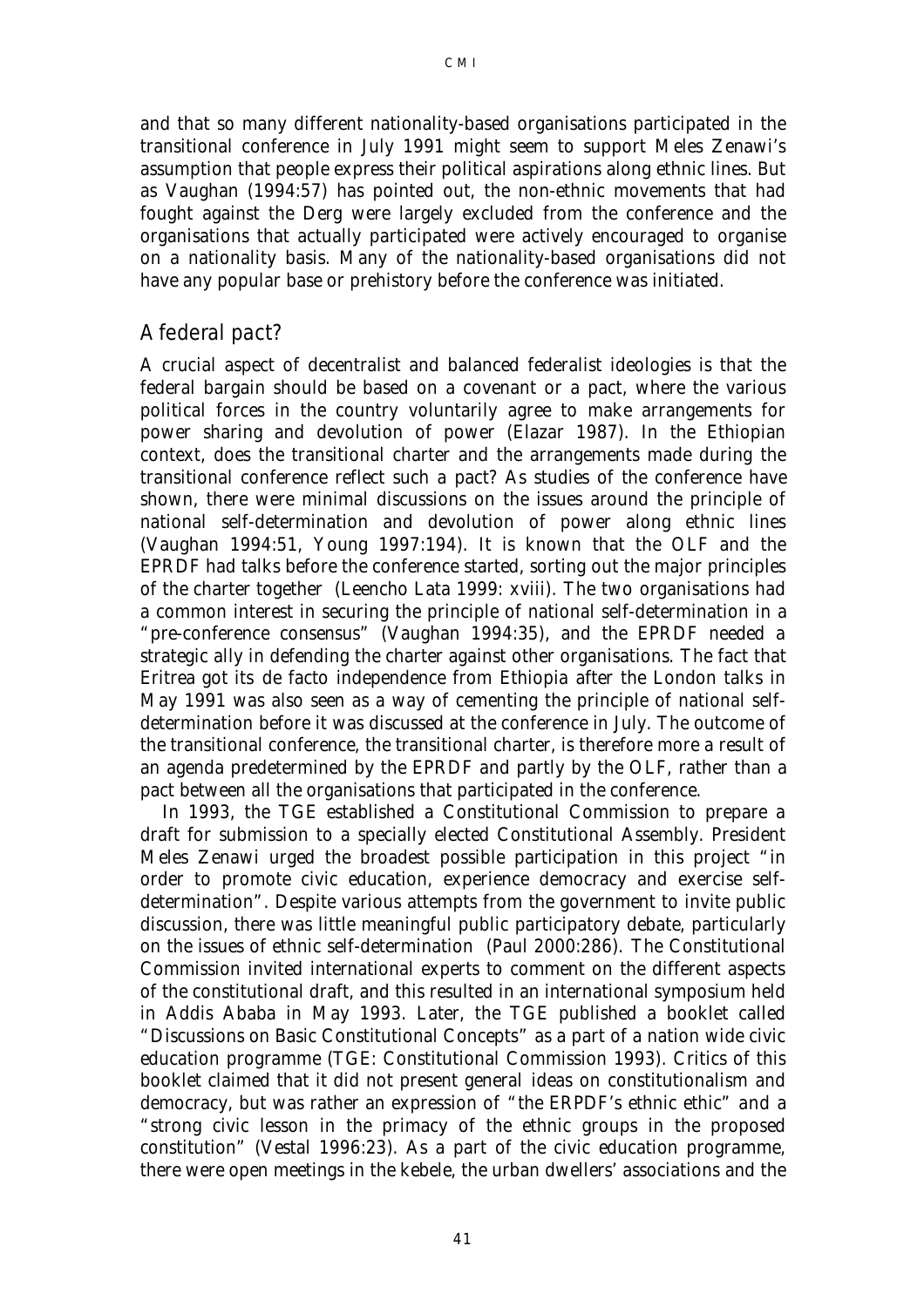and that so many different nationality-based organisations participated in the transitional conference in July 1991 might seem to support Meles Zenawi's assumption that people express their political aspirations along ethnic lines. But as Vaughan (1994:57) has pointed out, the non-ethnic movements that had fought against the Derg were largely excluded from the conference and the organisations that actually participated were actively encouraged to organise on a nationality basis. Many of the nationality-based organisations did not have any popular base or prehistory before the conference was initiated.

## A federal pact?

A crucial aspect of decentralist and balanced federalist ideologies is that the federal bargain should be based on a covenant or a pact, where the various political forces in the country voluntarily agree to make arrangements for power sharing and devolution of power (Elazar 1987). In the Ethiopian context, does the transitional charter and the arrangements made during the transitional conference reflect such a pact? As studies of the conference have shown, there were minimal discussions on the issues around the principle of national self-determination and devolution of power along ethnic lines (Vaughan 1994:51, Young 1997:194). It is known that the OLF and the EPRDF had talks before the conference started, sorting out the major principles of the charter together (Leencho Lata 1999: xviii). The two organisations had a common interest in securing the principle of national self-determination in a "pre-conference consensus" (Vaughan 1994:35), and the EPRDF needed a strategic ally in defending the charter against other organisations. The fact that Eritrea got its de facto independence from Ethiopia after the London talks in May 1991 was also seen as a way of cementing the principle of national self-determination before it was discussed at the conference in July. The outcome of the transitional conference, the transitional charter, is therefore more a result of an agenda predetermined by the EPRDF and partly by the OLF, rather than a pact between all the organisations that participated in the conference.

In 1993, the TGE established a Constitutional Commission to prepare a draft for submission to a specially elected Constitutional Assembly. President Meles Zenawi urged the broadest possible participation in this project "in order to promote civic education, experience democracy and exercise self-determination". Despite various attempts from the government to invite public discussion, there was little meaningful public participatory debate, particularly on the issues of ethnic self-determination (Paul 2000:286). The Constitutional Commission invited international experts to comment on the different aspects of the constitutional draft, and this resulted in an international symposium held in Addis Ababa in May 1993. Later, the TGE published a booklet called "Discussions on Basic Constitutional Concepts" as a part of a nation wide civic education programme (TGE: Constitutional Commission 1993). Critics of this booklet claimed that it did not present general ideas on constitutionalism and democracy, but was rather an expression of "the ERPDF's ethnic ethic" and a "strong civic lesson in the primacy of the ethnic groups in the proposed constitution" (Vestal 1996:23). As a part of the civic education programme, there were open meetings in the kebele, the urban dwellers' associations and the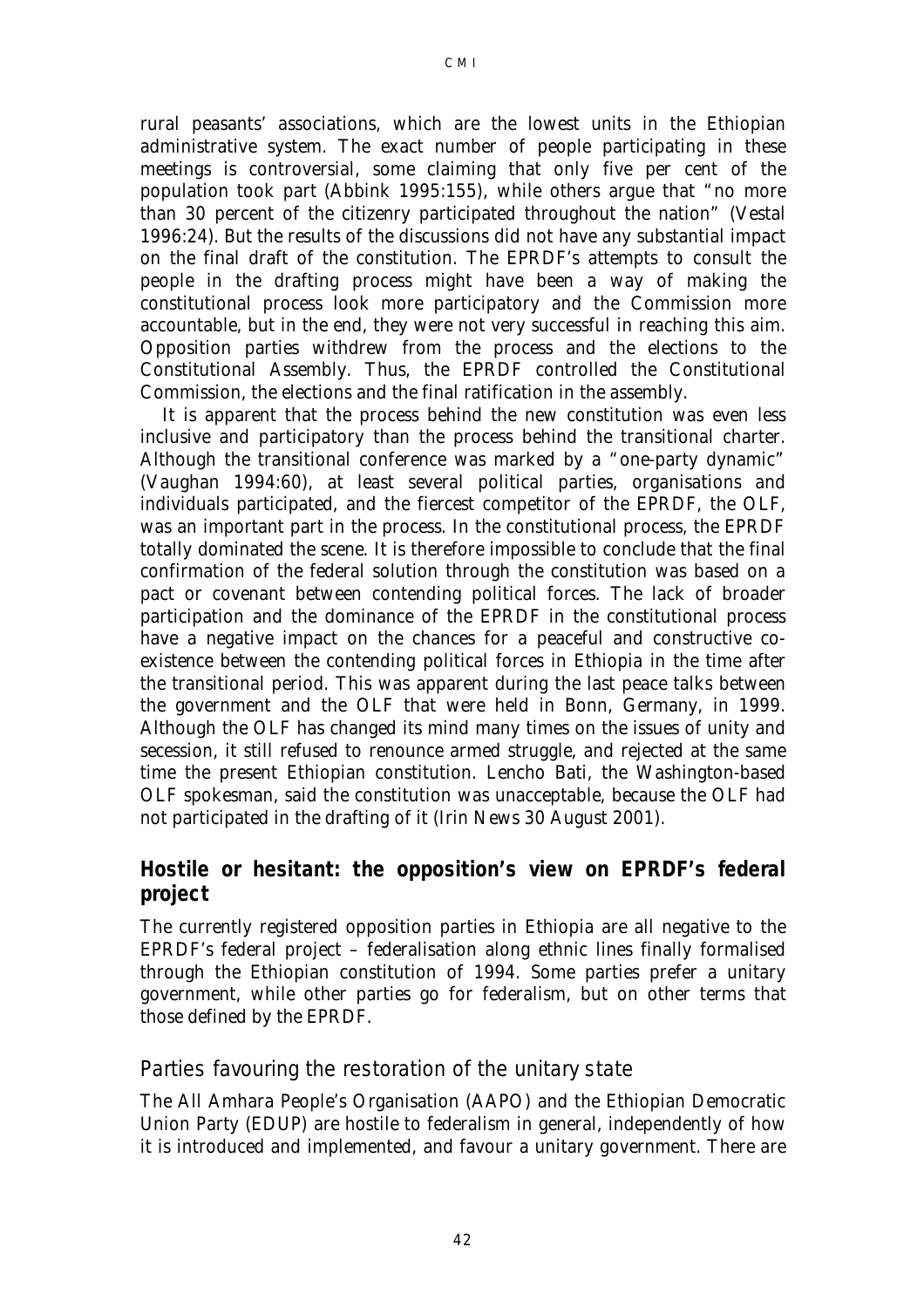rural peasants' associations, which are the lowest units in the Ethiopian administrative system. The exact number of people participating in these meetings is controversial, some claiming that only five per cent of the population took part (Abbink 1995:155), while others argue that "no more than 30 percent of the citizenry participated throughout the nation" (Vestal 1996:24). But the results of the discussions did not have any substantial impact on the final draft of the constitution. The EPRDF's attempts to consult the people in the drafting process might have been a way of making the constitutional process look more participatory and the Commission more accountable, but in the end, they were not very successful in reaching this aim. Opposition parties withdrew from the process and the elections to the Constitutional Assembly. Thus, the EPRDF controlled the Constitutional Commission, the elections and the final ratification in the assembly.

It is apparent that the process behind the new constitution was even less inclusive and participatory than the process behind the transitional charter. Although the transitional conference was marked by a "one-party dynamic" (Vaughan 1994:60), at least several political parties, organisations and individuals participated, and the fiercest competitor of the EPRDF, the OLF, was an important part in the process. In the constitutional process, the EPRDF totally dominated the scene. It is therefore impossible to conclude that the final confirmation of the federal solution through the constitution was based on a pact or covenant between contending political forces. The lack of broader participation and the dominance of the EPRDF in the constitutional process have a negative impact on the chances for a peaceful and constructive co-existence between the contending political forces in Ethiopia in the time after the transitional period. This was apparent during the last peace talks between the government and the OLF that were held in Bonn, Germany, in 1999. Although the OLF has changed its mind many times on the issues of unity and secession, it still refused to renounce armed struggle, and rejected at the same time the present Ethiopian constitution. Lencho Bati, the Washington-based OLF spokesman, said the constitution was unacceptable, because the OLF had not participated in the drafting of it (Irin News 30 August 2001).

## Hostile or hesitant: the opposition's view on EPRDF's federal project

The currently registered opposition parties in Ethiopia are all negative to the EPRDF's federal project – federalisation along ethnic lines finally formalised through the Ethiopian constitution of 1994. Some parties prefer a unitary government, while other parties go for federalism, but on other terms that those defined by the EPRDF.

### *Parties favouring the restoration of the unitary state*

The All Amhara People's Organisation (AAPO) and the Ethiopian Democratic Union Party (EDUP) are hostile to federalism in general, independently of how it is introduced and implemented, and favour a unitary government. There are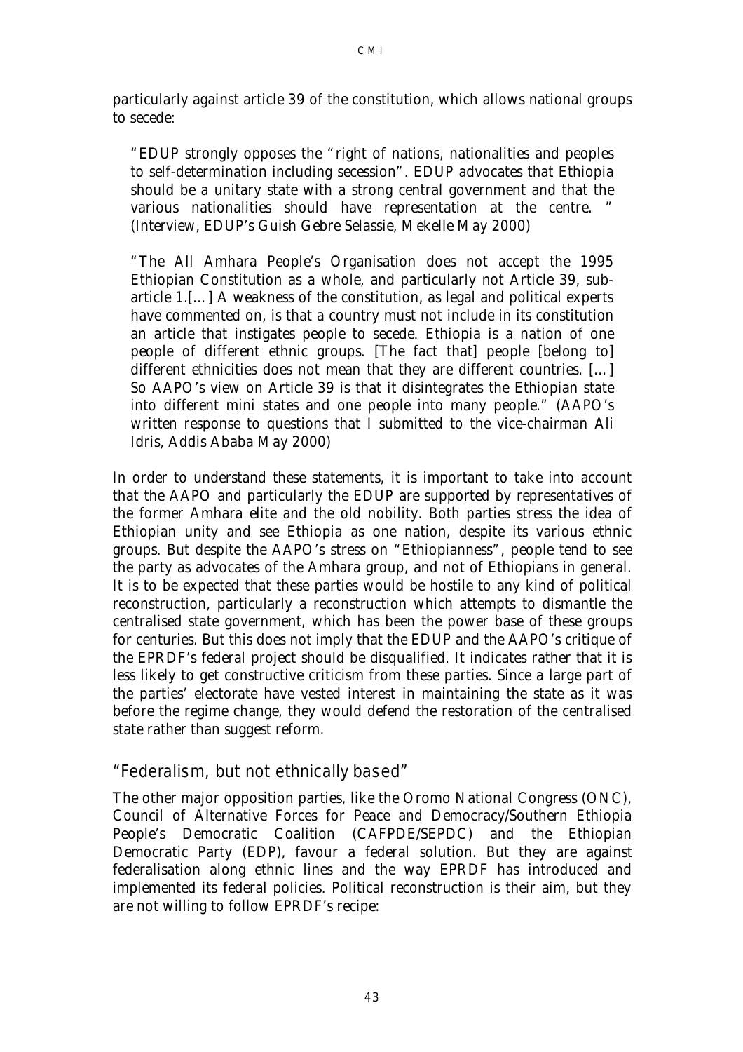particularly against article 39 of the constitution, which allows national groups to secede:

> "EDUP strongly opposes the "right of nations, nationalities and peoples to self-determination including secession". EDUP advocates that Ethiopia should be a unitary state with a strong central government and that the various nationalities should have representation at the centre. " (Interview, EDUP's Guish Gebre Selassie, Mekelle May 2000)

> "The All Amhara People's Organisation does not accept the 1995 Ethiopian Constitution as a whole, and particularly not Article 39, sub-article 1.[…] A weakness of the constitution, as legal and political experts have commented on, is that a country must not include in its constitution an article that instigates people to secede. Ethiopia is a nation of one people of different ethnic groups. [The fact that] people [belong to] different ethnicities does not mean that they are different countries. […] So AAPO's view on Article 39 is that it disintegrates the Ethiopian state into different mini states and one people into many people." (AAPO's written response to questions that I submitted to the vice-chairman Ali Idris, Addis Ababa May 2000)

In order to understand these statements, it is important to take into account that the AAPO and particularly the EDUP are supported by representatives of the former Amhara elite and the old nobility. Both parties stress the idea of Ethiopian unity and see Ethiopia as one nation, despite its various ethnic groups. But despite the AAPO's stress on "Ethiopianness", people tend to see the party as advocates of the Amhara group, and not of Ethiopians in general. It is to be expected that these parties would be hostile to any kind of political reconstruction, particularly a reconstruction which attempts to dismantle the centralised state government, which has been the power base of these groups for centuries. But this does not imply that the EDUP and the AAPO's critique of the EPRDF's federal project should be disqualified. It indicates rather that it is less likely to get constructive criticism from these parties. Since a large part of the parties' electorate have vested interest in maintaining the state as it was before the regime change, they would defend the restoration of the centralised state rather than suggest reform.

### "Federalism, but not ethnically based"

The other major opposition parties, like the Oromo National Congress (ONC), Council of Alternative Forces for Peace and Democracy/Southern Ethiopia People's Democratic Coalition (CAFPDE/SEPDC) and the Ethiopian Democratic Party (EDP), favour a federal solution. But they are against federalisation along ethnic lines and the way EPRDF has introduced and implemented its federal policies. Political reconstruction is their aim, but they are not willing to follow EPRDF's recipe: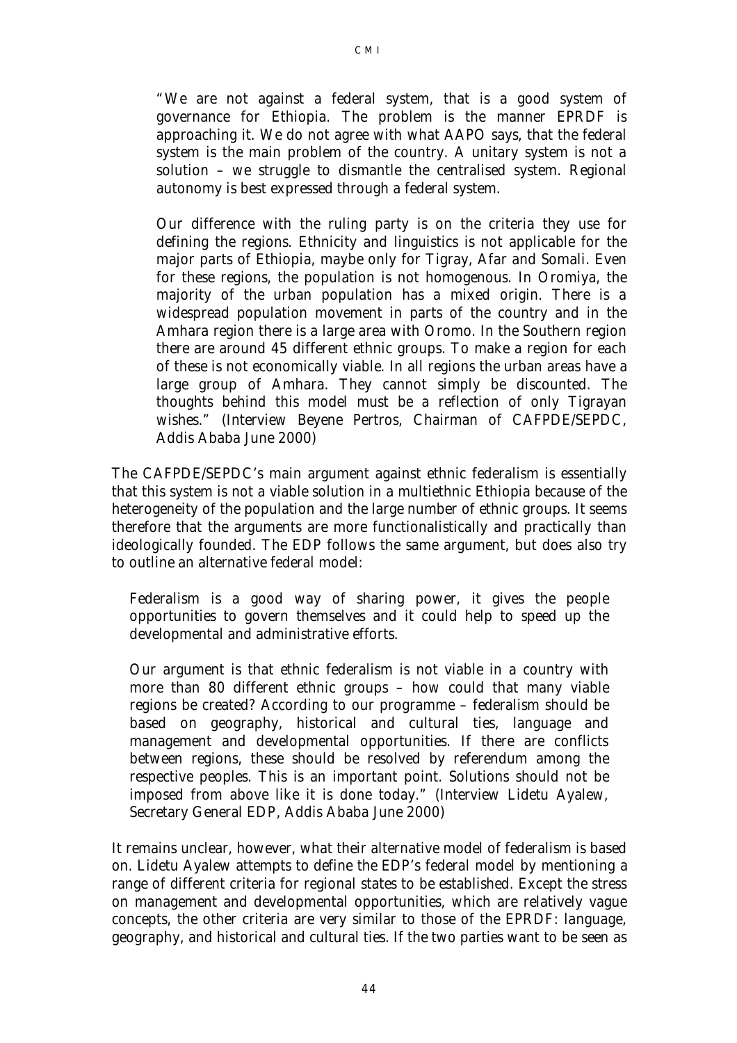> "We are not against a federal system, that is a good system of governance for Ethiopia. The problem is the manner EPRDF is approaching it. We do not agree with what AAPO says, that the federal system is the main problem of the country. A unitary system is not a solution – we struggle to dismantle the centralised system. Regional autonomy is best expressed through a federal system.
>
> Our difference with the ruling party is on the criteria they use for defining the regions. Ethnicity and linguistics is not applicable for the major parts of Ethiopia, maybe only for Tigray, Afar and Somali. Even for these regions, the population is not homogenous. In Oromiya, the majority of the urban population has a mixed origin. There is a widespread population movement in parts of the country and in the Amhara region there is a large area with Oromo. In the Southern region there are around 45 different ethnic groups. To make a region for each of these is not economically viable. In all regions the urban areas have a large group of Amhara. They cannot simply be discounted. The thoughts behind this model must be a reflection of only Tigrayan wishes." (Interview Beyene Pertros, Chairman of CAFPDE/SEPDC, Addis Ababa June 2000)

The CAFPDE/SEPDC's main argument against ethnic federalism is essentially that this system is not a viable solution in a multiethnic Ethiopia because of the heterogeneity of the population and the large number of ethnic groups. It seems therefore that the arguments are more functionalistically and practically than ideologically founded. The EDP follows the same argument, but does also try to outline an alternative federal model:

> Federalism is a good way of sharing power, it gives the people opportunities to govern themselves and it could help to speed up the developmental and administrative efforts.
>
> Our argument is that ethnic federalism is not viable in a country with more than 80 different ethnic groups – how could that many viable regions be created? According to our programme – federalism should be based on geography, historical and cultural ties, language and management and developmental opportunities. If there are conflicts between regions, these should be resolved by referendum among the respective peoples. This is an important point. Solutions should not be imposed from above like it is done today." (Interview Lidetu Ayalew, Secretary General EDP, Addis Ababa June 2000)

It remains unclear, however, what their alternative model of federalism is based on. Lidetu Ayalew attempts to define the EDP's federal model by mentioning a range of different criteria for regional states to be established. Except the stress on management and developmental opportunities, which are relatively vague concepts, the other criteria are very similar to those of the EPRDF: language, geography, and historical and cultural ties. If the two parties want to be seen as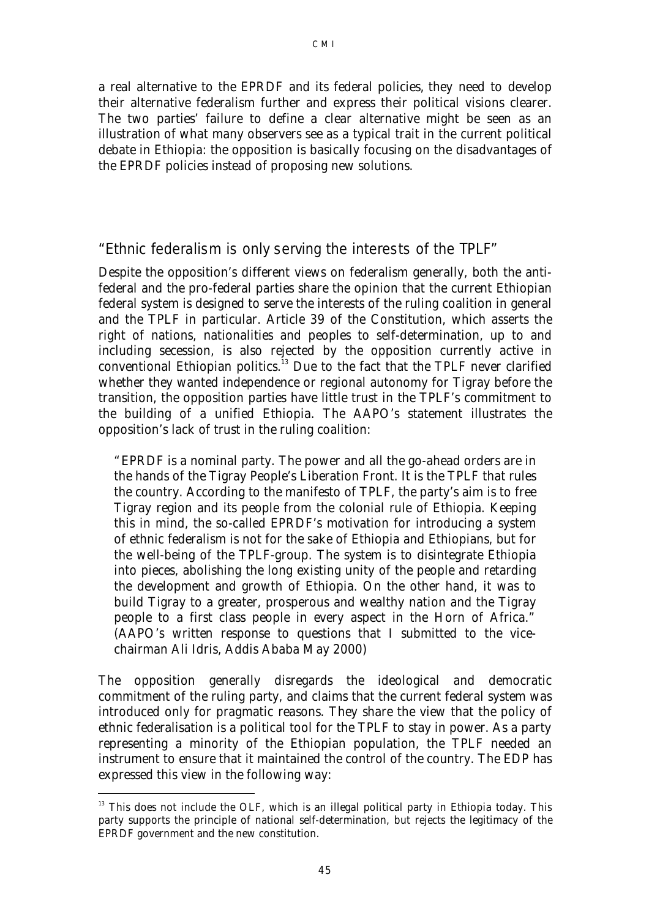a real alternative to the EPRDF and its federal policies, they need to develop their alternative federalism further and express their political visions clearer. The two parties' failure to define a clear alternative might be seen as an illustration of what many observers see as a typical trait in the current political debate in Ethiopia: the opposition is basically focusing on the disadvantages of the EPRDF policies instead of proposing new solutions.

## "Ethnic federalism is only serving the interests of the TPLF"

Despite the opposition's different views on federalism generally, both the anti-federal and the pro-federal parties share the opinion that the current Ethiopian federal system is designed to serve the interests of the ruling coalition in general and the TPLF in particular. Article 39 of the Constitution, which asserts the right of nations, nationalities and peoples to self-determination, up to and including secession, is also rejected by the opposition currently active in conventional Ethiopian politics.[13] Due to the fact that the TPLF never clarified whether they wanted independence or regional autonomy for Tigray before the transition, the opposition parties have little trust in the TPLF's commitment to the building of a unified Ethiopia. The AAPO's statement illustrates the opposition's lack of trust in the ruling coalition:

> "EPRDF is a nominal party. The power and all the go-ahead orders are in the hands of the Tigray People's Liberation Front. It is the TPLF that rules the country. According to the manifesto of TPLF, the party's aim is to free Tigray region and its people from the colonial rule of Ethiopia. Keeping this in mind, the so-called EPRDF's motivation for introducing a system of ethnic federalism is not for the sake of Ethiopia and Ethiopians, but for the well-being of the TPLF-group. The system is to disintegrate Ethiopia into pieces, abolishing the long existing unity of the people and retarding the development and growth of Ethiopia. On the other hand, it was to build Tigray to a greater, prosperous and wealthy nation and the Tigray people to a first class people in every aspect in the Horn of Africa." (AAPO's written response to questions that I submitted to the vice-chairman Ali Idris, Addis Ababa May 2000)

The opposition generally disregards the ideological and democratic commitment of the ruling party, and claims that the current federal system was introduced only for pragmatic reasons. They share the view that the policy of ethnic federalisation is a political tool for the TPLF to stay in power. As a party representing a minority of the Ethiopian population, the TPLF needed an instrument to ensure that it maintained the control of the country. The EDP has expressed this view in the following way:

[13] This does not include the OLF, which is an illegal political party in Ethiopia today. This party supports the principle of national self-determination, but rejects the legitimacy of the EPRDF government and the new constitution.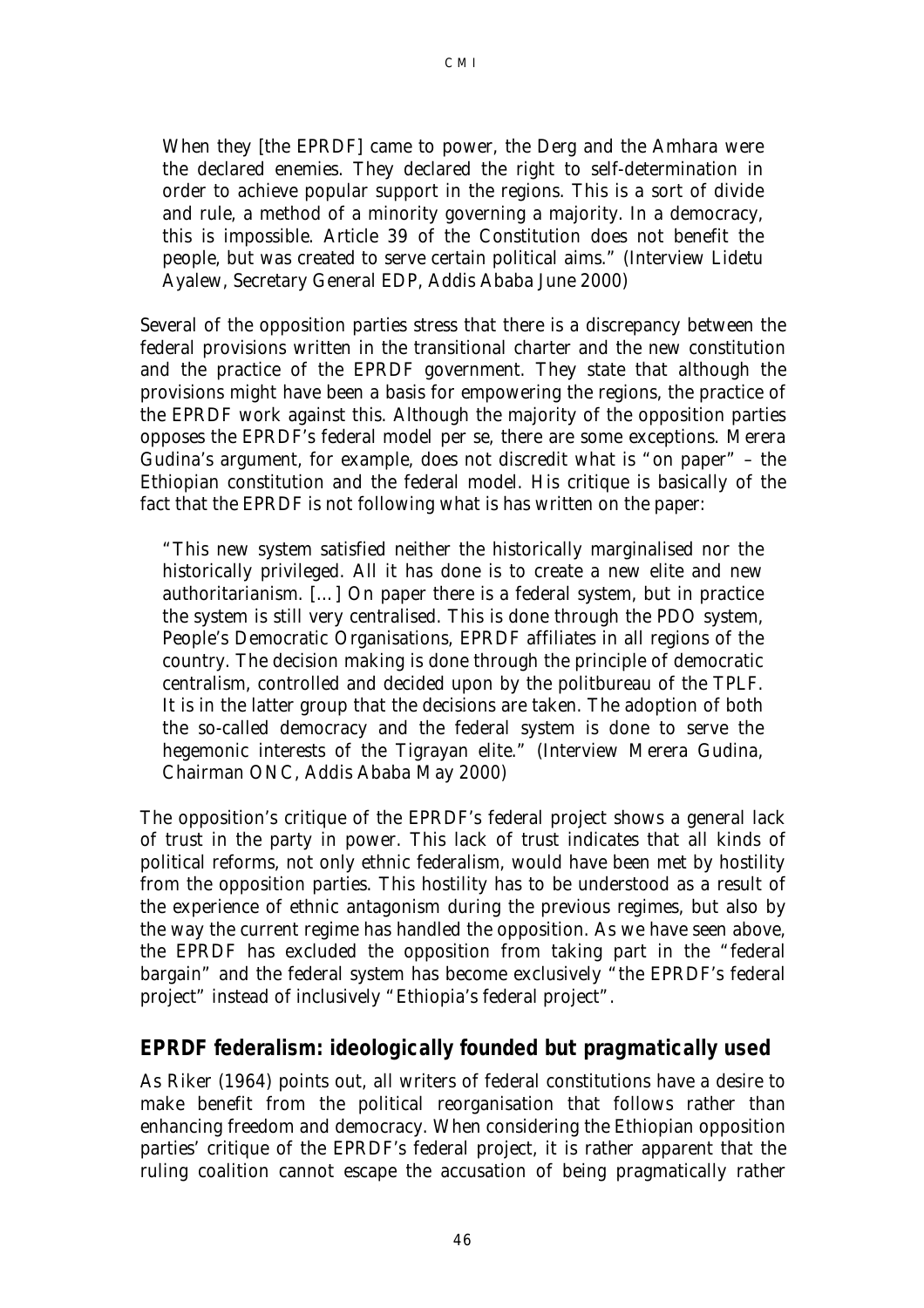When they [the EPRDF] came to power, the Derg and the Amhara were the declared enemies. They declared the right to self-determination in order to achieve popular support in the regions. This is a sort of divide and rule, a method of a minority governing a majority. In a democracy, this is impossible. Article 39 of the Constitution does not benefit the people, but was created to serve certain political aims." (Interview Lidetu Ayalew, Secretary General EDP, Addis Ababa June 2000)

Several of the opposition parties stress that there is a discrepancy between the federal provisions written in the transitional charter and the new constitution and the practice of the EPRDF government. They state that although the provisions might have been a basis for empowering the regions, the practice of the EPRDF work against this. Although the majority of the opposition parties opposes the EPRDF's federal model per se, there are some exceptions. Merera Gudina's argument, for example, does not discredit what is "on paper" – the Ethiopian constitution and the federal model. His critique is basically of the fact that the EPRDF is not following what is has written on the paper:

> "This new system satisfied neither the historically marginalised nor the historically privileged. All it has done is to create a new elite and new authoritarianism. [...] On paper there is a federal system, but in practice the system is still very centralised. This is done through the PDO system, People's Democratic Organisations, EPRDF affiliates in all regions of the country. The decision making is done through the principle of democratic centralism, controlled and decided upon by the politbureau of the TPLF. It is in the latter group that the decisions are taken. The adoption of both the so-called democracy and the federal system is done to serve the hegemonic interests of the Tigrayan elite." (Interview Merera Gudina, Chairman ONC, Addis Ababa May 2000)

The opposition's critique of the EPRDF's federal project shows a general lack of trust in the party in power. This lack of trust indicates that all kinds of political reforms, not only ethnic federalism, would have been met by hostility from the opposition parties. This hostility has to be understood as a result of the experience of ethnic antagonism during the previous regimes, but also by the way the current regime has handled the opposition. As we have seen above, the EPRDF has excluded the opposition from taking part in the "federal bargain" and the federal system has become exclusively "the EPRDF's federal project" instead of inclusively "Ethiopia's federal project".

## EPRDF federalism: ideologically founded but pragmatically used

As Riker (1964) points out, all writers of federal constitutions have a desire to make benefit from the political reorganisation that follows rather than enhancing freedom and democracy. When considering the Ethiopian opposition parties' critique of the EPRDF's federal project, it is rather apparent that the ruling coalition cannot escape the accusation of being pragmatically rather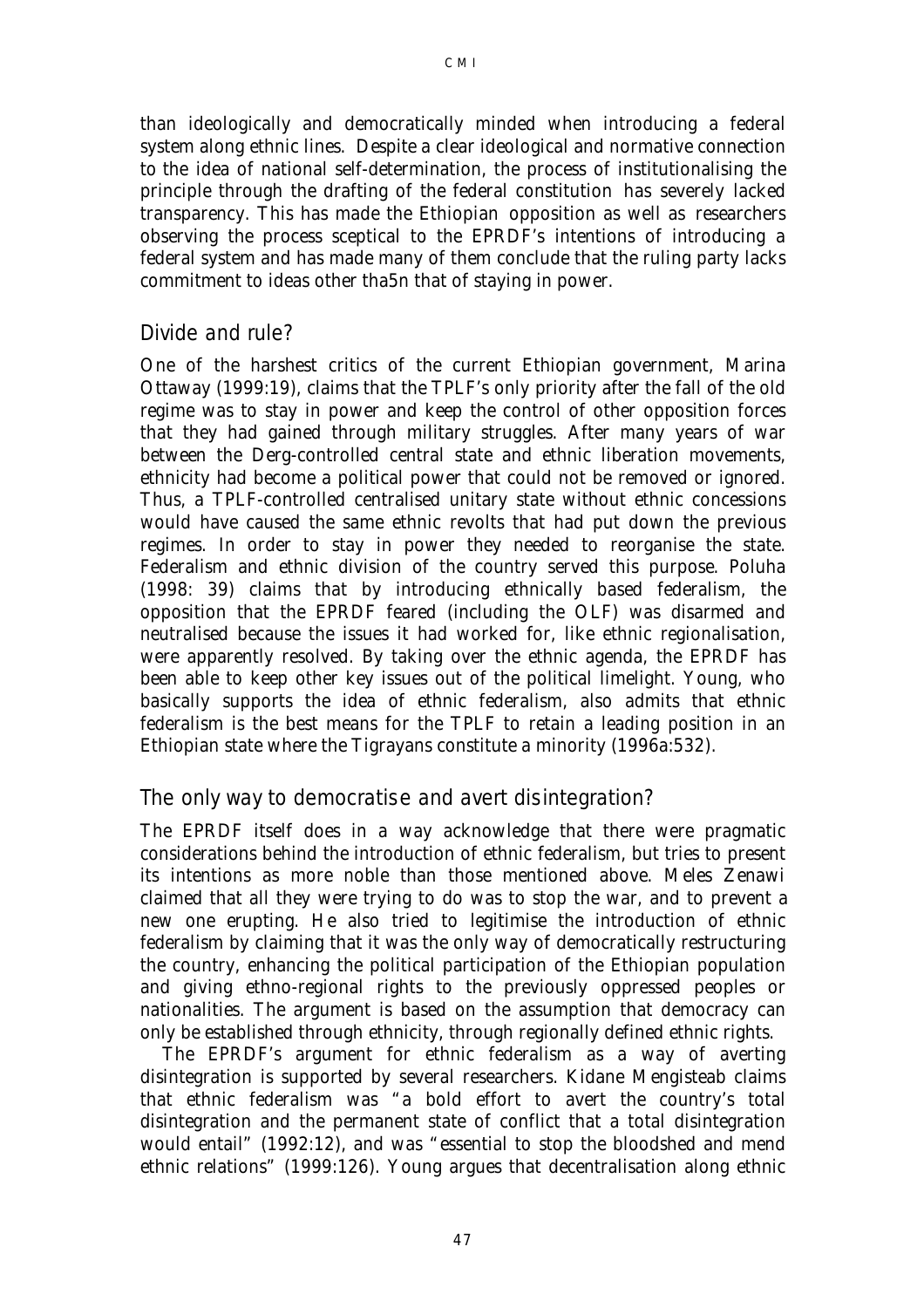than ideologically and democratically minded when introducing a federal system along ethnic lines. Despite a clear ideological and normative connection to the idea of national self-determination, the process of institutionalising the principle through the drafting of the federal constitution has severely lacked transparency. This has made the Ethiopian opposition as well as researchers observing the process sceptical to the EPRDF's intentions of introducing a federal system and has made many of them conclude that the ruling party lacks commitment to ideas other tha5n that of staying in power.

## Divide and rule?

One of the harshest critics of the current Ethiopian government, Marina Ottaway (1999:19), claims that the TPLF's only priority after the fall of the old regime was to stay in power and keep the control of other opposition forces that they had gained through military struggles. After many years of war between the Derg-controlled central state and ethnic liberation movements, ethnicity had become a political power that could not be removed or ignored. Thus, a TPLF-controlled centralised unitary state without ethnic concessions would have caused the same ethnic revolts that had put down the previous regimes. In order to stay in power they needed to reorganise the state. Federalism and ethnic division of the country served this purpose. Poluha (1998: 39) claims that by introducing ethnically based federalism, the opposition that the EPRDF feared (including the OLF) was disarmed and neutralised because the issues it had worked for, like ethnic regionalisation, were apparently resolved. By taking over the ethnic agenda, the EPRDF has been able to keep other key issues out of the political limelight. Young, who basically supports the idea of ethnic federalism, also admits that ethnic federalism is the best means for the TPLF to retain a leading position in an Ethiopian state where the Tigrayans constitute a minority (1996a:532).

## The only way to democratise and avert disintegration?

The EPRDF itself does in a way acknowledge that there were pragmatic considerations behind the introduction of ethnic federalism, but tries to present its intentions as more noble than those mentioned above. Meles Zenawi claimed that all they were trying to do was to stop the war, and to prevent a new one erupting. He also tried to legitimise the introduction of ethnic federalism by claiming that it was the only way of democratically restructuring the country, enhancing the political participation of the Ethiopian population and giving ethno-regional rights to the previously oppressed peoples or nationalities. The argument is based on the assumption that democracy can only be established through ethnicity, through regionally defined ethnic rights.

The EPRDF's argument for ethnic federalism as a way of averting disintegration is supported by several researchers. Kidane Mengisteab claims that ethnic federalism was "a bold effort to avert the country's total disintegration and the permanent state of conflict that a total disintegration would entail" (1992:12), and was "essential to stop the bloodshed and mend ethnic relations" (1999:126). Young argues that decentralisation along ethnic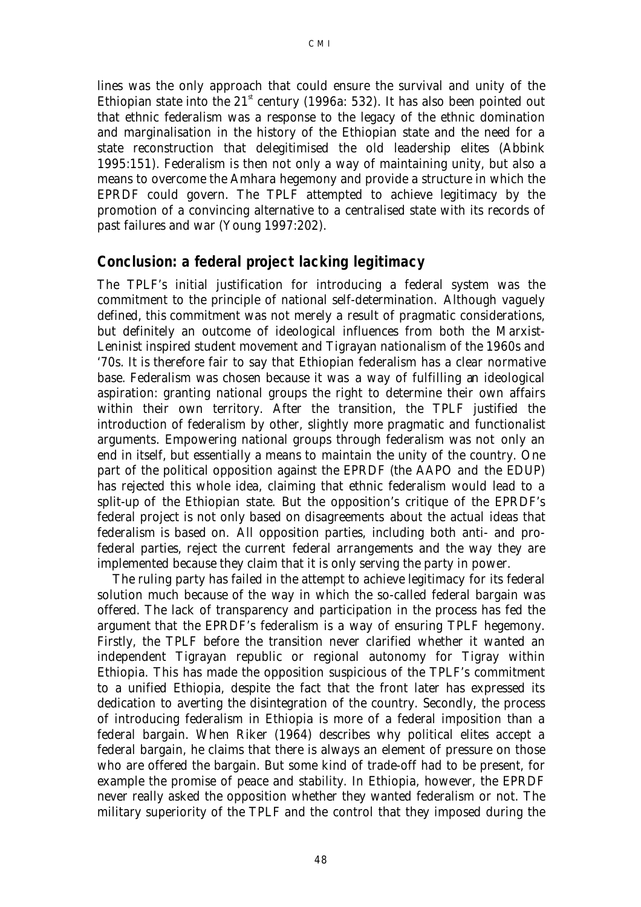lines was the only approach that could ensure the survival and unity of the Ethiopian state into the 21st century (1996a: 532). It has also been pointed out that ethnic federalism was a response to the legacy of the ethnic domination and marginalisation in the history of the Ethiopian state and the need for a state reconstruction that delegitimised the old leadership elites (Abbink 1995:151). Federalism is then not only a way of maintaining unity, but also a means to overcome the Amhara hegemony and provide a structure in which the EPRDF could govern. The TPLF attempted to achieve legitimacy by the promotion of a convincing alternative to a centralised state with its records of past failures and war (Young 1997:202).

## Conclusion: a federal project lacking legitimacy

The TPLF's initial justification for introducing a federal system was the commitment to the principle of national self-determination. Although vaguely defined, this commitment was not merely a result of pragmatic considerations, but definitely an outcome of ideological influences from both the Marxist-Leninist inspired student movement and Tigrayan nationalism of the 1960s and '70s. It is therefore fair to say that Ethiopian federalism has a clear normative base. Federalism was chosen because it was a way of fulfilling an ideological aspiration: granting national groups the right to determine their own affairs within their own territory. After the transition, the TPLF justified the introduction of federalism by other, slightly more pragmatic and functionalist arguments. Empowering national groups through federalism was not only an end in itself, but essentially a means to maintain the unity of the country. One part of the political opposition against the EPRDF (the AAPO and the EDUP) has rejected this whole idea, claiming that ethnic federalism would lead to a split-up of the Ethiopian state. But the opposition's critique of the EPRDF's federal project is not only based on disagreements about the actual ideas that federalism is based on. All opposition parties, including both anti- and pro-federal parties, reject the current federal arrangements and the way they are implemented because they claim that it is only serving the party in power.

The ruling party has failed in the attempt to achieve legitimacy for its federal solution much because of the way in which the so-called federal bargain was offered. The lack of transparency and participation in the process has fed the argument that the EPRDF's federalism is a way of ensuring TPLF hegemony. Firstly, the TPLF before the transition never clarified whether it wanted an independent Tigrayan republic or regional autonomy for Tigray within Ethiopia. This has made the opposition suspicious of the TPLF's commitment to a unified Ethiopia, despite the fact that the front later has expressed its dedication to averting the disintegration of the country. Secondly, the process of introducing federalism in Ethiopia is more of a federal imposition than a federal bargain. When Riker (1964) describes why political elites accept a federal bargain, he claims that there is always an element of pressure on those who are offered the bargain. But some kind of trade-off had to be present, for example the promise of peace and stability. In Ethiopia, however, the EPRDF never really asked the opposition whether they wanted federalism or not. The military superiority of the TPLF and the control that they imposed during the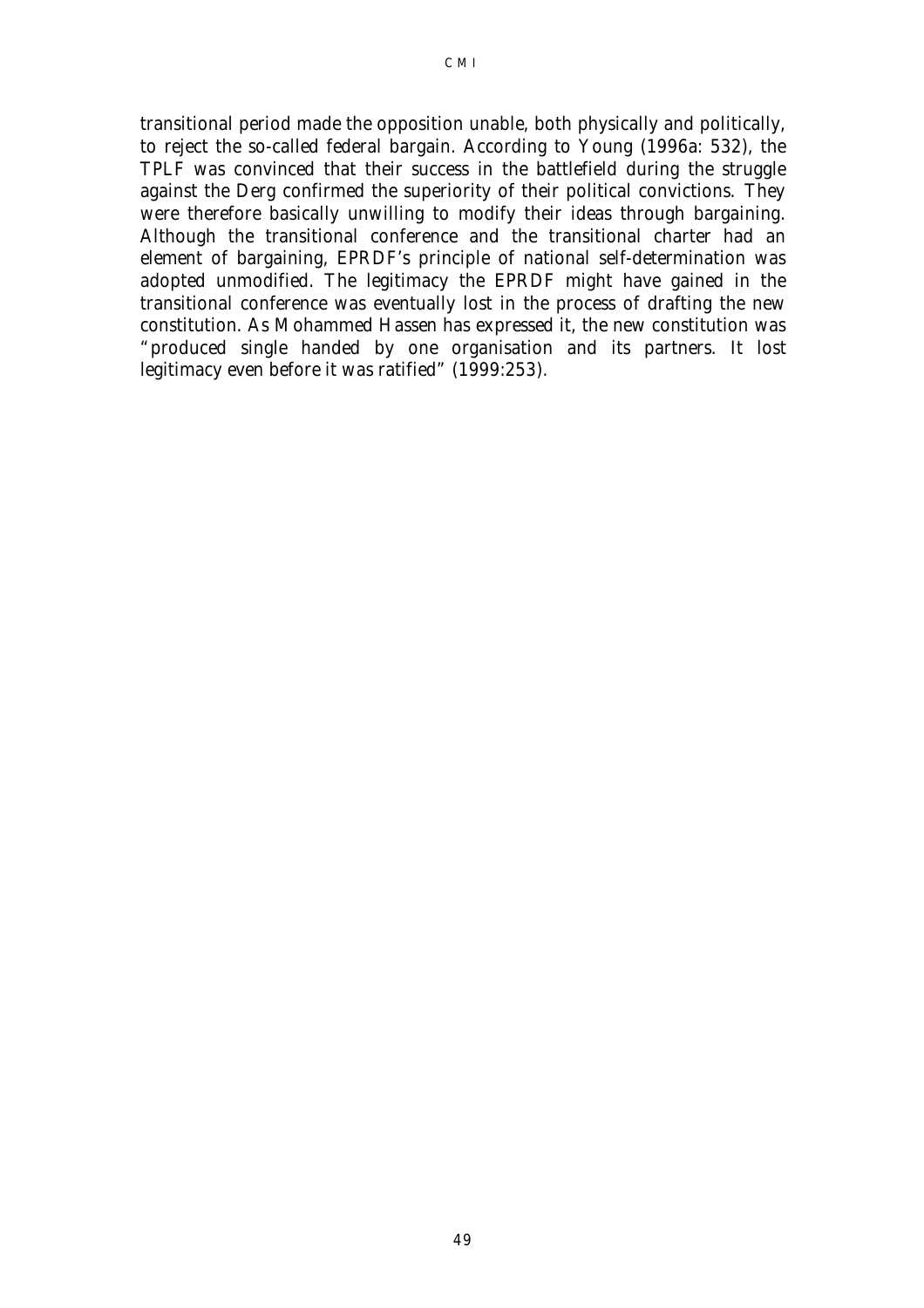transitional period made the opposition unable, both physically and politically, to reject the so-called federal bargain. According to Young (1996a: 532), the TPLF was convinced that their success in the battlefield during the struggle against the Derg confirmed the superiority of their political convictions. They were therefore basically unwilling to modify their ideas through bargaining. Although the transitional conference and the transitional charter had an element of bargaining, EPRDF's principle of national self-determination was adopted unmodified. The legitimacy the EPRDF might have gained in the transitional conference was eventually lost in the process of drafting the new constitution. As Mohammed Hassen has expressed it, the new constitution was "produced single handed by one organisation and its partners. It lost legitimacy even before it was ratified" (1999:253).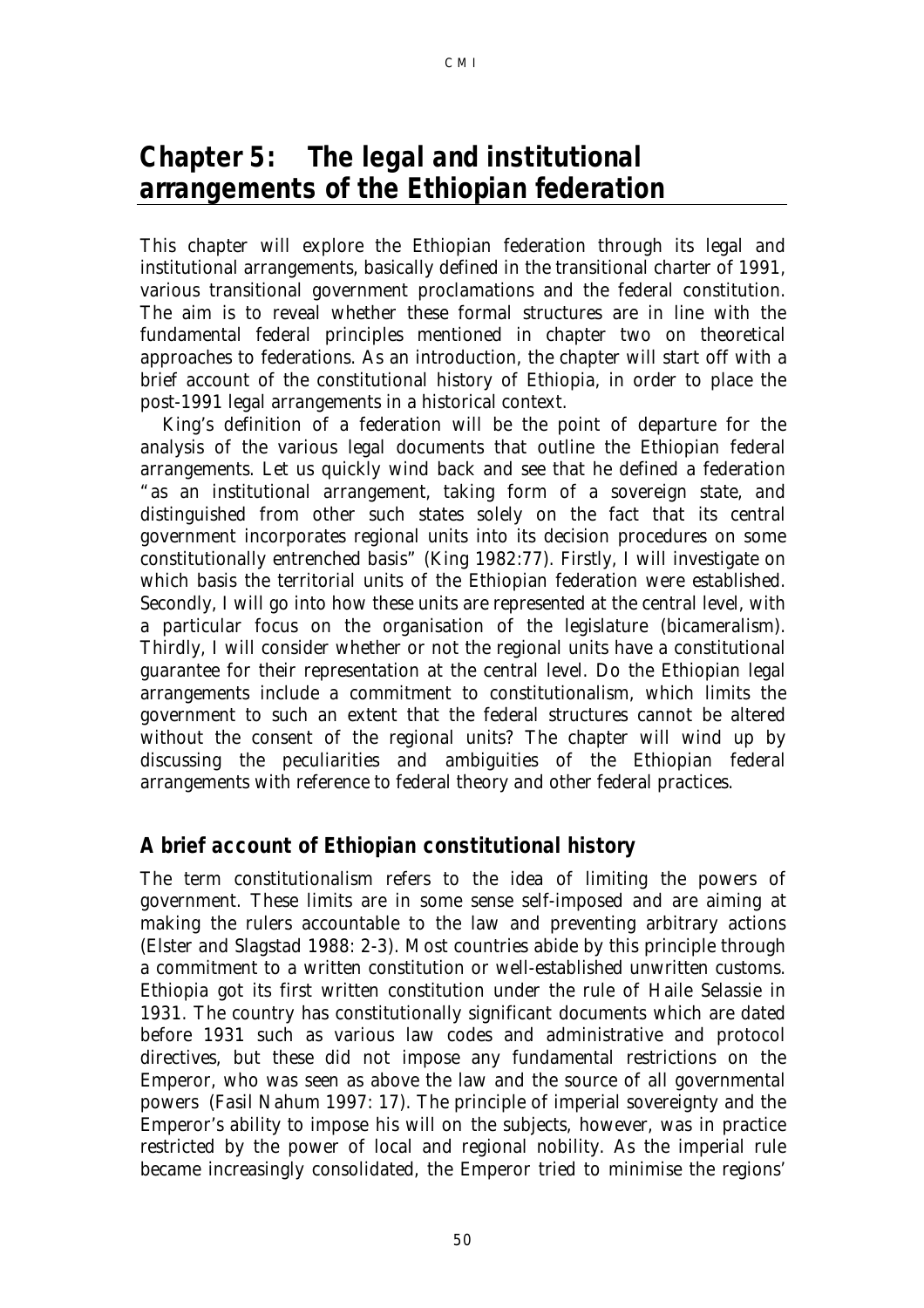# *Chapter 5: The legal and institutional arrangements of the Ethiopian federation*

This chapter will explore the Ethiopian federation through its legal and institutional arrangements, basically defined in the transitional charter of 1991, various transitional government proclamations and the federal constitution. The aim is to reveal whether these formal structures are in line with the fundamental federal principles mentioned in chapter two on theoretical approaches to federations. As an introduction, the chapter will start off with a brief account of the constitutional history of Ethiopia, in order to place the post-1991 legal arrangements in a historical context.

King's definition of a federation will be the point of departure for the analysis of the various legal documents that outline the Ethiopian federal arrangements. Let us quickly wind back and see that he defined a federation "as an institutional arrangement, taking form of a sovereign state, and distinguished from other such states solely on the fact that its central government incorporates regional units into its decision procedures on some constitutionally entrenched basis" (King 1982:77). Firstly, I will investigate on which basis the territorial units of the Ethiopian federation were established. Secondly, I will go into how these units are represented at the central level, with a particular focus on the organisation of the legislature (bicameralism). Thirdly, I will consider whether or not the regional units have a constitutional guarantee for their representation at the central level. Do the Ethiopian legal arrangements include a commitment to constitutionalism, which limits the government to such an extent that the federal structures cannot be altered without the consent of the regional units? The chapter will wind up by discussing the peculiarities and ambiguities of the Ethiopian federal arrangements with reference to federal theory and other federal practices.

## *A brief account of Ethiopian constitutional history*

The term constitutionalism refers to the idea of limiting the powers of government. These limits are in some sense self-imposed and are aiming at making the rulers accountable to the law and preventing arbitrary actions (Elster and Slagstad 1988: 2-3). Most countries abide by this principle through a commitment to a written constitution or well-established unwritten customs. Ethiopia got its first written constitution under the rule of Haile Selassie in 1931. The country has constitutionally significant documents which are dated before 1931 such as various law codes and administrative and protocol directives, but these did not impose any fundamental restrictions on the Emperor, who was seen as above the law and the source of all governmental powers (Fasil Nahum 1997: 17). The principle of imperial sovereignty and the Emperor's ability to impose his will on the subjects, however, was in practice restricted by the power of local and regional nobility. As the imperial rule became increasingly consolidated, the Emperor tried to minimise the regions'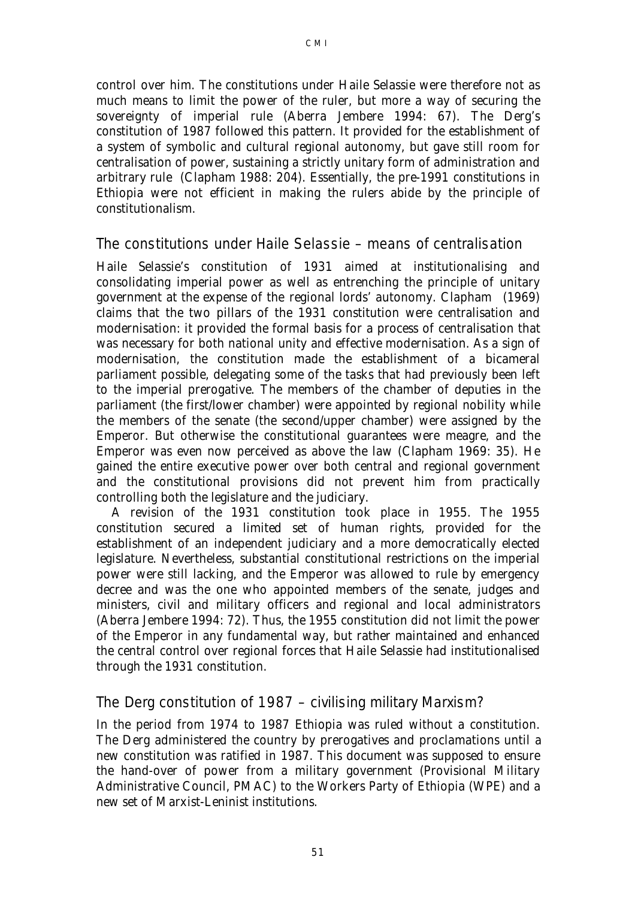control over him. The constitutions under Haile Selassie were therefore not as much means to limit the power of the ruler, but more a way of securing the sovereignty of imperial rule (Aberra Jembere 1994: 67). The Derg's constitution of 1987 followed this pattern. It provided for the establishment of a system of symbolic and cultural regional autonomy, but gave still room for centralisation of power, sustaining a strictly unitary form of administration and arbitrary rule (Clapham 1988: 204). Essentially, the pre-1991 constitutions in Ethiopia were not efficient in making the rulers abide by the principle of constitutionalism.

## The constitutions under Haile Selassie – means of centralisation

Haile Selassie's constitution of 1931 aimed at institutionalising and consolidating imperial power as well as entrenching the principle of unitary government at the expense of the regional lords' autonomy. Clapham (1969) claims that the two pillars of the 1931 constitution were centralisation and modernisation: it provided the formal basis for a process of centralisation that was necessary for both national unity and effective modernisation. As a sign of modernisation, the constitution made the establishment of a bicameral parliament possible, delegating some of the tasks that had previously been left to the imperial prerogative. The members of the chamber of deputies in the parliament (the first/lower chamber) were appointed by regional nobility while the members of the senate (the second/upper chamber) were assigned by the Emperor. But otherwise the constitutional guarantees were meagre, and the Emperor was even now perceived as above the law (Clapham 1969: 35). He gained the entire executive power over both central and regional government and the constitutional provisions did not prevent him from practically controlling both the legislature and the judiciary.

A revision of the 1931 constitution took place in 1955. The 1955 constitution secured a limited set of human rights, provided for the establishment of an independent judiciary and a more democratically elected legislature. Nevertheless, substantial constitutional restrictions on the imperial power were still lacking, and the Emperor was allowed to rule by emergency decree and was the one who appointed members of the senate, judges and ministers, civil and military officers and regional and local administrators (Aberra Jembere 1994: 72). Thus, the 1955 constitution did not limit the power of the Emperor in any fundamental way, but rather maintained and enhanced the central control over regional forces that Haile Selassie had institutionalised through the 1931 constitution.

## The Derg constitution of 1987 – civilising military Marxism?

In the period from 1974 to 1987 Ethiopia was ruled without a constitution. The Derg administered the country by prerogatives and proclamations until a new constitution was ratified in 1987. This document was supposed to ensure the hand-over of power from a military government (Provisional Military Administrative Council, PMAC) to the Workers Party of Ethiopia (WPE) and a new set of Marxist-Leninist institutions.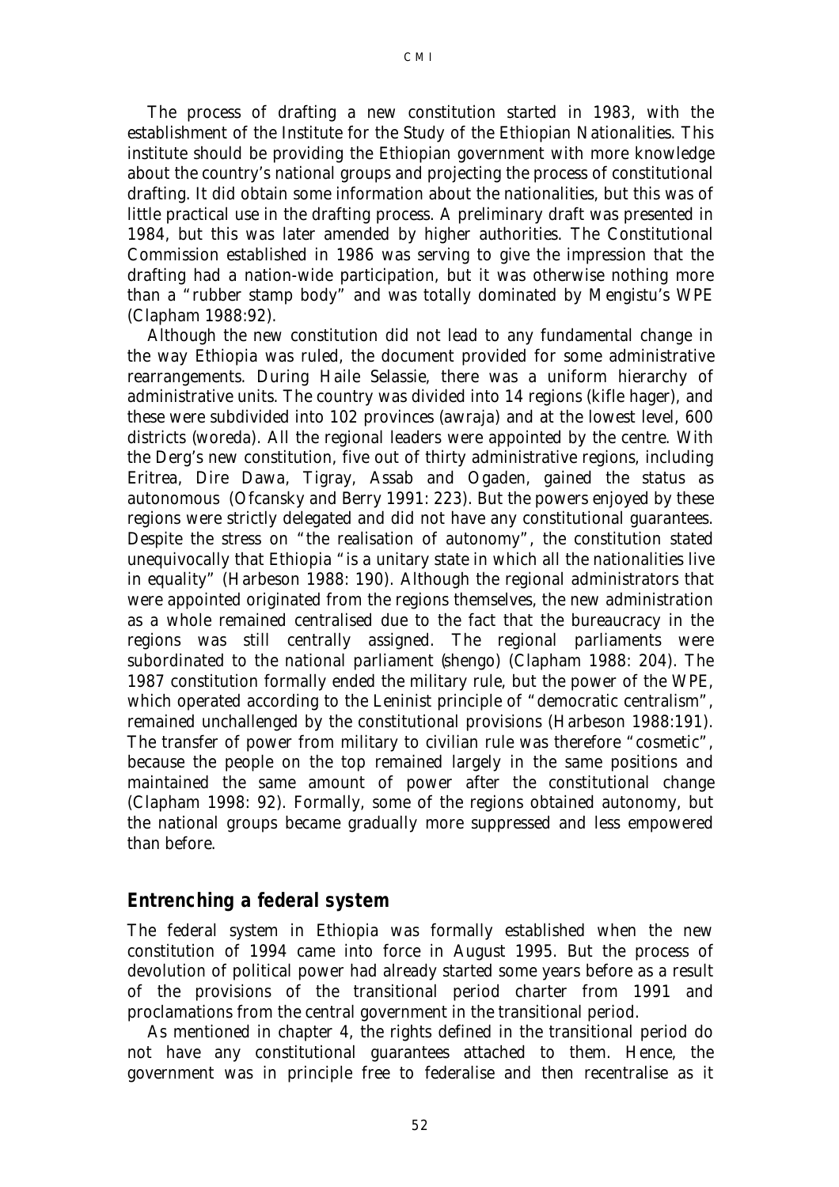The process of drafting a new constitution started in 1983, with the establishment of the Institute for the Study of the Ethiopian Nationalities. This institute should be providing the Ethiopian government with more knowledge about the country's national groups and projecting the process of constitutional drafting. It did obtain some information about the nationalities, but this was of little practical use in the drafting process. A preliminary draft was presented in 1984, but this was later amended by higher authorities. The Constitutional Commission established in 1986 was serving to give the impression that the drafting had a nation-wide participation, but it was otherwise nothing more than a "rubber stamp body" and was totally dominated by Mengistu's WPE (Clapham 1988:92).

Although the new constitution did not lead to any fundamental change in the way Ethiopia was ruled, the document provided for some administrative rearrangements. During Haile Selassie, there was a uniform hierarchy of administrative units. The country was divided into 14 regions (kifle hager), and these were subdivided into 102 provinces (awraja) and at the lowest level, 600 districts (woreda). All the regional leaders were appointed by the centre. With the Derg's new constitution, five out of thirty administrative regions, including Eritrea, Dire Dawa, Tigray, Assab and Ogaden, gained the status as autonomous (Ofcansky and Berry 1991: 223). But the powers enjoyed by these regions were strictly delegated and did not have any constitutional guarantees. Despite the stress on "the realisation of autonomy", the constitution stated unequivocally that Ethiopia "is a unitary state in which all the nationalities live in equality" (Harbeson 1988: 190). Although the regional administrators that were appointed originated from the regions themselves, the new administration as a whole remained centralised due to the fact that the bureaucracy in the regions was still centrally assigned. The regional parliaments were subordinated to the national parliament (shengo) (Clapham 1988: 204). The 1987 constitution formally ended the military rule, but the power of the WPE, which operated according to the Leninist principle of "democratic centralism", remained unchallenged by the constitutional provisions (Harbeson 1988:191). The transfer of power from military to civilian rule was therefore "cosmetic", because the people on the top remained largely in the same positions and maintained the same amount of power after the constitutional change (Clapham 1998: 92). Formally, some of the regions obtained autonomy, but the national groups became gradually more suppressed and less empowered than before.

## Entrenching a federal system

The federal system in Ethiopia was formally established when the new constitution of 1994 came into force in August 1995. But the process of devolution of political power had already started some years before as a result of the provisions of the transitional period charter from 1991 and proclamations from the central government in the transitional period.

As mentioned in chapter 4, the rights defined in the transitional period do not have any constitutional guarantees attached to them. Hence, the government was in principle free to federalise and then recentralise as it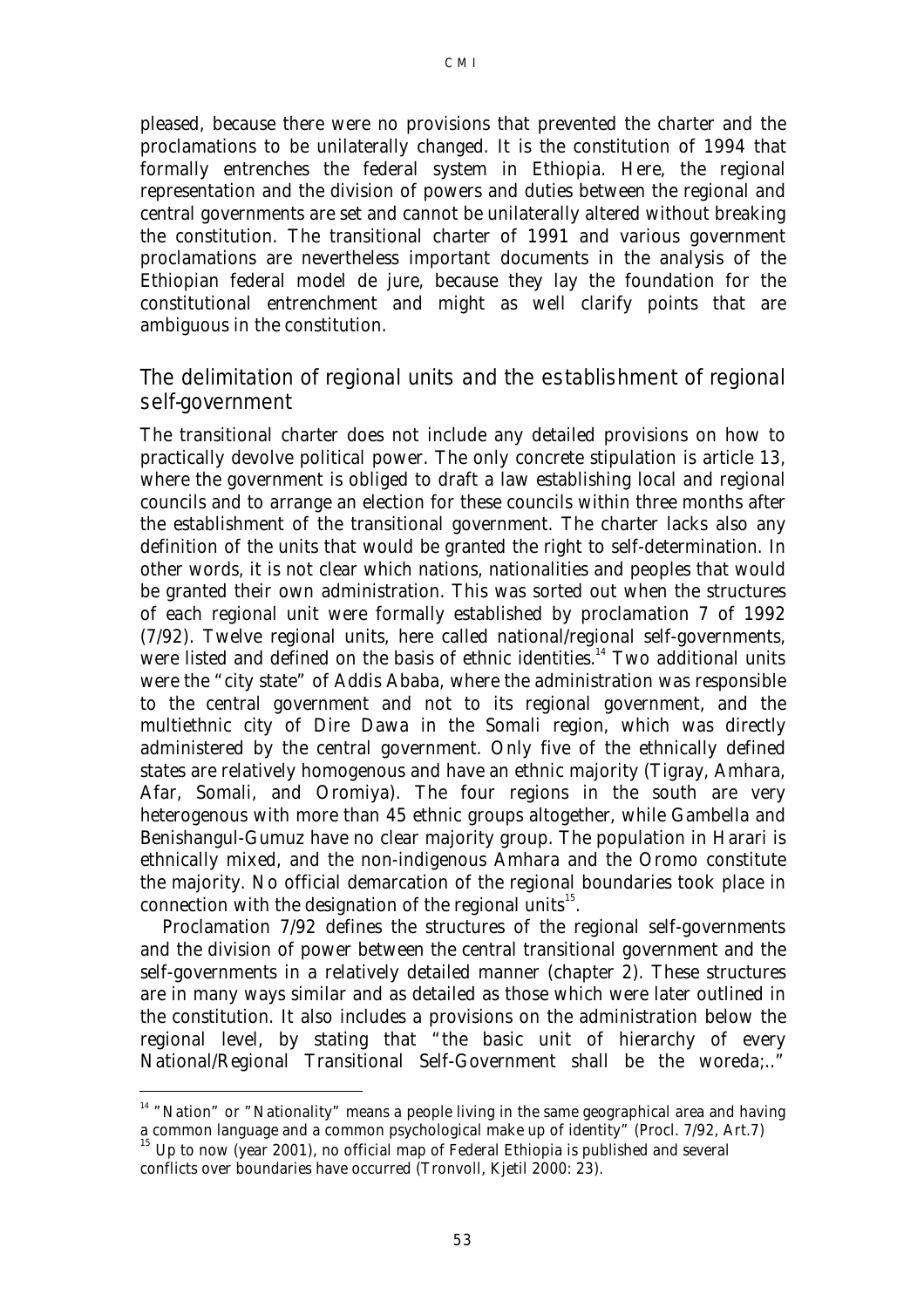pleased, because there were no provisions that prevented the charter and the proclamations to be unilaterally changed. It is the constitution of 1994 that formally entrenches the federal system in Ethiopia. Here, the regional representation and the division of powers and duties between the regional and central governments are set and cannot be unilaterally altered without breaking the constitution. The transitional charter of 1991 and various government proclamations are nevertheless important documents in the analysis of the Ethiopian federal model de jure, because they lay the foundation for the constitutional entrenchment and might as well clarify points that are ambiguous in the constitution.

## The delimitation of regional units and the establishment of regional self-government

The transitional charter does not include any detailed provisions on how to practically devolve political power. The only concrete stipulation is article 13, where the government is obliged to draft a law establishing local and regional councils and to arrange an election for these councils within three months after the establishment of the transitional government. The charter lacks also any definition of the units that would be granted the right to self-determination. In other words, it is not clear which nations, nationalities and peoples that would be granted their own administration. This was sorted out when the structures of each regional unit were formally established by proclamation 7 of 1992 (7/92). Twelve regional units, here called national/regional self-governments, were listed and defined on the basis of ethnic identities.[14] Two additional units were the "city state" of Addis Ababa, where the administration was responsible to the central government and not to its regional government, and the multiethnic city of Dire Dawa in the Somali region, which was directly administered by the central government. Only five of the ethnically defined states are relatively homogenous and have an ethnic majority (Tigray, Amhara, Afar, Somali, and Oromiya). The four regions in the south are very heterogenous with more than 45 ethnic groups altogether, while Gambella and Benishangul-Gumuz have no clear majority group. The population in Harari is ethnically mixed, and the non-indigenous Amhara and the Oromo constitute the majority. No official demarcation of the regional boundaries took place in connection with the designation of the regional units[15].

Proclamation 7/92 defines the structures of the regional self-governments and the division of power between the central transitional government and the self-governments in a relatively detailed manner (chapter 2). These structures are in many ways similar and as detailed as those which were later outlined in the constitution. It also includes a provisions on the administration below the regional level, by stating that "the basic unit of hierarchy of every National/Regional Transitional Self-Government shall be the woreda;.."

---

[14] "Nation" or "Nationality" means a people living in the same geographical area and having a common language and a common psychological make up of identity" (Procl. 7/92, Art.7)

[15] Up to now (year 2001), no official map of Federal Ethiopia is published and several conflicts over boundaries have occurred (Tronvoll, Kjetil 2000: 23).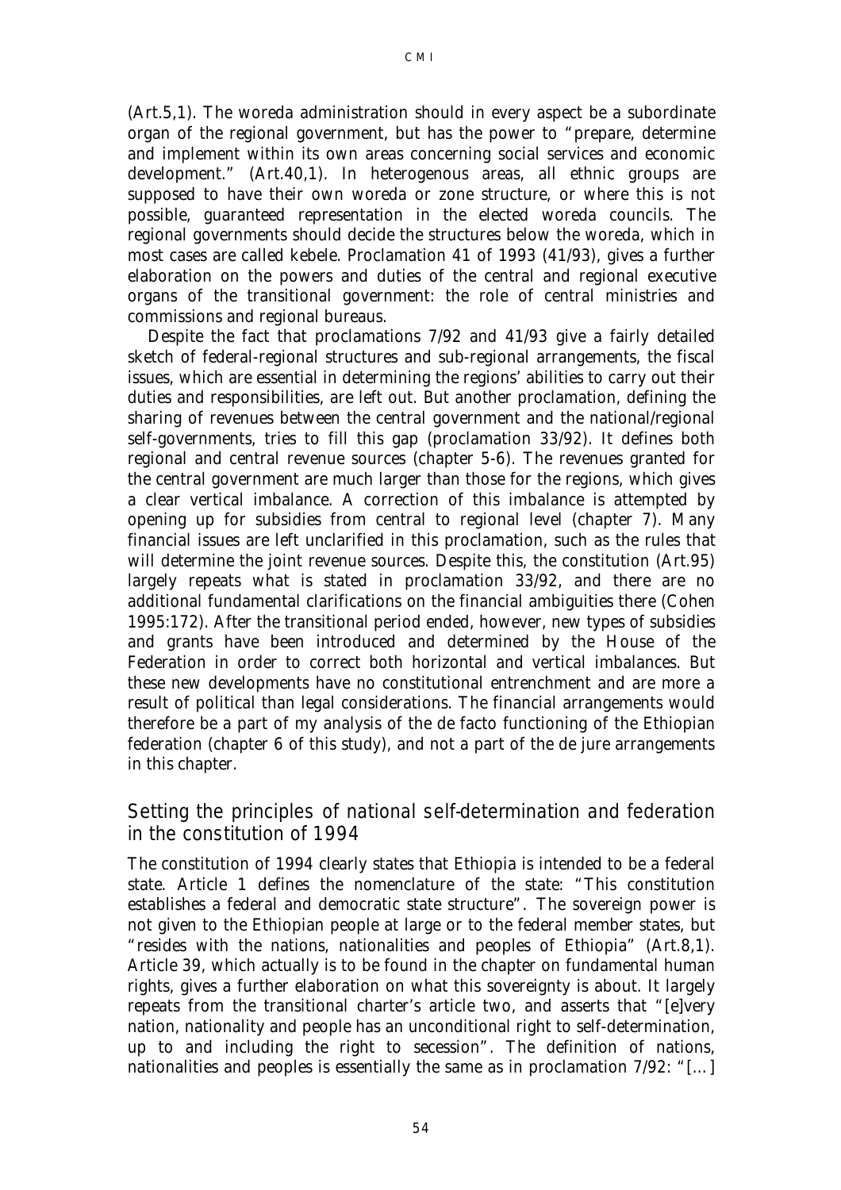(Art.5,1). The woreda administration should in every aspect be a subordinate organ of the regional government, but has the power to "prepare, determine and implement within its own areas concerning social services and economic development." (Art.40,1). In heterogenous areas, all ethnic groups are supposed to have their own woreda or zone structure, or where this is not possible, guaranteed representation in the elected woreda councils. The regional governments should decide the structures below the woreda, which in most cases are called kebele. Proclamation 41 of 1993 (41/93), gives a further elaboration on the powers and duties of the central and regional executive organs of the transitional government: the role of central ministries and commissions and regional bureaus.

Despite the fact that proclamations 7/92 and 41/93 give a fairly detailed sketch of federal-regional structures and sub-regional arrangements, the fiscal issues, which are essential in determining the regions' abilities to carry out their duties and responsibilities, are left out. But another proclamation, defining the sharing of revenues between the central government and the national/regional self-governments, tries to fill this gap (proclamation 33/92). It defines both regional and central revenue sources (chapter 5-6). The revenues granted for the central government are much larger than those for the regions, which gives a clear vertical imbalance. A correction of this imbalance is attempted by opening up for subsidies from central to regional level (chapter 7). Many financial issues are left unclarified in this proclamation, such as the rules that will determine the joint revenue sources. Despite this, the constitution (Art.95) largely repeats what is stated in proclamation 33/92, and there are no additional fundamental clarifications on the financial ambiguities there (Cohen 1995:172). After the transitional period ended, however, new types of subsidies and grants have been introduced and determined by the House of the Federation in order to correct both horizontal and vertical imbalances. But these new developments have no constitutional entrenchment and are more a result of political than legal considerations. The financial arrangements would therefore be a part of my analysis of the de facto functioning of the Ethiopian federation (chapter 6 of this study), and not a part of the de jure arrangements in this chapter.

## Setting the principles of national self-determination and federation in the constitution of 1994

The constitution of 1994 clearly states that Ethiopia is intended to be a federal state. Article 1 defines the nomenclature of the state: "This constitution establishes a federal and democratic state structure". The sovereign power is not given to the Ethiopian people at large or to the federal member states, but "resides with the nations, nationalities and peoples of Ethiopia" (Art.8,1). Article 39, which actually is to be found in the chapter on fundamental human rights, gives a further elaboration on what this sovereignty is about. It largely repeats from the transitional charter's article two, and asserts that "[e]very nation, nationality and people has an unconditional right to self-determination, up to and including the right to secession". The definition of nations, nationalities and peoples is essentially the same as in proclamation 7/92: "[...]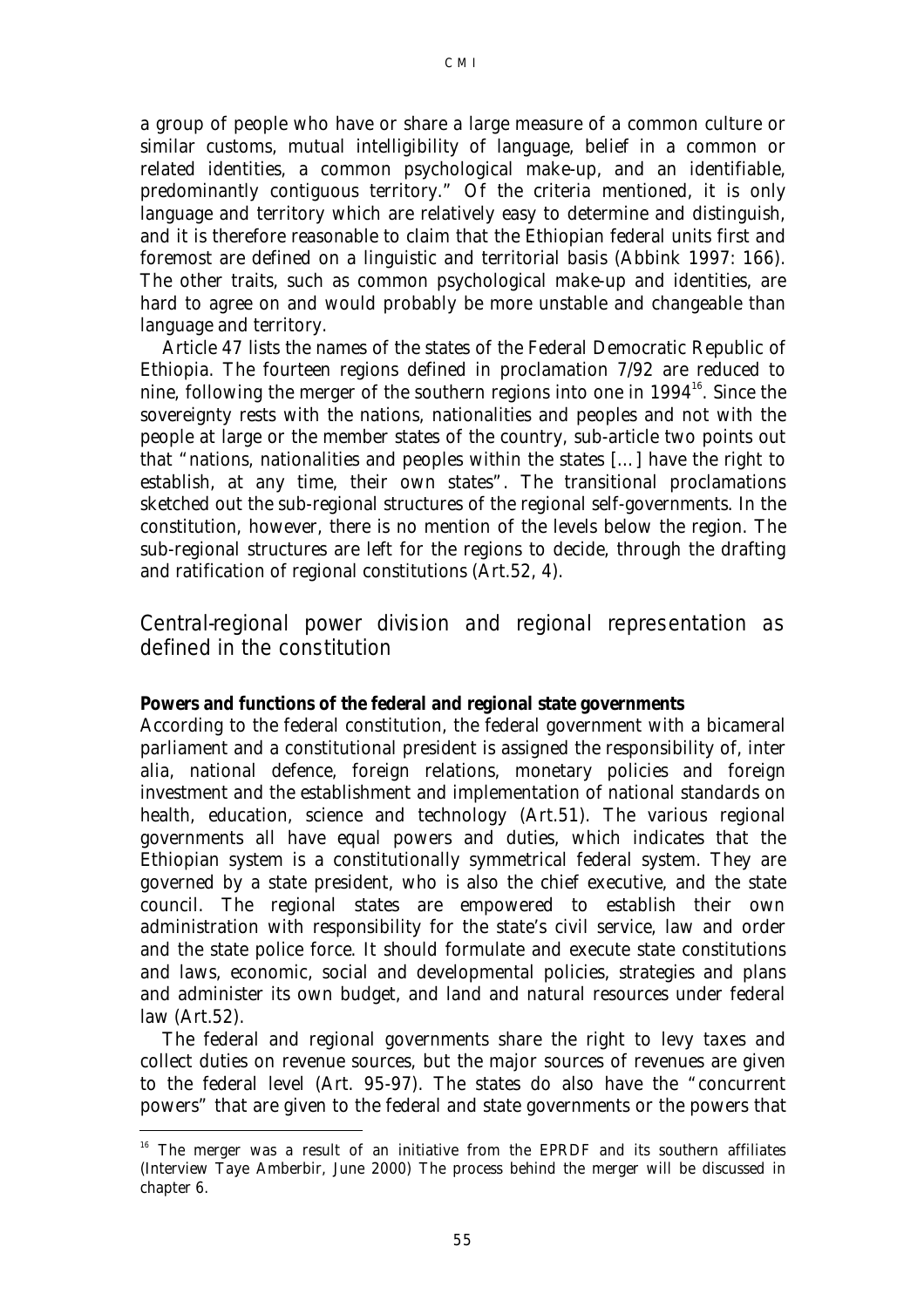a group of people who have or share a large measure of a common culture or similar customs, mutual intelligibility of language, belief in a common or related identities, a common psychological make-up, and an identifiable, predominantly contiguous territory." Of the criteria mentioned, it is only language and territory which are relatively easy to determine and distinguish, and it is therefore reasonable to claim that the Ethiopian federal units first and foremost are defined on a linguistic and territorial basis (Abbink 1997: 166). The other traits, such as common psychological make-up and identities, are hard to agree on and would probably be more unstable and changeable than language and territory.

Article 47 lists the names of the states of the Federal Democratic Republic of Ethiopia. The fourteen regions defined in proclamation 7/92 are reduced to nine, following the merger of the southern regions into one in 1994[16]. Since the sovereignty rests with the nations, nationalities and peoples and not with the people at large or the member states of the country, sub-article two points out that "nations, nationalities and peoples within the states [...] have the right to establish, at any time, their own states". The transitional proclamations sketched out the sub-regional structures of the regional self-governments. In the constitution, however, there is no mention of the levels below the region. The sub-regional structures are left for the regions to decide, through the drafting and ratification of regional constitutions (Art.52, 4).

## Central-regional power division and regional representation as defined in the constitution

**Powers and functions of the federal and regional state governments**

According to the federal constitution, the federal government with a bicameral parliament and a constitutional president is assigned the responsibility of, inter alia, national defence, foreign relations, monetary policies and foreign investment and the establishment and implementation of national standards on health, education, science and technology (Art.51). The various regional governments all have equal powers and duties, which indicates that the Ethiopian system is a constitutionally symmetrical federal system. They are governed by a state president, who is also the chief executive, and the state council. The regional states are empowered to establish their own administration with responsibility for the state's civil service, law and order and the state police force. It should formulate and execute state constitutions and laws, economic, social and developmental policies, strategies and plans and administer its own budget, and land and natural resources under federal law (Art.52).

The federal and regional governments share the right to levy taxes and collect duties on revenue sources, but the major sources of revenues are given to the federal level (Art. 95-97). The states do also have the "concurrent powers" that are given to the federal and state governments or the powers that

[16] The merger was a result of an initiative from the EPRDF and its southern affiliates (Interview Taye Amberbir, June 2000) The process behind the merger will be discussed in chapter 6.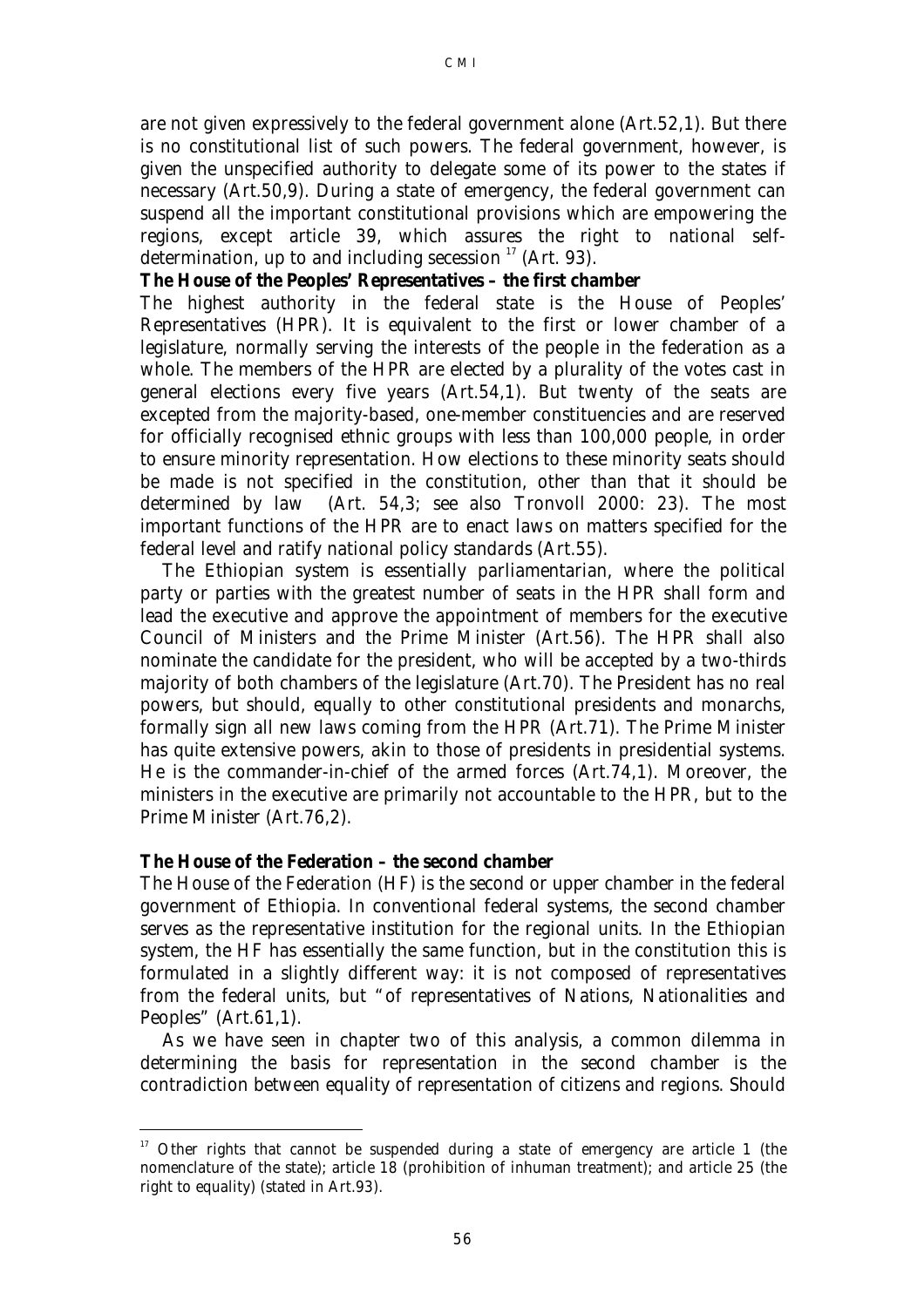are not given expressively to the federal government alone (Art.52,1). But there is no constitutional list of such powers. The federal government, however, is given the unspecified authority to delegate some of its power to the states if necessary (Art.50,9). During a state of emergency, the federal government can suspend all the important constitutional provisions which are empowering the regions, except article 39, which assures the right to national self-determination, up to and including secession [17] (Art. 93).

**The House of the Peoples' Representatives – the first chamber**

The highest authority in the federal state is the House of Peoples' Representatives (HPR). It is equivalent to the first or lower chamber of a legislature, normally serving the interests of the people in the federation as a whole. The members of the HPR are elected by a plurality of the votes cast in general elections every five years (Art.54,1). But twenty of the seats are excepted from the majority-based, one-member constituencies and are reserved for officially recognised ethnic groups with less than 100,000 people, in order to ensure minority representation. How elections to these minority seats should be made is not specified in the constitution, other than that it should be determined by law (Art. 54,3; see also Tronvoll 2000: 23). The most important functions of the HPR are to enact laws on matters specified for the federal level and ratify national policy standards (Art.55).

The Ethiopian system is essentially parliamentarian, where the political party or parties with the greatest number of seats in the HPR shall form and lead the executive and approve the appointment of members for the executive Council of Ministers and the Prime Minister (Art.56). The HPR shall also nominate the candidate for the president, who will be accepted by a two-thirds majority of both chambers of the legislature (Art.70). The President has no real powers, but should, equally to other constitutional presidents and monarchs, formally sign all new laws coming from the HPR (Art.71). The Prime Minister has quite extensive powers, akin to those of presidents in presidential systems. He is the commander-in-chief of the armed forces (Art.74,1). Moreover, the ministers in the executive are primarily not accountable to the HPR, but to the Prime Minister (Art.76,2).

**The House of the Federation – the second chamber**

The House of the Federation (HF) is the second or upper chamber in the federal government of Ethiopia. In conventional federal systems, the second chamber serves as the representative institution for the regional units. In the Ethiopian system, the HF has essentially the same function, but in the constitution this is formulated in a slightly different way: it is not composed of representatives from the federal units, but "of representatives of Nations, Nationalities and Peoples" (Art.61,1).

As we have seen in chapter two of this analysis, a common dilemma in determining the basis for representation in the second chamber is the contradiction between equality of representation of citizens and regions. Should

---

[17] Other rights that cannot be suspended during a state of emergency are article 1 (the nomenclature of the state); article 18 (prohibition of inhuman treatment); and article 25 (the right to equality) (stated in Art.93).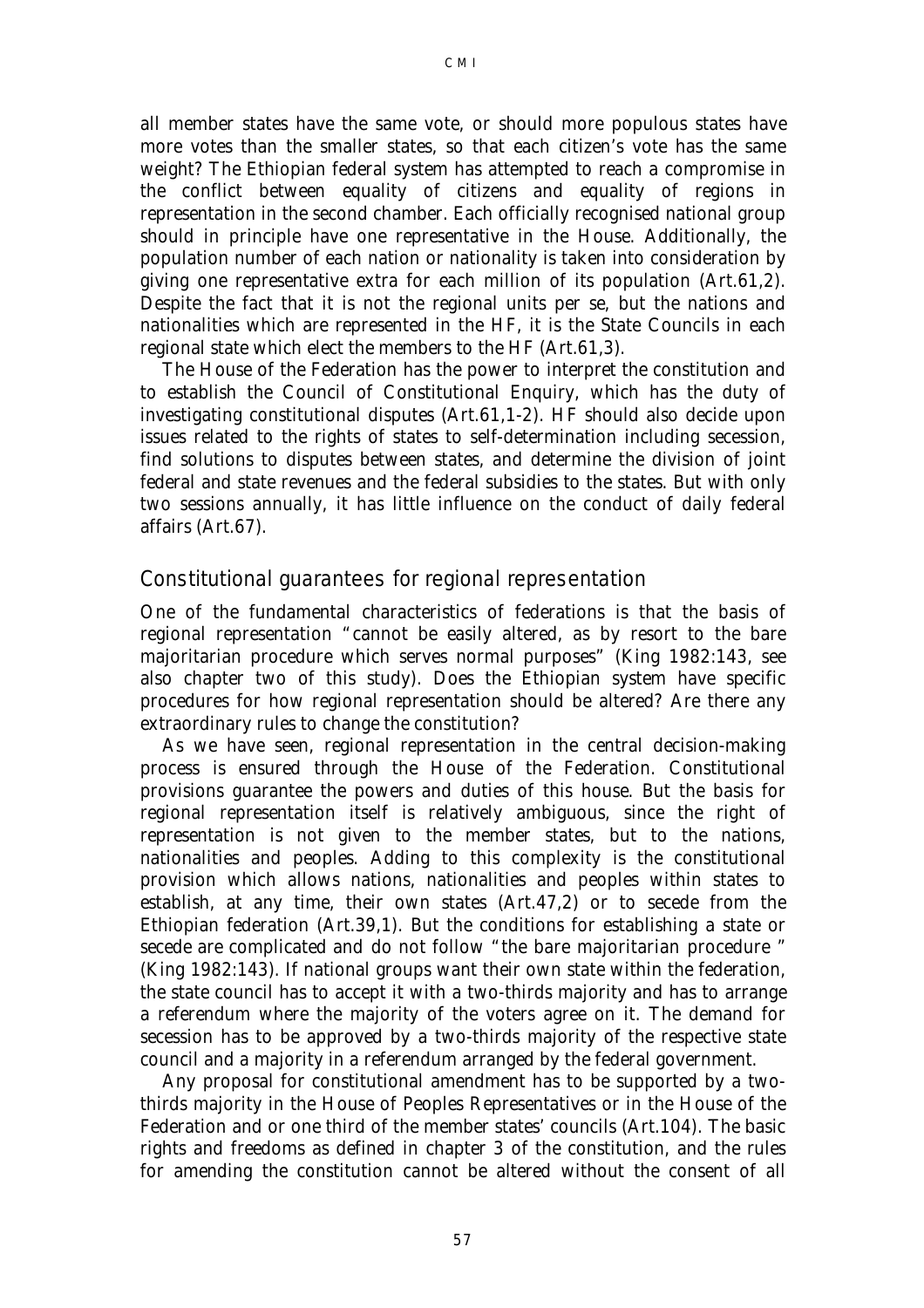all member states have the same vote, or should more populous states have more votes than the smaller states, so that each citizen's vote has the same weight? The Ethiopian federal system has attempted to reach a compromise in the conflict between equality of citizens and equality of regions in representation in the second chamber. Each officially recognised national group should in principle have one representative in the House. Additionally, the population number of each nation or nationality is taken into consideration by giving one representative extra for each million of its population (Art.61,2). Despite the fact that it is not the regional units per se, but the nations and nationalities which are represented in the HF, it is the State Councils in each regional state which elect the members to the HF (Art.61,3).

The House of the Federation has the power to interpret the constitution and to establish the Council of Constitutional Enquiry, which has the duty of investigating constitutional disputes (Art.61,1-2). HF should also decide upon issues related to the rights of states to self-determination including secession, find solutions to disputes between states, and determine the division of joint federal and state revenues and the federal subsidies to the states. But with only two sessions annually, it has little influence on the conduct of daily federal affairs (Art.67).

## Constitutional guarantees for regional representation

One of the fundamental characteristics of federations is that the basis of regional representation "cannot be easily altered, as by resort to the bare majoritarian procedure which serves normal purposes" (King 1982:143, see also chapter two of this study). Does the Ethiopian system have specific procedures for how regional representation should be altered? Are there any extraordinary rules to change the constitution?

As we have seen, regional representation in the central decision-making process is ensured through the House of the Federation. Constitutional provisions guarantee the powers and duties of this house. But the basis for regional representation itself is relatively ambiguous, since the right of representation is not given to the member states, but to the nations, nationalities and peoples. Adding to this complexity is the constitutional provision which allows nations, nationalities and peoples within states to establish, at any time, their own states (Art.47,2) or to secede from the Ethiopian federation (Art.39,1). But the conditions for establishing a state or secede are complicated and do not follow "the bare majoritarian procedure " (King 1982:143). If national groups want their own state within the federation, the state council has to accept it with a two-thirds majority and has to arrange a referendum where the majority of the voters agree on it. The demand for secession has to be approved by a two-thirds majority of the respective state council and a majority in a referendum arranged by the federal government.

Any proposal for constitutional amendment has to be supported by a two-thirds majority in the House of Peoples Representatives or in the House of the Federation and or one third of the member states' councils (Art.104). The basic rights and freedoms as defined in chapter 3 of the constitution, and the rules for amending the constitution cannot be altered without the consent of all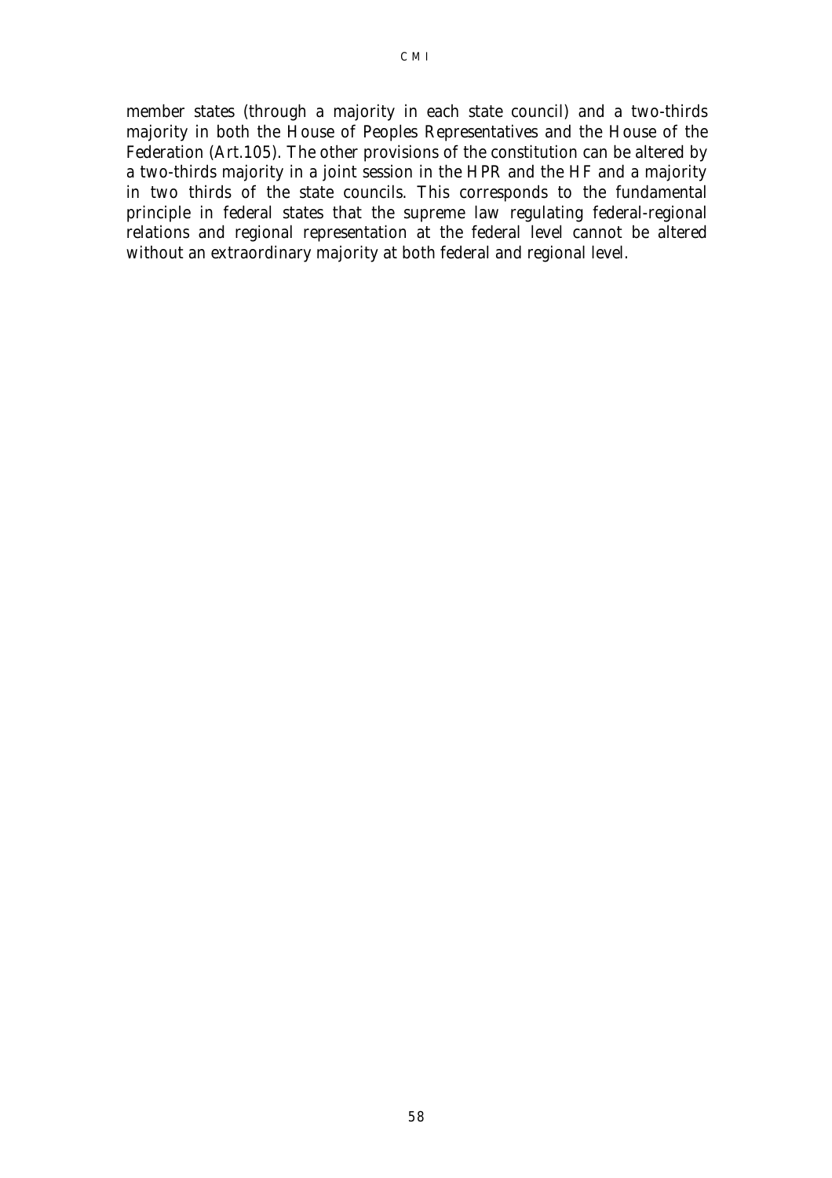member states (through a majority in each state council) and a two-thirds majority in both the House of Peoples Representatives and the House of the Federation (Art.105). The other provisions of the constitution can be altered by a two-thirds majority in a joint session in the HPR and the HF and a majority in two thirds of the state councils. This corresponds to the fundamental principle in federal states that the supreme law regulating federal-regional relations and regional representation at the federal level cannot be altered without an extraordinary majority at both federal and regional level.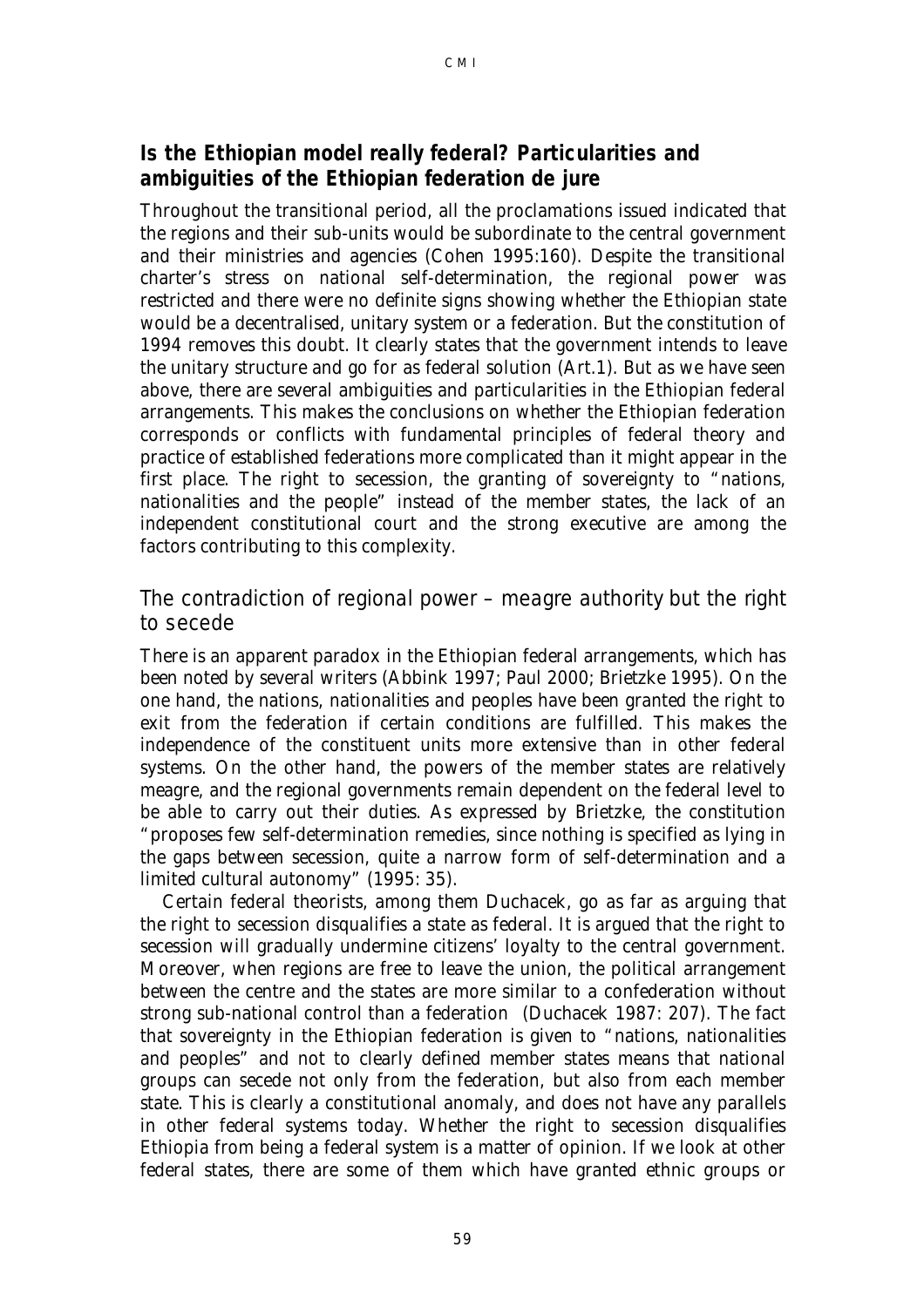## Is the Ethiopian model really federal? Particularities and ambiguities of the Ethiopian federation de jure

Throughout the transitional period, all the proclamations issued indicated that the regions and their sub-units would be subordinate to the central government and their ministries and agencies (Cohen 1995:160). Despite the transitional charter's stress on national self-determination, the regional power was restricted and there were no definite signs showing whether the Ethiopian state would be a decentralised, unitary system or a federation. But the constitution of 1994 removes this doubt. It clearly states that the government intends to leave the unitary structure and go for as federal solution (Art.1). But as we have seen above, there are several ambiguities and particularities in the Ethiopian federal arrangements. This makes the conclusions on whether the Ethiopian federation corresponds or conflicts with fundamental principles of federal theory and practice of established federations more complicated than it might appear in the first place. The right to secession, the granting of sovereignty to "nations, nationalities and the people" instead of the member states, the lack of an independent constitutional court and the strong executive are among the factors contributing to this complexity.

### The contradiction of regional power – meagre authority but the right to secede

There is an apparent paradox in the Ethiopian federal arrangements, which has been noted by several writers (Abbink 1997; Paul 2000; Brietzke 1995). On the one hand, the nations, nationalities and peoples have been granted the right to exit from the federation if certain conditions are fulfilled. This makes the independence of the constituent units more extensive than in other federal systems. On the other hand, the powers of the member states are relatively meagre, and the regional governments remain dependent on the federal level to be able to carry out their duties. As expressed by Brietzke, the constitution "proposes few self-determination remedies, since nothing is specified as lying in the gaps between secession, quite a narrow form of self-determination and a limited cultural autonomy" (1995: 35).

Certain federal theorists, among them Duchacek, go as far as arguing that the right to secession disqualifies a state as federal. It is argued that the right to secession will gradually undermine citizens' loyalty to the central government. Moreover, when regions are free to leave the union, the political arrangement between the centre and the states are more similar to a confederation without strong sub-national control than a federation (Duchacek 1987: 207). The fact that sovereignty in the Ethiopian federation is given to "nations, nationalities and peoples" and not to clearly defined member states means that national groups can secede not only from the federation, but also from each member state. This is clearly a constitutional anomaly, and does not have any parallels in other federal systems today. Whether the right to secession disqualifies Ethiopia from being a federal system is a matter of opinion. If we look at other federal states, there are some of them which have granted ethnic groups or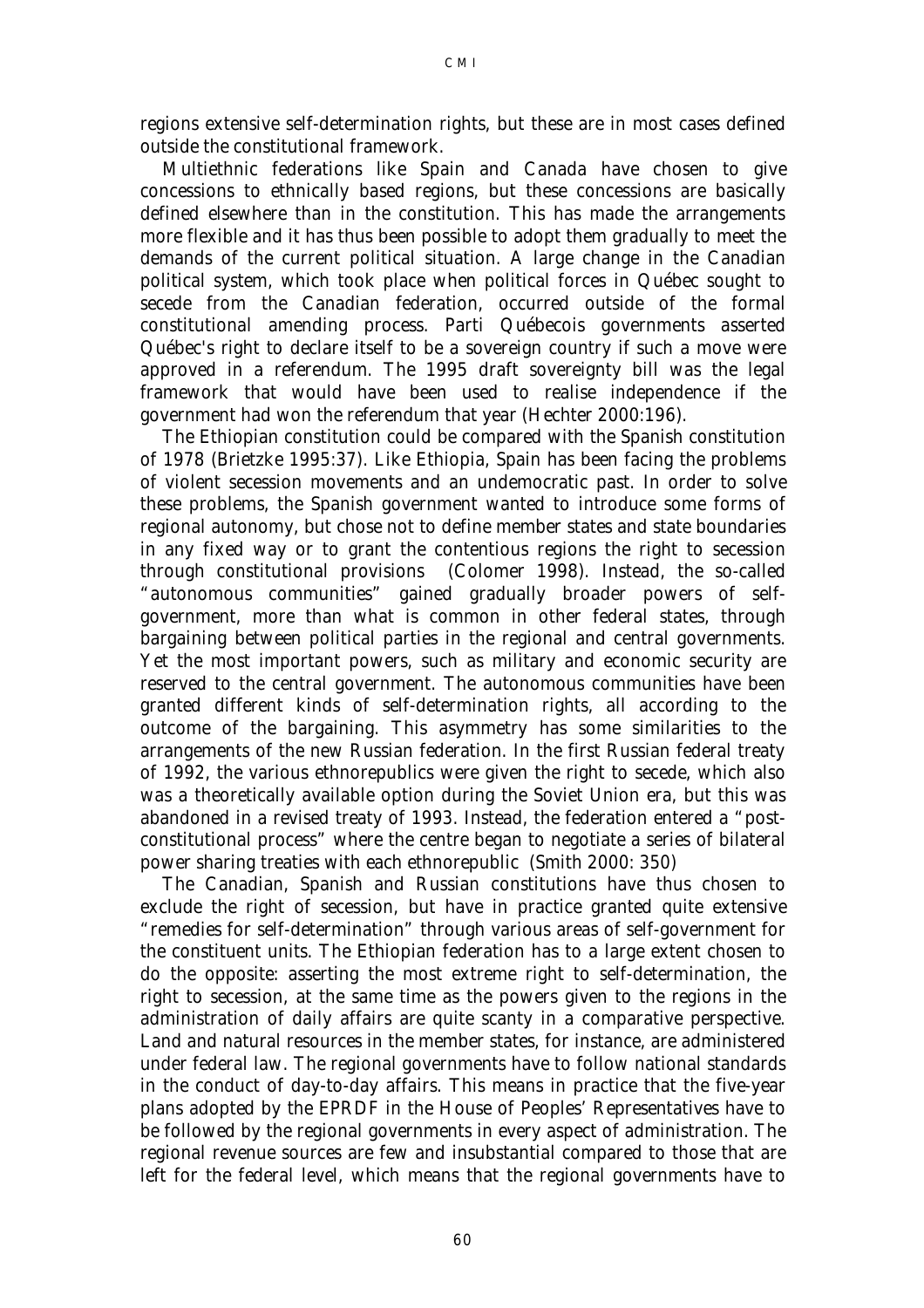regions extensive self-determination rights, but these are in most cases defined outside the constitutional framework.

Multiethnic federations like Spain and Canada have chosen to give concessions to ethnically based regions, but these concessions are basically defined elsewhere than in the constitution. This has made the arrangements more flexible and it has thus been possible to adopt them gradually to meet the demands of the current political situation. A large change in the Canadian political system, which took place when political forces in Québec sought to secede from the Canadian federation, occurred outside of the formal constitutional amending process. Parti Québecois governments asserted Québec's right to declare itself to be a sovereign country if such a move were approved in a referendum. The 1995 draft sovereignty bill was the legal framework that would have been used to realise independence if the government had won the referendum that year (Hechter 2000:196).

The Ethiopian constitution could be compared with the Spanish constitution of 1978 (Brietzke 1995:37). Like Ethiopia, Spain has been facing the problems of violent secession movements and an undemocratic past. In order to solve these problems, the Spanish government wanted to introduce some forms of regional autonomy, but chose not to define member states and state boundaries in any fixed way or to grant the contentious regions the right to secession through constitutional provisions (Colomer 1998). Instead, the so-called "autonomous communities" gained gradually broader powers of self-government, more than what is common in other federal states, through bargaining between political parties in the regional and central governments. Yet the most important powers, such as military and economic security are reserved to the central government. The autonomous communities have been granted different kinds of self-determination rights, all according to the outcome of the bargaining. This asymmetry has some similarities to the arrangements of the new Russian federation. In the first Russian federal treaty of 1992, the various ethnorepublics were given the right to secede, which also was a theoretically available option during the Soviet Union era, but this was abandoned in a revised treaty of 1993. Instead, the federation entered a "post-constitutional process" where the centre began to negotiate a series of bilateral power sharing treaties with each ethnorepublic (Smith 2000: 350)

The Canadian, Spanish and Russian constitutions have thus chosen to exclude the right of secession, but have in practice granted quite extensive "remedies for self-determination" through various areas of self-government for the constituent units. The Ethiopian federation has to a large extent chosen to do the opposite: asserting the most extreme right to self-determination, the right to secession, at the same time as the powers given to the regions in the administration of daily affairs are quite scanty in a comparative perspective. Land and natural resources in the member states, for instance, are administered under federal law. The regional governments have to follow national standards in the conduct of day-to-day affairs. This means in practice that the five-year plans adopted by the EPRDF in the House of Peoples' Representatives have to be followed by the regional governments in every aspect of administration. The regional revenue sources are few and insubstantial compared to those that are left for the federal level, which means that the regional governments have to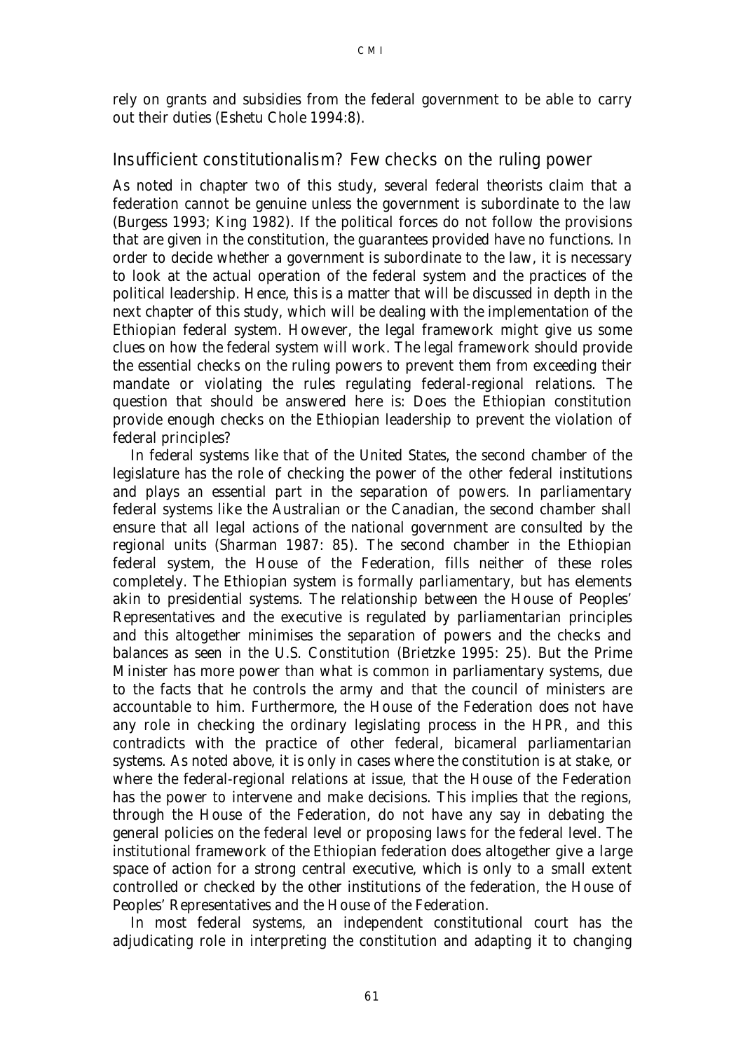rely on grants and subsidies from the federal government to be able to carry out their duties (Eshetu Chole 1994:8).

## Insufficient constitutionalism? Few checks on the ruling power

As noted in chapter two of this study, several federal theorists claim that a federation cannot be genuine unless the government is subordinate to the law (Burgess 1993; King 1982). If the political forces do not follow the provisions that are given in the constitution, the guarantees provided have no functions. In order to decide whether a government is subordinate to the law, it is necessary to look at the actual operation of the federal system and the practices of the political leadership. Hence, this is a matter that will be discussed in depth in the next chapter of this study, which will be dealing with the implementation of the Ethiopian federal system. However, the legal framework might give us some clues on how the federal system will work. The legal framework should provide the essential checks on the ruling powers to prevent them from exceeding their mandate or violating the rules regulating federal-regional relations. The question that should be answered here is: Does the Ethiopian constitution provide enough checks on the Ethiopian leadership to prevent the violation of federal principles?

In federal systems like that of the United States, the second chamber of the legislature has the role of checking the power of the other federal institutions and plays an essential part in the separation of powers. In parliamentary federal systems like the Australian or the Canadian, the second chamber shall ensure that all legal actions of the national government are consulted by the regional units (Sharman 1987: 85). The second chamber in the Ethiopian federal system, the House of the Federation, fills neither of these roles completely. The Ethiopian system is formally parliamentary, but has elements akin to presidential systems. The relationship between the House of Peoples' Representatives and the executive is regulated by parliamentarian principles and this altogether minimises the separation of powers and the checks and balances as seen in the U.S. Constitution (Brietzke 1995: 25). But the Prime Minister has more power than what is common in parliamentary systems, due to the facts that he controls the army and that the council of ministers are accountable to him. Furthermore, the House of the Federation does not have any role in checking the ordinary legislating process in the HPR, and this contradicts with the practice of other federal, bicameral parliamentarian systems. As noted above, it is only in cases where the constitution is at stake, or where the federal-regional relations at issue, that the House of the Federation has the power to intervene and make decisions. This implies that the regions, through the House of the Federation, do not have any say in debating the general policies on the federal level or proposing laws for the federal level. The institutional framework of the Ethiopian federation does altogether give a large space of action for a strong central executive, which is only to a small extent controlled or checked by the other institutions of the federation, the House of Peoples' Representatives and the House of the Federation.

In most federal systems, an independent constitutional court has the adjudicating role in interpreting the constitution and adapting it to changing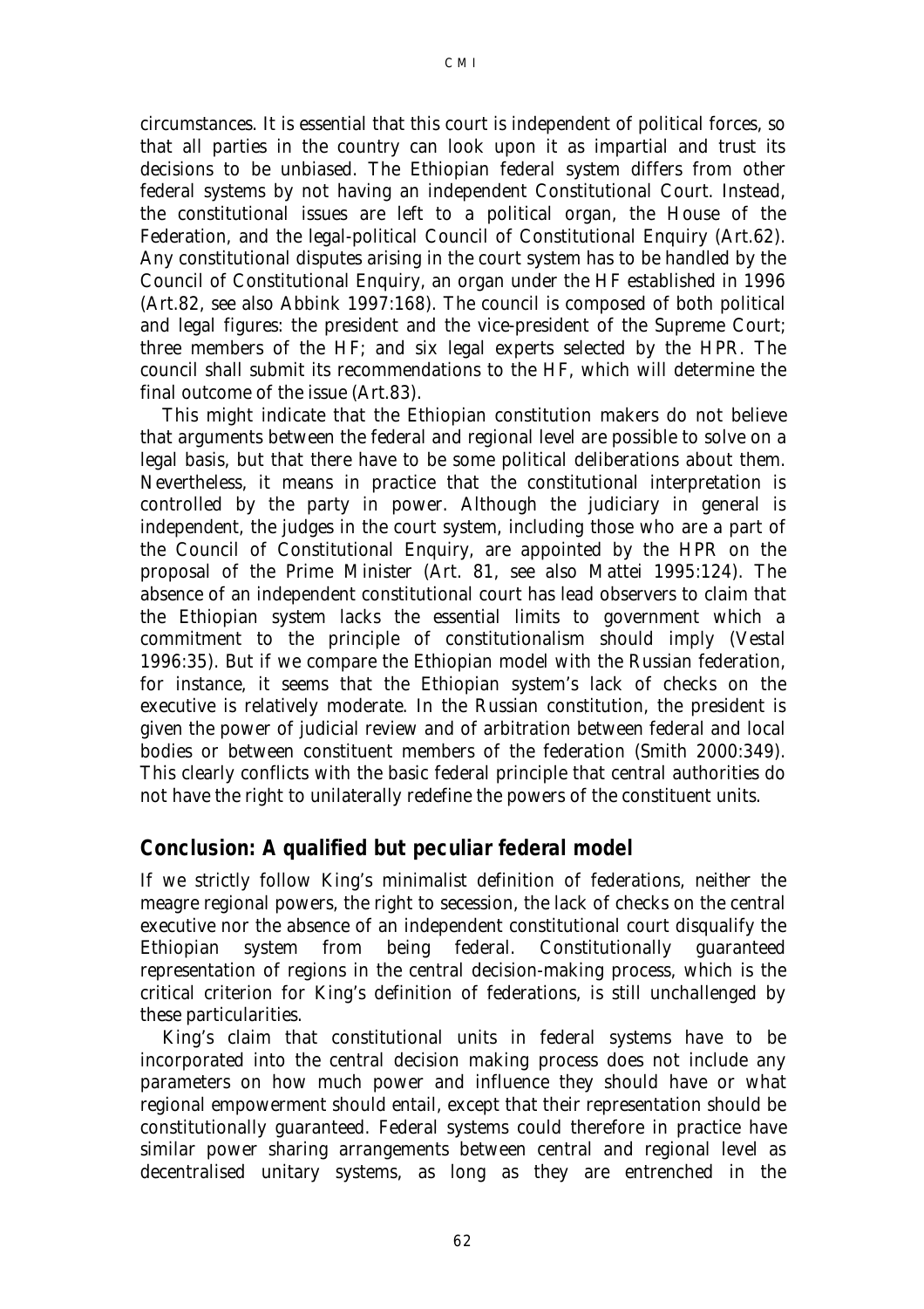circumstances. It is essential that this court is independent of political forces, so that all parties in the country can look upon it as impartial and trust its decisions to be unbiased. The Ethiopian federal system differs from other federal systems by not having an independent Constitutional Court. Instead, the constitutional issues are left to a political organ, the House of the Federation, and the legal-political Council of Constitutional Enquiry (Art.62). Any constitutional disputes arising in the court system has to be handled by the Council of Constitutional Enquiry, an organ under the HF established in 1996 (Art.82, see also Abbink 1997:168). The council is composed of both political and legal figures: the president and the vice-president of the Supreme Court; three members of the HF; and six legal experts selected by the HPR. The council shall submit its recommendations to the HF, which will determine the final outcome of the issue (Art.83).

This might indicate that the Ethiopian constitution makers do not believe that arguments between the federal and regional level are possible to solve on a legal basis, but that there have to be some political deliberations about them. Nevertheless, it means in practice that the constitutional interpretation is controlled by the party in power. Although the judiciary in general is independent, the judges in the court system, including those who are a part of the Council of Constitutional Enquiry, are appointed by the HPR on the proposal of the Prime Minister (Art. 81, see also Mattei 1995:124). The absence of an independent constitutional court has lead observers to claim that the Ethiopian system lacks the essential limits to government which a commitment to the principle of constitutionalism should imply (Vestal 1996:35). But if we compare the Ethiopian model with the Russian federation, for instance, it seems that the Ethiopian system's lack of checks on the executive is relatively moderate. In the Russian constitution, the president is given the power of judicial review and of arbitration between federal and local bodies or between constituent members of the federation (Smith 2000:349). This clearly conflicts with the basic federal principle that central authorities do not have the right to unilaterally redefine the powers of the constituent units.

## Conclusion: A qualified but peculiar federal model

If we strictly follow King's minimalist definition of federations, neither the meagre regional powers, the right to secession, the lack of checks on the central executive nor the absence of an independent constitutional court disqualify the Ethiopian system from being federal. Constitutionally guaranteed representation of regions in the central decision-making process, which is the critical criterion for King's definition of federations, is still unchallenged by these particularities.

King's claim that constitutional units in federal systems have to be incorporated into the central decision making process does not include any parameters on how much power and influence they should have or what regional empowerment should entail, except that their representation should be constitutionally guaranteed. Federal systems could therefore in practice have similar power sharing arrangements between central and regional level as decentralised unitary systems, as long as they are entrenched in the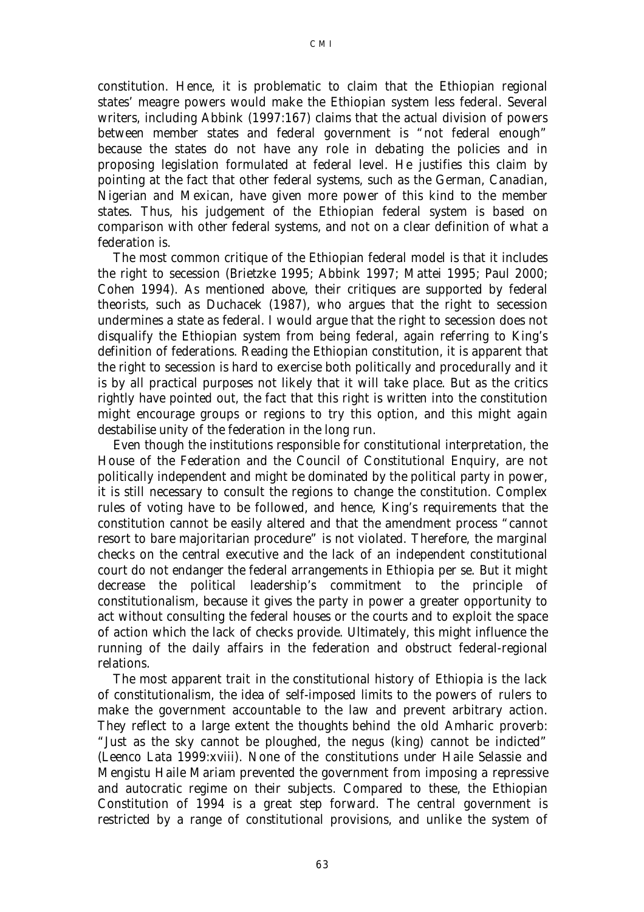constitution. Hence, it is problematic to claim that the Ethiopian regional states' meagre powers would make the Ethiopian system less federal. Several writers, including Abbink (1997:167) claims that the actual division of powers between member states and federal government is "not federal enough" because the states do not have any role in debating the policies and in proposing legislation formulated at federal level. He justifies this claim by pointing at the fact that other federal systems, such as the German, Canadian, Nigerian and Mexican, have given more power of this kind to the member states. Thus, his judgement of the Ethiopian federal system is based on comparison with other federal systems, and not on a clear definition of what a federation is.

The most common critique of the Ethiopian federal model is that it includes the right to secession (Brietzke 1995; Abbink 1997; Mattei 1995; Paul 2000; Cohen 1994). As mentioned above, their critiques are supported by federal theorists, such as Duchacek (1987), who argues that the right to secession undermines a state as federal. I would argue that the right to secession does not disqualify the Ethiopian system from being federal, again referring to King's definition of federations. Reading the Ethiopian constitution, it is apparent that the right to secession is hard to exercise both politically and procedurally and it is by all practical purposes not likely that it will take place. But as the critics rightly have pointed out, the fact that this right is written into the constitution might encourage groups or regions to try this option, and this might again destabilise unity of the federation in the long run.

Even though the institutions responsible for constitutional interpretation, the House of the Federation and the Council of Constitutional Enquiry, are not politically independent and might be dominated by the political party in power, it is still necessary to consult the regions to change the constitution. Complex rules of voting have to be followed, and hence, King's requirements that the constitution cannot be easily altered and that the amendment process "cannot resort to bare majoritarian procedure" is not violated. Therefore, the marginal checks on the central executive and the lack of an independent constitutional court do not endanger the federal arrangements in Ethiopia per se. But it might decrease the political leadership's commitment to the principle of constitutionalism, because it gives the party in power a greater opportunity to act without consulting the federal houses or the courts and to exploit the space of action which the lack of checks provide. Ultimately, this might influence the running of the daily affairs in the federation and obstruct federal-regional relations.

The most apparent trait in the constitutional history of Ethiopia is the lack of constitutionalism, the idea of self-imposed limits to the powers of rulers to make the government accountable to the law and prevent arbitrary action. They reflect to a large extent the thoughts behind the old Amharic proverb: "Just as the sky cannot be ploughed, the negus (king) cannot be indicted" (Leenco Lata 1999:xviii). None of the constitutions under Haile Selassie and Mengistu Haile Mariam prevented the government from imposing a repressive and autocratic regime on their subjects. Compared to these, the Ethiopian Constitution of 1994 is a great step forward. The central government is restricted by a range of constitutional provisions, and unlike the system of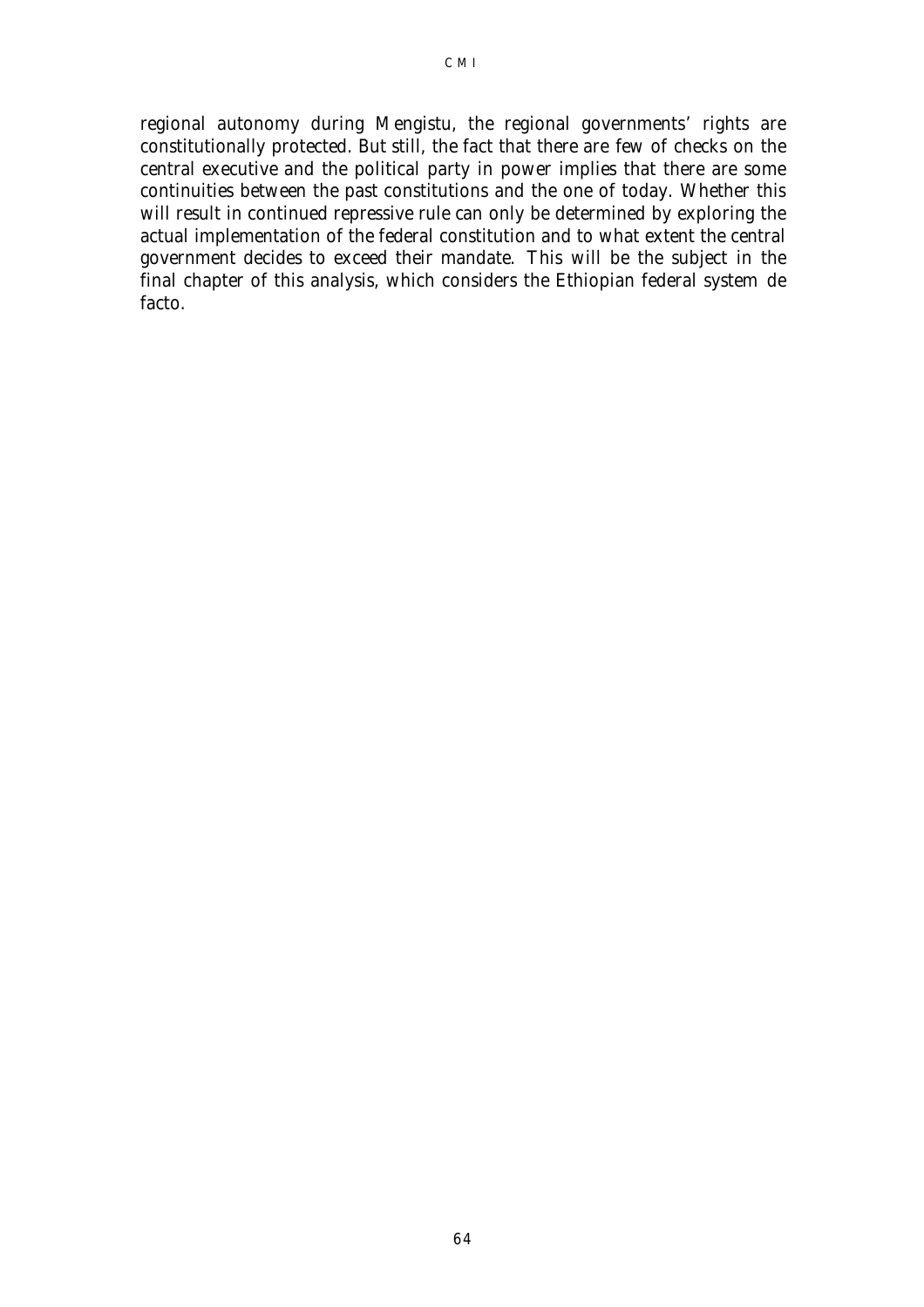regional autonomy during Mengistu, the regional governments' rights are constitutionally protected. But still, the fact that there are few of checks on the central executive and the political party in power implies that there are some continuities between the past constitutions and the one of today. Whether this will result in continued repressive rule can only be determined by exploring the actual implementation of the federal constitution and to what extent the central government decides to exceed their mandate. This will be the subject in the final chapter of this analysis, which considers the Ethiopian federal system de facto.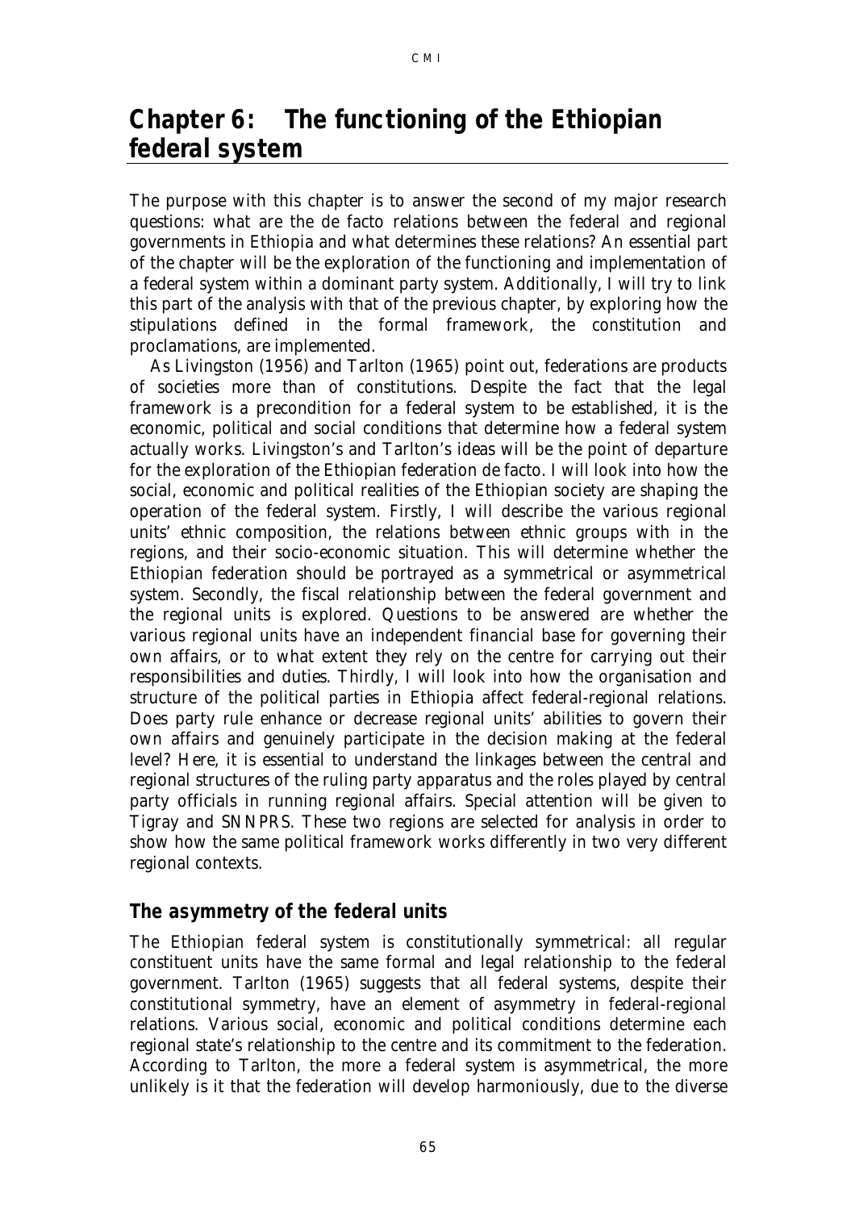# Chapter 6: The functioning of the Ethiopian federal system

The purpose with this chapter is to answer the second of my major research questions: what are the de facto relations between the federal and regional governments in Ethiopia and what determines these relations? An essential part of the chapter will be the exploration of the functioning and implementation of a federal system within a dominant party system. Additionally, I will try to link this part of the analysis with that of the previous chapter, by exploring how the stipulations defined in the formal framework, the constitution and proclamations, are implemented.

As Livingston (1956) and Tarlton (1965) point out, federations are products of societies more than of constitutions. Despite the fact that the legal framework is a precondition for a federal system to be established, it is the economic, political and social conditions that determine how a federal system actually works. Livingston's and Tarlton's ideas will be the point of departure for the exploration of the Ethiopian federation de facto. I will look into how the social, economic and political realities of the Ethiopian society are shaping the operation of the federal system. Firstly, I will describe the various regional units' ethnic composition, the relations between ethnic groups with in the regions, and their socio-economic situation. This will determine whether the Ethiopian federation should be portrayed as a symmetrical or asymmetrical system. Secondly, the fiscal relationship between the federal government and the regional units is explored. Questions to be answered are whether the various regional units have an independent financial base for governing their own affairs, or to what extent they rely on the centre for carrying out their responsibilities and duties. Thirdly, I will look into how the organisation and structure of the political parties in Ethiopia affect federal-regional relations. Does party rule enhance or decrease regional units' abilities to govern their own affairs and genuinely participate in the decision making at the federal level? Here, it is essential to understand the linkages between the central and regional structures of the ruling party apparatus and the roles played by central party officials in running regional affairs. Special attention will be given to Tigray and SNNPRS. These two regions are selected for analysis in order to show how the same political framework works differently in two very different regional contexts.

## The asymmetry of the federal units

The Ethiopian federal system is constitutionally symmetrical: all regular constituent units have the same formal and legal relationship to the federal government. Tarlton (1965) suggests that all federal systems, despite their constitutional symmetry, have an element of asymmetry in federal-regional relations. Various social, economic and political conditions determine each regional state's relationship to the centre and its commitment to the federation. According to Tarlton, the more a federal system is asymmetrical, the more unlikely is it that the federation will develop harmoniously, due to the diverse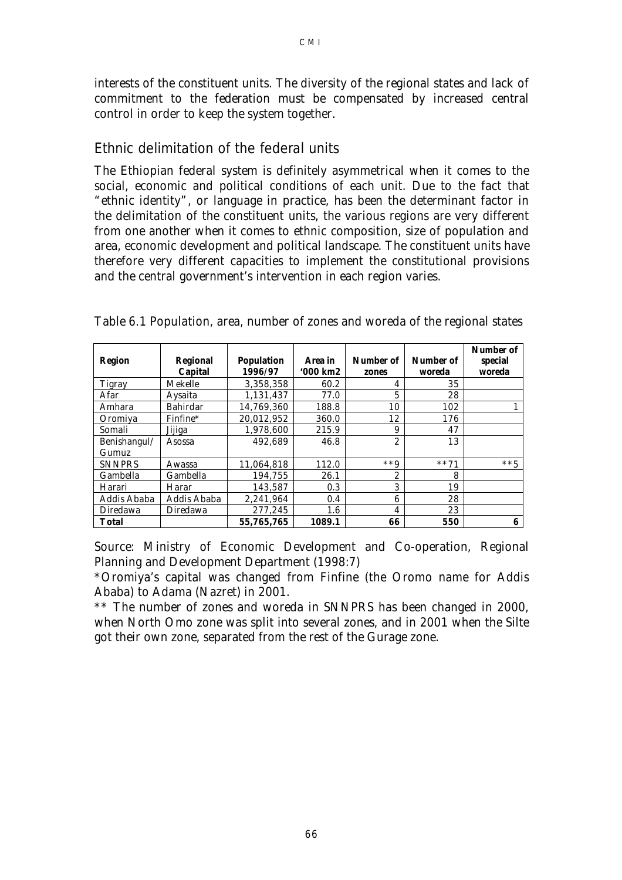interests of the constituent units. The diversity of the regional states and lack of commitment to the federation must be compensated by increased central control in order to keep the system together.

## Ethnic delimitation of the federal units

The Ethiopian federal system is definitely asymmetrical when it comes to the social, economic and political conditions of each unit. Due to the fact that "ethnic identity", or language in practice, has been the determinant factor in the delimitation of the constituent units, the various regions are very different from one another when it comes to ethnic composition, size of population and area, economic development and political landscape. The constituent units have therefore very different capacities to implement the constitutional provisions and the central government's intervention in each region varies.

Table 6.1 Population, area, number of zones and woreda of the regional states

| Region | Regional Capital | Population 1996/97 | Area in '000 km2 | Number of zones | Number of woreda | Number of special woreda |
|---|---|---|---|---|---|---|
| Tigray | Mekelle | 3,358,358 | 60.2 | 4 | 35 | |
| Afar | Aysaita | 1,131,437 | 77.0 | 5 | 28 | |
| Amhara | Bahirdar | 14,769,360 | 188.8 | 10 | 102 | 1 |
| Oromiya | Finfine* | 20,012,952 | 360.0 | 12 | 176 | |
| Somali | Jijiga | 1,978,600 | 215.9 | 9 | 47 | |
| Benishangul/ Gumuz | Asossa | 492,689 | 46.8 | 2 | 13 | |
| SNNPRS | Awassa | 11,064,818 | 112.0 | **9 | **71 | **5 |
| Gambella | Gambella | 194,755 | 26.1 | 2 | 8 | |
| Harari | Harar | 143,587 | 0.3 | 3 | 19 | |
| Addis Ababa | Addis Ababa | 2,241,964 | 0.4 | 6 | 28 | |
| Diredawa | Diredawa | 277,245 | 1.6 | 4 | 23 | |
| **Total** | | **55,765,765** | **1089.1** | **66** | **550** | **6** |

Source: Ministry of Economic Development and Co-operation, Regional Planning and Development Department (1998:7)

*Oromiya's capital was changed from Finfine (the Oromo name for Addis Ababa) to Adama (Nazret) in 2001.

** The number of zones and woreda in SNNPRS has been changed in 2000, when North Omo zone was split into several zones, and in 2001 when the Silte got their own zone, separated from the rest of the Gurage zone.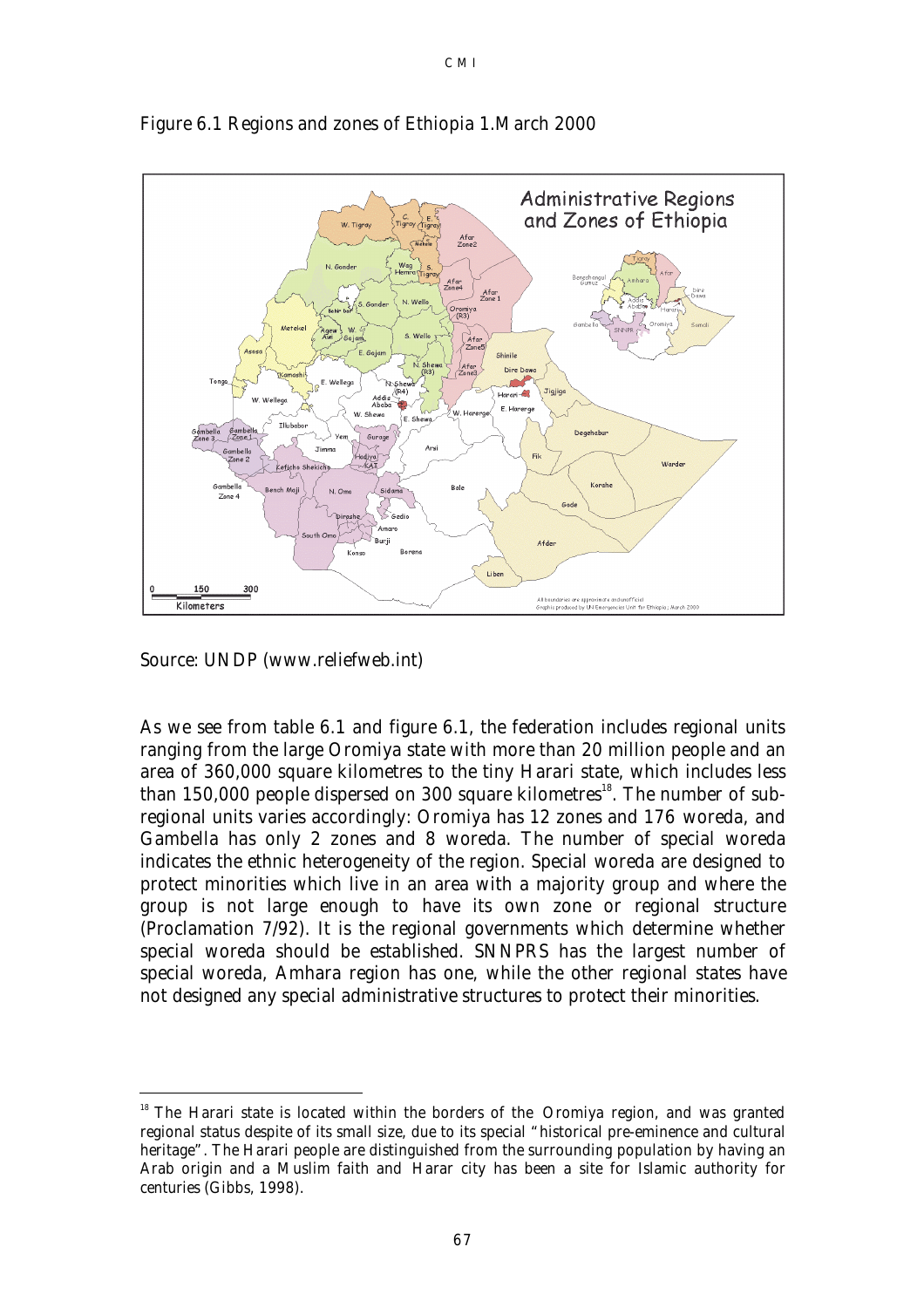Figure 6.1 Regions and zones of Ethiopia 1.March 2000

Source: UNDP (www.reliefweb.int)

As we see from table 6.1 and figure 6.1, the federation includes regional units ranging from the large Oromiya state with more than 20 million people and an area of 360,000 square kilometres to the tiny Harari state, which includes less than 150,000 people dispersed on 300 square kilometres[18]. The number of sub-regional units varies accordingly: Oromiya has 12 zones and 176 woreda, and Gambella has only 2 zones and 8 woreda. The number of special woreda indicates the ethnic heterogeneity of the region. Special woreda are designed to protect minorities which live in an area with a majority group and where the group is not large enough to have its own zone or regional structure (Proclamation 7/92). It is the regional governments which determine whether special woreda should be established. SNNPRS has the largest number of special woreda, Amhara region has one, while the other regional states have not designed any special administrative structures to protect their minorities.

[18] The Harari state is located within the borders of the Oromiya region, and was granted regional status despite of its small size, due to its special "historical pre-eminence and cultural heritage". The Harari people are distinguished from the surrounding population by having an Arab origin and a Muslim faith and Harar city has been a site for Islamic authority for centuries (Gibbs, 1998).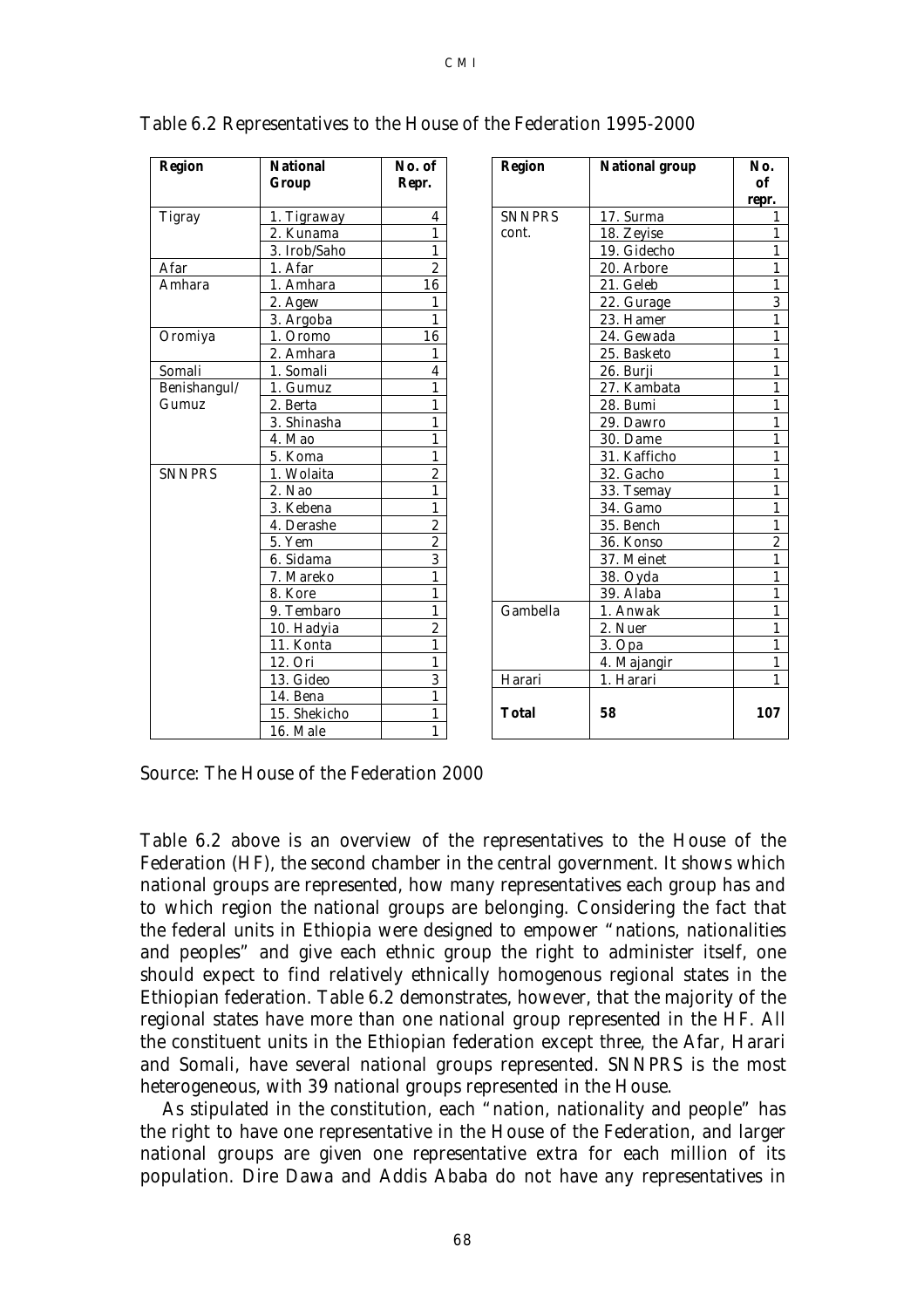Table 6.2 Representatives to the House of the Federation 1995-2000

| Region | National Group | No. of Repr. |
|---|---|---|
| Tigray | 1. Tigraway | 4 |
| | 2. Kunama | 1 |
| | 3. Irob/Saho | 1 |
| Afar | 1. Afar | 2 |
| Amhara | 1. Amhara | 16 |
| | 2. Agew | 1 |
| | 3. Argoba | 1 |
| Oromiya | 1. Oromo | 16 |
| | 2. Amhara | 1 |
| Somali | 1. Somali | 4 |
| Benishangul/ Gumuz | 1. Gumuz | 1 |
| | 2. Berta | 1 |
| | 3. Shinasha | 1 |
| | 4. Mao | 1 |
| | 5. Koma | 1 |
| SNNPRS | 1. Wolaita | 2 |
| | 2. Nao | 1 |
| | 3. Kebena | 1 |
| | 4. Derashe | 2 |
| | 5. Yem | 2 |
| | 6. Sidama | 3 |
| | 7. Mareko | 1 |
| | 8. Kore | 1 |
| | 9. Tembaro | 1 |
| | 10. Hadyia | 2 |
| | 11. Konta | 1 |
| | 12. Ori | 1 |
| | 13. Gideo | 3 |
| | 14. Bena | 1 |
| | 15. Shekicho | 1 |
| | 16. Male | 1 |
| SNNPRS cont. | 17. Surma | 1 |
| | 18. Zeyise | 1 |
| | 19. Gidecho | 1 |
| | 20. Arbore | 1 |
| | 21. Geleb | 1 |
| | 22. Gurage | 3 |
| | 23. Hamer | 1 |
| | 24. Gewada | 1 |
| | 25. Basketo | 1 |
| | 26. Burji | 1 |
| | 27. Kambata | 1 |
| | 28. Bumi | 1 |
| | 29. Dawro | 1 |
| | 30. Dame | 1 |
| | 31. Kafficho | 1 |
| | 32. Gacho | 1 |
| | 33. Tsemay | 1 |
| | 34. Gamo | 1 |
| | 35. Bench | 1 |
| | 36. Konso | 2 |
| | 37. Meinet | 1 |
| | 38. Oyda | 1 |
| | 39. Alaba | 1 |
| Gambella | 1. Anwak | 1 |
| | 2. Nuer | 1 |
| | 3. Opa | 1 |
| | 4. Majangir | 1 |
| Harari | 1. Harari | 1 |
| **Total** | **58** | **107** |

Source: The House of the Federation 2000

Table 6.2 above is an overview of the representatives to the House of the Federation (HF), the second chamber in the central government. It shows which national groups are represented, how many representatives each group has and to which region the national groups are belonging. Considering the fact that the federal units in Ethiopia were designed to empower "nations, nationalities and peoples" and give each ethnic group the right to administer itself, one should expect to find relatively ethnically homogenous regional states in the Ethiopian federation. Table 6.2 demonstrates, however, that the majority of the regional states have more than one national group represented in the HF. All the constituent units in the Ethiopian federation except three, the Afar, Harari and Somali, have several national groups represented. SNNPRS is the most heterogeneous, with 39 national groups represented in the House.

As stipulated in the constitution, each "nation, nationality and people" has the right to have one representative in the House of the Federation, and larger national groups are given one representative extra for each million of its population. Dire Dawa and Addis Ababa do not have any representatives in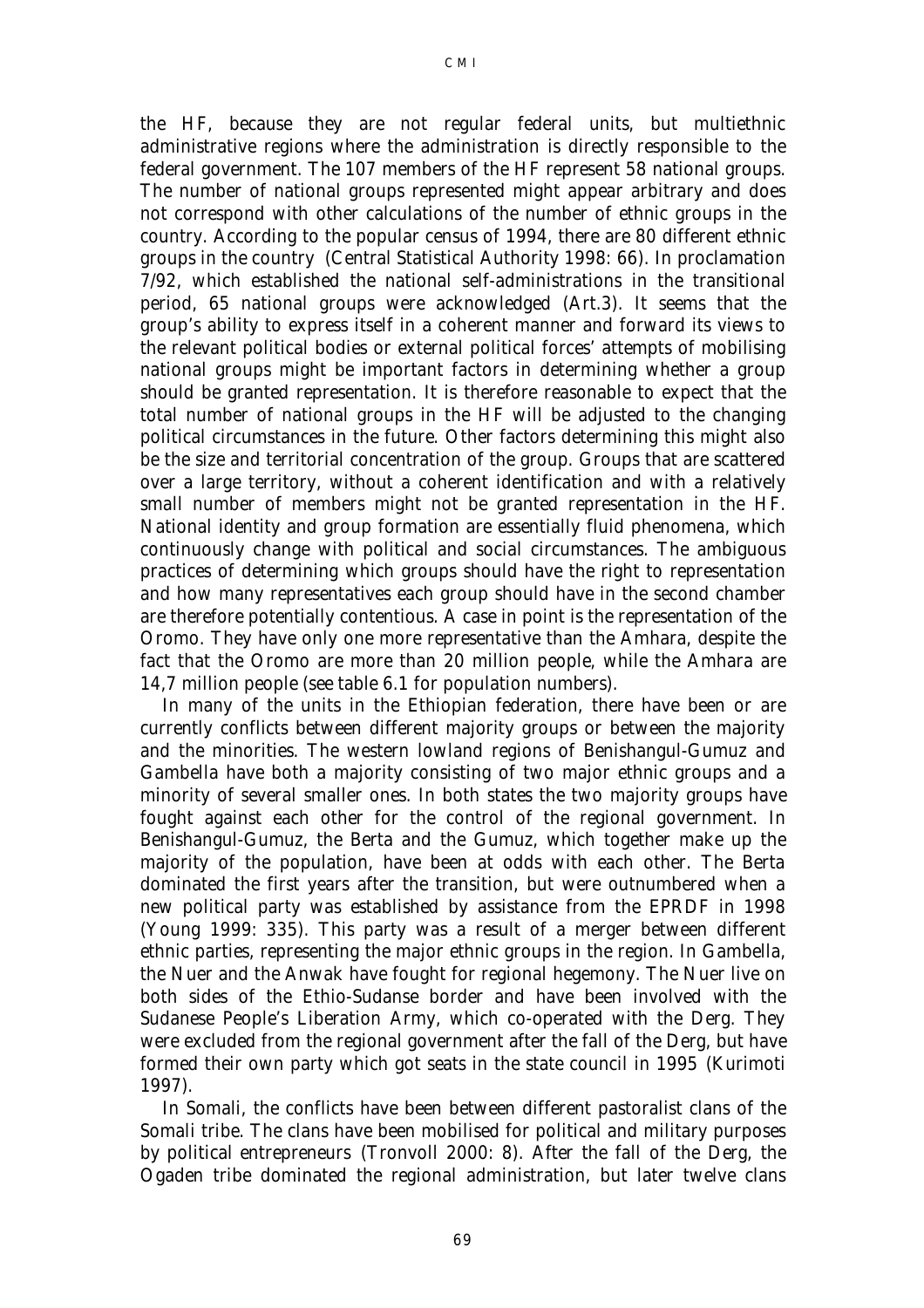the HF, because they are not regular federal units, but multiethnic administrative regions where the administration is directly responsible to the federal government. The 107 members of the HF represent 58 national groups. The number of national groups represented might appear arbitrary and does not correspond with other calculations of the number of ethnic groups in the country. According to the popular census of 1994, there are 80 different ethnic groups in the country (Central Statistical Authority 1998: 66). In proclamation 7/92, which established the national self-administrations in the transitional period, 65 national groups were acknowledged (Art.3). It seems that the group's ability to express itself in a coherent manner and forward its views to the relevant political bodies or external political forces' attempts of mobilising national groups might be important factors in determining whether a group should be granted representation. It is therefore reasonable to expect that the total number of national groups in the HF will be adjusted to the changing political circumstances in the future. Other factors determining this might also be the size and territorial concentration of the group. Groups that are scattered over a large territory, without a coherent identification and with a relatively small number of members might not be granted representation in the HF. National identity and group formation are essentially fluid phenomena, which continuously change with political and social circumstances. The ambiguous practices of determining which groups should have the right to representation and how many representatives each group should have in the second chamber are therefore potentially contentious. A case in point is the representation of the Oromo. They have only one more representative than the Amhara, despite the fact that the Oromo are more than 20 million people, while the Amhara are 14,7 million people (see table 6.1 for population numbers).

In many of the units in the Ethiopian federation, there have been or are currently conflicts between different majority groups or between the majority and the minorities. The western lowland regions of Benishangul-Gumuz and Gambella have both a majority consisting of two major ethnic groups and a minority of several smaller ones. In both states the two majority groups have fought against each other for the control of the regional government. In Benishangul-Gumuz, the Berta and the Gumuz, which together make up the majority of the population, have been at odds with each other. The Berta dominated the first years after the transition, but were outnumbered when a new political party was established by assistance from the EPRDF in 1998 (Young 1999: 335). This party was a result of a merger between different ethnic parties, representing the major ethnic groups in the region. In Gambella, the Nuer and the Anwak have fought for regional hegemony. The Nuer live on both sides of the Ethio-Sudanse border and have been involved with the Sudanese People's Liberation Army, which co-operated with the Derg. They were excluded from the regional government after the fall of the Derg, but have formed their own party which got seats in the state council in 1995 (Kurimoti 1997).

In Somali, the conflicts have been between different pastoralist clans of the Somali tribe. The clans have been mobilised for political and military purposes by political entrepreneurs (Tronvoll 2000: 8). After the fall of the Derg, the Ogaden tribe dominated the regional administration, but later twelve clans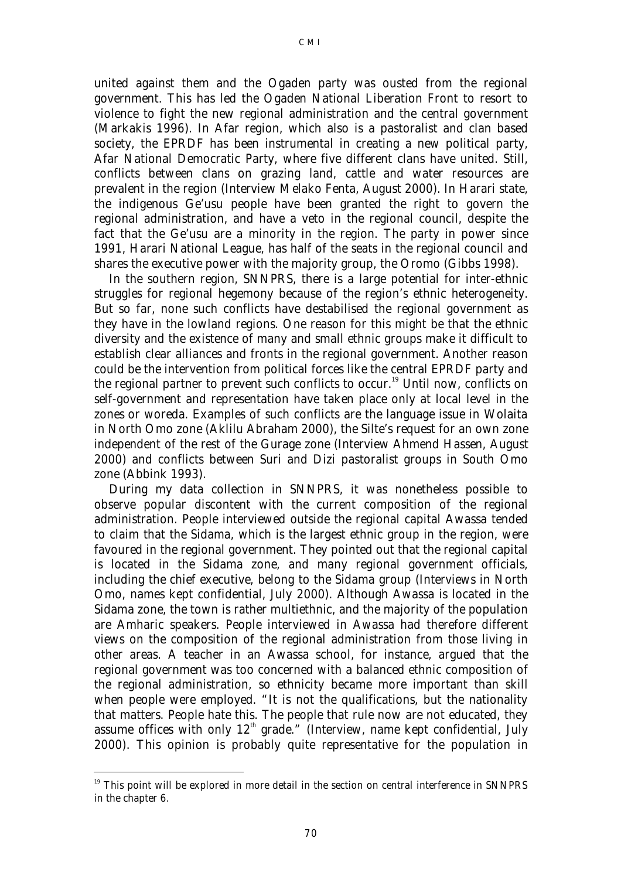united against them and the Ogaden party was ousted from the regional government. This has led the Ogaden National Liberation Front to resort to violence to fight the new regional administration and the central government (Markakis 1996). In Afar region, which also is a pastoralist and clan based society, the EPRDF has been instrumental in creating a new political party, Afar National Democratic Party, where five different clans have united. Still, conflicts between clans on grazing land, cattle and water resources are prevalent in the region (Interview Melako Fenta, August 2000). In Harari state, the indigenous Ge'usu people have been granted the right to govern the regional administration, and have a veto in the regional council, despite the fact that the Ge'usu are a minority in the region. The party in power since 1991, Harari National League, has half of the seats in the regional council and shares the executive power with the majority group, the Oromo (Gibbs 1998).

In the southern region, SNNPRS, there is a large potential for inter-ethnic struggles for regional hegemony because of the region's ethnic heterogeneity. But so far, none such conflicts have destabilised the regional government as they have in the lowland regions. One reason for this might be that the ethnic diversity and the existence of many and small ethnic groups make it difficult to establish clear alliances and fronts in the regional government. Another reason could be the intervention from political forces like the central EPRDF party and the regional partner to prevent such conflicts to occur.[19] Until now, conflicts on self-government and representation have taken place only at local level in the zones or woreda. Examples of such conflicts are the language issue in Wolaita in North Omo zone (Aklilu Abraham 2000), the Silte's request for an own zone independent of the rest of the Gurage zone (Interview Ahmend Hassen, August 2000) and conflicts between Suri and Dizi pastoralist groups in South Omo zone (Abbink 1993).

During my data collection in SNNPRS, it was nonetheless possible to observe popular discontent with the current composition of the regional administration. People interviewed outside the regional capital Awassa tended to claim that the Sidama, which is the largest ethnic group in the region, were favoured in the regional government. They pointed out that the regional capital is located in the Sidama zone, and many regional government officials, including the chief executive, belong to the Sidama group (Interviews in North Omo, names kept confidential, July 2000). Although Awassa is located in the Sidama zone, the town is rather multiethnic, and the majority of the population are Amharic speakers. People interviewed in Awassa had therefore different views on the composition of the regional administration from those living in other areas. A teacher in an Awassa school, for instance, argued that the regional government was too concerned with a balanced ethnic composition of the regional administration, so ethnicity became more important than skill when people were employed. "It is not the qualifications, but the nationality that matters. People hate this. The people that rule now are not educated, they assume offices with only 12th grade." (Interview, name kept confidential, July 2000). This opinion is probably quite representative for the population in

---

[19] This point will be explored in more detail in the section on central interference in SNNPRS in the chapter 6.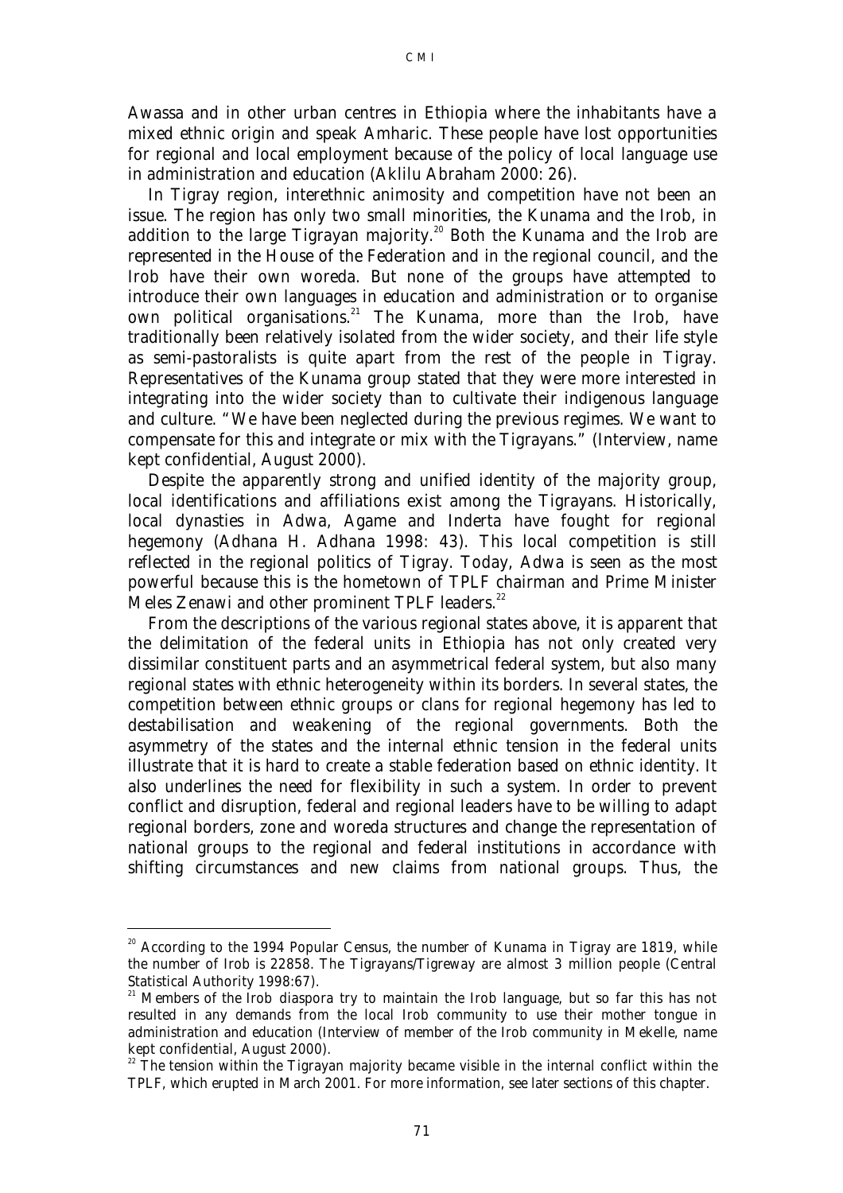Awassa and in other urban centres in Ethiopia where the inhabitants have a mixed ethnic origin and speak Amharic. These people have lost opportunities for regional and local employment because of the policy of local language use in administration and education (Aklilu Abraham 2000: 26).

In Tigray region, interethnic animosity and competition have not been an issue. The region has only two small minorities, the Kunama and the Irob, in addition to the large Tigrayan majority.[20] Both the Kunama and the Irob are represented in the House of the Federation and in the regional council, and the Irob have their own woreda. But none of the groups have attempted to introduce their own languages in education and administration or to organise own political organisations.[21] The Kunama, more than the Irob, have traditionally been relatively isolated from the wider society, and their life style as semi-pastoralists is quite apart from the rest of the people in Tigray. Representatives of the Kunama group stated that they were more interested in integrating into the wider society than to cultivate their indigenous language and culture. "We have been neglected during the previous regimes. We want to compensate for this and integrate or mix with the Tigrayans." (Interview, name kept confidential, August 2000).

Despite the apparently strong and unified identity of the majority group, local identifications and affiliations exist among the Tigrayans. Historically, local dynasties in Adwa, Agame and Inderta have fought for regional hegemony (Adhana H. Adhana 1998: 43). This local competition is still reflected in the regional politics of Tigray. Today, Adwa is seen as the most powerful because this is the hometown of TPLF chairman and Prime Minister Meles Zenawi and other prominent TPLF leaders.[22]

From the descriptions of the various regional states above, it is apparent that the delimitation of the federal units in Ethiopia has not only created very dissimilar constituent parts and an asymmetrical federal system, but also many regional states with ethnic heterogeneity within its borders. In several states, the competition between ethnic groups or clans for regional hegemony has led to destabilisation and weakening of the regional governments. Both the asymmetry of the states and the internal ethnic tension in the federal units illustrate that it is hard to create a stable federation based on ethnic identity. It also underlines the need for flexibility in such a system. In order to prevent conflict and disruption, federal and regional leaders have to be willing to adapt regional borders, zone and woreda structures and change the representation of national groups to the regional and federal institutions in accordance with shifting circumstances and new claims from national groups. Thus, the

---

[20] According to the 1994 Popular Census, the number of Kunama in Tigray are 1819, while the number of Irob is 22858. The Tigrayans/Tigreway are almost 3 million people (Central Statistical Authority 1998:67).

[21] Members of the Irob diaspora try to maintain the Irob language, but so far this has not resulted in any demands from the local Irob community to use their mother tongue in administration and education (Interview of member of the Irob community in Mekelle, name kept confidential, August 2000).

[22] The tension within the Tigrayan majority became visible in the internal conflict within the TPLF, which erupted in March 2001. For more information, see later sections of this chapter.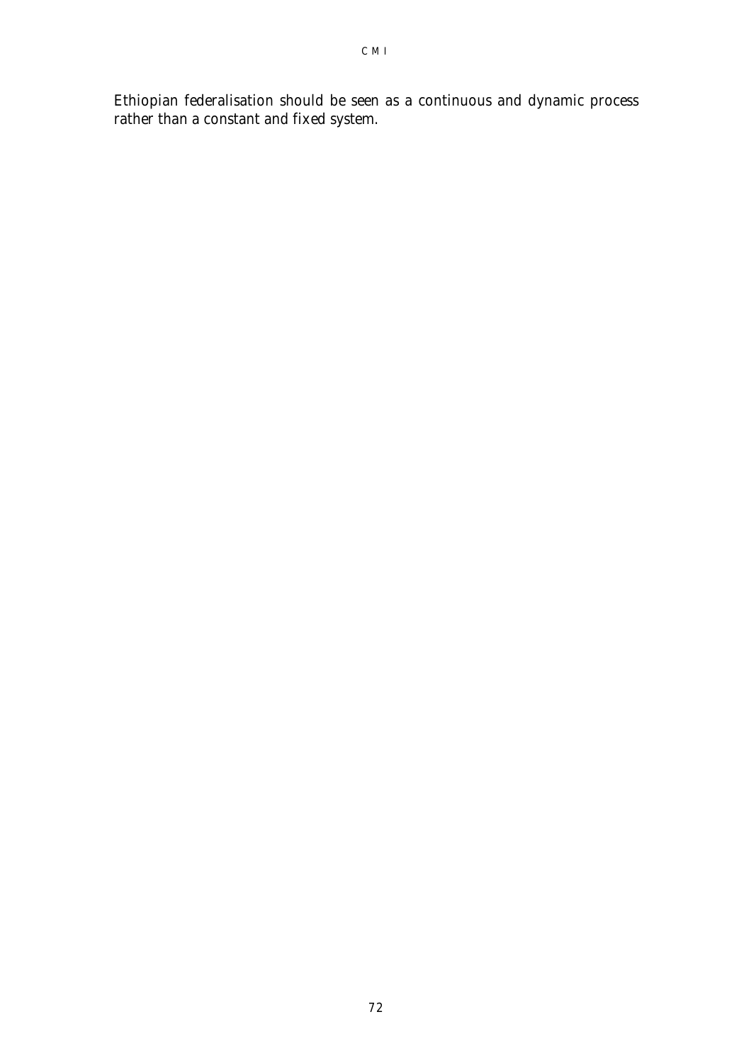Ethiopian federalisation should be seen as a continuous and dynamic process rather than a constant and fixed system.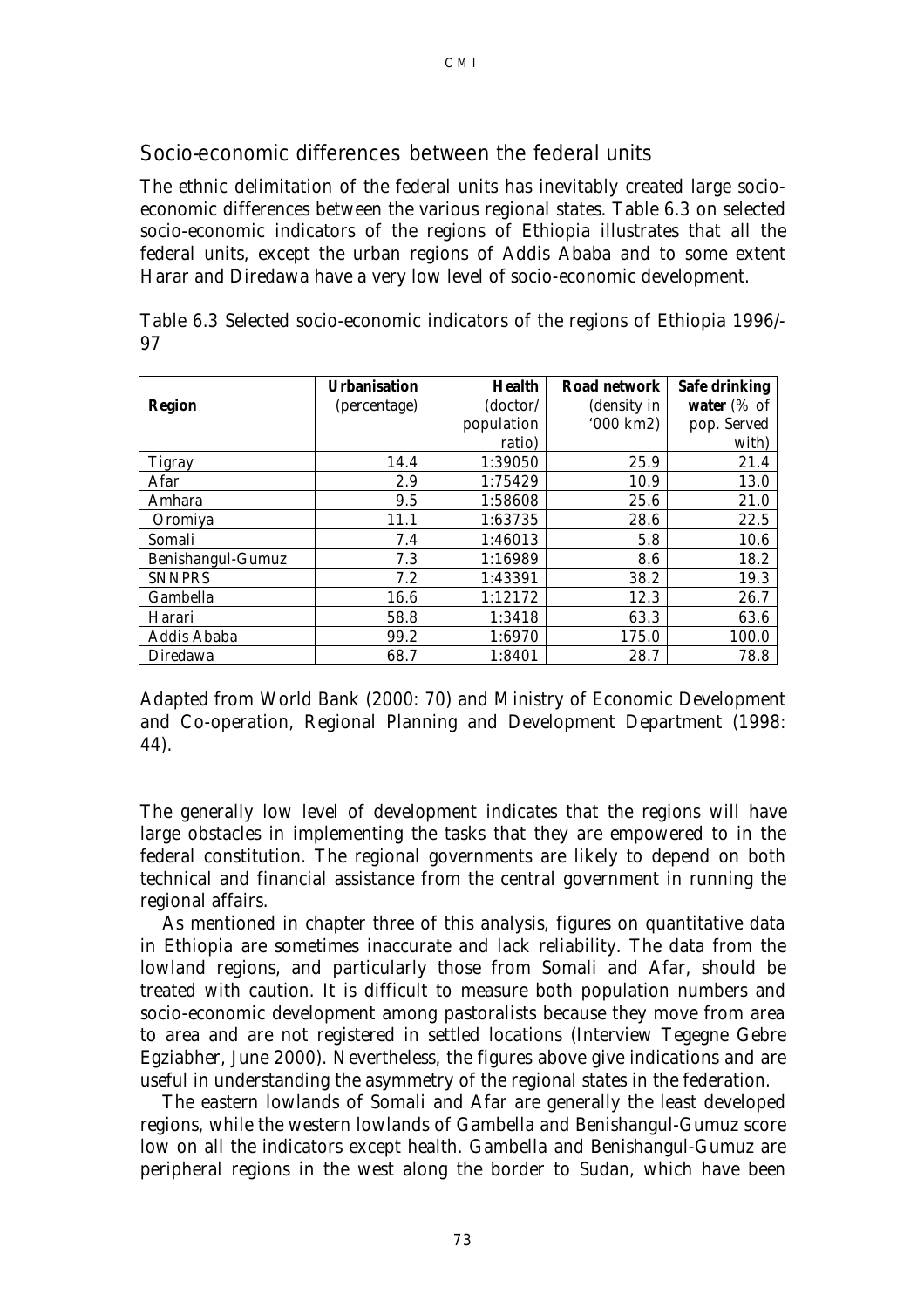## Socio-economic differences between the federal units

The ethnic delimitation of the federal units has inevitably created large socio-economic differences between the various regional states. Table 6.3 on selected socio-economic indicators of the regions of Ethiopia illustrates that all the federal units, except the urban regions of Addis Ababa and to some extent Harar and Diredawa have a very low level of socio-economic development.

Table 6.3 Selected socio-economic indicators of the regions of Ethiopia 1996/-97

| **Region** | **Urbanisation** (percentage) | **Health** (doctor/ population ratio) | **Road network** (density in '000 km2) | **Safe drinking water** (% of pop. Served with) |
|---|---|---|---|---|
| Tigray | 14.4 | 1:39050 | 25.9 | 21.4 |
| Afar | 2.9 | 1:75429 | 10.9 | 13.0 |
| Amhara | 9.5 | 1:58608 | 25.6 | 21.0 |
| Oromiya | 11.1 | 1:63735 | 28.6 | 22.5 |
| Somali | 7.4 | 1:46013 | 5.8 | 10.6 |
| Benishangul-Gumuz | 7.3 | 1:16989 | 8.6 | 18.2 |
| SNNPRS | 7.2 | 1:43391 | 38.2 | 19.3 |
| Gambella | 16.6 | 1:12172 | 12.3 | 26.7 |
| Harari | 58.8 | 1:3418 | 63.3 | 63.6 |
| Addis Ababa | 99.2 | 1:6970 | 175.0 | 100.0 |
| Diredawa | 68.7 | 1:8401 | 28.7 | 78.8 |

Adapted from World Bank (2000: 70) and Ministry of Economic Development and Co-operation, Regional Planning and Development Department (1998: 44).

The generally low level of development indicates that the regions will have large obstacles in implementing the tasks that they are empowered to in the federal constitution. The regional governments are likely to depend on both technical and financial assistance from the central government in running the regional affairs.

As mentioned in chapter three of this analysis, figures on quantitative data in Ethiopia are sometimes inaccurate and lack reliability. The data from the lowland regions, and particularly those from Somali and Afar, should be treated with caution. It is difficult to measure both population numbers and socio-economic development among pastoralists because they move from area to area and are not registered in settled locations (Interview Tegegne Gebre Egziabher, June 2000). Nevertheless, the figures above give indications and are useful in understanding the asymmetry of the regional states in the federation.

The eastern lowlands of Somali and Afar are generally the least developed regions, while the western lowlands of Gambella and Benishangul-Gumuz score low on all the indicators except health. Gambella and Benishangul-Gumuz are peripheral regions in the west along the border to Sudan, which have been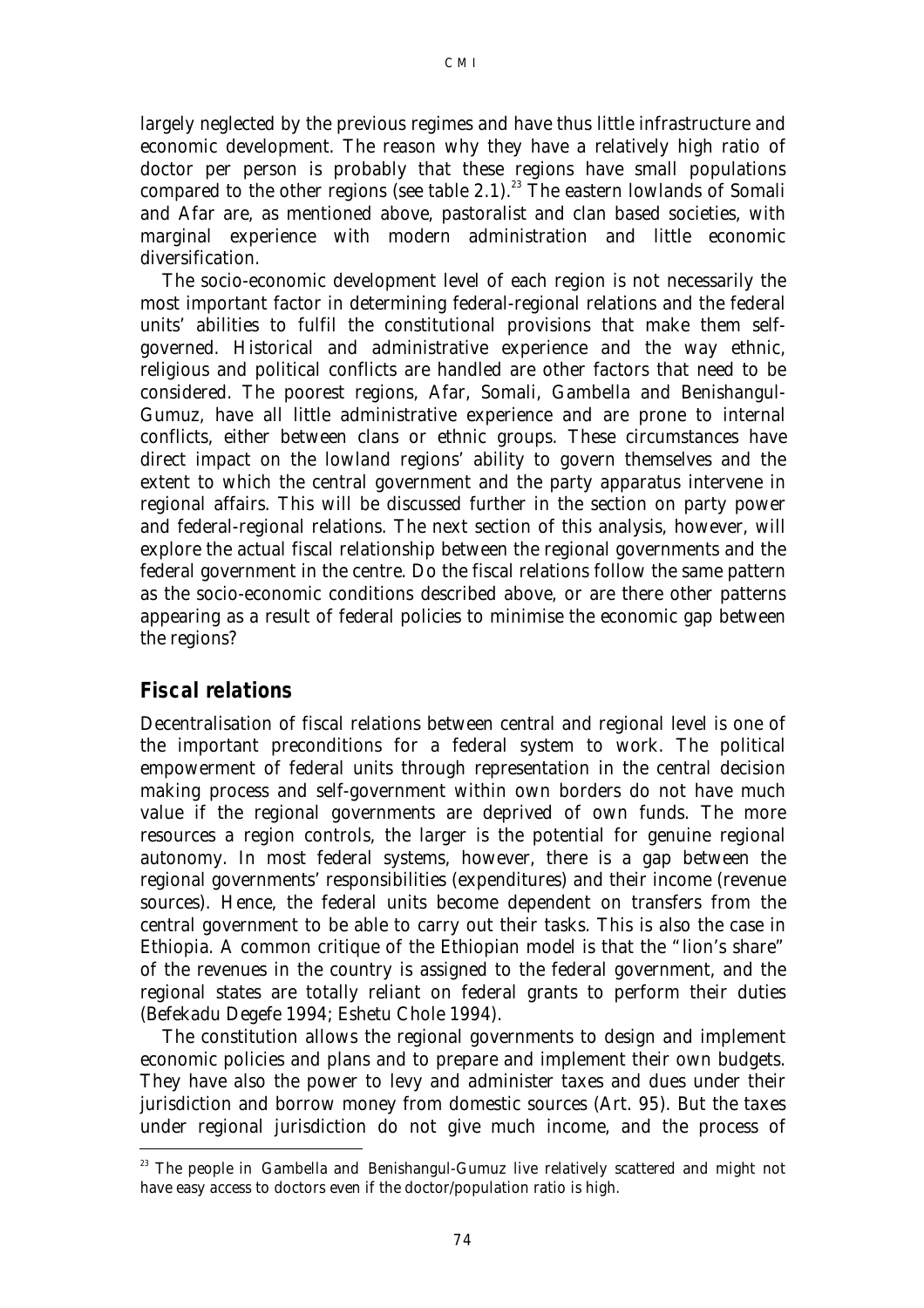largely neglected by the previous regimes and have thus little infrastructure and economic development. The reason why they have a relatively high ratio of doctor per person is probably that these regions have small populations compared to the other regions (see table 2.1).[23] The eastern lowlands of Somali and Afar are, as mentioned above, pastoralist and clan based societies, with marginal experience with modern administration and little economic diversification.

The socio-economic development level of each region is not necessarily the most important factor in determining federal-regional relations and the federal units' abilities to fulfil the constitutional provisions that make them self-governed. Historical and administrative experience and the way ethnic, religious and political conflicts are handled are other factors that need to be considered. The poorest regions, Afar, Somali, Gambella and Benishangul-Gumuz, have all little administrative experience and are prone to internal conflicts, either between clans or ethnic groups. These circumstances have direct impact on the lowland regions' ability to govern themselves and the extent to which the central government and the party apparatus intervene in regional affairs. This will be discussed further in the section on party power and federal-regional relations. The next section of this analysis, however, will explore the actual fiscal relationship between the regional governments and the federal government in the centre. Do the fiscal relations follow the same pattern as the socio-economic conditions described above, or are there other patterns appearing as a result of federal policies to minimise the economic gap between the regions?

## Fiscal relations

Decentralisation of fiscal relations between central and regional level is one of the important preconditions for a federal system to work. The political empowerment of federal units through representation in the central decision making process and self-government within own borders do not have much value if the regional governments are deprived of own funds. The more resources a region controls, the larger is the potential for genuine regional autonomy. In most federal systems, however, there is a gap between the regional governments' responsibilities (expenditures) and their income (revenue sources). Hence, the federal units become dependent on transfers from the central government to be able to carry out their tasks. This is also the case in Ethiopia. A common critique of the Ethiopian model is that the "lion's share" of the revenues in the country is assigned to the federal government, and the regional states are totally reliant on federal grants to perform their duties (Befekadu Degefe 1994; Eshetu Chole 1994).

The constitution allows the regional governments to design and implement economic policies and plans and to prepare and implement their own budgets. They have also the power to levy and administer taxes and dues under their jurisdiction and borrow money from domestic sources (Art. 95). But the taxes under regional jurisdiction do not give much income, and the process of

[23] The people in Gambella and Benishangul-Gumuz live relatively scattered and might not have easy access to doctors even if the doctor/population ratio is high.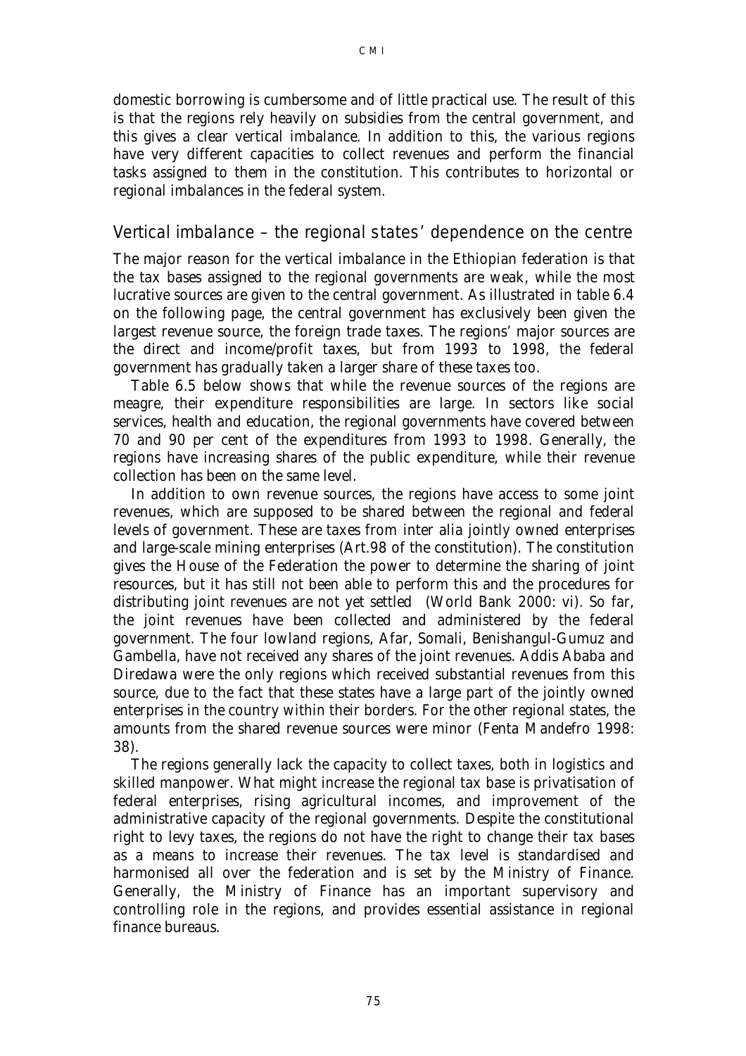domestic borrowing is cumbersome and of little practical use. The result of this is that the regions rely heavily on subsidies from the central government, and this gives a clear vertical imbalance. In addition to this, the various regions have very different capacities to collect revenues and perform the financial tasks assigned to them in the constitution. This contributes to horizontal or regional imbalances in the federal system.

## Vertical imbalance – the regional states' dependence on the centre

The major reason for the vertical imbalance in the Ethiopian federation is that the tax bases assigned to the regional governments are weak, while the most lucrative sources are given to the central government. As illustrated in table 6.4 on the following page, the central government has exclusively been given the largest revenue source, the foreign trade taxes. The regions' major sources are the direct and income/profit taxes, but from 1993 to 1998, the federal government has gradually taken a larger share of these taxes too.

Table 6.5 below shows that while the revenue sources of the regions are meagre, their expenditure responsibilities are large. In sectors like social services, health and education, the regional governments have covered between 70 and 90 per cent of the expenditures from 1993 to 1998. Generally, the regions have increasing shares of the public expenditure, while their revenue collection has been on the same level.

In addition to own revenue sources, the regions have access to some joint revenues, which are supposed to be shared between the regional and federal levels of government. These are taxes from inter alia jointly owned enterprises and large-scale mining enterprises (Art.98 of the constitution). The constitution gives the House of the Federation the power to determine the sharing of joint resources, but it has still not been able to perform this and the procedures for distributing joint revenues are not yet settled (World Bank 2000: vi). So far, the joint revenues have been collected and administered by the federal government. The four lowland regions, Afar, Somali, Benishangul-Gumuz and Gambella, have not received any shares of the joint revenues. Addis Ababa and Diredawa were the only regions which received substantial revenues from this source, due to the fact that these states have a large part of the jointly owned enterprises in the country within their borders. For the other regional states, the amounts from the shared revenue sources were minor (Fenta Mandefro 1998: 38).

The regions generally lack the capacity to collect taxes, both in logistics and skilled manpower. What might increase the regional tax base is privatisation of federal enterprises, rising agricultural incomes, and improvement of the administrative capacity of the regional governments. Despite the constitutional right to levy taxes, the regions do not have the right to change their tax bases as a means to increase their revenues. The tax level is standardised and harmonised all over the federation and is set by the Ministry of Finance. Generally, the Ministry of Finance has an important supervisory and controlling role in the regions, and provides essential assistance in regional finance bureaus.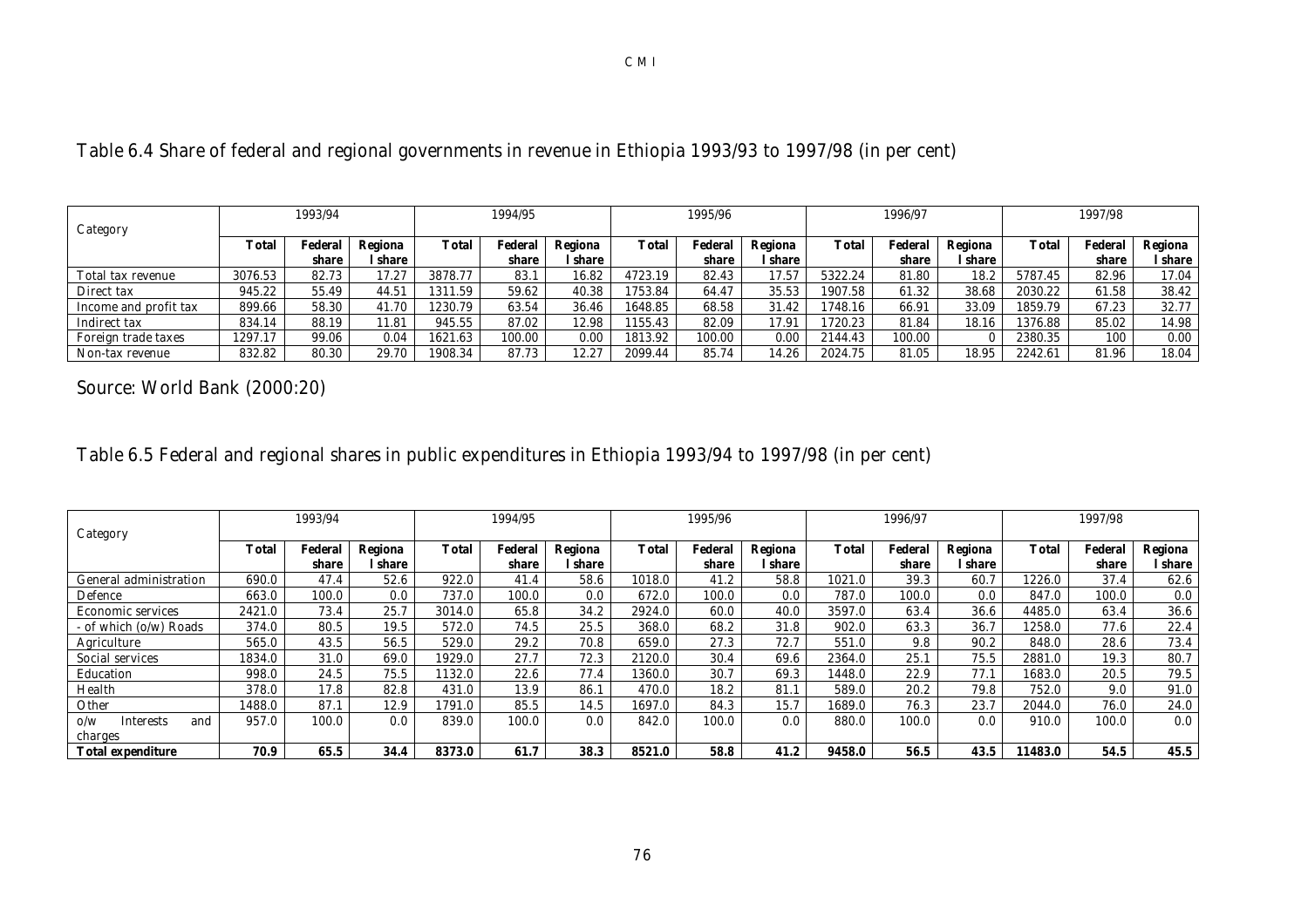Table 6.4 Share of federal and regional governments in revenue in Ethiopia 1993/93 to 1997/98 (in per cent)

| Category | 1993/94 | | | 1994/95 | | | 1995/96 | | | 1996/97 | | | 1997/98 | | |
|---|---|---|---|---|---|---|---|---|---|---|---|---|---|---|---|
| | Total | Federal share | Regional share | Total | Federal share | Regional share | Total | Federal share | Regional share | Total | Federal share | Regional share | Total | Federal share | Regional share |
| Total tax revenue | 3076.53 | 82.73 | 17.27 | 3878.77 | 83.1 | 16.82 | 4723.19 | 82.43 | 17.57 | 5322.24 | 81.80 | 18.2 | 5787.45 | 82.96 | 17.04 |
| Direct tax | 945.22 | 55.49 | 44.51 | 1311.59 | 59.62 | 40.38 | 1753.84 | 64.47 | 35.53 | 1907.58 | 61.32 | 38.68 | 2030.22 | 61.58 | 38.42 |
| Income and profit tax | 899.66 | 58.30 | 41.70 | 1230.79 | 63.54 | 36.46 | 1648.85 | 68.58 | 31.42 | 1748.16 | 66.91 | 33.09 | 1859.79 | 67.23 | 32.77 |
| Indirect tax | 834.14 | 88.19 | 11.81 | 945.55 | 87.02 | 12.98 | 1155.43 | 82.09 | 17.91 | 1720.23 | 81.84 | 18.16 | 1376.88 | 85.02 | 14.98 |
| Foreign trade taxes | 1297.17 | 99.06 | 0.04 | 1621.63 | 100.00 | 0.00 | 1813.92 | 100.00 | 0.00 | 2144.43 | 100.00 | 0 | 2380.35 | 100 | 0.00 |
| Non-tax revenue | 832.82 | 80.30 | 29.70 | 1908.34 | 87.73 | 12.27 | 2099.44 | 85.74 | 14.26 | 2024.75 | 81.05 | 18.95 | 2242.61 | 81.96 | 18.04 |

Source: World Bank (2000:20)

Table 6.5 Federal and regional shares in public expenditures in Ethiopia 1993/94 to 1997/98 (in per cent)

| Category | 1993/94 | | | 1994/95 | | | 1995/96 | | | 1996/97 | | | 1997/98 | | |
|---|---|---|---|---|---|---|---|---|---|---|---|---|---|---|---|
| | Total | Federal share | Regional share | Total | Federal share | Regional share | Total | Federal share | Regional share | Total | Federal share | Regional share | Total | Federal share | Regional share |
| General administration | 690.0 | 47.4 | 52.6 | 922.0 | 41.4 | 58.6 | 1018.0 | 41.2 | 58.8 | 1021.0 | 39.3 | 60.7 | 1226.0 | 37.4 | 62.6 |
| Defence | 663.0 | 100.0 | 0.0 | 737.0 | 100.0 | 0.0 | 672.0 | 100.0 | 0.0 | 787.0 | 100.0 | 0.0 | 847.0 | 100.0 | 0.0 |
| Economic services | 2421.0 | 73.4 | 25.7 | 3014.0 | 65.8 | 34.2 | 2924.0 | 60.0 | 40.0 | 3597.0 | 63.4 | 36.6 | 4485.0 | 63.4 | 36.6 |
| - of which (o/w) Roads | 374.0 | 80.5 | 19.5 | 572.0 | 74.5 | 25.5 | 368.0 | 68.2 | 31.8 | 902.0 | 63.3 | 36.7 | 1258.0 | 77.6 | 22.4 |
| Agriculture | 565.0 | 43.5 | 56.5 | 529.0 | 29.2 | 70.8 | 659.0 | 27.3 | 72.7 | 551.0 | 9.8 | 90.2 | 848.0 | 28.6 | 73.4 |
| Social services | 1834.0 | 31.0 | 69.0 | 1929.0 | 27.7 | 72.3 | 2120.0 | 30.4 | 69.6 | 2364.0 | 25.1 | 75.5 | 2881.0 | 19.3 | 80.7 |
| Education | 998.0 | 24.5 | 75.5 | 1132.0 | 22.6 | 77.4 | 1360.0 | 30.7 | 69.3 | 1448.0 | 22.9 | 77.1 | 1683.0 | 20.5 | 79.5 |
| Health | 378.0 | 17.8 | 82.8 | 431.0 | 13.9 | 86.1 | 470.0 | 18.2 | 81.1 | 589.0 | 20.2 | 79.8 | 752.0 | 9.0 | 91.0 |
| Other | 1488.0 | 87.1 | 12.9 | 1791.0 | 85.5 | 14.5 | 1697.0 | 84.3 | 15.7 | 1689.0 | 76.3 | 23.7 | 2044.0 | 76.0 | 24.0 |
| o/w Interests and charges | 957.0 | 100.0 | 0.0 | 839.0 | 100.0 | 0.0 | 842.0 | 100.0 | 0.0 | 880.0 | 100.0 | 0.0 | 910.0 | 100.0 | 0.0 |
| **Total expenditure** | **70.9** | **65.5** | **34.4** | **8373.0** | **61.7** | **38.3** | **8521.0** | **58.8** | **41.2** | **9458.0** | **56.5** | **43.5** | **11483.0** | **54.5** | **45.5** |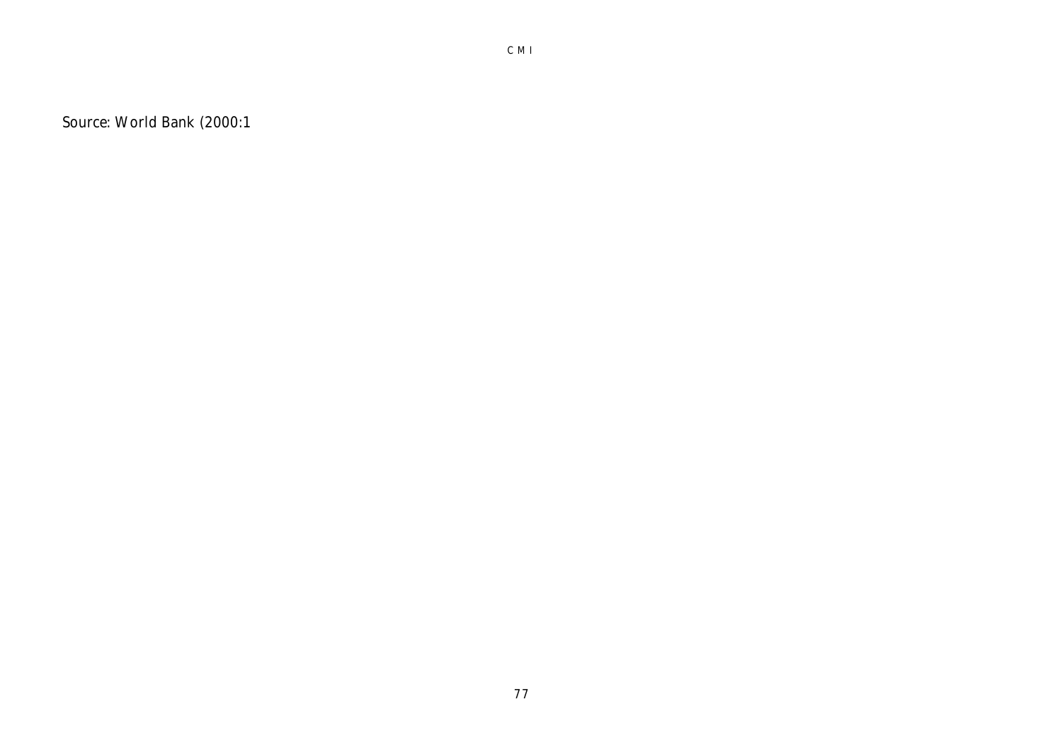Source: World Bank (2000:1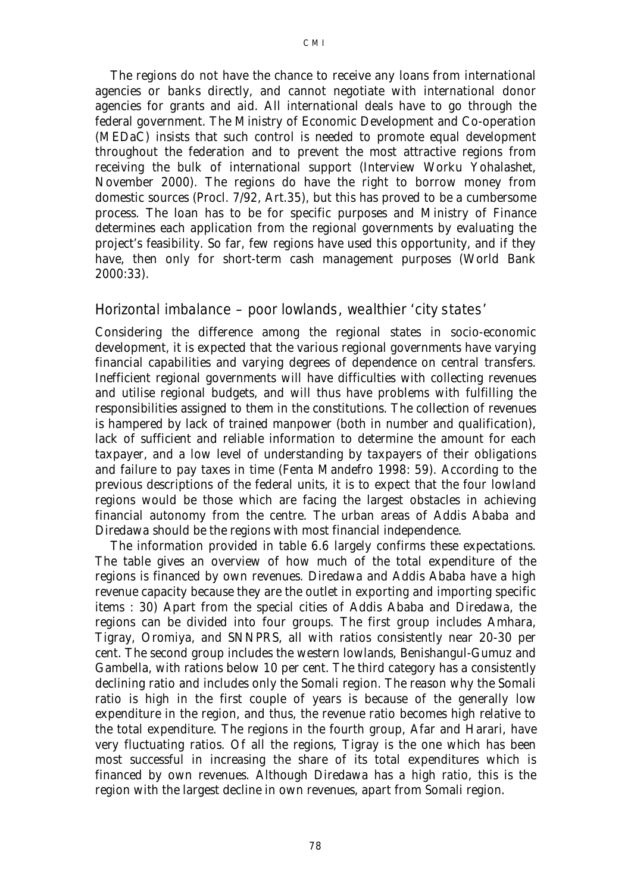The regions do not have the chance to receive any loans from international agencies or banks directly, and cannot negotiate with international donor agencies for grants and aid. All international deals have to go through the federal government. The Ministry of Economic Development and Co-operation (MEDaC) insists that such control is needed to promote equal development throughout the federation and to prevent the most attractive regions from receiving the bulk of international support (Interview Worku Yohalashet, November 2000). The regions do have the right to borrow money from domestic sources (Procl. 7/92, Art.35), but this has proved to be a cumbersome process. The loan has to be for specific purposes and Ministry of Finance determines each application from the regional governments by evaluating the project's feasibility. So far, few regions have used this opportunity, and if they have, then only for short-term cash management purposes (World Bank 2000:33).

## *Horizontal imbalance – poor lowlands, wealthier 'city states'*

Considering the difference among the regional states in socio-economic development, it is expected that the various regional governments have varying financial capabilities and varying degrees of dependence on central transfers. Inefficient regional governments will have difficulties with collecting revenues and utilise regional budgets, and will thus have problems with fulfilling the responsibilities assigned to them in the constitutions. The collection of revenues is hampered by lack of trained manpower (both in number and qualification), lack of sufficient and reliable information to determine the amount for each taxpayer, and a low level of understanding by taxpayers of their obligations and failure to pay taxes in time (Fenta Mandefro 1998: 59). According to the previous descriptions of the federal units, it is to expect that the four lowland regions would be those which are facing the largest obstacles in achieving financial autonomy from the centre. The urban areas of Addis Ababa and Diredawa should be the regions with most financial independence.

The information provided in table 6.6 largely confirms these expectations. The table gives an overview of how much of the total expenditure of the regions is financed by own revenues. Diredawa and Addis Ababa have a high revenue capacity because they are the outlet in exporting and importing specific items : 30) Apart from the special cities of Addis Ababa and Diredawa, the regions can be divided into four groups. The first group includes Amhara, Tigray, Oromiya, and SNNPRS, all with ratios consistently near 20-30 per cent. The second group includes the western lowlands, Benishangul-Gumuz and Gambella, with rations below 10 per cent. The third category has a consistently declining ratio and includes only the Somali region. The reason why the Somali ratio is high in the first couple of years is because of the generally low expenditure in the region, and thus, the revenue ratio becomes high relative to the total expenditure. The regions in the fourth group, Afar and Harari, have very fluctuating ratios. Of all the regions, Tigray is the one which has been most successful in increasing the share of its total expenditures which is financed by own revenues. Although Diredawa has a high ratio, this is the region with the largest decline in own revenues, apart from Somali region.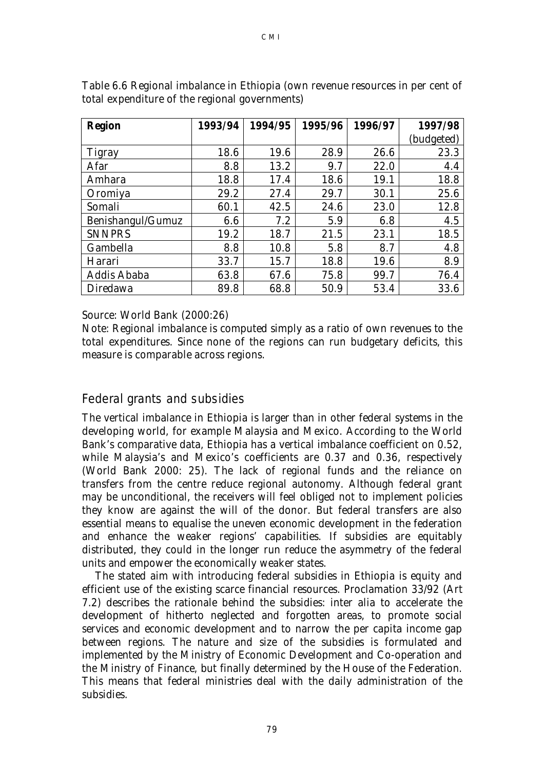Table 6.6 Regional imbalance in Ethiopia (own revenue resources in per cent of total expenditure of the regional governments)

| **Region** | **1993/94** | **1994/95** | **1995/96** | **1996/97** | **1997/98** (budgeted) |
|---|---|---|---|---|---|
| Tigray | 18.6 | 19.6 | 28.9 | 26.6 | 23.3 |
| Afar | 8.8 | 13.2 | 9.7 | 22.0 | 4.4 |
| Amhara | 18.8 | 17.4 | 18.6 | 19.1 | 18.8 |
| Oromiya | 29.2 | 27.4 | 29.7 | 30.1 | 25.6 |
| Somali | 60.1 | 42.5 | 24.6 | 23.0 | 12.8 |
| Benishangul/Gumuz | 6.6 | 7.2 | 5.9 | 6.8 | 4.5 |
| SNNPRS | 19.2 | 18.7 | 21.5 | 23.1 | 18.5 |
| Gambella | 8.8 | 10.8 | 5.8 | 8.7 | 4.8 |
| Harari | 33.7 | 15.7 | 18.8 | 19.6 | 8.9 |
| Addis Ababa | 63.8 | 67.6 | 75.8 | 99.7 | 76.4 |
| Diredawa | 89.8 | 68.8 | 50.9 | 53.4 | 33.6 |

Source: World Bank (2000:26)

Note: Regional imbalance is computed simply as a ratio of own revenues to the total expenditures. Since none of the regions can run budgetary deficits, this measure is comparable across regions.

## Federal grants and subsidies

The vertical imbalance in Ethiopia is larger than in other federal systems in the developing world, for example Malaysia and Mexico. According to the World Bank's comparative data, Ethiopia has a vertical imbalance coefficient on 0.52, while Malaysia's and Mexico's coefficients are 0.37 and 0.36, respectively (World Bank 2000: 25). The lack of regional funds and the reliance on transfers from the centre reduce regional autonomy. Although federal grant may be unconditional, the receivers will feel obliged not to implement policies they know are against the will of the donor. But federal transfers are also essential means to equalise the uneven economic development in the federation and enhance the weaker regions' capabilities. If subsidies are equitably distributed, they could in the longer run reduce the asymmetry of the federal units and empower the economically weaker states.

The stated aim with introducing federal subsidies in Ethiopia is equity and efficient use of the existing scarce financial resources. Proclamation 33/92 (Art 7.2) describes the rationale behind the subsidies: inter alia to accelerate the development of hitherto neglected and forgotten areas, to promote social services and economic development and to narrow the per capita income gap between regions. The nature and size of the subsidies is formulated and implemented by the Ministry of Economic Development and Co-operation and the Ministry of Finance, but finally determined by the House of the Federation. This means that federal ministries deal with the daily administration of the subsidies.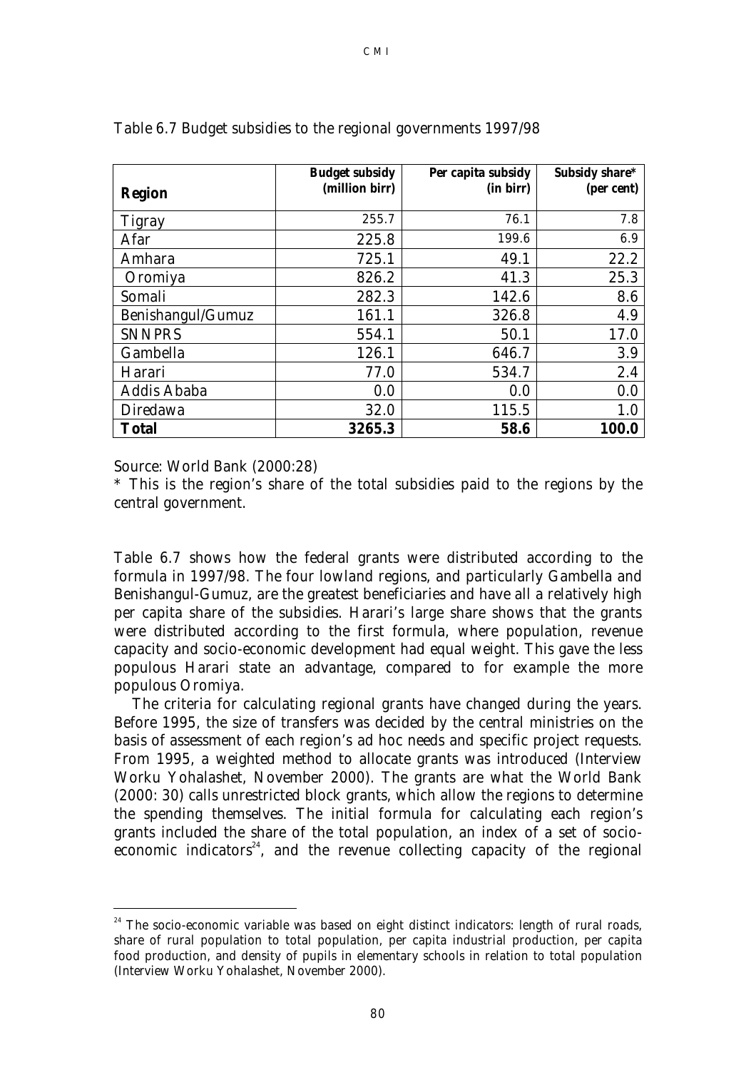Table 6.7 Budget subsidies to the regional governments 1997/98

| Region | Budget subsidy (million birr) | Per capita subsidy (in birr) | Subsidy share* (per cent) |
|---|---|---|---|
| Tigray | 255.7 | 76.1 | 7.8 |
| Afar | 225.8 | 199.6 | 6.9 |
| Amhara | 725.1 | 49.1 | 22.2 |
| Oromiya | 826.2 | 41.3 | 25.3 |
| Somali | 282.3 | 142.6 | 8.6 |
| Benishangul/Gumuz | 161.1 | 326.8 | 4.9 |
| SNNPRS | 554.1 | 50.1 | 17.0 |
| Gambella | 126.1 | 646.7 | 3.9 |
| Harari | 77.0 | 534.7 | 2.4 |
| Addis Ababa | 0.0 | 0.0 | 0.0 |
| Diredawa | 32.0 | 115.5 | 1.0 |
| **Total** | **3265.3** | **58.6** | **100.0** |

Source: World Bank (2000:28)

* This is the region's share of the total subsidies paid to the regions by the central government.

Table 6.7 shows how the federal grants were distributed according to the formula in 1997/98. The four lowland regions, and particularly Gambella and Benishangul-Gumuz, are the greatest beneficiaries and have all a relatively high per capita share of the subsidies. Harari's large share shows that the grants were distributed according to the first formula, where population, revenue capacity and socio-economic development had equal weight. This gave the less populous Harari state an advantage, compared to for example the more populous Oromiya.

The criteria for calculating regional grants have changed during the years. Before 1995, the size of transfers was decided by the central ministries on the basis of assessment of each region's ad hoc needs and specific project requests. From 1995, a weighted method to allocate grants was introduced (Interview Worku Yohalashet, November 2000). The grants are what the World Bank (2000: 30) calls unrestricted block grants, which allow the regions to determine the spending themselves. The initial formula for calculating each region's grants included the share of the total population, an index of a set of socio-economic indicators[24], and the revenue collecting capacity of the regional

[24] The socio-economic variable was based on eight distinct indicators: length of rural roads, share of rural population to total population, per capita industrial production, per capita food production, and density of pupils in elementary schools in relation to total population (Interview Worku Yohalashet, November 2000).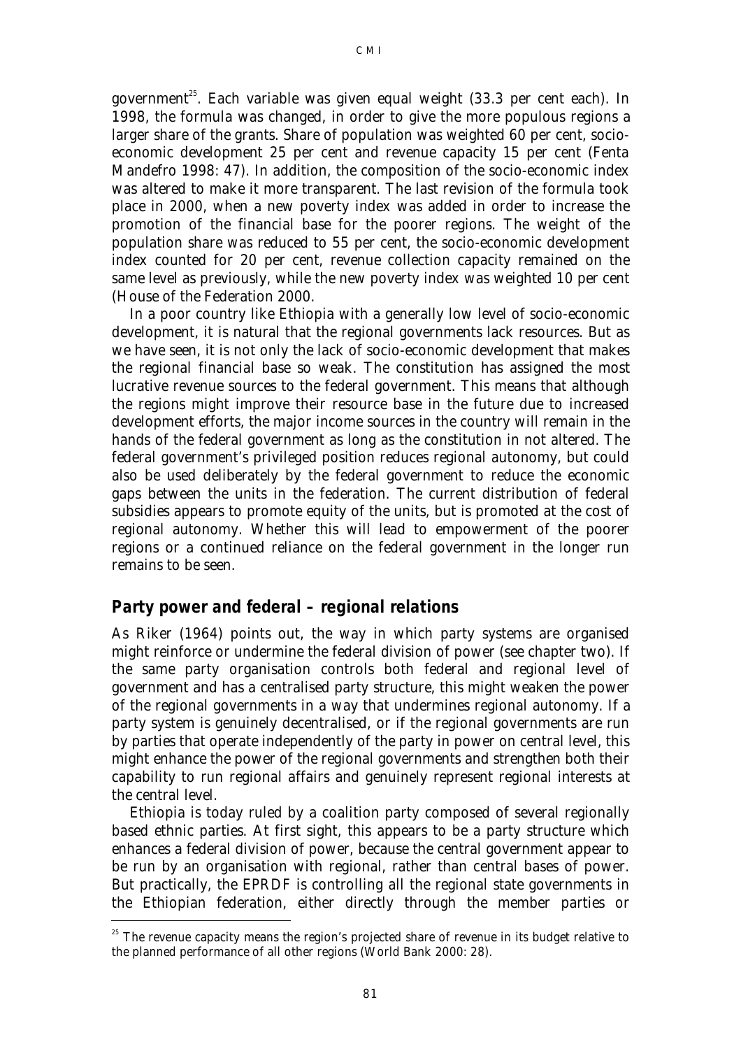government[25]. Each variable was given equal weight (33.3 per cent each). In 1998, the formula was changed, in order to give the more populous regions a larger share of the grants. Share of population was weighted 60 per cent, socio-economic development 25 per cent and revenue capacity 15 per cent (Fenta Mandefro 1998: 47). In addition, the composition of the socio-economic index was altered to make it more transparent. The last revision of the formula took place in 2000, when a new poverty index was added in order to increase the promotion of the financial base for the poorer regions. The weight of the population share was reduced to 55 per cent, the socio-economic development index counted for 20 per cent, revenue collection capacity remained on the same level as previously, while the new poverty index was weighted 10 per cent (House of the Federation 2000.

In a poor country like Ethiopia with a generally low level of socio-economic development, it is natural that the regional governments lack resources. But as we have seen, it is not only the lack of socio-economic development that makes the regional financial base so weak. The constitution has assigned the most lucrative revenue sources to the federal government. This means that although the regions might improve their resource base in the future due to increased development efforts, the major income sources in the country will remain in the hands of the federal government as long as the constitution in not altered. The federal government's privileged position reduces regional autonomy, but could also be used deliberately by the federal government to reduce the economic gaps between the units in the federation. The current distribution of federal subsidies appears to promote equity of the units, but is promoted at the cost of regional autonomy. Whether this will lead to empowerment of the poorer regions or a continued reliance on the federal government in the longer run remains to be seen.

## Party power and federal – regional relations

As Riker (1964) points out, the way in which party systems are organised might reinforce or undermine the federal division of power (see chapter two). If the same party organisation controls both federal and regional level of government and has a centralised party structure, this might weaken the power of the regional governments in a way that undermines regional autonomy. If a party system is genuinely decentralised, or if the regional governments are run by parties that operate independently of the party in power on central level, this might enhance the power of the regional governments and strengthen both their capability to run regional affairs and genuinely represent regional interests at the central level.

Ethiopia is today ruled by a coalition party composed of several regionally based ethnic parties. At first sight, this appears to be a party structure which enhances a federal division of power, because the central government appear to be run by an organisation with regional, rather than central bases of power. But practically, the EPRDF is controlling all the regional state governments in the Ethiopian federation, either directly through the member parties or

[25] The revenue capacity means the region's projected share of revenue in its budget relative to the planned performance of all other regions (World Bank 2000: 28).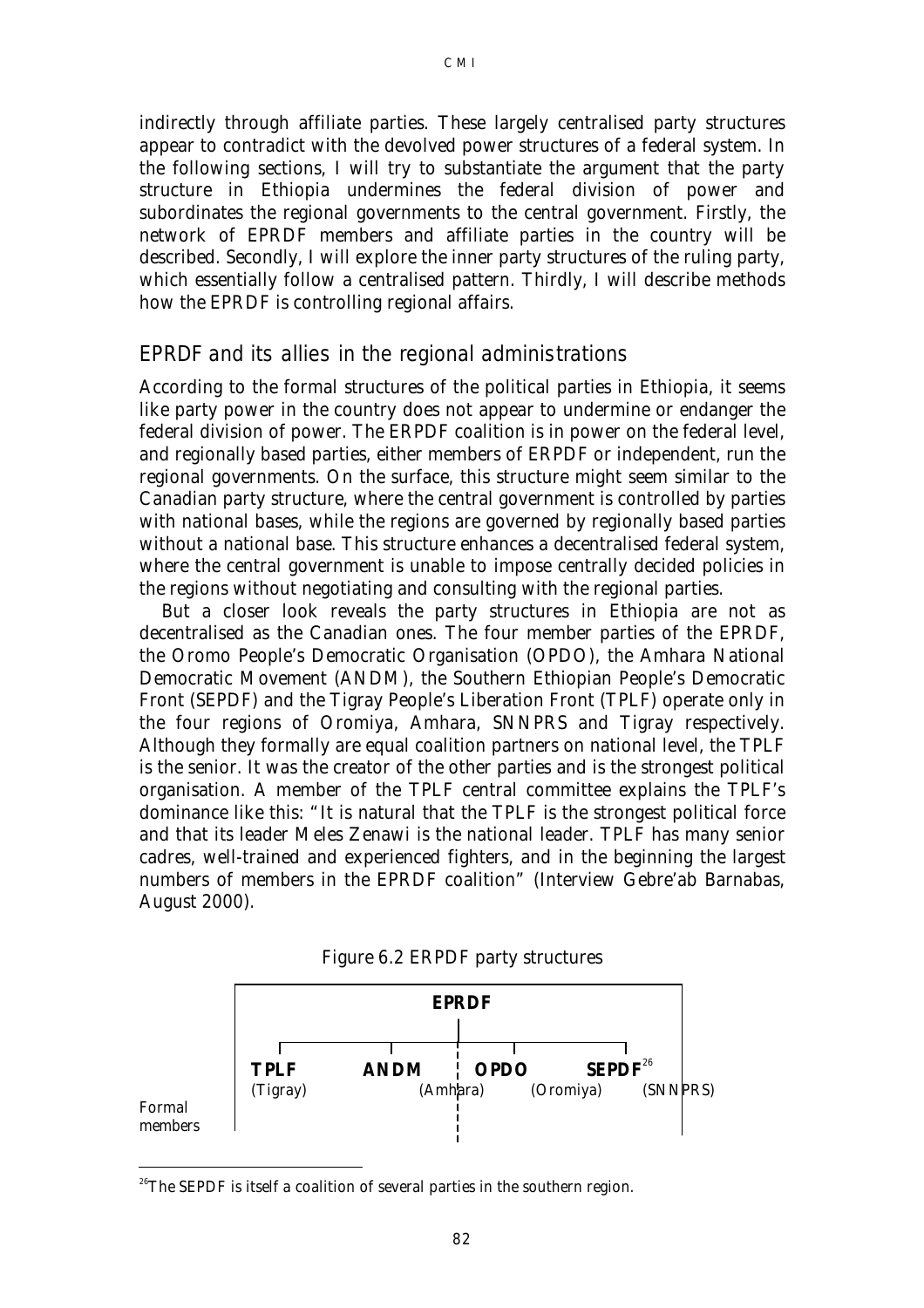indirectly through affiliate parties. These largely centralised party structures appear to contradict with the devolved power structures of a federal system. In the following sections, I will try to substantiate the argument that the party structure in Ethiopia undermines the federal division of power and subordinates the regional governments to the central government. Firstly, the network of EPRDF members and affiliate parties in the country will be described. Secondly, I will explore the inner party structures of the ruling party, which essentially follow a centralised pattern. Thirdly, I will describe methods how the EPRDF is controlling regional affairs.

## EPRDF and its allies in the regional administrations

According to the formal structures of the political parties in Ethiopia, it seems like party power in the country does not appear to undermine or endanger the federal division of power. The ERPDF coalition is in power on the federal level, and regionally based parties, either members of ERPDF or independent, run the regional governments. On the surface, this structure might seem similar to the Canadian party structure, where the central government is controlled by parties with national bases, while the regions are governed by regionally based parties without a national base. This structure enhances a decentralised federal system, where the central government is unable to impose centrally decided policies in the regions without negotiating and consulting with the regional parties.

But a closer look reveals the party structures in Ethiopia are not as decentralised as the Canadian ones. The four member parties of the EPRDF, the Oromo People's Democratic Organisation (OPDO), the Amhara National Democratic Movement (ANDM), the Southern Ethiopian People's Democratic Front (SEPDF) and the Tigray People's Liberation Front (TPLF) operate only in the four regions of Oromiya, Amhara, SNNPRS and Tigray respectively. Although they formally are equal coalition partners on national level, the TPLF is the senior. It was the creator of the other parties and is the strongest political organisation. A member of the TPLF central committee explains the TPLF's dominance like this: "It is natural that the TPLF is the strongest political force and that its leader Meles Zenawi is the national leader. TPLF has many senior cadres, well-trained and experienced fighters, and in the beginning the largest numbers of members in the EPRDF coalition" (Interview Gebre'ab Barnabas, August 2000).

Figure 6.2 ERPDF party structures

**EPRDF**

Formal members: **TPLF** (Tigray), **ANDM** (Amhara), **OPDO** (Oromiya), **SEPDF**[26] (SNNPRS)

[26] The SEPDF is itself a coalition of several parties in the southern region.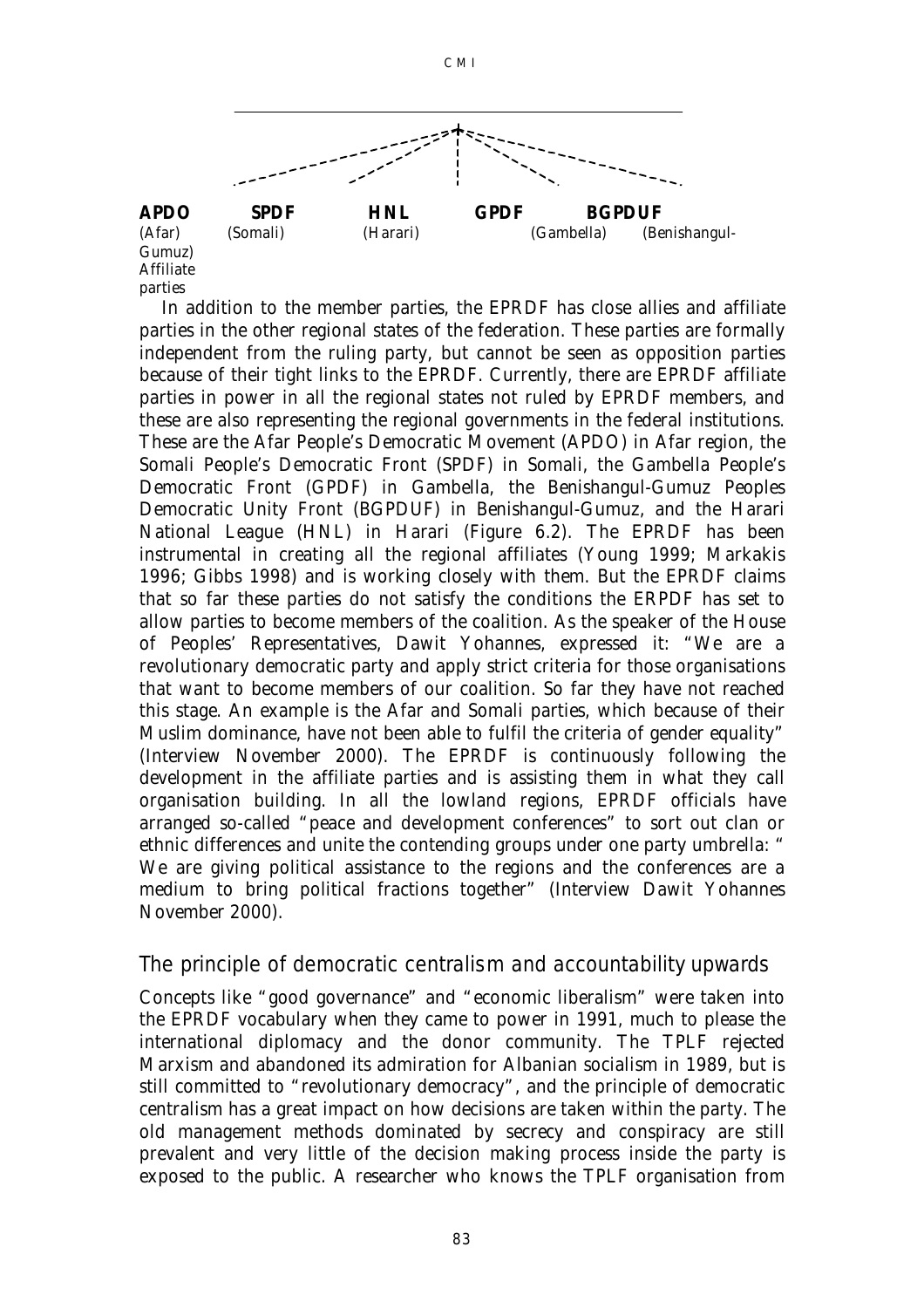| APDO | SPDF | HNL | GPDF | BGPDUF |
|---|---|---|---|---|
| (Afar) | (Somali) | (Harari) | (Gambella) | (Benishangul-Gumuz) |

Affiliate parties

In addition to the member parties, the EPRDF has close allies and affiliate parties in the other regional states of the federation. These parties are formally independent from the ruling party, but cannot be seen as opposition parties because of their tight links to the EPRDF. Currently, there are EPRDF affiliate parties in power in all the regional states not ruled by EPRDF members, and these are also representing the regional governments in the federal institutions. These are the Afar People's Democratic Movement (APDO) in Afar region, the Somali People's Democratic Front (SPDF) in Somali, the Gambella People's Democratic Front (GPDF) in Gambella, the Benishangul-Gumuz Peoples Democratic Unity Front (BGPDUF) in Benishangul-Gumuz, and the Harari National League (HNL) in Harari (Figure 6.2). The EPRDF has been instrumental in creating all the regional affiliates (Young 1999; Markakis 1996; Gibbs 1998) and is working closely with them. But the EPRDF claims that so far these parties do not satisfy the conditions the ERPDF has set to allow parties to become members of the coalition. As the speaker of the House of Peoples' Representatives, Dawit Yohannes, expressed it: "We are a revolutionary democratic party and apply strict criteria for those organisations that want to become members of our coalition. So far they have not reached this stage. An example is the Afar and Somali parties, which because of their Muslim dominance, have not been able to fulfil the criteria of gender equality" (Interview November 2000). The EPRDF is continuously following the development in the affiliate parties and is assisting them in what they call organisation building. In all the lowland regions, EPRDF officials have arranged so-called "peace and development conferences" to sort out clan or ethnic differences and unite the contending groups under one party umbrella: " We are giving political assistance to the regions and the conferences are a medium to bring political fractions together" (Interview Dawit Yohannes November 2000).

## The principle of democratic centralism and accountability upwards

Concepts like "good governance" and "economic liberalism" were taken into the EPRDF vocabulary when they came to power in 1991, much to please the international diplomacy and the donor community. The TPLF rejected Marxism and abandoned its admiration for Albanian socialism in 1989, but is still committed to "revolutionary democracy", and the principle of democratic centralism has a great impact on how decisions are taken within the party. The old management methods dominated by secrecy and conspiracy are still prevalent and very little of the decision making process inside the party is exposed to the public. A researcher who knows the TPLF organisation from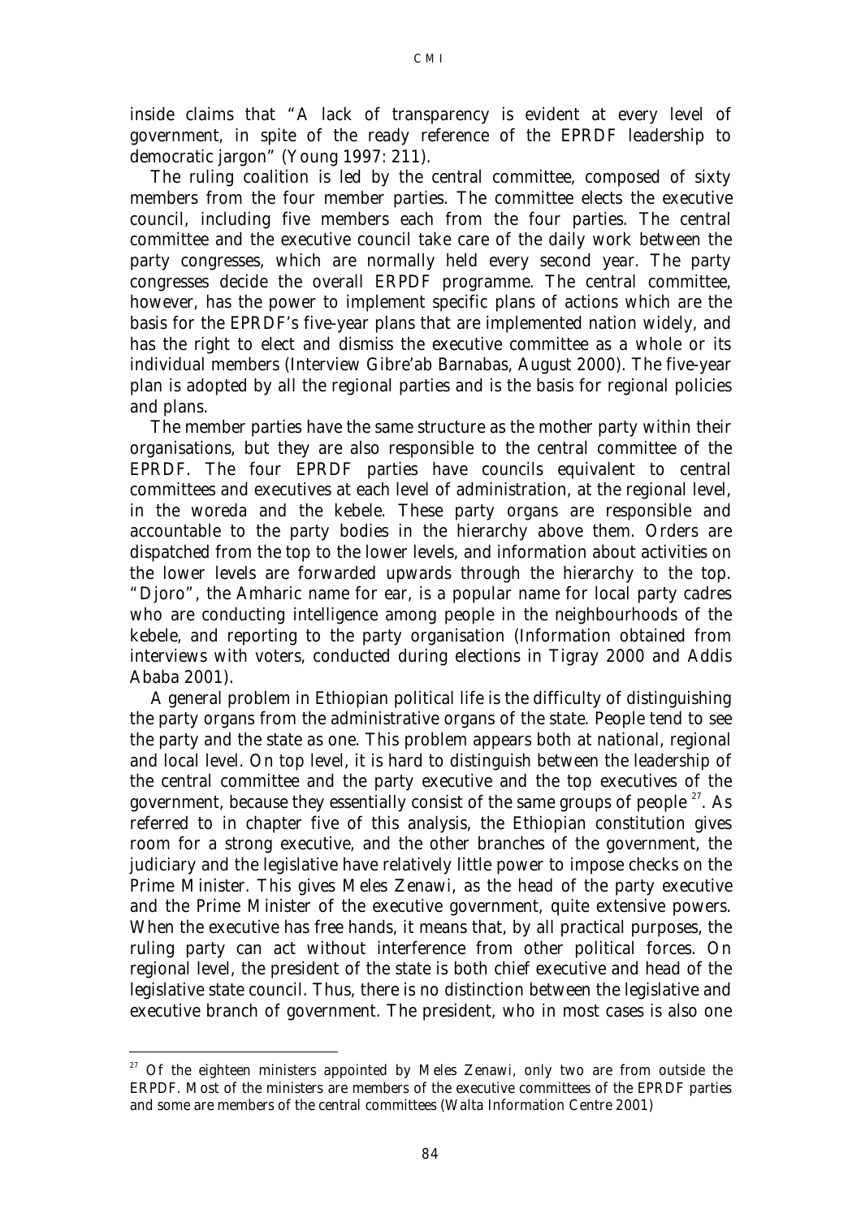inside claims that "A lack of transparency is evident at every level of government, in spite of the ready reference of the EPRDF leadership to democratic jargon" (Young 1997: 211).

The ruling coalition is led by the central committee, composed of sixty members from the four member parties. The committee elects the executive council, including five members each from the four parties. The central committee and the executive council take care of the daily work between the party congresses, which are normally held every second year. The party congresses decide the overall ERPDF programme. The central committee, however, has the power to implement specific plans of actions which are the basis for the EPRDF's five-year plans that are implemented nation widely, and has the right to elect and dismiss the executive committee as a whole or its individual members (Interview Gibre'ab Barnabas, August 2000). The five-year plan is adopted by all the regional parties and is the basis for regional policies and plans.

The member parties have the same structure as the mother party within their organisations, but they are also responsible to the central committee of the EPRDF. The four EPRDF parties have councils equivalent to central committees and executives at each level of administration, at the regional level, in the woreda and the kebele. These party organs are responsible and accountable to the party bodies in the hierarchy above them. Orders are dispatched from the top to the lower levels, and information about activities on the lower levels are forwarded upwards through the hierarchy to the top. "Djoro", the Amharic name for ear, is a popular name for local party cadres who are conducting intelligence among people in the neighbourhoods of the kebele, and reporting to the party organisation (Information obtained from interviews with voters, conducted during elections in Tigray 2000 and Addis Ababa 2001).

A general problem in Ethiopian political life is the difficulty of distinguishing the party organs from the administrative organs of the state. People tend to see the party and the state as one. This problem appears both at national, regional and local level. On top level, it is hard to distinguish between the leadership of the central committee and the party executive and the top executives of the government, because they essentially consist of the same groups of people [27]. As referred to in chapter five of this analysis, the Ethiopian constitution gives room for a strong executive, and the other branches of the government, the judiciary and the legislative have relatively little power to impose checks on the Prime Minister. This gives Meles Zenawi, as the head of the party executive and the Prime Minister of the executive government, quite extensive powers. When the executive has free hands, it means that, by all practical purposes, the ruling party can act without interference from other political forces. On regional level, the president of the state is both chief executive and head of the legislative state council. Thus, there is no distinction between the legislative and executive branch of government. The president, who in most cases is also one

[27] Of the eighteen ministers appointed by Meles Zenawi, only two are from outside the ERPDF. Most of the ministers are members of the executive committees of the EPRDF parties and some are members of the central committees (Walta Information Centre 2001)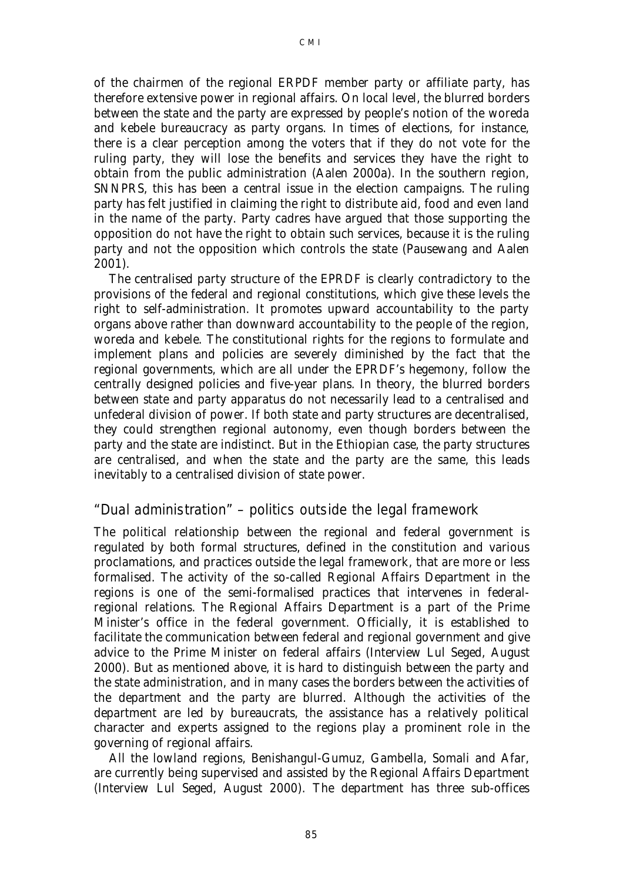of the chairmen of the regional ERPDF member party or affiliate party, has therefore extensive power in regional affairs. On local level, the blurred borders between the state and the party are expressed by people's notion of the woreda and kebele bureaucracy as party organs. In times of elections, for instance, there is a clear perception among the voters that if they do not vote for the ruling party, they will lose the benefits and services they have the right to obtain from the public administration (Aalen 2000a). In the southern region, SNNPRS, this has been a central issue in the election campaigns. The ruling party has felt justified in claiming the right to distribute aid, food and even land in the name of the party. Party cadres have argued that those supporting the opposition do not have the right to obtain such services, because it is the ruling party and not the opposition which controls the state (Pausewang and Aalen 2001).

The centralised party structure of the EPRDF is clearly contradictory to the provisions of the federal and regional constitutions, which give these levels the right to self-administration. It promotes upward accountability to the party organs above rather than downward accountability to the people of the region, woreda and kebele. The constitutional rights for the regions to formulate and implement plans and policies are severely diminished by the fact that the regional governments, which are all under the EPRDF's hegemony, follow the centrally designed policies and five-year plans. In theory, the blurred borders between state and party apparatus do not necessarily lead to a centralised and unfederal division of power. If both state and party structures are decentralised, they could strengthen regional autonomy, even though borders between the party and the state are indistinct. But in the Ethiopian case, the party structures are centralised, and when the state and the party are the same, this leads inevitably to a centralised division of state power.

## "Dual administration" – politics outside the legal framework

The political relationship between the regional and federal government is regulated by both formal structures, defined in the constitution and various proclamations, and practices outside the legal framework, that are more or less formalised. The activity of the so-called Regional Affairs Department in the regions is one of the semi-formalised practices that intervenes in federal-regional relations. The Regional Affairs Department is a part of the Prime Minister's office in the federal government. Officially, it is established to facilitate the communication between federal and regional government and give advice to the Prime Minister on federal affairs (Interview Lul Seged, August 2000). But as mentioned above, it is hard to distinguish between the party and the state administration, and in many cases the borders between the activities of the department and the party are blurred. Although the activities of the department are led by bureaucrats, the assistance has a relatively political character and experts assigned to the regions play a prominent role in the governing of regional affairs.

All the lowland regions, Benishangul-Gumuz, Gambella, Somali and Afar, are currently being supervised and assisted by the Regional Affairs Department (Interview Lul Seged, August 2000). The department has three sub-offices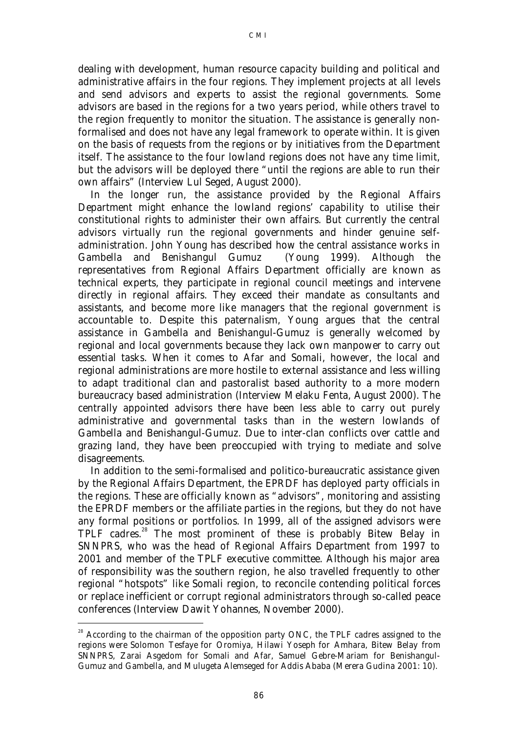dealing with development, human resource capacity building and political and administrative affairs in the four regions. They implement projects at all levels and send advisors and experts to assist the regional governments. Some advisors are based in the regions for a two years period, while others travel to the region frequently to monitor the situation. The assistance is generally non-formalised and does not have any legal framework to operate within. It is given on the basis of requests from the regions or by initiatives from the Department itself. The assistance to the four lowland regions does not have any time limit, but the advisors will be deployed there "until the regions are able to run their own affairs" (Interview Lul Seged, August 2000).

In the longer run, the assistance provided by the Regional Affairs Department might enhance the lowland regions' capability to utilise their constitutional rights to administer their own affairs. But currently the central advisors virtually run the regional governments and hinder genuine self-administration. John Young has described how the central assistance works in Gambella and Benishangul Gumuz (Young 1999). Although the representatives from Regional Affairs Department officially are known as technical experts, they participate in regional council meetings and intervene directly in regional affairs. They exceed their mandate as consultants and assistants, and become more like managers that the regional government is accountable to. Despite this paternalism, Young argues that the central assistance in Gambella and Benishangul-Gumuz is generally welcomed by regional and local governments because they lack own manpower to carry out essential tasks. When it comes to Afar and Somali, however, the local and regional administrations are more hostile to external assistance and less willing to adapt traditional clan and pastoralist based authority to a more modern bureaucracy based administration (Interview Melaku Fenta, August 2000). The centrally appointed advisors there have been less able to carry out purely administrative and governmental tasks than in the western lowlands of Gambella and Benishangul-Gumuz. Due to inter-clan conflicts over cattle and grazing land, they have been preoccupied with trying to mediate and solve disagreements.

In addition to the semi-formalised and politico-bureaucratic assistance given by the Regional Affairs Department, the EPRDF has deployed party officials in the regions. These are officially known as "advisors", monitoring and assisting the EPRDF members or the affiliate parties in the regions, but they do not have any formal positions or portfolios. In 1999, all of the assigned advisors were TPLF cadres.[28] The most prominent of these is probably Bitew Belay in SNNPRS, who was the head of Regional Affairs Department from 1997 to 2001 and member of the TPLF executive committee. Although his major area of responsibility was the southern region, he also travelled frequently to other regional "hotspots" like Somali region, to reconcile contending political forces or replace inefficient or corrupt regional administrators through so-called peace conferences (Interview Dawit Yohannes, November 2000).

[28] According to the chairman of the opposition party ONC, the TPLF cadres assigned to the regions were Solomon Tesfaye for Oromiya, Hilawi Yoseph for Amhara, Bitew Belay from SNNPRS, Zarai Asgedom for Somali and Afar, Samuel Gebre-Mariam for Benishangul-Gumuz and Gambella, and Mulugeta Alemseged for Addis Ababa (Merera Gudina 2001: 10).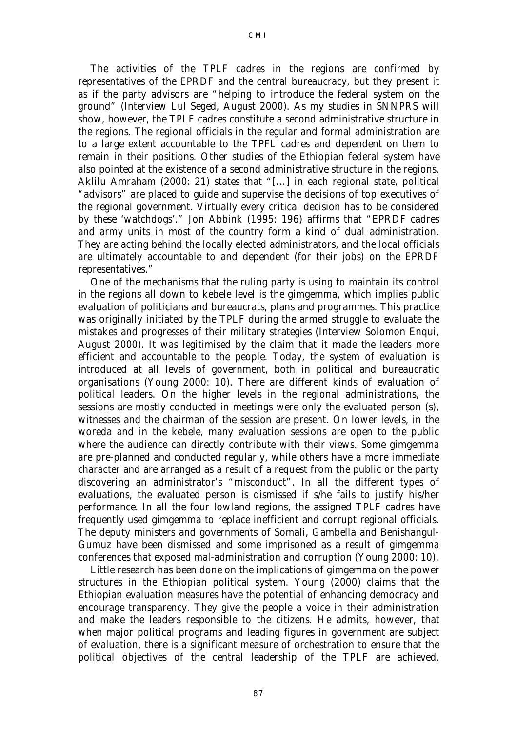The activities of the TPLF cadres in the regions are confirmed by representatives of the EPRDF and the central bureaucracy, but they present it as if the party advisors are "helping to introduce the federal system on the ground" (Interview Lul Seged, August 2000). As my studies in SNNPRS will show, however, the TPLF cadres constitute a second administrative structure in the regions. The regional officials in the regular and formal administration are to a large extent accountable to the TPFL cadres and dependent on them to remain in their positions. Other studies of the Ethiopian federal system have also pointed at the existence of a second administrative structure in the regions. Aklilu Amraham (2000: 21) states that "[...] in each regional state, political "advisors" are placed to guide and supervise the decisions of top executives of the regional government. Virtually every critical decision has to be considered by these 'watchdogs'." Jon Abbink (1995: 196) affirms that "EPRDF cadres and army units in most of the country form a kind of dual administration. They are acting behind the locally elected administrators, and the local officials are ultimately accountable to and dependent (for their jobs) on the EPRDF representatives."

One of the mechanisms that the ruling party is using to maintain its control in the regions all down to kebele level is the gimgemma, which implies public evaluation of politicians and bureaucrats, plans and programmes. This practice was originally initiated by the TPLF during the armed struggle to evaluate the mistakes and progresses of their military strategies (Interview Solomon Enqui, August 2000). It was legitimised by the claim that it made the leaders more efficient and accountable to the people. Today, the system of evaluation is introduced at all levels of government, both in political and bureaucratic organisations (Young 2000: 10). There are different kinds of evaluation of political leaders. On the higher levels in the regional administrations, the sessions are mostly conducted in meetings were only the evaluated person (s), witnesses and the chairman of the session are present. On lower levels, in the woreda and in the kebele, many evaluation sessions are open to the public where the audience can directly contribute with their views. Some gimgemma are pre-planned and conducted regularly, while others have a more immediate character and are arranged as a result of a request from the public or the party discovering an administrator's "misconduct". In all the different types of evaluations, the evaluated person is dismissed if s/he fails to justify his/her performance. In all the four lowland regions, the assigned TPLF cadres have frequently used gimgemma to replace inefficient and corrupt regional officials. The deputy ministers and governments of Somali, Gambella and Benishangul-Gumuz have been dismissed and some imprisoned as a result of gimgemma conferences that exposed mal-administration and corruption (Young 2000: 10).

Little research has been done on the implications of gimgemma on the power structures in the Ethiopian political system. Young (2000) claims that the Ethiopian evaluation measures have the potential of enhancing democracy and encourage transparency. They give the people a voice in their administration and make the leaders responsible to the citizens. He admits, however, that when major political programs and leading figures in government are subject of evaluation, there is a significant measure of orchestration to ensure that the political objectives of the central leadership of the TPLF are achieved.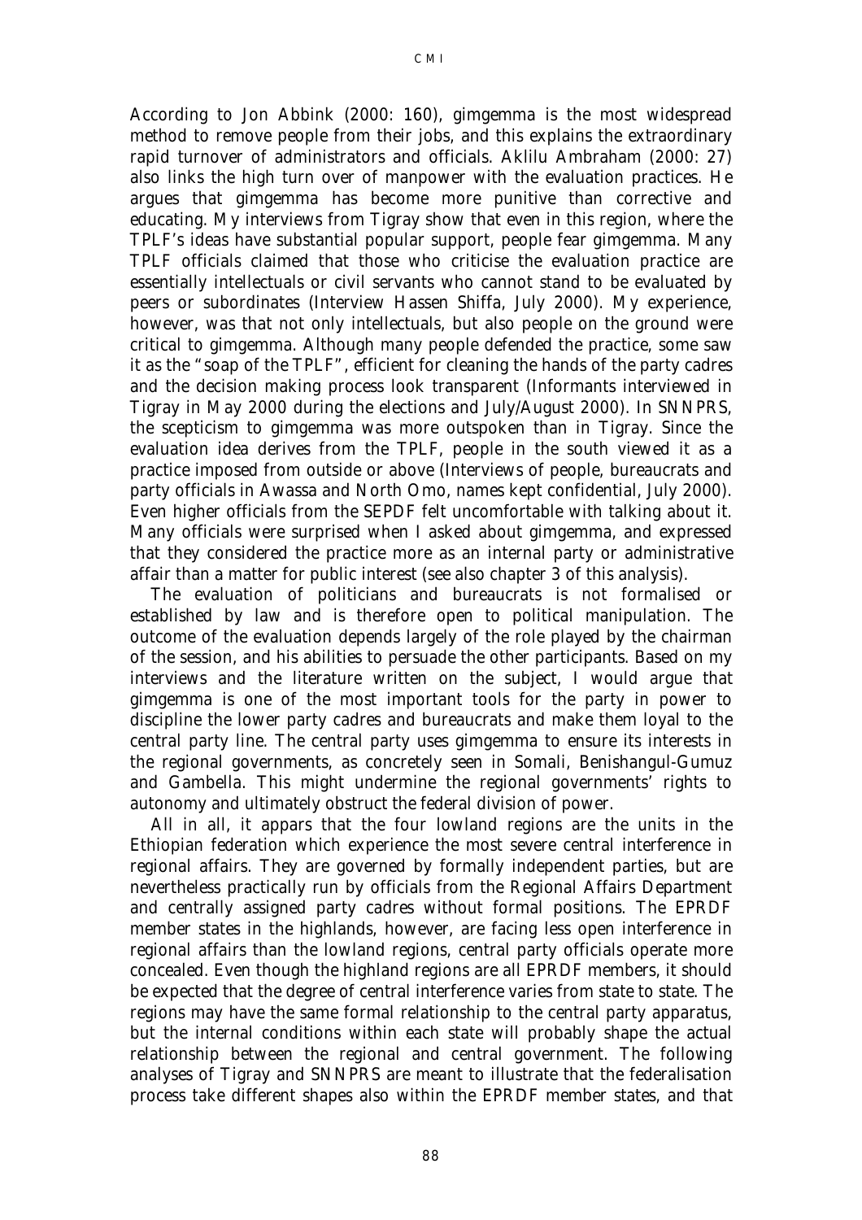According to Jon Abbink (2000: 160), gimgemma is the most widespread method to remove people from their jobs, and this explains the extraordinary rapid turnover of administrators and officials. Aklilu Ambraham (2000: 27) also links the high turn over of manpower with the evaluation practices. He argues that gimgemma has become more punitive than corrective and educating. My interviews from Tigray show that even in this region, where the TPLF's ideas have substantial popular support, people fear gimgemma. Many TPLF officials claimed that those who criticise the evaluation practice are essentially intellectuals or civil servants who cannot stand to be evaluated by peers or subordinates (Interview Hassen Shiffa, July 2000). My experience, however, was that not only intellectuals, but also people on the ground were critical to gimgemma. Although many people defended the practice, some saw it as the "soap of the TPLF", efficient for cleaning the hands of the party cadres and the decision making process look transparent (Informants interviewed in Tigray in May 2000 during the elections and July/August 2000). In SNNPRS, the scepticism to gimgemma was more outspoken than in Tigray. Since the evaluation idea derives from the TPLF, people in the south viewed it as a practice imposed from outside or above (Interviews of people, bureaucrats and party officials in Awassa and North Omo, names kept confidential, July 2000). Even higher officials from the SEPDF felt uncomfortable with talking about it. Many officials were surprised when I asked about gimgemma, and expressed that they considered the practice more as an internal party or administrative affair than a matter for public interest (see also chapter 3 of this analysis).

The evaluation of politicians and bureaucrats is not formalised or established by law and is therefore open to political manipulation. The outcome of the evaluation depends largely of the role played by the chairman of the session, and his abilities to persuade the other participants. Based on my interviews and the literature written on the subject, I would argue that gimgemma is one of the most important tools for the party in power to discipline the lower party cadres and bureaucrats and make them loyal to the central party line. The central party uses gimgemma to ensure its interests in the regional governments, as concretely seen in Somali, Benishangul-Gumuz and Gambella. This might undermine the regional governments' rights to autonomy and ultimately obstruct the federal division of power.

All in all, it appars that the four lowland regions are the units in the Ethiopian federation which experience the most severe central interference in regional affairs. They are governed by formally independent parties, but are nevertheless practically run by officials from the Regional Affairs Department and centrally assigned party cadres without formal positions. The EPRDF member states in the highlands, however, are facing less open interference in regional affairs than the lowland regions, central party officials operate more concealed. Even though the highland regions are all EPRDF members, it should be expected that the degree of central interference varies from state to state. The regions may have the same formal relationship to the central party apparatus, but the internal conditions within each state will probably shape the actual relationship between the regional and central government. The following analyses of Tigray and SNNPRS are meant to illustrate that the federalisation process take different shapes also within the EPRDF member states, and that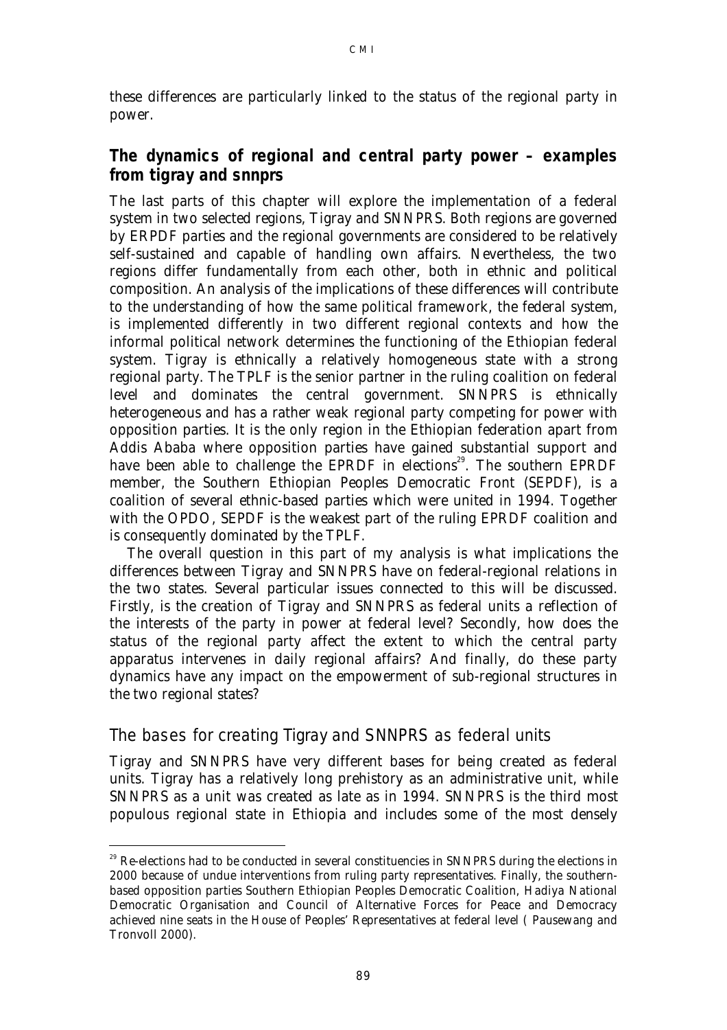these differences are particularly linked to the status of the regional party in power.

## The dynamics of regional and central party power – examples from tigray and snnprs

The last parts of this chapter will explore the implementation of a federal system in two selected regions, Tigray and SNNPRS. Both regions are governed by ERPDF parties and the regional governments are considered to be relatively self-sustained and capable of handling own affairs. Nevertheless, the two regions differ fundamentally from each other, both in ethnic and political composition. An analysis of the implications of these differences will contribute to the understanding of how the same political framework, the federal system, is implemented differently in two different regional contexts and how the informal political network determines the functioning of the Ethiopian federal system. Tigray is ethnically a relatively homogeneous state with a strong regional party. The TPLF is the senior partner in the ruling coalition on federal level and dominates the central government. SNNPRS is ethnically heterogeneous and has a rather weak regional party competing for power with opposition parties. It is the only region in the Ethiopian federation apart from Addis Ababa where opposition parties have gained substantial support and have been able to challenge the EPRDF in elections[29]. The southern EPRDF member, the Southern Ethiopian Peoples Democratic Front (SEPDF), is a coalition of several ethnic-based parties which were united in 1994. Together with the OPDO, SEPDF is the weakest part of the ruling EPRDF coalition and is consequently dominated by the TPLF.

The overall question in this part of my analysis is what implications the differences between Tigray and SNNPRS have on federal-regional relations in the two states. Several particular issues connected to this will be discussed. Firstly, is the creation of Tigray and SNNPRS as federal units a reflection of the interests of the party in power at federal level? Secondly, how does the status of the regional party affect the extent to which the central party apparatus intervenes in daily regional affairs? And finally, do these party dynamics have any impact on the empowerment of sub-regional structures in the two regional states?

### The bases for creating Tigray and SNNPRS as federal units

Tigray and SNNPRS have very different bases for being created as federal units. Tigray has a relatively long prehistory as an administrative unit, while SNNPRS as a unit was created as late as in 1994. SNNPRS is the third most populous regional state in Ethiopia and includes some of the most densely

[29] Re-elections had to be conducted in several constituencies in SNNPRS during the elections in 2000 because of undue interventions from ruling party representatives. Finally, the southern-based opposition parties Southern Ethiopian Peoples Democratic Coalition, Hadiya National Democratic Organisation and Council of Alternative Forces for Peace and Democracy achieved nine seats in the House of Peoples' Representatives at federal level ( Pausewang and Tronvoll 2000).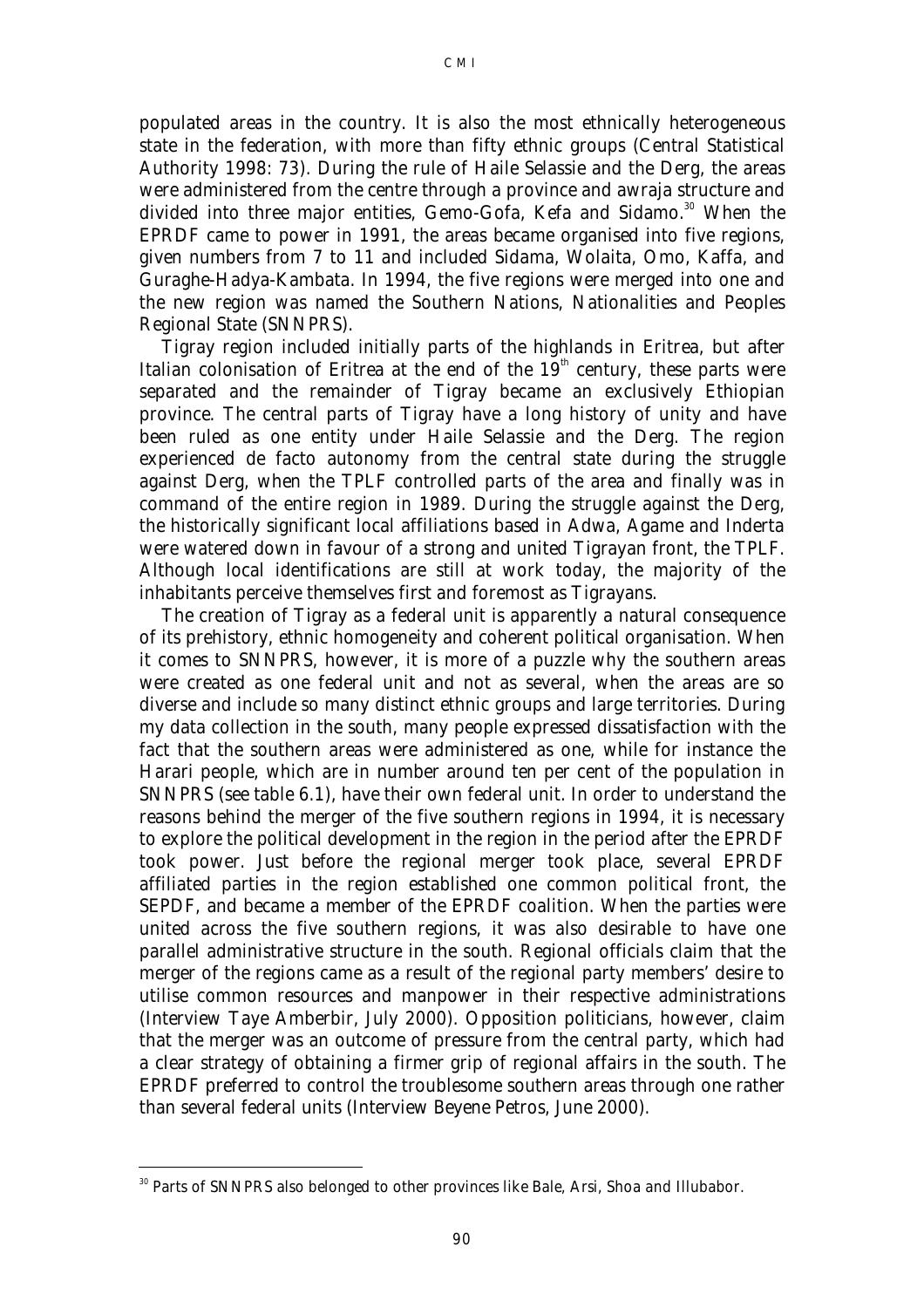populated areas in the country. It is also the most ethnically heterogeneous state in the federation, with more than fifty ethnic groups (Central Statistical Authority 1998: 73). During the rule of Haile Selassie and the Derg, the areas were administered from the centre through a province and awraja structure and divided into three major entities, Gemo-Gofa, Kefa and Sidamo.[30] When the EPRDF came to power in 1991, the areas became organised into five regions, given numbers from 7 to 11 and included Sidama, Wolaita, Omo, Kaffa, and Guraghe-Hadya-Kambata. In 1994, the five regions were merged into one and the new region was named the Southern Nations, Nationalities and Peoples Regional State (SNNPRS).

Tigray region included initially parts of the highlands in Eritrea, but after Italian colonisation of Eritrea at the end of the 19th century, these parts were separated and the remainder of Tigray became an exclusively Ethiopian province. The central parts of Tigray have a long history of unity and have been ruled as one entity under Haile Selassie and the Derg. The region experienced de facto autonomy from the central state during the struggle against Derg, when the TPLF controlled parts of the area and finally was in command of the entire region in 1989. During the struggle against the Derg, the historically significant local affiliations based in Adwa, Agame and Inderta were watered down in favour of a strong and united Tigrayan front, the TPLF. Although local identifications are still at work today, the majority of the inhabitants perceive themselves first and foremost as Tigrayans.

The creation of Tigray as a federal unit is apparently a natural consequence of its prehistory, ethnic homogeneity and coherent political organisation. When it comes to SNNPRS, however, it is more of a puzzle why the southern areas were created as one federal unit and not as several, when the areas are so diverse and include so many distinct ethnic groups and large territories. During my data collection in the south, many people expressed dissatisfaction with the fact that the southern areas were administered as one, while for instance the Harari people, which are in number around ten per cent of the population in SNNPRS (see table 6.1), have their own federal unit. In order to understand the reasons behind the merger of the five southern regions in 1994, it is necessary to explore the political development in the region in the period after the EPRDF took power. Just before the regional merger took place, several EPRDF affiliated parties in the region established one common political front, the SEPDF, and became a member of the EPRDF coalition. When the parties were united across the five southern regions, it was also desirable to have one parallel administrative structure in the south. Regional officials claim that the merger of the regions came as a result of the regional party members' desire to utilise common resources and manpower in their respective administrations (Interview Taye Amberbir, July 2000). Opposition politicians, however, claim that the merger was an outcome of pressure from the central party, which had a clear strategy of obtaining a firmer grip of regional affairs in the south. The EPRDF preferred to control the troublesome southern areas through one rather than several federal units (Interview Beyene Petros, June 2000).

---

[30] Parts of SNNPRS also belonged to other provinces like Bale, Arsi, Shoa and Illubabor.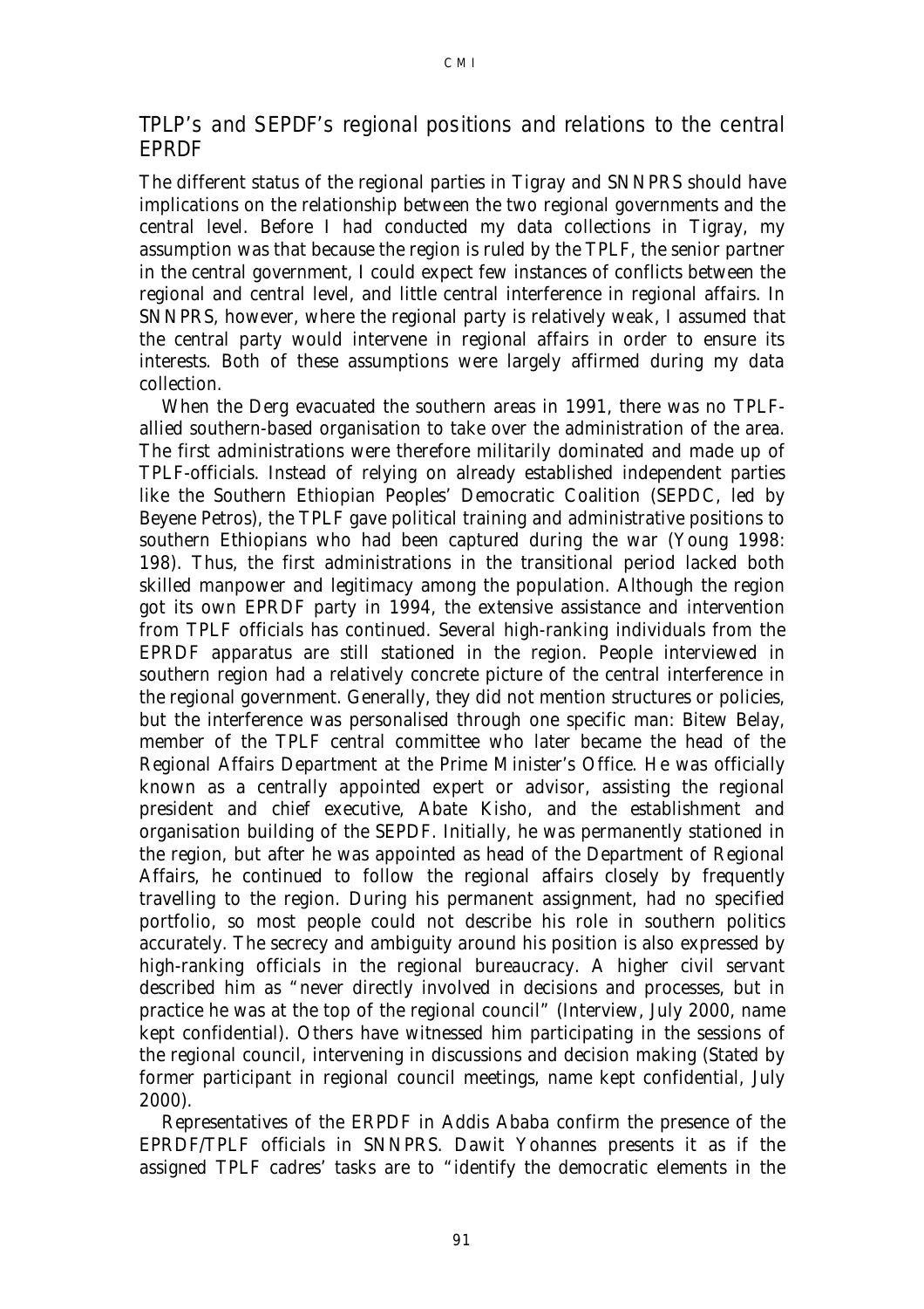## TPLP's and SEPDF's regional positions and relations to the central EPRDF

The different status of the regional parties in Tigray and SNNPRS should have implications on the relationship between the two regional governments and the central level. Before I had conducted my data collections in Tigray, my assumption was that because the region is ruled by the TPLF, the senior partner in the central government, I could expect few instances of conflicts between the regional and central level, and little central interference in regional affairs. In SNNPRS, however, where the regional party is relatively weak, I assumed that the central party would intervene in regional affairs in order to ensure its interests. Both of these assumptions were largely affirmed during my data collection.

When the Derg evacuated the southern areas in 1991, there was no TPLF-allied southern-based organisation to take over the administration of the area. The first administrations were therefore militarily dominated and made up of TPLF-officials. Instead of relying on already established independent parties like the Southern Ethiopian Peoples' Democratic Coalition (SEPDC, led by Beyene Petros), the TPLF gave political training and administrative positions to southern Ethiopians who had been captured during the war (Young 1998: 198). Thus, the first administrations in the transitional period lacked both skilled manpower and legitimacy among the population. Although the region got its own EPRDF party in 1994, the extensive assistance and intervention from TPLF officials has continued. Several high-ranking individuals from the EPRDF apparatus are still stationed in the region. People interviewed in southern region had a relatively concrete picture of the central interference in the regional government. Generally, they did not mention structures or policies, but the interference was personalised through one specific man: Bitew Belay, member of the TPLF central committee who later became the head of the Regional Affairs Department at the Prime Minister's Office. He was officially known as a centrally appointed expert or advisor, assisting the regional president and chief executive, Abate Kisho, and the establishment and organisation building of the SEPDF. Initially, he was permanently stationed in the region, but after he was appointed as head of the Department of Regional Affairs, he continued to follow the regional affairs closely by frequently travelling to the region. During his permanent assignment, had no specified portfolio, so most people could not describe his role in southern politics accurately. The secrecy and ambiguity around his position is also expressed by high-ranking officials in the regional bureaucracy. A higher civil servant described him as "never directly involved in decisions and processes, but in practice he was at the top of the regional council" (Interview, July 2000, name kept confidential). Others have witnessed him participating in the sessions of the regional council, intervening in discussions and decision making (Stated by former participant in regional council meetings, name kept confidential, July 2000).

Representatives of the ERPDF in Addis Ababa confirm the presence of the EPRDF/TPLF officials in SNNPRS. Dawit Yohannes presents it as if the assigned TPLF cadres' tasks are to "identify the democratic elements in the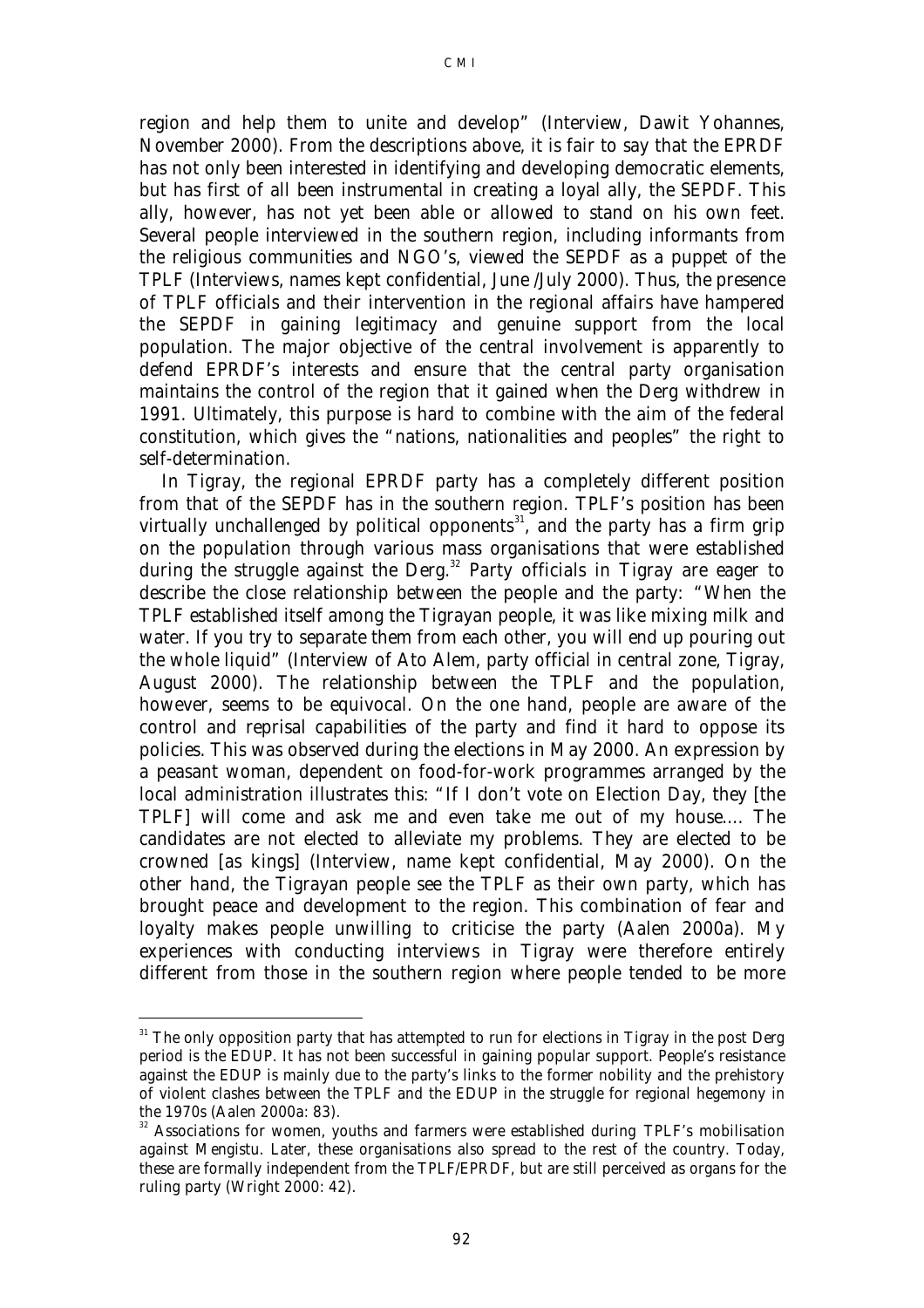region and help them to unite and develop" (Interview, Dawit Yohannes, November 2000). From the descriptions above, it is fair to say that the EPRDF has not only been interested in identifying and developing democratic elements, but has first of all been instrumental in creating a loyal ally, the SEPDF. This ally, however, has not yet been able or allowed to stand on his own feet. Several people interviewed in the southern region, including informants from the religious communities and NGO's, viewed the SEPDF as a puppet of the TPLF (Interviews, names kept confidential, June /July 2000). Thus, the presence of TPLF officials and their intervention in the regional affairs have hampered the SEPDF in gaining legitimacy and genuine support from the local population. The major objective of the central involvement is apparently to defend EPRDF's interests and ensure that the central party organisation maintains the control of the region that it gained when the Derg withdrew in 1991. Ultimately, this purpose is hard to combine with the aim of the federal constitution, which gives the "nations, nationalities and peoples" the right to self-determination.

In Tigray, the regional EPRDF party has a completely different position from that of the SEPDF has in the southern region. TPLF's position has been virtually unchallenged by political opponents[31], and the party has a firm grip on the population through various mass organisations that were established during the struggle against the Derg.[32] Party officials in Tigray are eager to describe the close relationship between the people and the party: "When the TPLF established itself among the Tigrayan people, it was like mixing milk and water. If you try to separate them from each other, you will end up pouring out the whole liquid" (Interview of Ato Alem, party official in central zone, Tigray, August 2000). The relationship between the TPLF and the population, however, seems to be equivocal. On the one hand, people are aware of the control and reprisal capabilities of the party and find it hard to oppose its policies. This was observed during the elections in May 2000. An expression by a peasant woman, dependent on food-for-work programmes arranged by the local administration illustrates this: "If I don't vote on Election Day, they [the TPLF] will come and ask me and even take me out of my house.... The candidates are not elected to alleviate my problems. They are elected to be crowned [as kings] (Interview, name kept confidential, May 2000). On the other hand, the Tigrayan people see the TPLF as their own party, which has brought peace and development to the region. This combination of fear and loyalty makes people unwilling to criticise the party (Aalen 2000a). My experiences with conducting interviews in Tigray were therefore entirely different from those in the southern region where people tended to be more

---

[31] The only opposition party that has attempted to run for elections in Tigray in the post Derg period is the EDUP. It has not been successful in gaining popular support. People's resistance against the EDUP is mainly due to the party's links to the former nobility and the prehistory of violent clashes between the TPLF and the EDUP in the struggle for regional hegemony in the 1970s (Aalen 2000a: 83).

[32] Associations for women, youths and farmers were established during TPLF's mobilisation against Mengistu. Later, these organisations also spread to the rest of the country. Today, these are formally independent from the TPLF/EPRDF, but are still perceived as organs for the ruling party (Wright 2000: 42).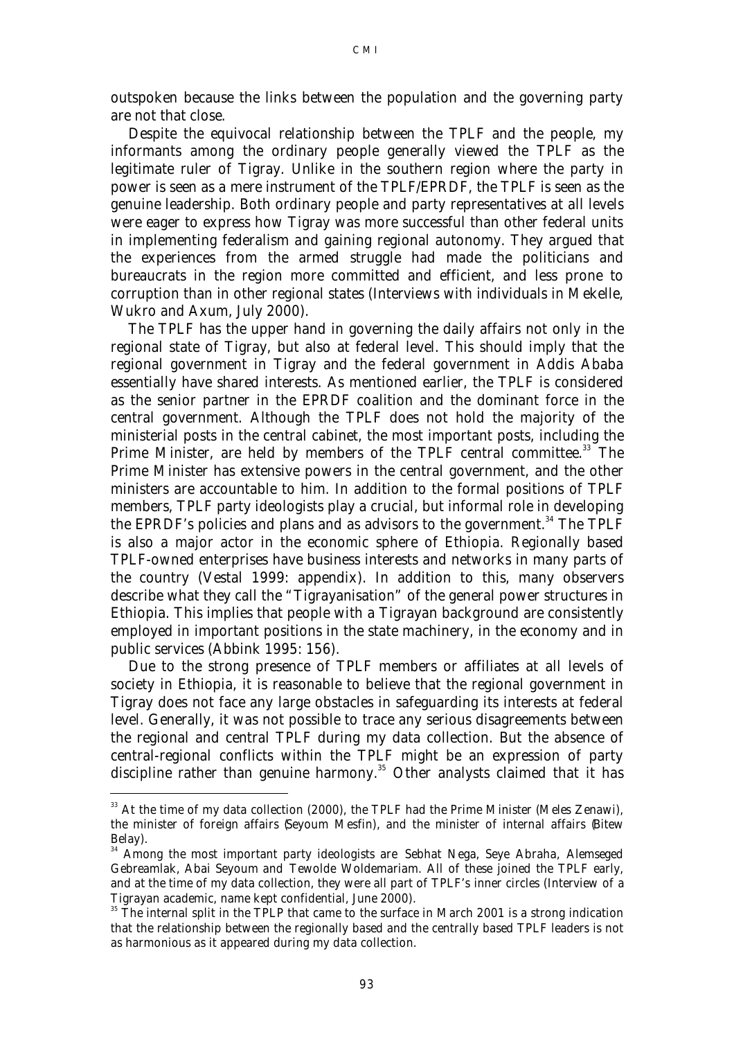outspoken because the links between the population and the governing party are not that close.

Despite the equivocal relationship between the TPLF and the people, my informants among the ordinary people generally viewed the TPLF as the legitimate ruler of Tigray. Unlike in the southern region where the party in power is seen as a mere instrument of the TPLF/EPRDF, the TPLF is seen as the genuine leadership. Both ordinary people and party representatives at all levels were eager to express how Tigray was more successful than other federal units in implementing federalism and gaining regional autonomy. They argued that the experiences from the armed struggle had made the politicians and bureaucrats in the region more committed and efficient, and less prone to corruption than in other regional states (Interviews with individuals in Mekelle, Wukro and Axum, July 2000).

The TPLF has the upper hand in governing the daily affairs not only in the regional state of Tigray, but also at federal level. This should imply that the regional government in Tigray and the federal government in Addis Ababa essentially have shared interests. As mentioned earlier, the TPLF is considered as the senior partner in the EPRDF coalition and the dominant force in the central government. Although the TPLF does not hold the majority of the ministerial posts in the central cabinet, the most important posts, including the Prime Minister, are held by members of the TPLF central committee.[33] The Prime Minister has extensive powers in the central government, and the other ministers are accountable to him. In addition to the formal positions of TPLF members, TPLF party ideologists play a crucial, but informal role in developing the EPRDF's policies and plans and as advisors to the government.[34] The TPLF is also a major actor in the economic sphere of Ethiopia. Regionally based TPLF-owned enterprises have business interests and networks in many parts of the country (Vestal 1999: appendix). In addition to this, many observers describe what they call the "Tigrayanisation" of the general power structures in Ethiopia. This implies that people with a Tigrayan background are consistently employed in important positions in the state machinery, in the economy and in public services (Abbink 1995: 156).

Due to the strong presence of TPLF members or affiliates at all levels of society in Ethiopia, it is reasonable to believe that the regional government in Tigray does not face any large obstacles in safeguarding its interests at federal level. Generally, it was not possible to trace any serious disagreements between the regional and central TPLF during my data collection. But the absence of central-regional conflicts within the TPLF might be an expression of party discipline rather than genuine harmony.[35] Other analysts claimed that it has

---

[33] At the time of my data collection (2000), the TPLF had the Prime Minister (Meles Zenawi), the minister of foreign affairs (Seyoum Mesfin), and the minister of internal affairs (Bitew Belay).

[34] Among the most important party ideologists are Sebhat Nega, Seye Abraha, Alemseged Gebreamlak, Abai Seyoum and Tewolde Woldemariam. All of these joined the TPLF early, and at the time of my data collection, they were all part of TPLF's inner circles (Interview of a Tigrayan academic, name kept confidential, June 2000).

[35] The internal split in the TPLP that came to the surface in March 2001 is a strong indication that the relationship between the regionally based and the centrally based TPLF leaders is not as harmonious as it appeared during my data collection.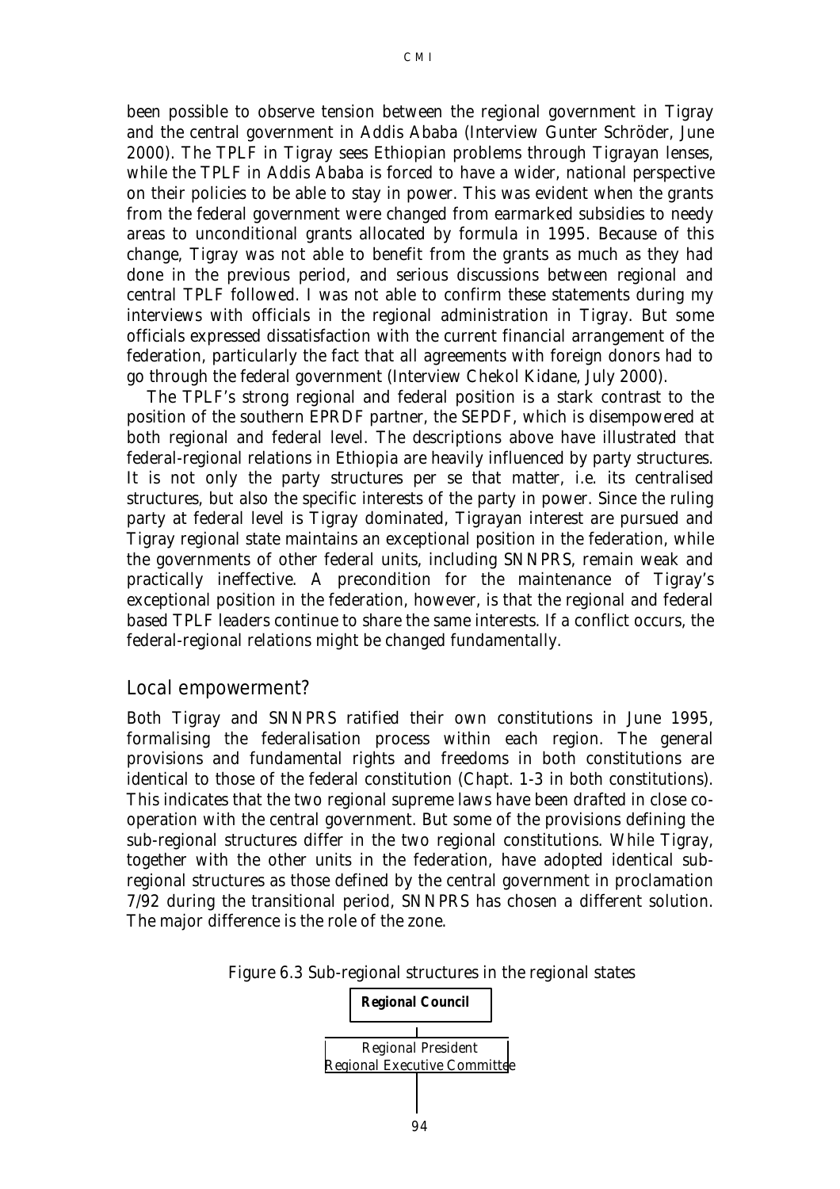been possible to observe tension between the regional government in Tigray and the central government in Addis Ababa (Interview Gunter Schröder, June 2000). The TPLF in Tigray sees Ethiopian problems through Tigrayan lenses, while the TPLF in Addis Ababa is forced to have a wider, national perspective on their policies to be able to stay in power. This was evident when the grants from the federal government were changed from earmarked subsidies to needy areas to unconditional grants allocated by formula in 1995. Because of this change, Tigray was not able to benefit from the grants as much as they had done in the previous period, and serious discussions between regional and central TPLF followed. I was not able to confirm these statements during my interviews with officials in the regional administration in Tigray. But some officials expressed dissatisfaction with the current financial arrangement of the federation, particularly the fact that all agreements with foreign donors had to go through the federal government (Interview Chekol Kidane, July 2000).

The TPLF's strong regional and federal position is a stark contrast to the position of the southern EPRDF partner, the SEPDF, which is disempowered at both regional and federal level. The descriptions above have illustrated that federal-regional relations in Ethiopia are heavily influenced by party structures. It is not only the party structures per se that matter, i.e. its centralised structures, but also the specific interests of the party in power. Since the ruling party at federal level is Tigray dominated, Tigrayan interest are pursued and Tigray regional state maintains an exceptional position in the federation, while the governments of other federal units, including SNNPRS, remain weak and practically ineffective. A precondition for the maintenance of Tigray's exceptional position in the federation, however, is that the regional and federal based TPLF leaders continue to share the same interests. If a conflict occurs, the federal-regional relations might be changed fundamentally.

## Local empowerment?

Both Tigray and SNNPRS ratified their own constitutions in June 1995, formalising the federalisation process within each region. The general provisions and fundamental rights and freedoms in both constitutions are identical to those of the federal constitution (Chapt. 1-3 in both constitutions). This indicates that the two regional supreme laws have been drafted in close co-operation with the central government. But some of the provisions defining the sub-regional structures differ in the two regional constitutions. While Tigray, together with the other units in the federation, have adopted identical sub-regional structures as those defined by the central government in proclamation 7/92 during the transitional period, SNNPRS has chosen a different solution. The major difference is the role of the zone.

Figure 6.3 Sub-regional structures in the regional states

**Regional Council**

Regional President
Regional Executive Committee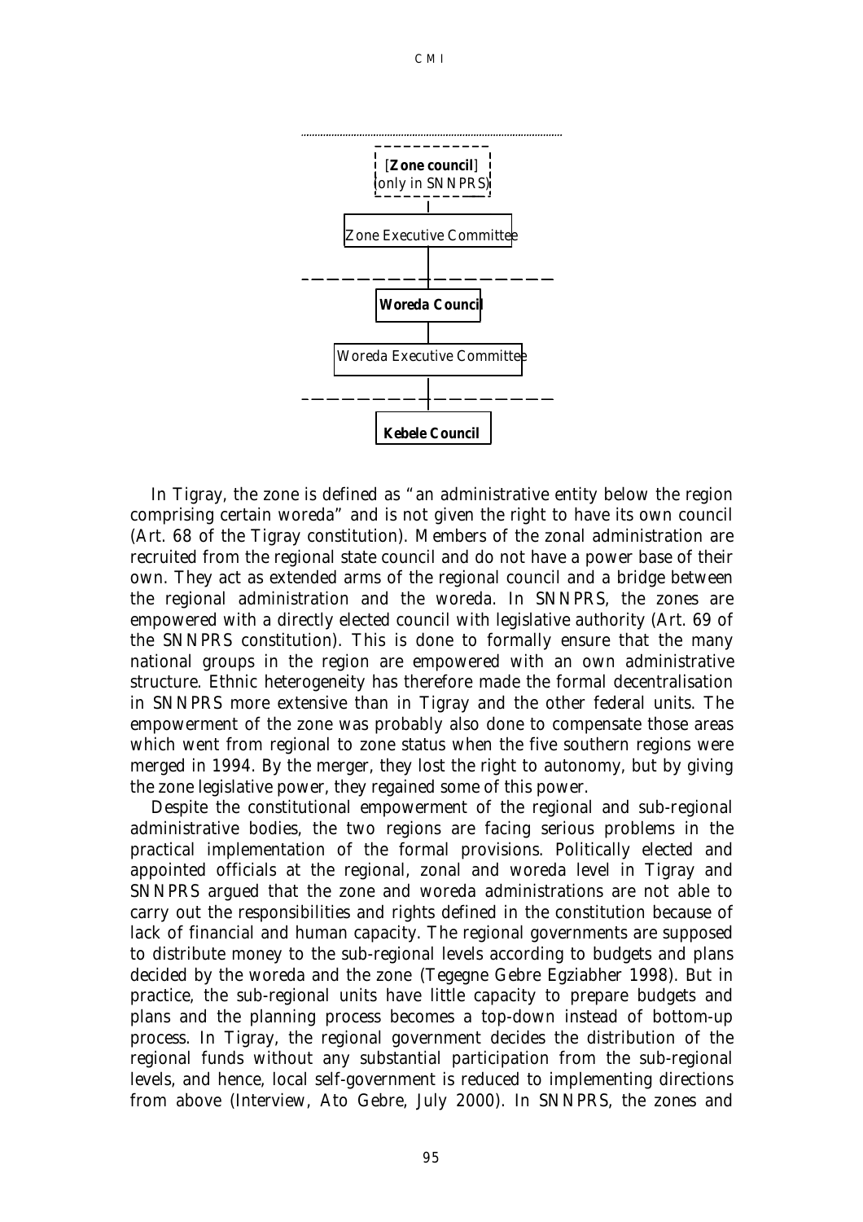[**Zone council**]
(only in SNNPRS)

Zone Executive Committee

**Woreda Council**

Woreda Executive Committee

**Kebele Council**

In Tigray, the zone is defined as "an administrative entity below the region comprising certain woreda" and is not given the right to have its own council (Art. 68 of the Tigray constitution). Members of the zonal administration are recruited from the regional state council and do not have a power base of their own. They act as extended arms of the regional council and a bridge between the regional administration and the woreda. In SNNPRS, the zones are empowered with a directly elected council with legislative authority (Art. 69 of the SNNPRS constitution). This is done to formally ensure that the many national groups in the region are empowered with an own administrative structure. Ethnic heterogeneity has therefore made the formal decentralisation in SNNPRS more extensive than in Tigray and the other federal units. The empowerment of the zone was probably also done to compensate those areas which went from regional to zone status when the five southern regions were merged in 1994. By the merger, they lost the right to autonomy, but by giving the zone legislative power, they regained some of this power.

Despite the constitutional empowerment of the regional and sub-regional administrative bodies, the two regions are facing serious problems in the practical implementation of the formal provisions. Politically elected and appointed officials at the regional, zonal and woreda level in Tigray and SNNPRS argued that the zone and woreda administrations are not able to carry out the responsibilities and rights defined in the constitution because of lack of financial and human capacity. The regional governments are supposed to distribute money to the sub-regional levels according to budgets and plans decided by the woreda and the zone (Tegegne Gebre Egziabher 1998). But in practice, the sub-regional units have little capacity to prepare budgets and plans and the planning process becomes a top-down instead of bottom-up process. In Tigray, the regional government decides the distribution of the regional funds without any substantial participation from the sub-regional levels, and hence, local self-government is reduced to implementing directions from above (Interview, Ato Gebre, July 2000). In SNNPRS, the zones and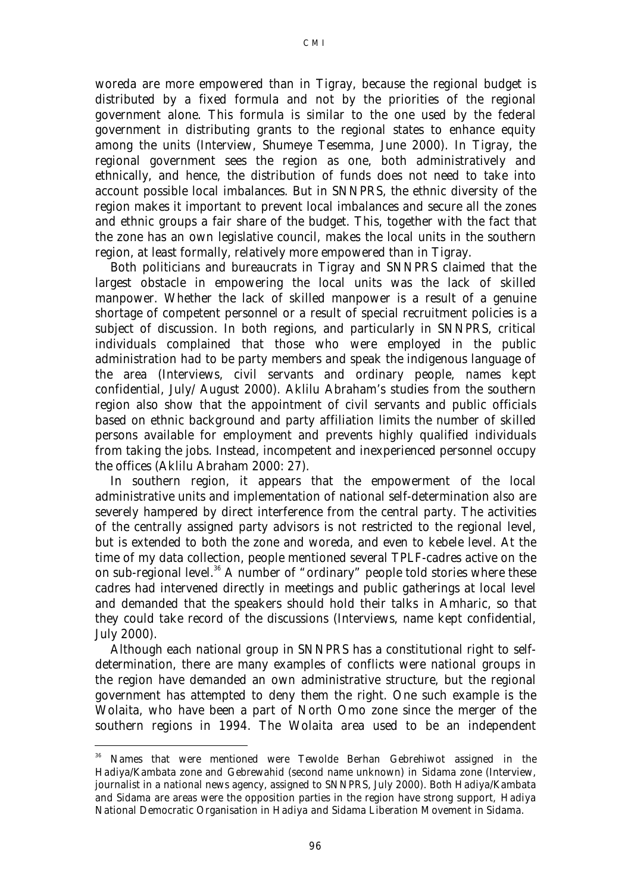woreda are more empowered than in Tigray, because the regional budget is distributed by a fixed formula and not by the priorities of the regional government alone. This formula is similar to the one used by the federal government in distributing grants to the regional states to enhance equity among the units (Interview, Shumeye Tesemma, June 2000). In Tigray, the regional government sees the region as one, both administratively and ethnically, and hence, the distribution of funds does not need to take into account possible local imbalances. But in SNNPRS, the ethnic diversity of the region makes it important to prevent local imbalances and secure all the zones and ethnic groups a fair share of the budget. This, together with the fact that the zone has an own legislative council, makes the local units in the southern region, at least formally, relatively more empowered than in Tigray.

Both politicians and bureaucrats in Tigray and SNNPRS claimed that the largest obstacle in empowering the local units was the lack of skilled manpower. Whether the lack of skilled manpower is a result of a genuine shortage of competent personnel or a result of special recruitment policies is a subject of discussion. In both regions, and particularly in SNNPRS, critical individuals complained that those who were employed in the public administration had to be party members and speak the indigenous language of the area (Interviews, civil servants and ordinary people, names kept confidential, July/August 2000). Aklilu Abraham's studies from the southern region also show that the appointment of civil servants and public officials based on ethnic background and party affiliation limits the number of skilled persons available for employment and prevents highly qualified individuals from taking the jobs. Instead, incompetent and inexperienced personnel occupy the offices (Aklilu Abraham 2000: 27).

In southern region, it appears that the empowerment of the local administrative units and implementation of national self-determination also are severely hampered by direct interference from the central party. The activities of the centrally assigned party advisors is not restricted to the regional level, but is extended to both the zone and woreda, and even to kebele level. At the time of my data collection, people mentioned several TPLF-cadres active on the on sub-regional level.[36] A number of "ordinary" people told stories where these cadres had intervened directly in meetings and public gatherings at local level and demanded that the speakers should hold their talks in Amharic, so that they could take record of the discussions (Interviews, name kept confidential, July 2000).

Although each national group in SNNPRS has a constitutional right to self-determination, there are many examples of conflicts were national groups in the region have demanded an own administrative structure, but the regional government has attempted to deny them the right. One such example is the Wolaita, who have been a part of North Omo zone since the merger of the southern regions in 1994. The Wolaita area used to be an independent

---

[36] Names that were mentioned were Tewolde Berhan Gebrehiwot assigned in the Hadiya/Kambata zone and Gebrewahid (second name unknown) in Sidama zone (Interview, journalist in a national news agency, assigned to SNNPRS, July 2000). Both Hadiya/Kambata and Sidama are areas were the opposition parties in the region have strong support, Hadiya National Democratic Organisation in Hadiya and Sidama Liberation Movement in Sidama.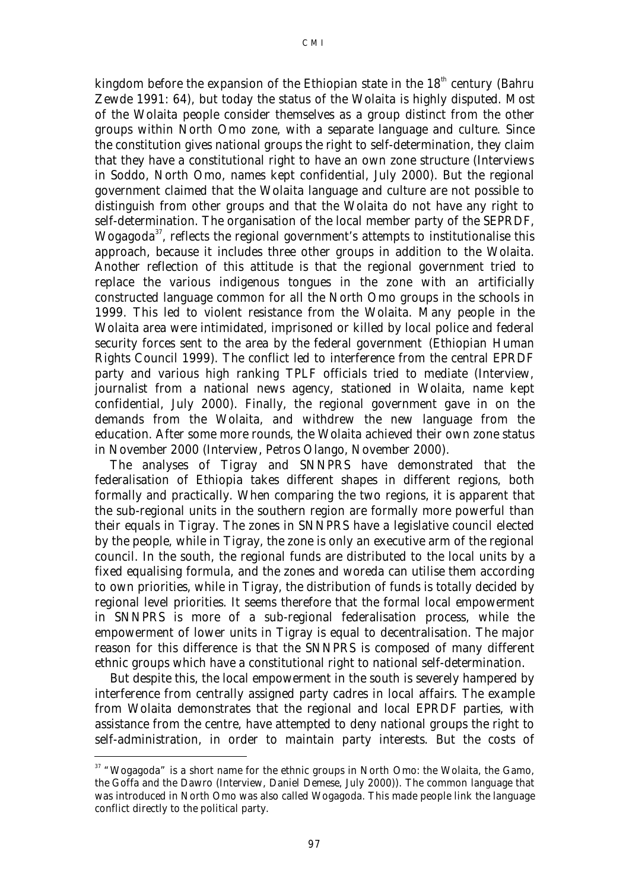kingdom before the expansion of the Ethiopian state in the 18th century (Bahru Zewde 1991: 64), but today the status of the Wolaita is highly disputed. Most of the Wolaita people consider themselves as a group distinct from the other groups within North Omo zone, with a separate language and culture. Since the constitution gives national groups the right to self-determination, they claim that they have a constitutional right to have an own zone structure (Interviews in Soddo, North Omo, names kept confidential, July 2000). But the regional government claimed that the Wolaita language and culture are not possible to distinguish from other groups and that the Wolaita do not have any right to self-determination. The organisation of the local member party of the SEPRDF, Wogagoda[37], reflects the regional government's attempts to institutionalise this approach, because it includes three other groups in addition to the Wolaita. Another reflection of this attitude is that the regional government tried to replace the various indigenous tongues in the zone with an artificially constructed language common for all the North Omo groups in the schools in 1999. This led to violent resistance from the Wolaita. Many people in the Wolaita area were intimidated, imprisoned or killed by local police and federal security forces sent to the area by the federal government (Ethiopian Human Rights Council 1999). The conflict led to interference from the central EPRDF party and various high ranking TPLF officials tried to mediate (Interview, journalist from a national news agency, stationed in Wolaita, name kept confidential, July 2000). Finally, the regional government gave in on the demands from the Wolaita, and withdrew the new language from the education. After some more rounds, the Wolaita achieved their own zone status in November 2000 (Interview, Petros Olango, November 2000).

The analyses of Tigray and SNNPRS have demonstrated that the federalisation of Ethiopia takes different shapes in different regions, both formally and practically. When comparing the two regions, it is apparent that the sub-regional units in the southern region are formally more powerful than their equals in Tigray. The zones in SNNPRS have a legislative council elected by the people, while in Tigray, the zone is only an executive arm of the regional council. In the south, the regional funds are distributed to the local units by a fixed equalising formula, and the zones and woreda can utilise them according to own priorities, while in Tigray, the distribution of funds is totally decided by regional level priorities. It seems therefore that the formal local empowerment in SNNPRS is more of a sub-regional federalisation process, while the empowerment of lower units in Tigray is equal to decentralisation. The major reason for this difference is that the SNNPRS is composed of many different ethnic groups which have a constitutional right to national self-determination.

But despite this, the local empowerment in the south is severely hampered by interference from centrally assigned party cadres in local affairs. The example from Wolaita demonstrates that the regional and local EPRDF parties, with assistance from the centre, have attempted to deny national groups the right to self-administration, in order to maintain party interests. But the costs of

---

[37] "Wogagoda" is a short name for the ethnic groups in North Omo: the Wolaita, the Gamo, the Goffa and the Dawro (Interview, Daniel Demese, July 2000)). The common language that was introduced in North Omo was also called Wogagoda. This made people link the language conflict directly to the political party.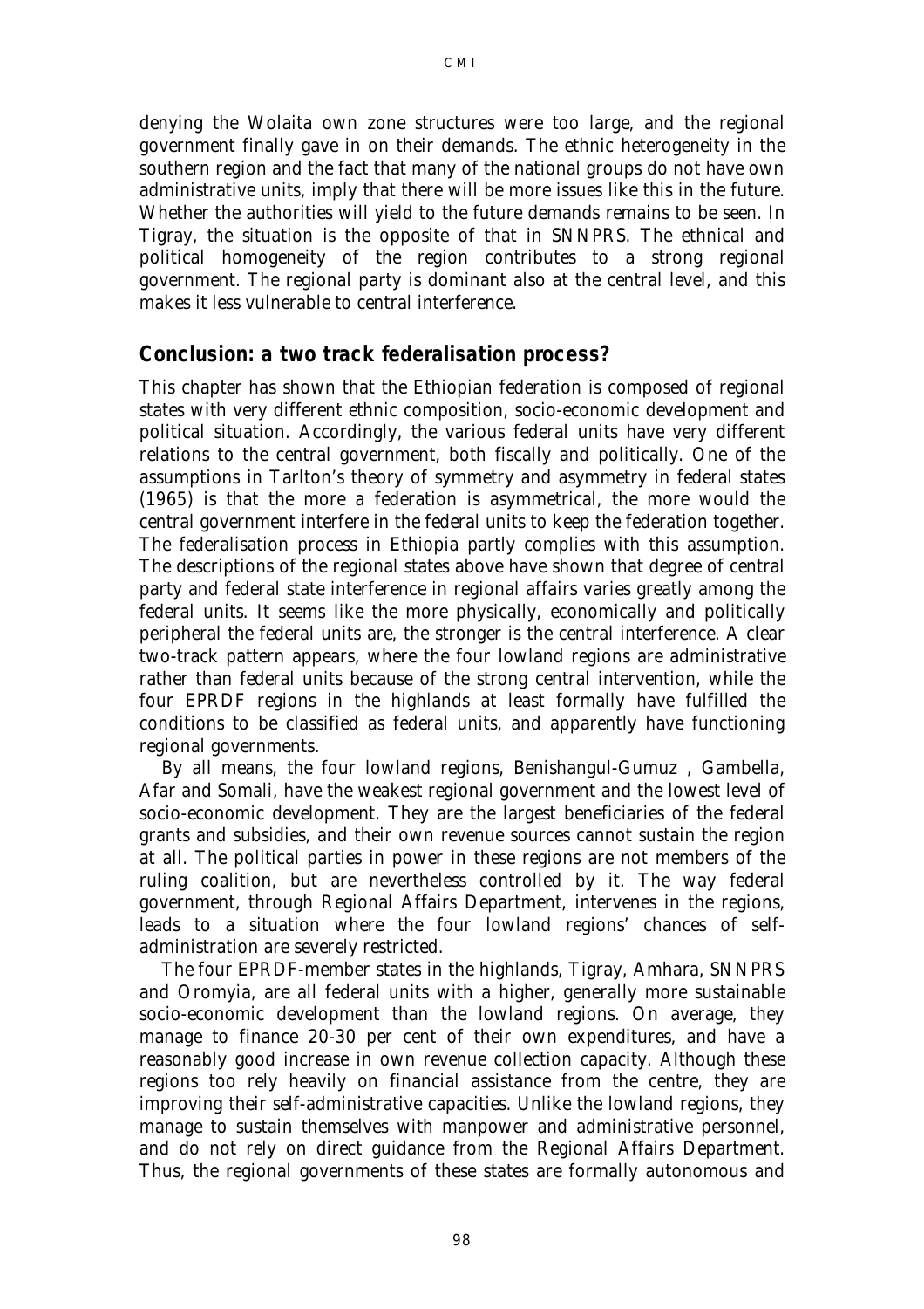denying the Wolaita own zone structures were too large, and the regional government finally gave in on their demands. The ethnic heterogeneity in the southern region and the fact that many of the national groups do not have own administrative units, imply that there will be more issues like this in the future. Whether the authorities will yield to the future demands remains to be seen. In Tigray, the situation is the opposite of that in SNNPRS. The ethnical and political homogeneity of the region contributes to a strong regional government. The regional party is dominant also at the central level, and this makes it less vulnerable to central interference.

## Conclusion: a two track federalisation process?

This chapter has shown that the Ethiopian federation is composed of regional states with very different ethnic composition, socio-economic development and political situation. Accordingly, the various federal units have very different relations to the central government, both fiscally and politically. One of the assumptions in Tarlton's theory of symmetry and asymmetry in federal states (1965) is that the more a federation is asymmetrical, the more would the central government interfere in the federal units to keep the federation together. The federalisation process in Ethiopia partly complies with this assumption. The descriptions of the regional states above have shown that degree of central party and federal state interference in regional affairs varies greatly among the federal units. It seems like the more physically, economically and politically peripheral the federal units are, the stronger is the central interference. A clear two-track pattern appears, where the four lowland regions are administrative rather than federal units because of the strong central intervention, while the four EPRDF regions in the highlands at least formally have fulfilled the conditions to be classified as federal units, and apparently have functioning regional governments.

By all means, the four lowland regions, Benishangul-Gumuz , Gambella, Afar and Somali, have the weakest regional government and the lowest level of socio-economic development. They are the largest beneficiaries of the federal grants and subsidies, and their own revenue sources cannot sustain the region at all. The political parties in power in these regions are not members of the ruling coalition, but are nevertheless controlled by it. The way federal government, through Regional Affairs Department, intervenes in the regions, leads to a situation where the four lowland regions' chances of self-administration are severely restricted.

The four EPRDF-member states in the highlands, Tigray, Amhara, SNNPRS and Oromyia, are all federal units with a higher, generally more sustainable socio-economic development than the lowland regions. On average, they manage to finance 20-30 per cent of their own expenditures, and have a reasonably good increase in own revenue collection capacity. Although these regions too rely heavily on financial assistance from the centre, they are improving their self-administrative capacities. Unlike the lowland regions, they manage to sustain themselves with manpower and administrative personnel, and do not rely on direct guidance from the Regional Affairs Department. Thus, the regional governments of these states are formally autonomous and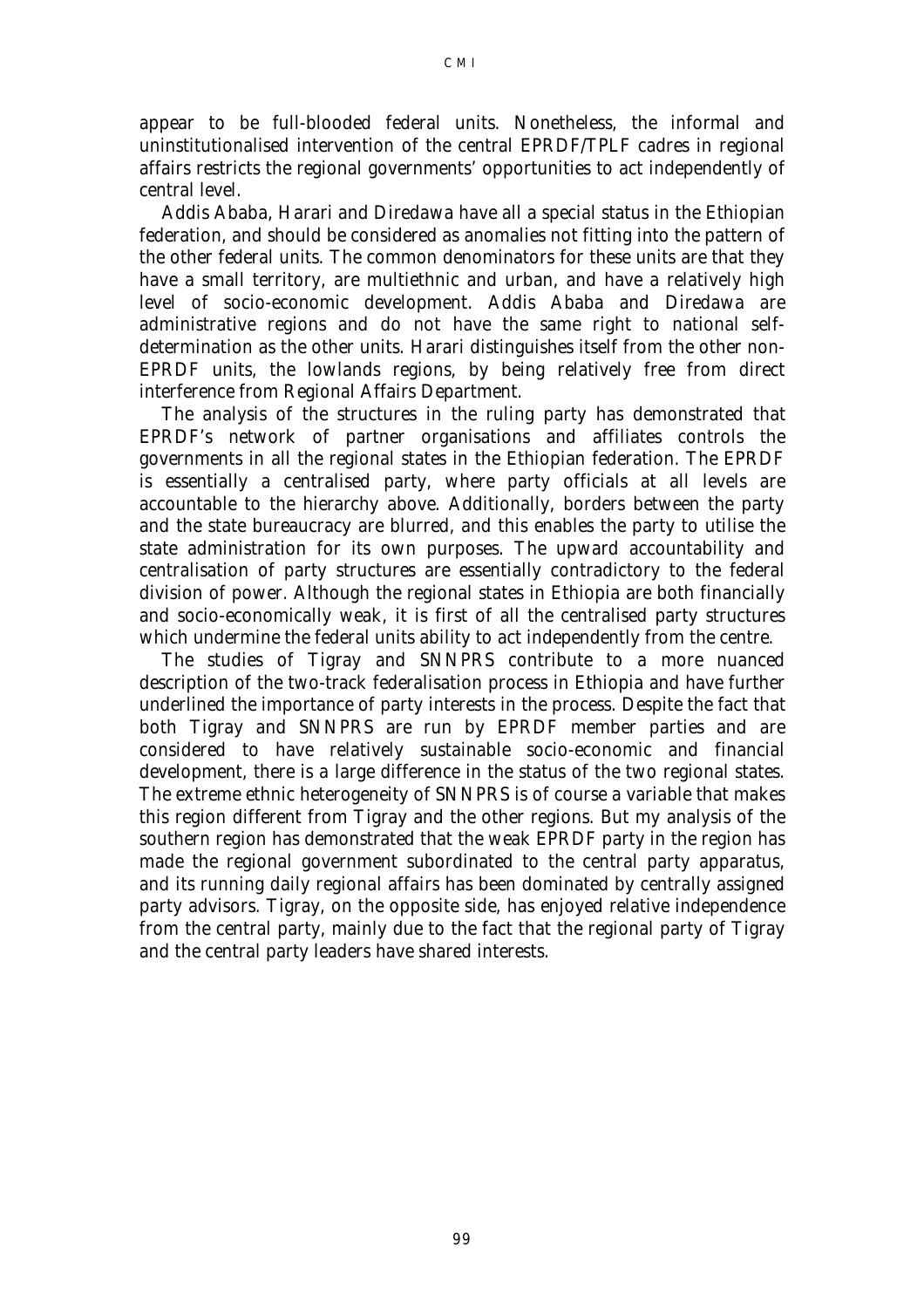appear to be full-blooded federal units. Nonetheless, the informal and uninstitutionalised intervention of the central EPRDF/TPLF cadres in regional affairs restricts the regional governments' opportunities to act independently of central level.

Addis Ababa, Harari and Diredawa have all a special status in the Ethiopian federation, and should be considered as anomalies not fitting into the pattern of the other federal units. The common denominators for these units are that they have a small territory, are multiethnic and urban, and have a relatively high level of socio-economic development. Addis Ababa and Diredawa are administrative regions and do not have the same right to national self-determination as the other units. Harari distinguishes itself from the other non-EPRDF units, the lowlands regions, by being relatively free from direct interference from Regional Affairs Department.

The analysis of the structures in the ruling party has demonstrated that EPRDF's network of partner organisations and affiliates controls the governments in all the regional states in the Ethiopian federation. The EPRDF is essentially a centralised party, where party officials at all levels are accountable to the hierarchy above. Additionally, borders between the party and the state bureaucracy are blurred, and this enables the party to utilise the state administration for its own purposes. The upward accountability and centralisation of party structures are essentially contradictory to the federal division of power. Although the regional states in Ethiopia are both financially and socio-economically weak, it is first of all the centralised party structures which undermine the federal units ability to act independently from the centre.

The studies of Tigray and SNNPRS contribute to a more nuanced description of the two-track federalisation process in Ethiopia and have further underlined the importance of party interests in the process. Despite the fact that both Tigray and SNNPRS are run by EPRDF member parties and are considered to have relatively sustainable socio-economic and financial development, there is a large difference in the status of the two regional states. The extreme ethnic heterogeneity of SNNPRS is of course a variable that makes this region different from Tigray and the other regions. But my analysis of the southern region has demonstrated that the weak EPRDF party in the region has made the regional government subordinated to the central party apparatus, and its running daily regional affairs has been dominated by centrally assigned party advisors. Tigray, on the opposite side, has enjoyed relative independence from the central party, mainly due to the fact that the regional party of Tigray and the central party leaders have shared interests.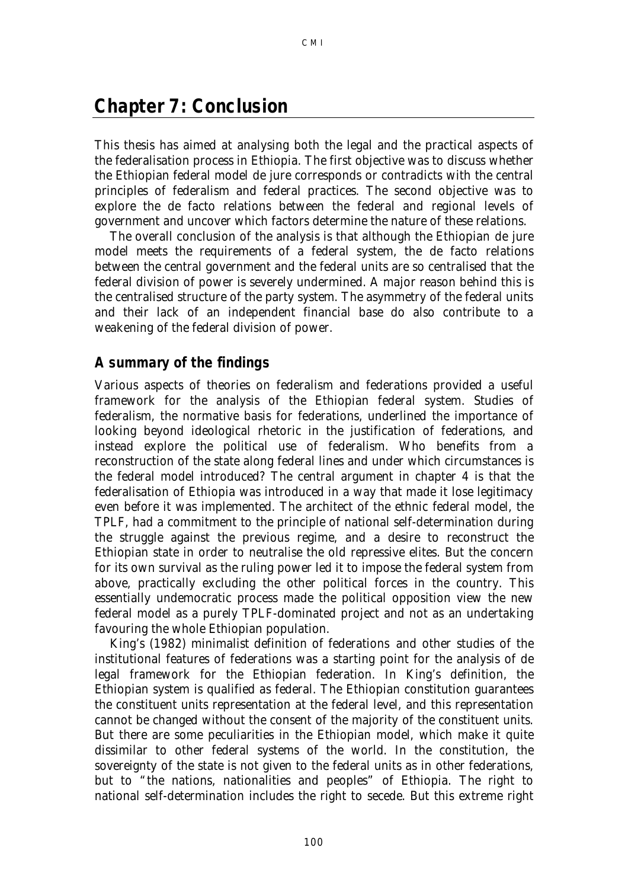# Chapter 7: Conclusion

This thesis has aimed at analysing both the legal and the practical aspects of the federalisation process in Ethiopia. The first objective was to discuss whether the Ethiopian federal model de jure corresponds or contradicts with the central principles of federalism and federal practices. The second objective was to explore the de facto relations between the federal and regional levels of government and uncover which factors determine the nature of these relations.

The overall conclusion of the analysis is that although the Ethiopian de jure model meets the requirements of a federal system, the de facto relations between the central government and the federal units are so centralised that the federal division of power is severely undermined. A major reason behind this is the centralised structure of the party system. The asymmetry of the federal units and their lack of an independent financial base do also contribute to a weakening of the federal division of power.

## A summary of the findings

Various aspects of theories on federalism and federations provided a useful framework for the analysis of the Ethiopian federal system. Studies of federalism, the normative basis for federations, underlined the importance of looking beyond ideological rhetoric in the justification of federations, and instead explore the political use of federalism. Who benefits from a reconstruction of the state along federal lines and under which circumstances is the federal model introduced? The central argument in chapter 4 is that the federalisation of Ethiopia was introduced in a way that made it lose legitimacy even before it was implemented. The architect of the ethnic federal model, the TPLF, had a commitment to the principle of national self-determination during the struggle against the previous regime, and a desire to reconstruct the Ethiopian state in order to neutralise the old repressive elites. But the concern for its own survival as the ruling power led it to impose the federal system from above, practically excluding the other political forces in the country. This essentially undemocratic process made the political opposition view the new federal model as a purely TPLF-dominated project and not as an undertaking favouring the whole Ethiopian population.

King's (1982) minimalist definition of federations and other studies of the institutional features of federations was a starting point for the analysis of de legal framework for the Ethiopian federation. In King's definition, the Ethiopian system is qualified as federal. The Ethiopian constitution guarantees the constituent units representation at the federal level, and this representation cannot be changed without the consent of the majority of the constituent units. But there are some peculiarities in the Ethiopian model, which make it quite dissimilar to other federal systems of the world. In the constitution, the sovereignty of the state is not given to the federal units as in other federations, but to "the nations, nationalities and peoples" of Ethiopia. The right to national self-determination includes the right to secede. But this extreme right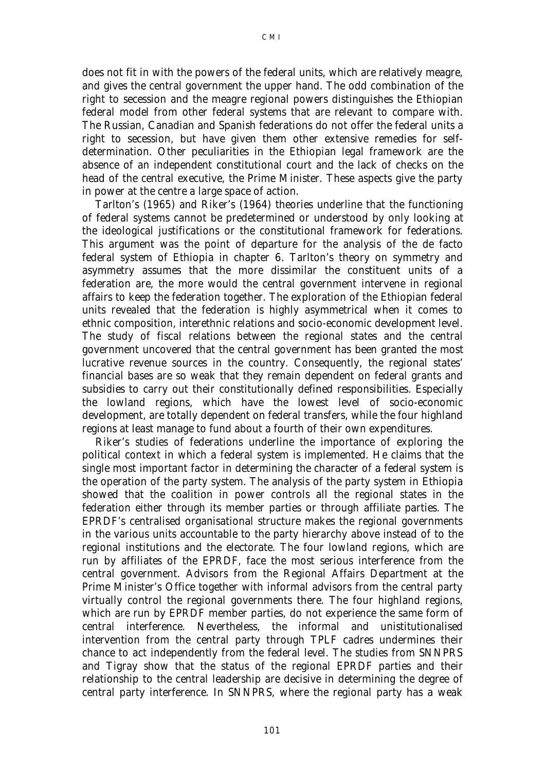does not fit in with the powers of the federal units, which are relatively meagre, and gives the central government the upper hand. The odd combination of the right to secession and the meagre regional powers distinguishes the Ethiopian federal model from other federal systems that are relevant to compare with. The Russian, Canadian and Spanish federations do not offer the federal units a right to secession, but have given them other extensive remedies for self-determination. Other peculiarities in the Ethiopian legal framework are the absence of an independent constitutional court and the lack of checks on the head of the central executive, the Prime Minister. These aspects give the party in power at the centre a large space of action.

Tarlton's (1965) and Riker's (1964) theories underline that the functioning of federal systems cannot be predetermined or understood by only looking at the ideological justifications or the constitutional framework for federations. This argument was the point of departure for the analysis of the de facto federal system of Ethiopia in chapter 6. Tarlton's theory on symmetry and asymmetry assumes that the more dissimilar the constituent units of a federation are, the more would the central government intervene in regional affairs to keep the federation together. The exploration of the Ethiopian federal units revealed that the federation is highly asymmetrical when it comes to ethnic composition, interethnic relations and socio-economic development level. The study of fiscal relations between the regional states and the central government uncovered that the central government has been granted the most lucrative revenue sources in the country. Consequently, the regional states' financial bases are so weak that they remain dependent on federal grants and subsidies to carry out their constitutionally defined responsibilities. Especially the lowland regions, which have the lowest level of socio-economic development, are totally dependent on federal transfers, while the four highland regions at least manage to fund about a fourth of their own expenditures.

Riker's studies of federations underline the importance of exploring the political context in which a federal system is implemented. He claims that the single most important factor in determining the character of a federal system is the operation of the party system. The analysis of the party system in Ethiopia showed that the coalition in power controls all the regional states in the federation either through its member parties or through affiliate parties. The EPRDF's centralised organisational structure makes the regional governments in the various units accountable to the party hierarchy above instead of to the regional institutions and the electorate. The four lowland regions, which are run by affiliates of the EPRDF, face the most serious interference from the central government. Advisors from the Regional Affairs Department at the Prime Minister's Office together with informal advisors from the central party virtually control the regional governments there. The four highland regions, which are run by EPRDF member parties, do not experience the same form of central interference. Nevertheless, the informal and unistitutionalised intervention from the central party through TPLF cadres undermines their chance to act independently from the federal level. The studies from SNNPRS and Tigray show that the status of the regional EPRDF parties and their relationship to the central leadership are decisive in determining the degree of central party interference. In SNNPRS, where the regional party has a weak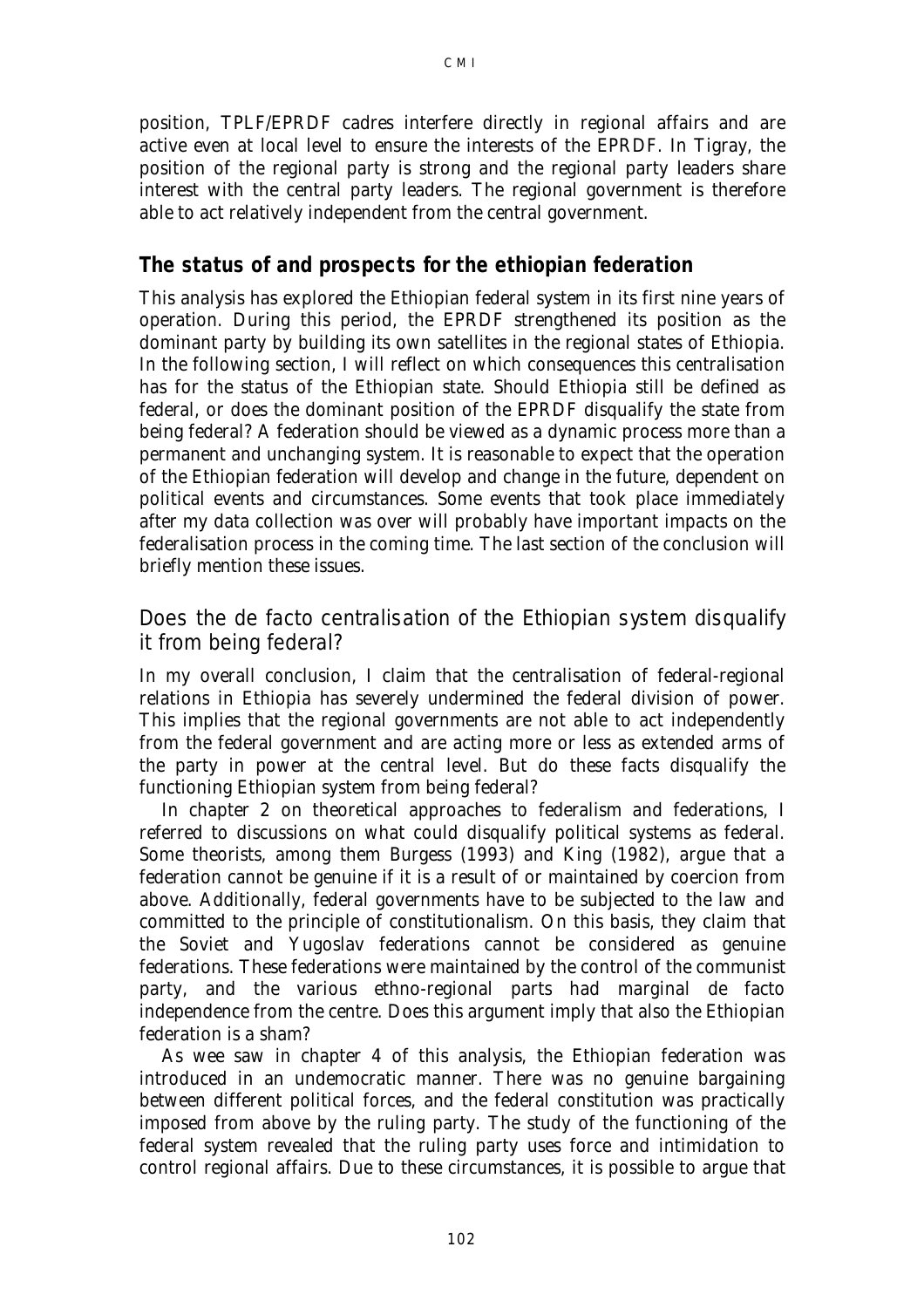position, TPLF/EPRDF cadres interfere directly in regional affairs and are active even at local level to ensure the interests of the EPRDF. In Tigray, the position of the regional party is strong and the regional party leaders share interest with the central party leaders. The regional government is therefore able to act relatively independent from the central government.

## The status of and prospects for the ethiopian federation

This analysis has explored the Ethiopian federal system in its first nine years of operation. During this period, the EPRDF strengthened its position as the dominant party by building its own satellites in the regional states of Ethiopia. In the following section, I will reflect on which consequences this centralisation has for the status of the Ethiopian state. Should Ethiopia still be defined as federal, or does the dominant position of the EPRDF disqualify the state from being federal? A federation should be viewed as a dynamic process more than a permanent and unchanging system. It is reasonable to expect that the operation of the Ethiopian federation will develop and change in the future, dependent on political events and circumstances. Some events that took place immediately after my data collection was over will probably have important impacts on the federalisation process in the coming time. The last section of the conclusion will briefly mention these issues.

### Does the de facto centralisation of the Ethiopian system disqualify it from being federal?

In my overall conclusion, I claim that the centralisation of federal-regional relations in Ethiopia has severely undermined the federal division of power. This implies that the regional governments are not able to act independently from the federal government and are acting more or less as extended arms of the party in power at the central level. But do these facts disqualify the functioning Ethiopian system from being federal?

In chapter 2 on theoretical approaches to federalism and federations, I referred to discussions on what could disqualify political systems as federal. Some theorists, among them Burgess (1993) and King (1982), argue that a federation cannot be genuine if it is a result of or maintained by coercion from above. Additionally, federal governments have to be subjected to the law and committed to the principle of constitutionalism. On this basis, they claim that the Soviet and Yugoslav federations cannot be considered as genuine federations. These federations were maintained by the control of the communist party, and the various ethno-regional parts had marginal de facto independence from the centre. Does this argument imply that also the Ethiopian federation is a sham?

As wee saw in chapter 4 of this analysis, the Ethiopian federation was introduced in an undemocratic manner. There was no genuine bargaining between different political forces, and the federal constitution was practically imposed from above by the ruling party. The study of the functioning of the federal system revealed that the ruling party uses force and intimidation to control regional affairs. Due to these circumstances, it is possible to argue that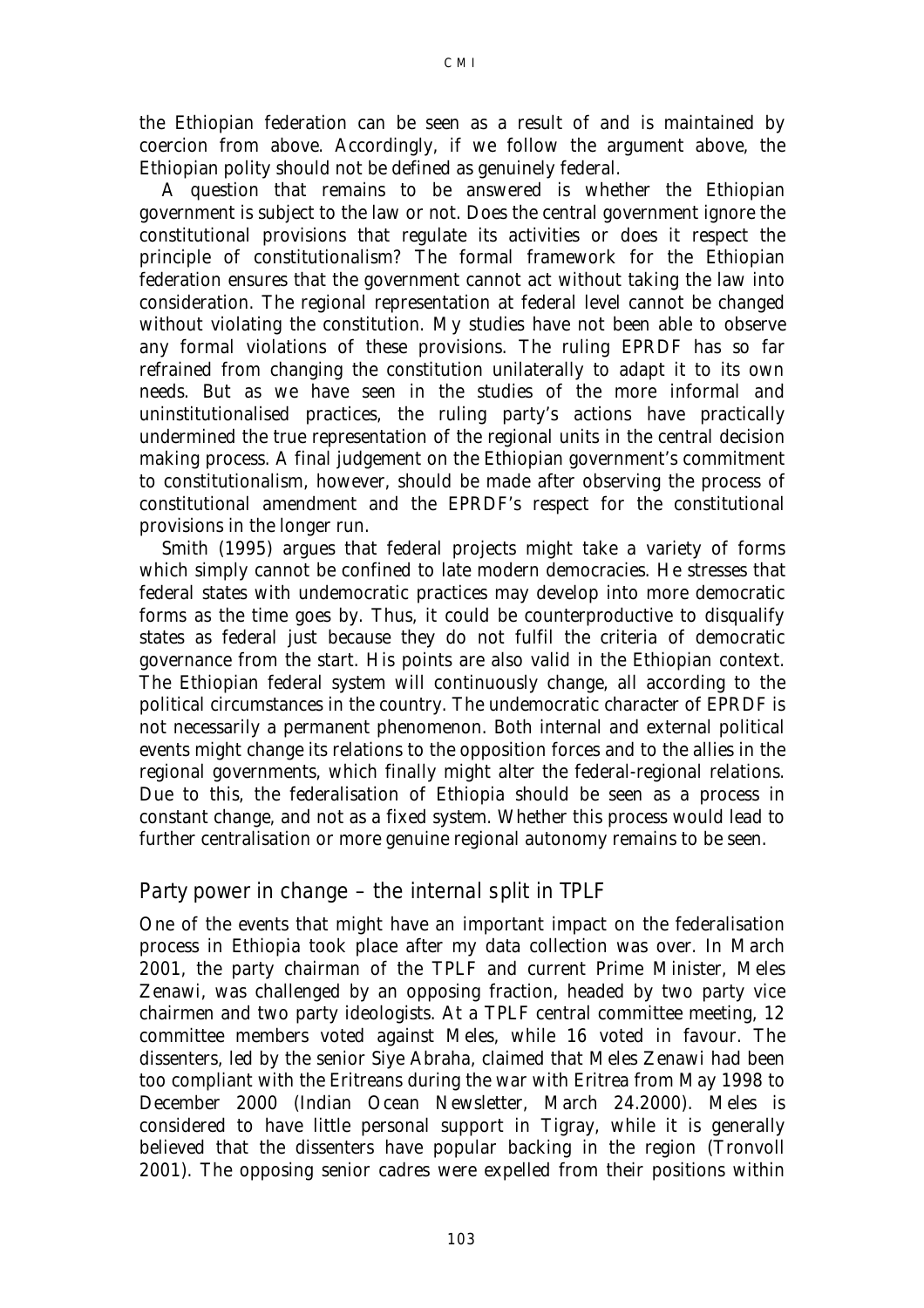the Ethiopian federation can be seen as a result of and is maintained by coercion from above. Accordingly, if we follow the argument above, the Ethiopian polity should not be defined as genuinely federal.

A question that remains to be answered is whether the Ethiopian government is subject to the law or not. Does the central government ignore the constitutional provisions that regulate its activities or does it respect the principle of constitutionalism? The formal framework for the Ethiopian federation ensures that the government cannot act without taking the law into consideration. The regional representation at federal level cannot be changed without violating the constitution. My studies have not been able to observe any formal violations of these provisions. The ruling EPRDF has so far refrained from changing the constitution unilaterally to adapt it to its own needs. But as we have seen in the studies of the more informal and uninstitutionalised practices, the ruling party's actions have practically undermined the true representation of the regional units in the central decision making process. A final judgement on the Ethiopian government's commitment to constitutionalism, however, should be made after observing the process of constitutional amendment and the EPRDF's respect for the constitutional provisions in the longer run.

Smith (1995) argues that federal projects might take a variety of forms which simply cannot be confined to late modern democracies. He stresses that federal states with undemocratic practices may develop into more democratic forms as the time goes by. Thus, it could be counterproductive to disqualify states as federal just because they do not fulfil the criteria of democratic governance from the start. His points are also valid in the Ethiopian context. The Ethiopian federal system will continuously change, all according to the political circumstances in the country. The undemocratic character of EPRDF is not necessarily a permanent phenomenon. Both internal and external political events might change its relations to the opposition forces and to the allies in the regional governments, which finally might alter the federal-regional relations. Due to this, the federalisation of Ethiopia should be seen as a process in constant change, and not as a fixed system. Whether this process would lead to further centralisation or more genuine regional autonomy remains to be seen.

## *Party power in change – the internal split in TPLF*

One of the events that might have an important impact on the federalisation process in Ethiopia took place after my data collection was over. In March 2001, the party chairman of the TPLF and current Prime Minister, Meles Zenawi, was challenged by an opposing fraction, headed by two party vice chairmen and two party ideologists. At a TPLF central committee meeting, 12 committee members voted against Meles, while 16 voted in favour. The dissenters, led by the senior Siye Abraha, claimed that Meles Zenawi had been too compliant with the Eritreans during the war with Eritrea from May 1998 to December 2000 (Indian Ocean Newsletter, March 24.2000). Meles is considered to have little personal support in Tigray, while it is generally believed that the dissenters have popular backing in the region (Tronvoll 2001). The opposing senior cadres were expelled from their positions within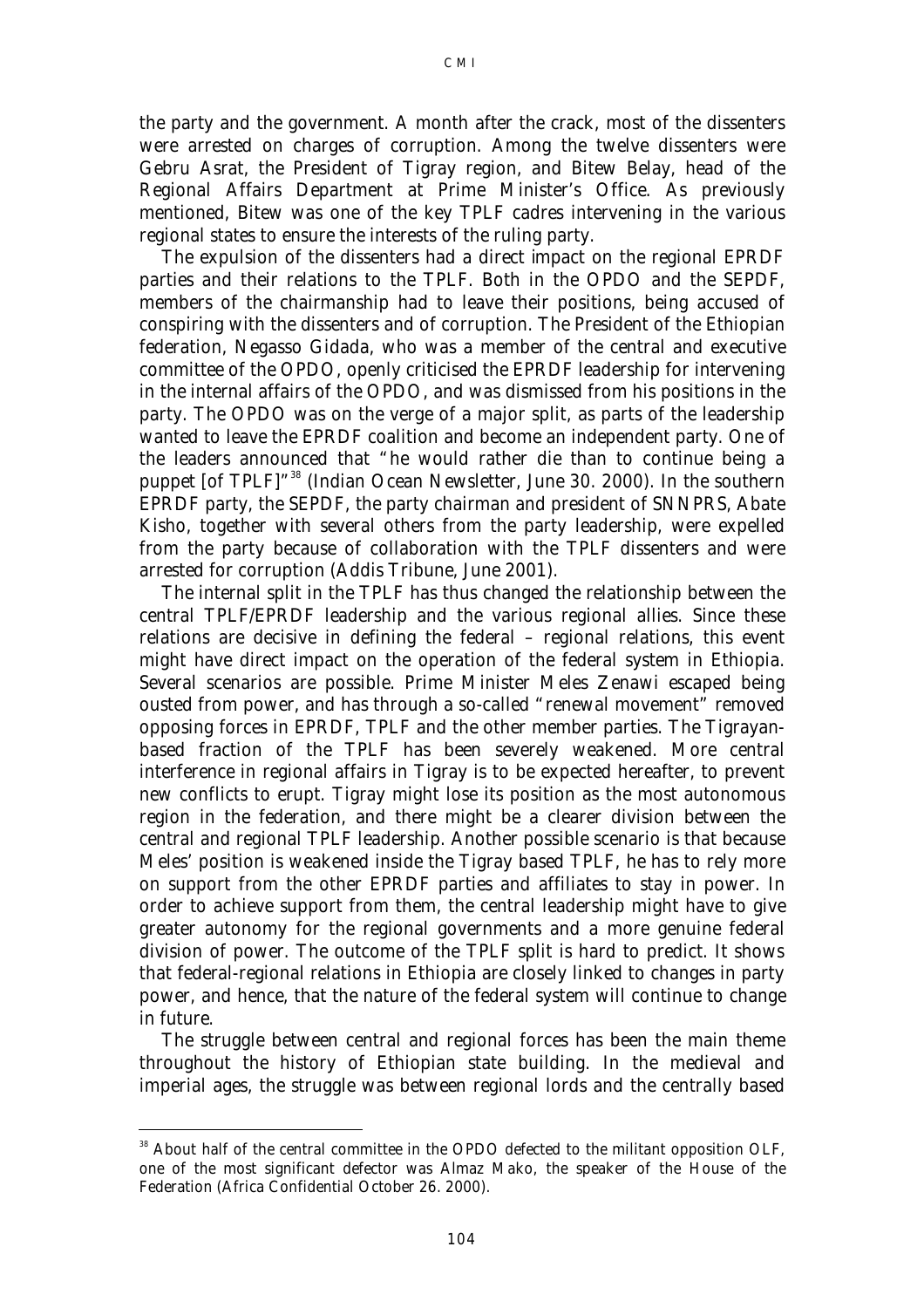the party and the government. A month after the crack, most of the dissenters were arrested on charges of corruption. Among the twelve dissenters were Gebru Asrat, the President of Tigray region, and Bitew Belay, head of the Regional Affairs Department at Prime Minister's Office. As previously mentioned, Bitew was one of the key TPLF cadres intervening in the various regional states to ensure the interests of the ruling party.

The expulsion of the dissenters had a direct impact on the regional EPRDF parties and their relations to the TPLF. Both in the OPDO and the SEPDF, members of the chairmanship had to leave their positions, being accused of conspiring with the dissenters and of corruption. The President of the Ethiopian federation, Negasso Gidada, who was a member of the central and executive committee of the OPDO, openly criticised the EPRDF leadership for intervening in the internal affairs of the OPDO, and was dismissed from his positions in the party. The OPDO was on the verge of a major split, as parts of the leadership wanted to leave the EPRDF coalition and become an independent party. One of the leaders announced that "he would rather die than to continue being a puppet [of TPLF]"[38] (Indian Ocean Newsletter, June 30. 2000). In the southern EPRDF party, the SEPDF, the party chairman and president of SNNPRS, Abate Kisho, together with several others from the party leadership, were expelled from the party because of collaboration with the TPLF dissenters and were arrested for corruption (Addis Tribune, June 2001).

The internal split in the TPLF has thus changed the relationship between the central TPLF/EPRDF leadership and the various regional allies. Since these relations are decisive in defining the federal – regional relations, this event might have direct impact on the operation of the federal system in Ethiopia. Several scenarios are possible. Prime Minister Meles Zenawi escaped being ousted from power, and has through a so-called "renewal movement" removed opposing forces in EPRDF, TPLF and the other member parties. The Tigrayan-based fraction of the TPLF has been severely weakened. More central interference in regional affairs in Tigray is to be expected hereafter, to prevent new conflicts to erupt. Tigray might lose its position as the most autonomous region in the federation, and there might be a clearer division between the central and regional TPLF leadership. Another possible scenario is that because Meles' position is weakened inside the Tigray based TPLF, he has to rely more on support from the other EPRDF parties and affiliates to stay in power. In order to achieve support from them, the central leadership might have to give greater autonomy for the regional governments and a more genuine federal division of power. The outcome of the TPLF split is hard to predict. It shows that federal-regional relations in Ethiopia are closely linked to changes in party power, and hence, that the nature of the federal system will continue to change in future.

The struggle between central and regional forces has been the main theme throughout the history of Ethiopian state building. In the medieval and imperial ages, the struggle was between regional lords and the centrally based

---

[38] About half of the central committee in the OPDO defected to the militant opposition OLF, one of the most significant defector was Almaz Mako, the speaker of the House of the Federation (Africa Confidential October 26. 2000).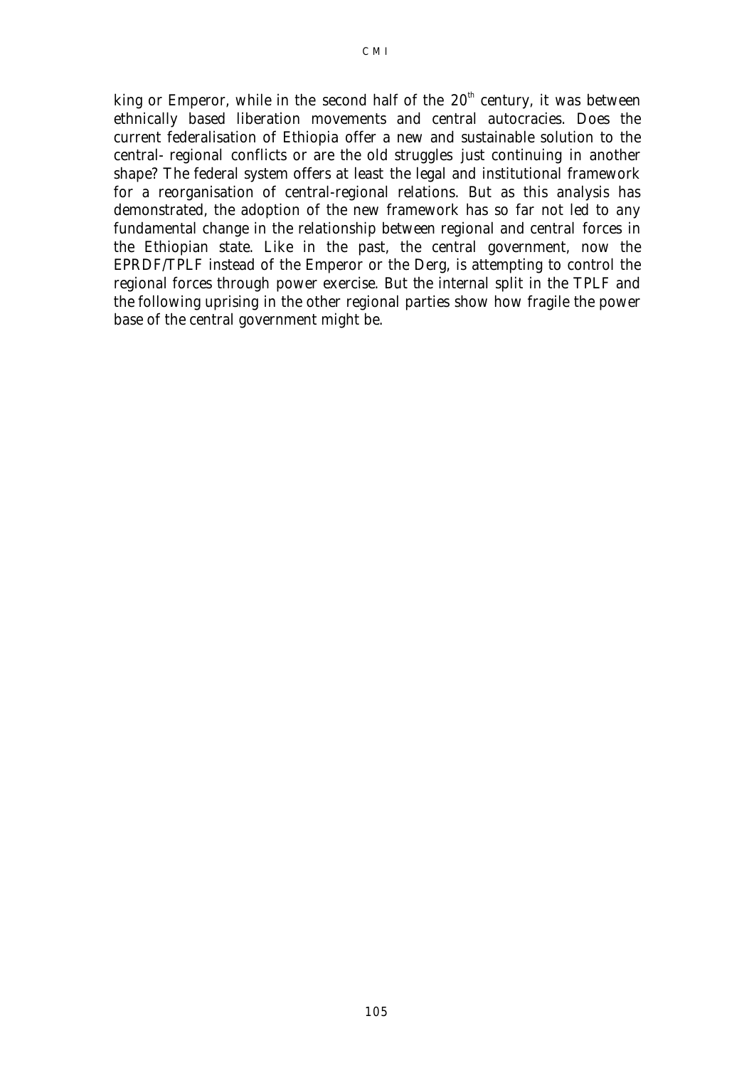king or Emperor, while in the second half of the $20^{th}$ century, it was between ethnically based liberation movements and central autocracies. Does the current federalisation of Ethiopia offer a new and sustainable solution to the central- regional conflicts or are the old struggles just continuing in another shape? The federal system offers at least the legal and institutional framework for a reorganisation of central-regional relations. But as this analysis has demonstrated, the adoption of the new framework has so far not led to any fundamental change in the relationship between regional and central forces in the Ethiopian state. Like in the past, the central government, now the EPRDF/TPLF instead of the Emperor or the Derg, is attempting to control the regional forces through power exercise. But the internal split in the TPLF and the following uprising in the other regional parties show how fragile the power base of the central government might be.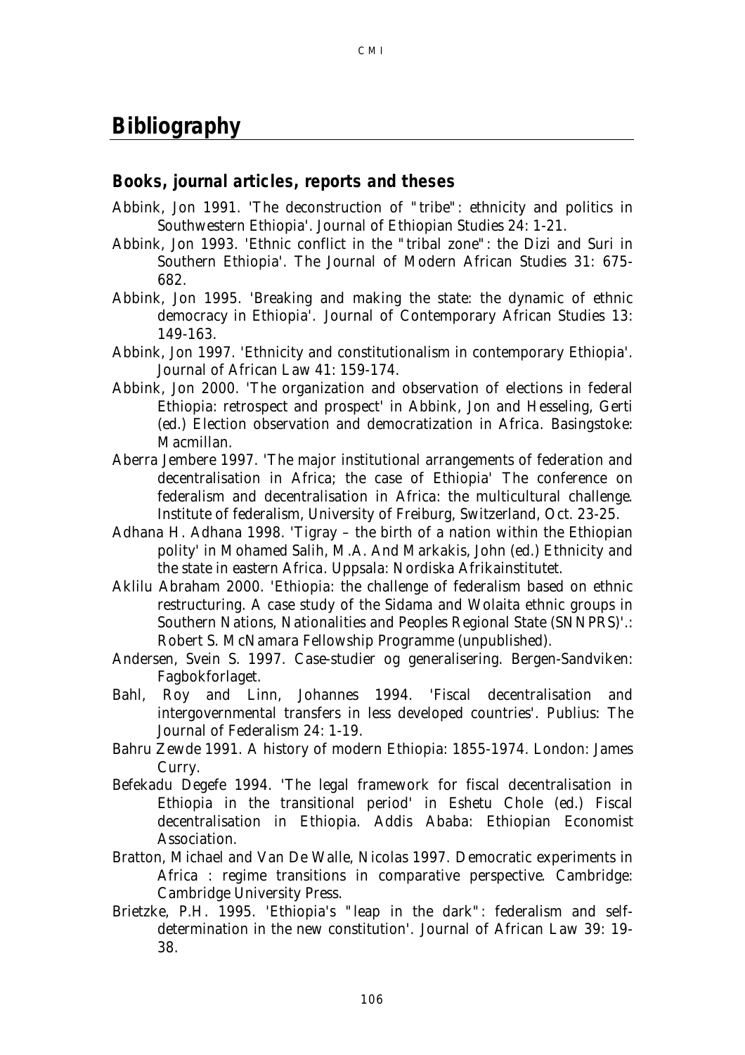# Bibliography

## Books, journal articles, reports and theses

Abbink, Jon 1991. 'The deconstruction of "tribe": ethnicity and politics in Southwestern Ethiopia'. Journal of Ethiopian Studies 24: 1-21.

Abbink, Jon 1993. 'Ethnic conflict in the "tribal zone": the Dizi and Suri in Southern Ethiopia'. The Journal of Modern African Studies 31: 675-682.

Abbink, Jon 1995. 'Breaking and making the state: the dynamic of ethnic democracy in Ethiopia'. Journal of Contemporary African Studies 13: 149-163.

Abbink, Jon 1997. 'Ethnicity and constitutionalism in contemporary Ethiopia'. Journal of African Law 41: 159-174.

Abbink, Jon 2000. 'The organization and observation of elections in federal Ethiopia: retrospect and prospect' in Abbink, Jon and Hesseling, Gerti (ed.) Election observation and democratization in Africa. Basingstoke: Macmillan.

Aberra Jembere 1997. 'The major institutional arrangements of federation and decentralisation in Africa; the case of Ethiopia' The conference on federalism and decentralisation in Africa: the multicultural challenge. Institute of federalism, University of Freiburg, Switzerland, Oct. 23-25.

Adhana H. Adhana 1998. 'Tigray – the birth of a nation within the Ethiopian polity' in Mohamed Salih, M.A. And Markakis, John (ed.) Ethnicity and the state in eastern Africa. Uppsala: Nordiska Afrikainstitutet.

Aklilu Abraham 2000. 'Ethiopia: the challenge of federalism based on ethnic restructuring. A case study of the Sidama and Wolaita ethnic groups in Southern Nations, Nationalities and Peoples Regional State (SNNPRS)'.: Robert S. McNamara Fellowship Programme (unpublished).

Andersen, Svein S. 1997. Case-studier og generalisering. Bergen-Sandviken: Fagbokforlaget.

Bahl, Roy and Linn, Johannes 1994. 'Fiscal decentralisation and intergovernmental transfers in less developed countries'. Publius: The Journal of Federalism 24: 1-19.

Bahru Zewde 1991. A history of modern Ethiopia: 1855-1974. London: James Curry.

Befekadu Degefe 1994. 'The legal framework for fiscal decentralisation in Ethiopia in the transitional period' in Eshetu Chole (ed.) Fiscal decentralisation in Ethiopia. Addis Ababa: Ethiopian Economist Association.

Bratton, Michael and Van De Walle, Nicolas 1997. Democratic experiments in Africa : regime transitions in comparative perspective. Cambridge: Cambridge University Press.

Brietzke, P.H. 1995. 'Ethiopia's "leap in the dark": federalism and self-determination in the new constitution'. Journal of African Law 39: 19-38.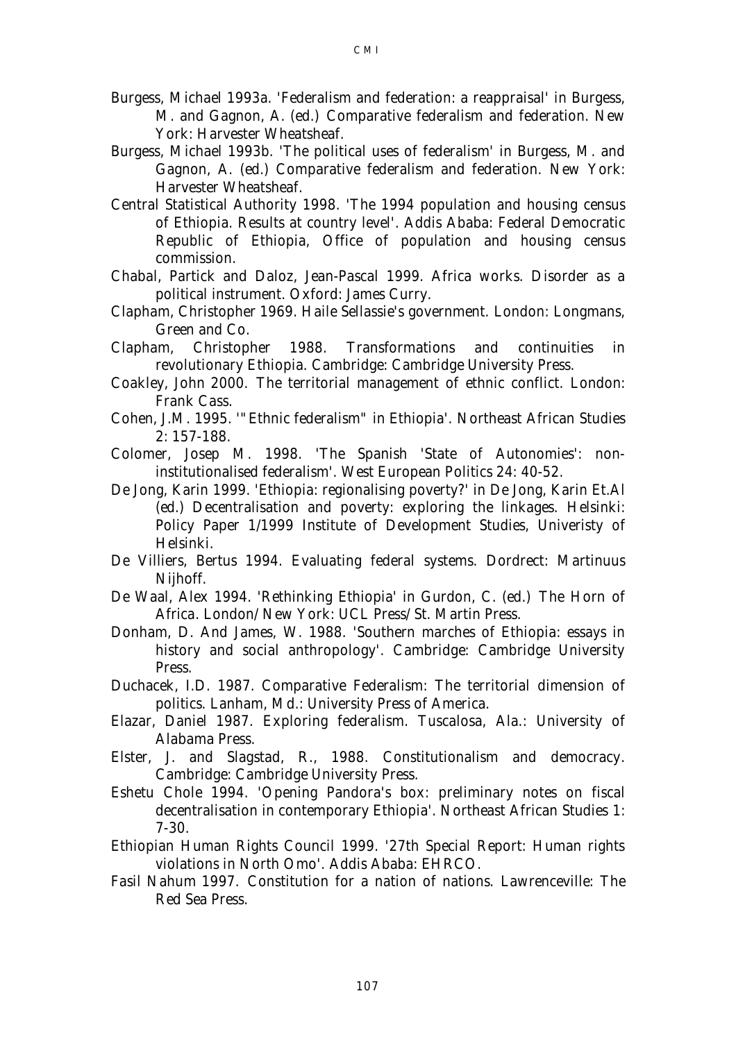Burgess, Michael 1993a. 'Federalism and federation: a reappraisal' in Burgess, M. and Gagnon, A. (ed.) Comparative federalism and federation. New York: Harvester Wheatsheaf.

Burgess, Michael 1993b. 'The political uses of federalism' in Burgess, M. and Gagnon, A. (ed.) Comparative federalism and federation. New York: Harvester Wheatsheaf.

Central Statistical Authority 1998. 'The 1994 population and housing census of Ethiopia. Results at country level'. Addis Ababa: Federal Democratic Republic of Ethiopia, Office of population and housing census commission.

Chabal, Partick and Daloz, Jean-Pascal 1999. Africa works. Disorder as a political instrument. Oxford: James Curry.

Clapham, Christopher 1969. Haile Sellassie's government. London: Longmans, Green and Co.

Clapham, Christopher 1988. Transformations and continuities in revolutionary Ethiopia. Cambridge: Cambridge University Press.

Coakley, John 2000. The territorial management of ethnic conflict. London: Frank Cass.

Cohen, J.M. 1995. '"Ethnic federalism" in Ethiopia'. Northeast African Studies 2: 157-188.

Colomer, Josep M. 1998. 'The Spanish 'State of Autonomies': non-institutionalised federalism'. West European Politics 24: 40-52.

De Jong, Karin 1999. 'Ethiopia: regionalising poverty?' in De Jong, Karin Et.Al (ed.) Decentralisation and poverty: exploring the linkages. Helsinki: Policy Paper 1/1999 Institute of Development Studies, Univeristy of Helsinki.

De Villiers, Bertus 1994. Evaluating federal systems. Dordrect: Martinuus Nijhoff.

De Waal, Alex 1994. 'Rethinking Ethiopia' in Gurdon, C. (ed.) The Horn of Africa. London/New York: UCL Press/St. Martin Press.

Donham, D. And James, W. 1988. 'Southern marches of Ethiopia: essays in history and social anthropology'. Cambridge: Cambridge University Press.

Duchacek, I.D. 1987. Comparative Federalism: The territorial dimension of politics. Lanham, Md.: University Press of America.

Elazar, Daniel 1987. Exploring federalism. Tuscalosa, Ala.: University of Alabama Press.

Elster, J. and Slagstad, R., 1988. Constitutionalism and democracy. Cambridge: Cambridge University Press.

Eshetu Chole 1994. 'Opening Pandora's box: preliminary notes on fiscal decentralisation in contemporary Ethiopia'. Northeast African Studies 1: 7-30.

Ethiopian Human Rights Council 1999. '27th Special Report: Human rights violations in North Omo'. Addis Ababa: EHRCO.

Fasil Nahum 1997. Constitution for a nation of nations. Lawrenceville: The Red Sea Press.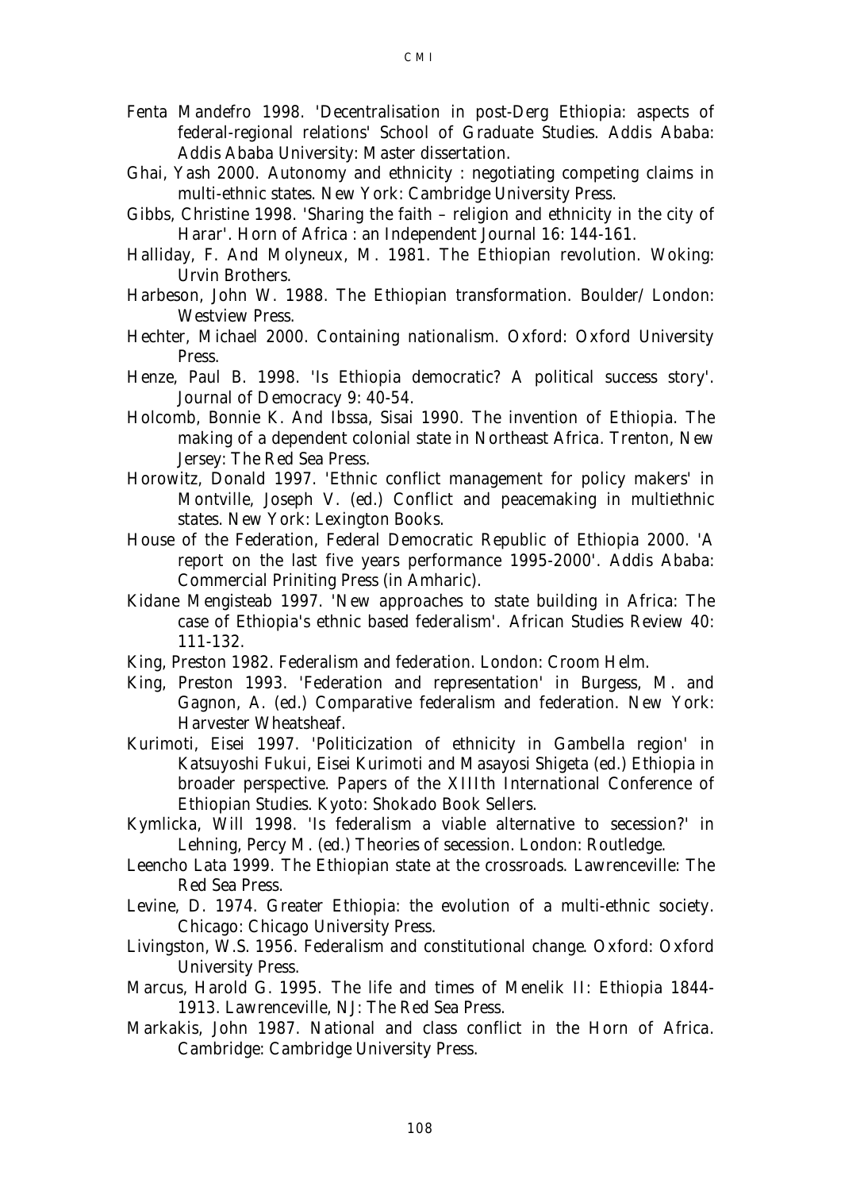Fenta Mandefro 1998. 'Decentralisation in post-Derg Ethiopia: aspects of federal-regional relations' School of Graduate Studies. Addis Ababa: Addis Ababa University: Master dissertation.

Ghai, Yash 2000. Autonomy and ethnicity : negotiating competing claims in multi-ethnic states. New York: Cambridge University Press.

Gibbs, Christine 1998. 'Sharing the faith – religion and ethnicity in the city of Harar'. Horn of Africa : an Independent Journal 16: 144-161.

Halliday, F. And Molyneux, M. 1981. The Ethiopian revolution. Woking: Urvin Brothers.

Harbeson, John W. 1988. The Ethiopian transformation. Boulder/ London: Westview Press.

Hechter, Michael 2000. Containing nationalism. Oxford: Oxford University Press.

Henze, Paul B. 1998. 'Is Ethiopia democratic? A political success story'. Journal of Democracy 9: 40-54.

Holcomb, Bonnie K. And Ibssa, Sisai 1990. The invention of Ethiopia. The making of a dependent colonial state in Northeast Africa. Trenton, New Jersey: The Red Sea Press.

Horowitz, Donald 1997. 'Ethnic conflict management for policy makers' in Montville, Joseph V. (ed.) Conflict and peacemaking in multiethnic states. New York: Lexington Books.

House of the Federation, Federal Democratic Republic of Ethiopia 2000. 'A report on the last five years performance 1995-2000'. Addis Ababa: Commercial Priniting Press (in Amharic).

Kidane Mengisteab 1997. 'New approaches to state building in Africa: The case of Ethiopia's ethnic based federalism'. African Studies Review 40: 111-132.

King, Preston 1982. Federalism and federation. London: Croom Helm.

King, Preston 1993. 'Federation and representation' in Burgess, M. and Gagnon, A. (ed.) Comparative federalism and federation. New York: Harvester Wheatsheaf.

Kurimoti, Eisei 1997. 'Politicization of ethnicity in Gambella region' in Katsuyoshi Fukui, Eisei Kurimoti and Masayosi Shigeta (ed.) Ethiopia in broader perspective. Papers of the XIIIth International Conference of Ethiopian Studies. Kyoto: Shokado Book Sellers.

Kymlicka, Will 1998. 'Is federalism a viable alternative to secession?' in Lehning, Percy M. (ed.) Theories of secession. London: Routledge.

Leencho Lata 1999. The Ethiopian state at the crossroads. Lawrenceville: The Red Sea Press.

Levine, D. 1974. Greater Ethiopia: the evolution of a multi-ethnic society. Chicago: Chicago University Press.

Livingston, W.S. 1956. Federalism and constitutional change. Oxford: Oxford University Press.

Marcus, Harold G. 1995. The life and times of Menelik II: Ethiopia 1844-1913. Lawrenceville, NJ: The Red Sea Press.

Markakis, John 1987. National and class conflict in the Horn of Africa. Cambridge: Cambridge University Press.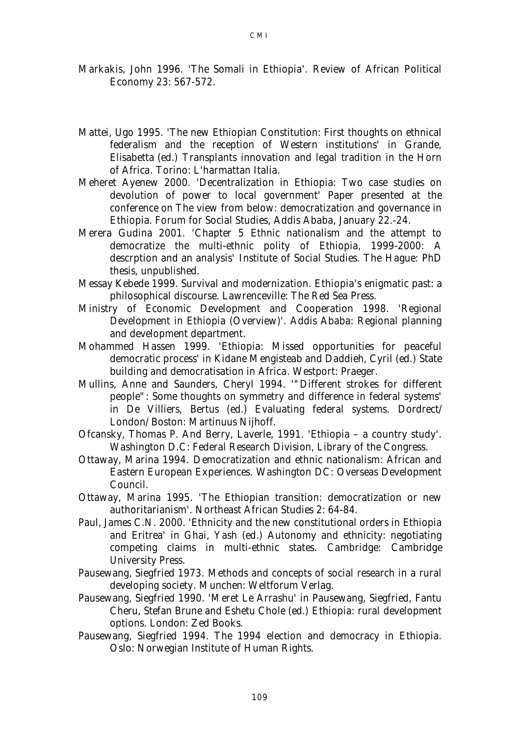Markakis, John 1996. 'The Somali in Ethiopia'. Review of African Political Economy 23: 567-572.

Mattei, Ugo 1995. 'The new Ethiopian Constitution: First thoughts on ethnical federalism and the reception of Western institutions' in Grande, Elisabetta (ed.) Transplants innovation and legal tradition in the Horn of Africa. Torino: L'harmattan Italia.

Meheret Ayenew 2000. 'Decentralization in Ethiopia: Two case studies on devolution of power to local government' Paper presented at the conference on The view from below: democratization and governance in Ethiopia. Forum for Social Studies, Addis Ababa, January 22.-24.

Merera Gudina 2001. 'Chapter 5 Ethnic nationalism and the attempt to democratize the multi-ethnic polity of Ethiopia, 1999-2000: A descrption and an analysis' Institute of Social Studies. The Hague: PhD thesis, unpublished.

Messay Kebede 1999. Survival and modernization. Ethiopia's enigmatic past: a philosophical discourse. Lawrenceville: The Red Sea Press.

Ministry of Economic Development and Cooperation 1998. 'Regional Development in Ethiopia (Overview)'. Addis Ababa: Regional planning and development department.

Mohammed Hassen 1999. 'Ethiopia: Missed opportunities for peaceful democratic process' in Kidane Mengisteab and Daddieh, Cyril (ed.) State building and democratisation in Africa. Westport: Praeger.

Mullins, Anne and Saunders, Cheryl 1994. '"Different strokes for different people": Some thoughts on symmetry and difference in federal systems' in De Villiers, Bertus (ed.) Evaluating federal systems. Dordrect/ London/ Boston: Martinuus Nijhoff.

Ofcansky, Thomas P. And Berry, Laverle, 1991. 'Ethiopia – a country study'. Washington D.C: Federal Research Division, Library of the Congress.

Ottaway, Marina 1994. Democratization and ethnic nationalism: African and Eastern European Experiences. Washington DC: Overseas Development Council.

Ottaway, Marina 1995. 'The Ethiopian transition: democratization or new authoritarianism'. Northeast African Studies 2: 64-84.

Paul, James C.N. 2000. 'Ethnicity and the new constitutional orders in Ethiopia and Eritrea' in Ghai, Yash (ed.) Autonomy and ethnicity: negotiating competing claims in multi-ethnic states. Cambridge: Cambridge University Press.

Pausewang, Siegfried 1973. Methods and concepts of social research in a rural developing society. Munchen: Weltforum Verlag.

Pausewang, Siegfried 1990. 'Meret Le Arrashu' in Pausewang, Siegfried, Fantu Cheru, Stefan Brune and Eshetu Chole (ed.) Ethiopia: rural development options. London: Zed Books.

Pausewang, Siegfried 1994. The 1994 election and democracy in Ethiopia. Oslo: Norwegian Institute of Human Rights.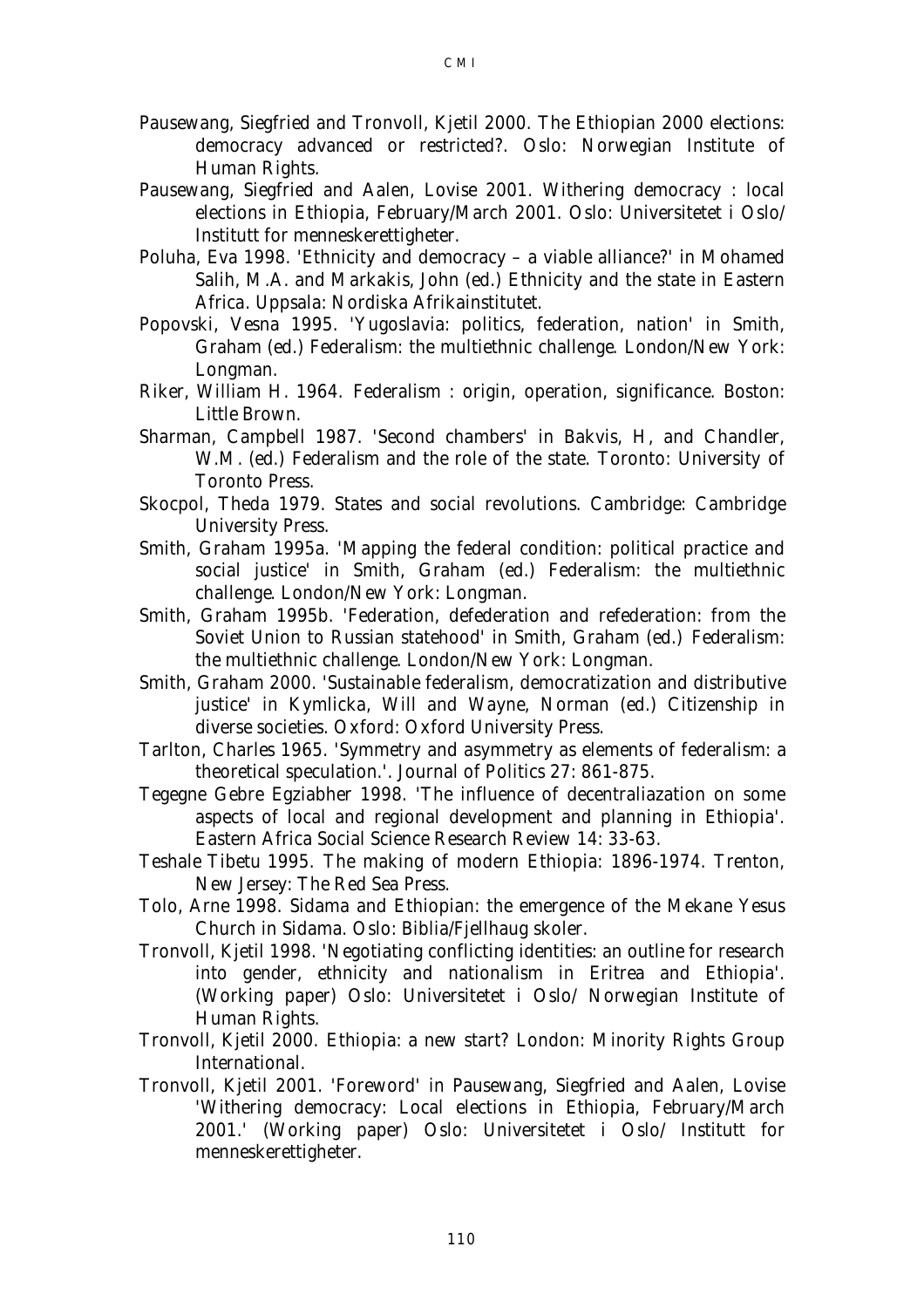Pausewang, Siegfried and Tronvoll, Kjetil 2000. The Ethiopian 2000 elections: democracy advanced or restricted?. Oslo: Norwegian Institute of Human Rights.

Pausewang, Siegfried and Aalen, Lovise 2001. Withering democracy : local elections in Ethiopia, February/March 2001. Oslo: Universitetet i Oslo/ Institutt for menneskerettigheter.

Poluha, Eva 1998. 'Ethnicity and democracy – a viable alliance?' in Mohamed Salih, M.A. and Markakis, John (ed.) Ethnicity and the state in Eastern Africa. Uppsala: Nordiska Afrikainstitutet.

Popovski, Vesna 1995. 'Yugoslavia: politics, federation, nation' in Smith, Graham (ed.) Federalism: the multiethnic challenge. London/New York: Longman.

Riker, William H. 1964. Federalism : origin, operation, significance. Boston: Little Brown.

Sharman, Campbell 1987. 'Second chambers' in Bakvis, H, and Chandler, W.M. (ed.) Federalism and the role of the state. Toronto: University of Toronto Press.

Skocpol, Theda 1979. States and social revolutions. Cambridge: Cambridge University Press.

Smith, Graham 1995a. 'Mapping the federal condition: political practice and social justice' in Smith, Graham (ed.) Federalism: the multiethnic challenge. London/New York: Longman.

Smith, Graham 1995b. 'Federation, defederation and refederation: from the Soviet Union to Russian statehood' in Smith, Graham (ed.) Federalism: the multiethnic challenge. London/New York: Longman.

Smith, Graham 2000. 'Sustainable federalism, democratization and distributive justice' in Kymlicka, Will and Wayne, Norman (ed.) Citizenship in diverse societies. Oxford: Oxford University Press.

Tarlton, Charles 1965. 'Symmetry and asymmetry as elements of federalism: a theoretical speculation.'. Journal of Politics 27: 861-875.

Tegegne Gebre Egziabher 1998. 'The influence of decentraliazation on some aspects of local and regional development and planning in Ethiopia'. Eastern Africa Social Science Research Review 14: 33-63.

Teshale Tibetu 1995. The making of modern Ethiopia: 1896-1974. Trenton, New Jersey: The Red Sea Press.

Tolo, Arne 1998. Sidama and Ethiopian: the emergence of the Mekane Yesus Church in Sidama. Oslo: Biblia/Fjellhaug skoler.

Tronvoll, Kjetil 1998. 'Negotiating conflicting identities: an outline for research into gender, ethnicity and nationalism in Eritrea and Ethiopia'. (Working paper) Oslo: Universitetet i Oslo/ Norwegian Institute of Human Rights.

Tronvoll, Kjetil 2000. Ethiopia: a new start? London: Minority Rights Group International.

Tronvoll, Kjetil 2001. 'Foreword' in Pausewang, Siegfried and Aalen, Lovise 'Withering democracy: Local elections in Ethiopia, February/March 2001.' (Working paper) Oslo: Universitetet i Oslo/ Institutt for menneskerettigheter.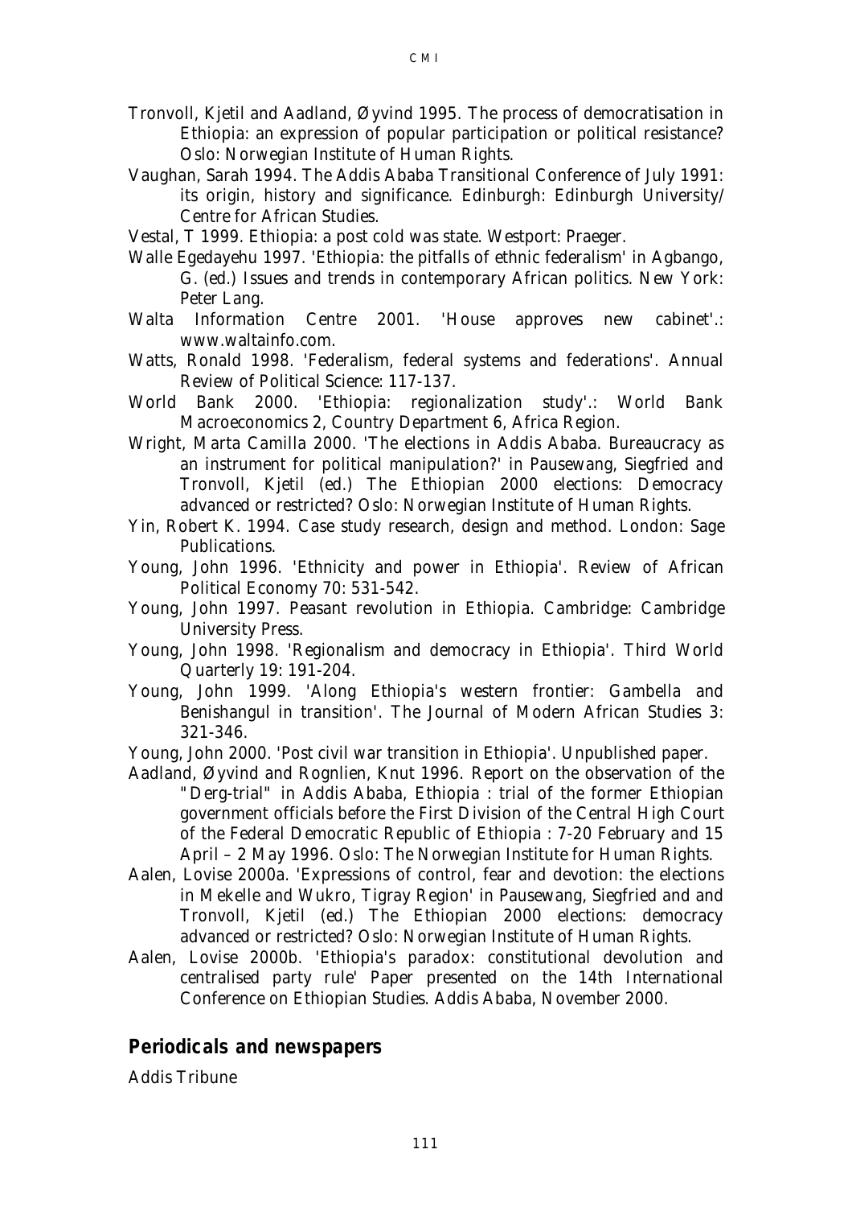Tronvoll, Kjetil and Aadland, Øyvind 1995. The process of democratisation in Ethiopia: an expression of popular participation or political resistance? Oslo: Norwegian Institute of Human Rights.

Vaughan, Sarah 1994. The Addis Ababa Transitional Conference of July 1991: its origin, history and significance. Edinburgh: Edinburgh University/ Centre for African Studies.

Vestal, T 1999. Ethiopia: a post cold was state. Westport: Praeger.

Walle Egedayehu 1997. 'Ethiopia: the pitfalls of ethnic federalism' in Agbango, G. (ed.) Issues and trends in contemporary African politics. New York: Peter Lang.

Walta Information Centre 2001. 'House approves new cabinet'.: www.waltainfo.com.

Watts, Ronald 1998. 'Federalism, federal systems and federations'. Annual Review of Political Science: 117-137.

World Bank 2000. 'Ethiopia: regionalization study'.: World Bank Macroeconomics 2, Country Department 6, Africa Region.

Wright, Marta Camilla 2000. 'The elections in Addis Ababa. Bureaucracy as an instrument for political manipulation?' in Pausewang, Siegfried and Tronvoll, Kjetil (ed.) The Ethiopian 2000 elections: Democracy advanced or restricted? Oslo: Norwegian Institute of Human Rights.

Yin, Robert K. 1994. Case study research, design and method. London: Sage Publications.

Young, John 1996. 'Ethnicity and power in Ethiopia'. Review of African Political Economy 70: 531-542.

Young, John 1997. Peasant revolution in Ethiopia. Cambridge: Cambridge University Press.

Young, John 1998. 'Regionalism and democracy in Ethiopia'. Third World Quarterly 19: 191-204.

Young, John 1999. 'Along Ethiopia's western frontier: Gambella and Benishangul in transition'. The Journal of Modern African Studies 3: 321-346.

Young, John 2000. 'Post civil war transition in Ethiopia'. Unpublished paper.

Aadland, Øyvind and Rognlien, Knut 1996. Report on the observation of the "Derg-trial" in Addis Ababa, Ethiopia : trial of the former Ethiopian government officials before the First Division of the Central High Court of the Federal Democratic Republic of Ethiopia : 7-20 February and 15 April – 2 May 1996. Oslo: The Norwegian Institute for Human Rights.

Aalen, Lovise 2000a. 'Expressions of control, fear and devotion: the elections in Mekelle and Wukro, Tigray Region' in Pausewang, Siegfried and and Tronvoll, Kjetil (ed.) The Ethiopian 2000 elections: democracy advanced or restricted? Oslo: Norwegian Institute of Human Rights.

Aalen, Lovise 2000b. 'Ethiopia's paradox: constitutional devolution and centralised party rule' Paper presented on the 14th International Conference on Ethiopian Studies. Addis Ababa, November 2000.

## Periodicals and newspapers

Addis Tribune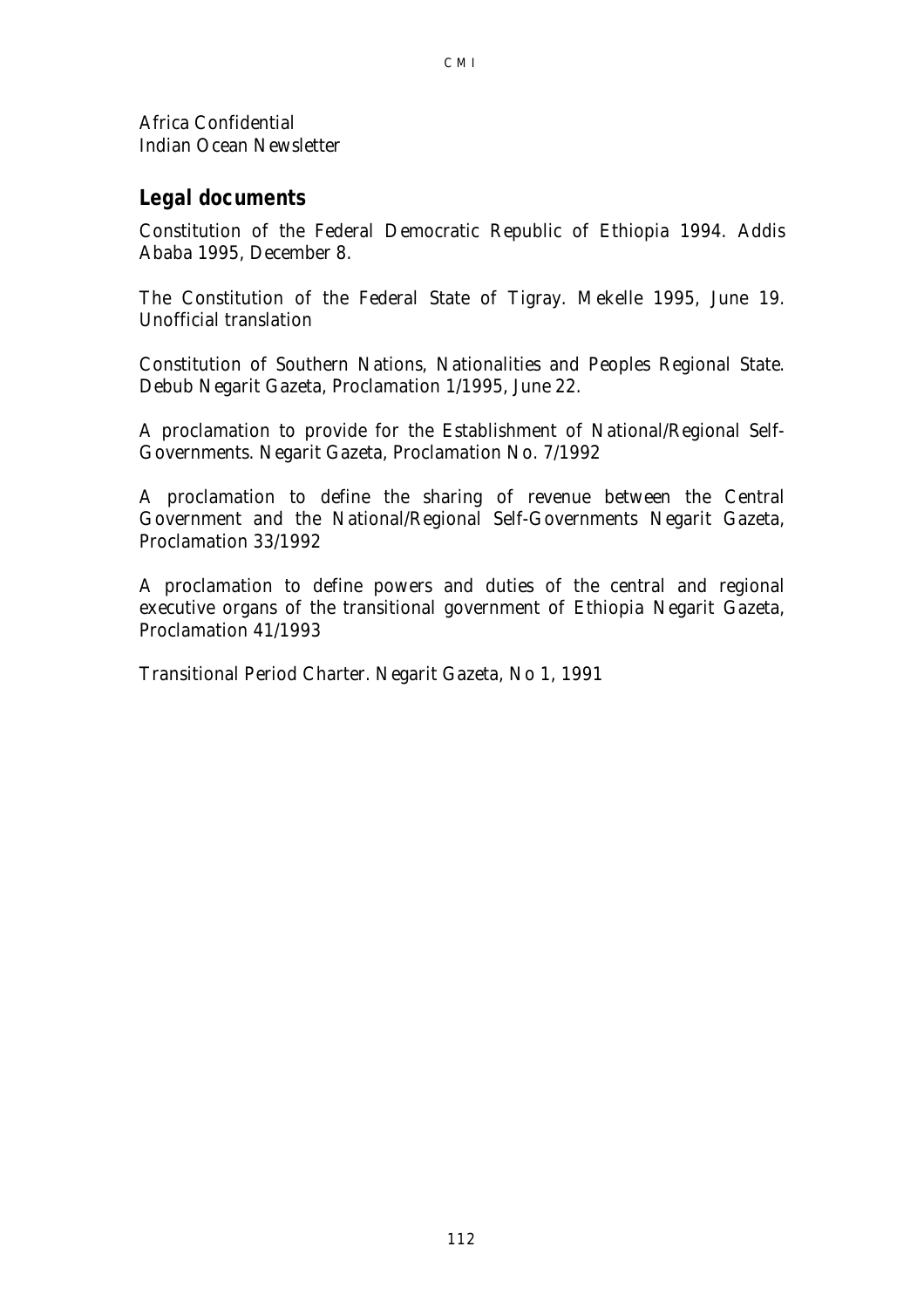Africa Confidential
Indian Ocean Newsletter

## Legal documents

Constitution of the Federal Democratic Republic of Ethiopia 1994. Addis Ababa 1995, December 8.

The Constitution of the Federal State of Tigray. Mekelle 1995, June 19. Unofficial translation

Constitution of Southern Nations, Nationalities and Peoples Regional State. Debub Negarit Gazeta, Proclamation 1/1995, June 22.

A proclamation to provide for the Establishment of National/Regional Self-Governments. Negarit Gazeta, Proclamation No. 7/1992

A proclamation to define the sharing of revenue between the Central Government and the National/Regional Self-Governments Negarit Gazeta, Proclamation 33/1992

A proclamation to define powers and duties of the central and regional executive organs of the transitional government of Ethiopia Negarit Gazeta, Proclamation 41/1993

Transitional Period Charter. Negarit Gazeta, No 1, 1991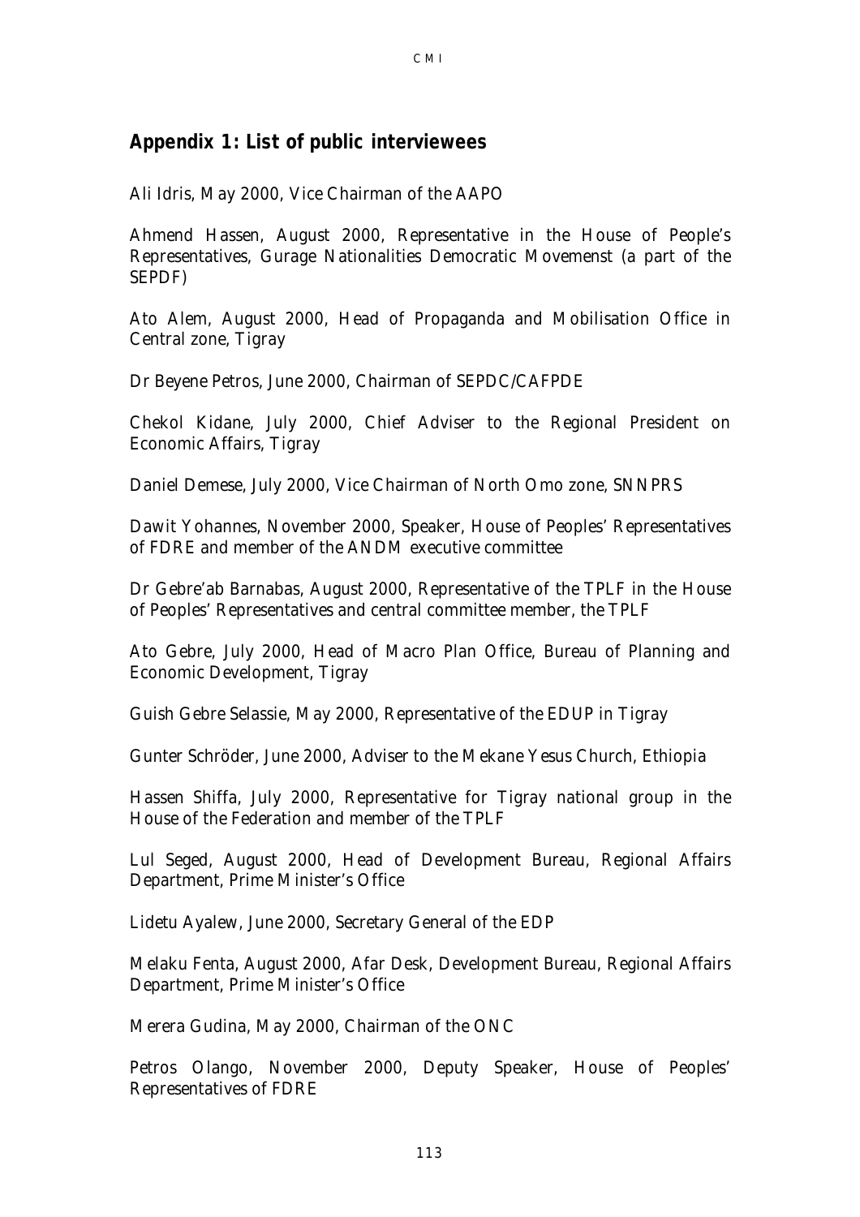## Appendix 1: List of public interviewees

Ali Idris, May 2000, Vice Chairman of the AAPO

Ahmend Hassen, August 2000, Representative in the House of People's Representatives, Gurage Nationalities Democratic Movemenst (a part of the SEPDF)

Ato Alem, August 2000, Head of Propaganda and Mobilisation Office in Central zone, Tigray

Dr Beyene Petros, June 2000, Chairman of SEPDC/CAFPDE

Chekol Kidane, July 2000, Chief Adviser to the Regional President on Economic Affairs, Tigray

Daniel Demese, July 2000, Vice Chairman of North Omo zone, SNNPRS

Dawit Yohannes, November 2000, Speaker, House of Peoples' Representatives of FDRE and member of the ANDM executive committee

Dr Gebre'ab Barnabas, August 2000, Representative of the TPLF in the House of Peoples' Representatives and central committee member, the TPLF

Ato Gebre, July 2000, Head of Macro Plan Office, Bureau of Planning and Economic Development, Tigray

Guish Gebre Selassie, May 2000, Representative of the EDUP in Tigray

Gunter Schröder, June 2000, Adviser to the Mekane Yesus Church, Ethiopia

Hassen Shiffa, July 2000, Representative for Tigray national group in the House of the Federation and member of the TPLF

Lul Seged, August 2000, Head of Development Bureau, Regional Affairs Department, Prime Minister's Office

Lidetu Ayalew, June 2000, Secretary General of the EDP

Melaku Fenta, August 2000, Afar Desk, Development Bureau, Regional Affairs Department, Prime Minister's Office

Merera Gudina, May 2000, Chairman of the ONC

Petros Olango, November 2000, Deputy Speaker, House of Peoples' Representatives of FDRE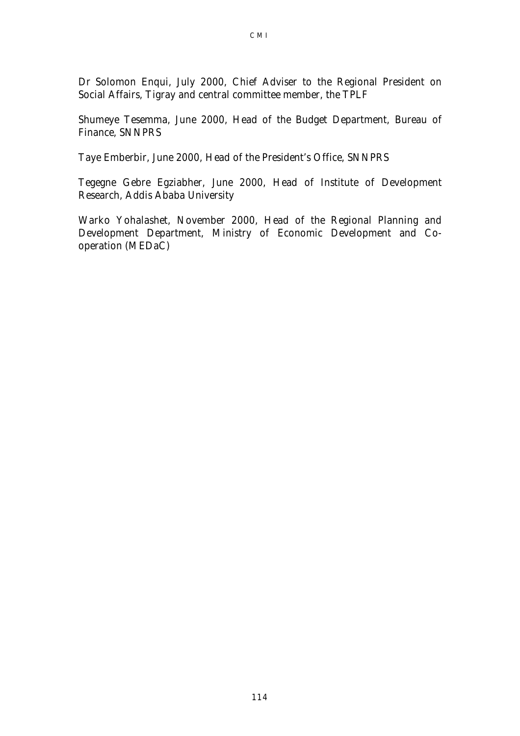Dr Solomon Enqui, July 2000, Chief Adviser to the Regional President on Social Affairs, Tigray and central committee member, the TPLF

Shumeye Tesemma, June 2000, Head of the Budget Department, Bureau of Finance, SNNPRS

Taye Emberbir, June 2000, Head of the President's Office, SNNPRS

Tegegne Gebre Egziabher, June 2000, Head of Institute of Development Research, Addis Ababa University

Warko Yohalashet, November 2000, Head of the Regional Planning and Development Department, Ministry of Economic Development and Co-operation (MEDaC)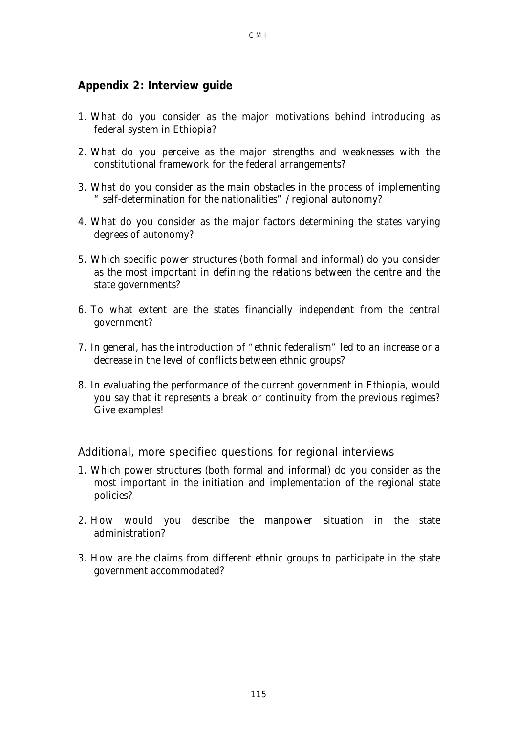## Appendix 2: Interview guide

1. What do you consider as the major motivations behind introducing as federal system in Ethiopia?

2. What do you perceive as the major strengths and weaknesses with the constitutional framework for the federal arrangements?

3. What do you consider as the main obstacles in the process of implementing "self-determination for the nationalities" / regional autonomy?

4. What do you consider as the major factors determining the states varying degrees of autonomy?

5. Which specific power structures (both formal and informal) do you consider as the most important in defining the relations between the centre and the state governments?

6. To what extent are the states financially independent from the central government?

7. In general, has the introduction of "ethnic federalism" led to an increase or a decrease in the level of conflicts between ethnic groups?

8. In evaluating the performance of the current government in Ethiopia, would you say that it represents a break or continuity from the previous regimes? Give examples!

### Additional, more specified questions for regional interviews

1. Which power structures (both formal and informal) do you consider as the most important in the initiation and implementation of the regional state policies?

2. How would you describe the manpower situation in the state administration?

3. How are the claims from different ethnic groups to participate in the state government accommodated?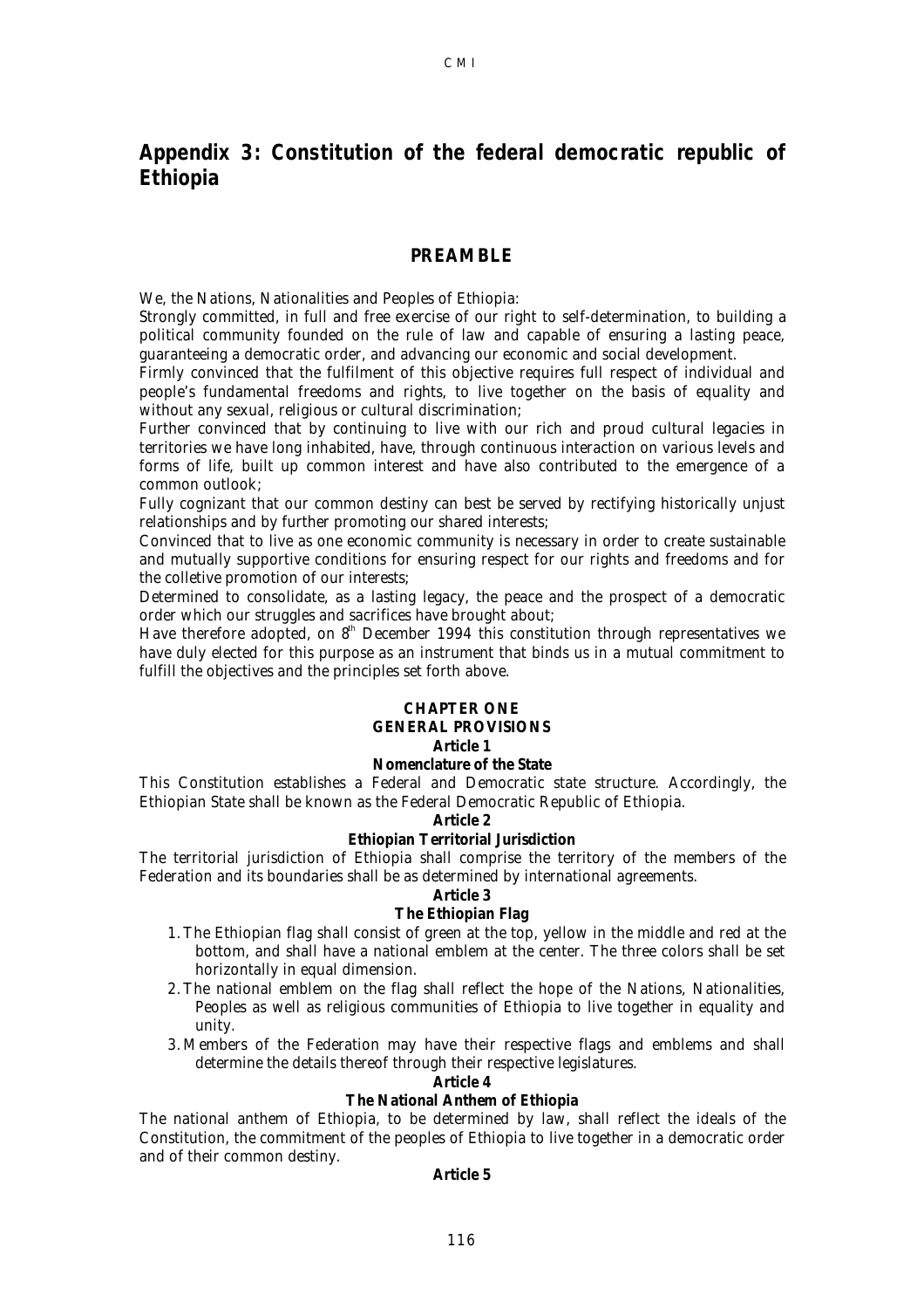# Appendix 3: Constitution of the federal democratic republic of Ethiopia

## PREAMBLE

We, the Nations, Nationalities and Peoples of Ethiopia:

Strongly committed, in full and free exercise of our right to self-determination, to building a political community founded on the rule of law and capable of ensuring a lasting peace, guaranteeing a democratic order, and advancing our economic and social development.

Firmly convinced that the fulfilment of this objective requires full respect of individual and people's fundamental freedoms and rights, to live together on the basis of equality and without any sexual, religious or cultural discrimination;

Further convinced that by continuing to live with our rich and proud cultural legacies in territories we have long inhabited, have, through continuous interaction on various levels and forms of life, built up common interest and have also contributed to the emergence of a common outlook;

Fully cognizant that our common destiny can best be served by rectifying historically unjust relationships and by further promoting our shared interests;

Convinced that to live as one economic community is necessary in order to create sustainable and mutually supportive conditions for ensuring respect for our rights and freedoms and for the colletive promotion of our interests;

Determined to consolidate, as a lasting legacy, the peace and the prospect of a democratic order which our struggles and sacrifices have brought about;

Have therefore adopted, on 8th December 1994 this constitution through representatives we have duly elected for this purpose as an instrument that binds us in a mutual commitment to fulfill the objectives and the principles set forth above.

### CHAPTER ONE
### GENERAL PROVISIONS

**Article 1**

**Nomenclature of the State**

This Constitution establishes a Federal and Democratic state structure. Accordingly, the Ethiopian State shall be known as the Federal Democratic Republic of Ethiopia.

**Article 2**

**Ethiopian Territorial Jurisdiction**

The territorial jurisdiction of Ethiopia shall comprise the territory of the members of the Federation and its boundaries shall be as determined by international agreements.

**Article 3**

**The Ethiopian Flag**

1. The Ethiopian flag shall consist of green at the top, yellow in the middle and red at the bottom, and shall have a national emblem at the center. The three colors shall be set horizontally in equal dimension.
2. The national emblem on the flag shall reflect the hope of the Nations, Nationalities, Peoples as well as religious communities of Ethiopia to live together in equality and unity.
3. Members of the Federation may have their respective flags and emblems and shall determine the details thereof through their respective legislatures.

**Article 4**

**The National Anthem of Ethiopia**

The national anthem of Ethiopia, to be determined by law, shall reflect the ideals of the Constitution, the commitment of the peoples of Ethiopia to live together in a democratic order and of their common destiny.

**Article 5**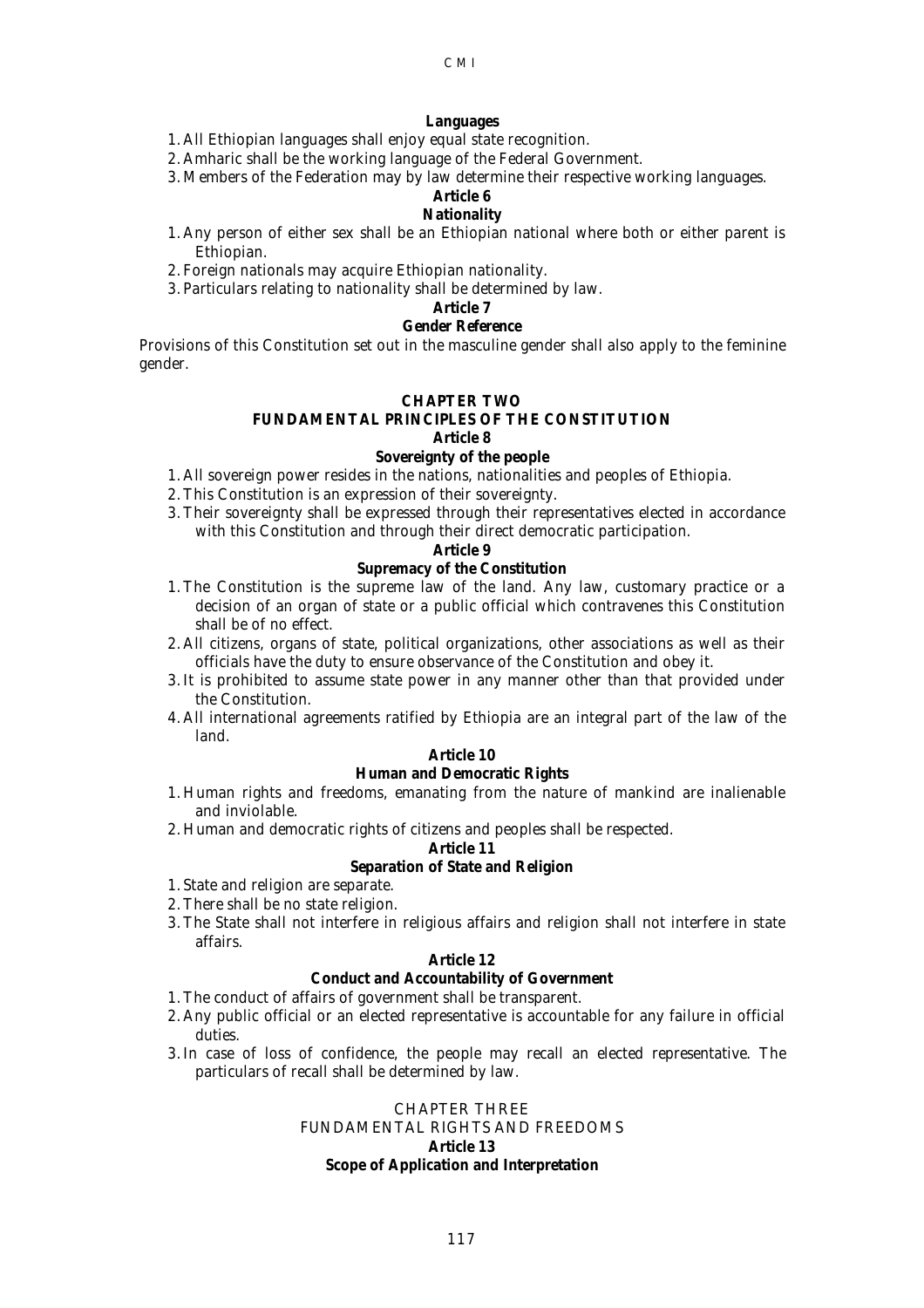**Languages**

1. All Ethiopian languages shall enjoy equal state recognition.
2. Amharic shall be the working language of the Federal Government.
3. Members of the Federation may by law determine their respective working languages.

**Article 6**

**Nationality**

1. Any person of either sex shall be an Ethiopian national where both or either parent is Ethiopian.
2. Foreign nationals may acquire Ethiopian nationality.
3. Particulars relating to nationality shall be determined by law.

**Article 7**

**Gender Reference**

Provisions of this Constitution set out in the masculine gender shall also apply to the feminine gender.

## CHAPTER TWO
## FUNDAMENTAL PRINCIPLES OF THE CONSTITUTION

**Article 8**

**Sovereignty of the people**

1. All sovereign power resides in the nations, nationalities and peoples of Ethiopia.
2. This Constitution is an expression of their sovereignty.
3. Their sovereignty shall be expressed through their representatives elected in accordance with this Constitution and through their direct democratic participation.

**Article 9**

**Supremacy of the Constitution**

1. The Constitution is the supreme law of the land. Any law, customary practice or a decision of an organ of state or a public official which contravenes this Constitution shall be of no effect.
2. All citizens, organs of state, political organizations, other associations as well as their officials have the duty to ensure observance of the Constitution and obey it.
3. It is prohibited to assume state power in any manner other than that provided under the Constitution.
4. All international agreements ratified by Ethiopia are an integral part of the law of the land.

**Article 10**

**Human and Democratic Rights**

1. Human rights and freedoms, emanating from the nature of mankind are inalienable and inviolable.
2. Human and democratic rights of citizens and peoples shall be respected.

**Article 11**

**Separation of State and Religion**

1. State and religion are separate.
2. There shall be no state religion.
3. The State shall not interfere in religious affairs and religion shall not interfere in state affairs.

**Article 12**

**Conduct and Accountability of Government**

1. The conduct of affairs of government shall be transparent.
2. Any public official or an elected representative is accountable for any failure in official duties.
3. In case of loss of confidence, the people may recall an elected representative. The particulars of recall shall be determined by law.

## CHAPTER THREE
## FUNDAMENTAL RIGHTS AND FREEDOMS

**Article 13**

**Scope of Application and Interpretation**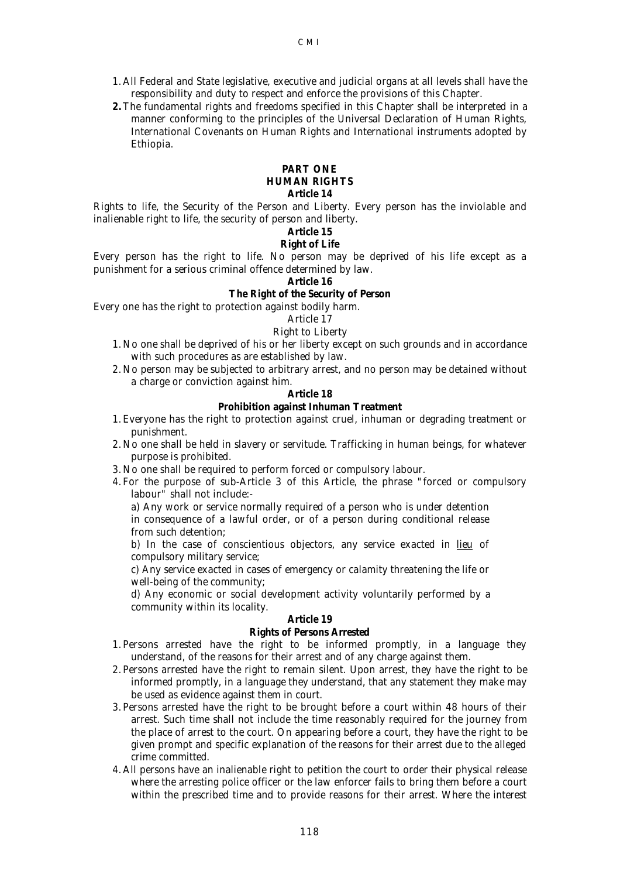1. All Federal and State legislative, executive and judicial organs at all levels shall have the responsibility and duty to respect and enforce the provisions of this Chapter.
2. The fundamental rights and freedoms specified in this Chapter shall be interpreted in a manner conforming to the principles of the Universal Declaration of Human Rights, International Covenants on Human Rights and International instruments adopted by Ethiopia.

## PART ONE
## HUMAN RIGHTS
### Article 14

Rights to life, the Security of the Person and Liberty. Every person has the inviolable and inalienable right to life, the security of person and liberty.

### Article 15
**Right of Life**

Every person has the right to life. No person may be deprived of his life except as a punishment for a serious criminal offence determined by law.

### Article 16
**The Right of the Security of Person**

Every one has the right to protection against bodily harm.

### Article 17
Right to Liberty

1. No one shall be deprived of his or her liberty except on such grounds and in accordance with such procedures as are established by law.
2. No person may be subjected to arbitrary arrest, and no person may be detained without a charge or conviction against him.

### Article 18
**Prohibition against Inhuman Treatment**

1. Everyone has the right to protection against cruel, inhuman or degrading treatment or punishment.
2. No one shall be held in slavery or servitude. Trafficking in human beings, for whatever purpose is prohibited.
3. No one shall be required to perform forced or compulsory labour.
4. For the purpose of sub-Article 3 of this Article, the phrase "forced or compulsory labour" shall not include:-

   a) Any work or service normally required of a person who is under detention in consequence of a lawful order, or of a person during conditional release from such detention;

   b) In the case of conscientious objectors, any service exacted in lieu of compulsory military service;

   c) Any service exacted in cases of emergency or calamity threatening the life or well-being of the community;

   d) Any economic or social development activity voluntarily performed by a community within its locality.

### Article 19
**Rights of Persons Arrested**

1. Persons arrested have the right to be informed promptly, in a language they understand, of the reasons for their arrest and of any charge against them.
2. Persons arrested have the right to remain silent. Upon arrest, they have the right to be informed promptly, in a language they understand, that any statement they make may be used as evidence against them in court.
3. Persons arrested have the right to be brought before a court within 48 hours of their arrest. Such time shall not include the time reasonably required for the journey from the place of arrest to the court. On appearing before a court, they have the right to be given prompt and specific explanation of the reasons for their arrest due to the alleged crime committed.
4. All persons have an inalienable right to petition the court to order their physical release where the arresting police officer or the law enforcer fails to bring them before a court within the prescribed time and to provide reasons for their arrest. Where the interest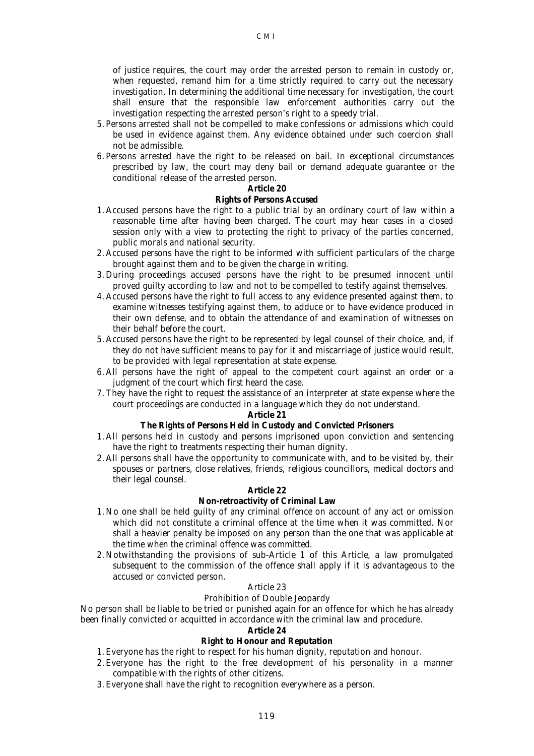of justice requires, the court may order the arrested person to remain in custody or, when requested, remand him for a time strictly required to carry out the necessary investigation. In determining the additional time necessary for investigation, the court shall ensure that the responsible law enforcement authorities carry out the investigation respecting the arrested person's right to a speedy trial.

5. Persons arrested shall not be compelled to make confessions or admissions which could be used in evidence against them. Any evidence obtained under such coercion shall not be admissible.
6. Persons arrested have the right to be released on bail. In exceptional circumstances prescribed by law, the court may deny bail or demand adequate guarantee or the conditional release of the arrested person.

**Article 20**

**Rights of Persons Accused**

1. Accused persons have the right to a public trial by an ordinary court of law within a reasonable time after having been charged. The court may hear cases in a closed session only with a view to protecting the right to privacy of the parties concerned, public morals and national security.
2. Accused persons have the right to be informed with sufficient particulars of the charge brought against them and to be given the charge in writing.
3. During proceedings accused persons have the right to be presumed innocent until proved guilty according to law and not to be compelled to testify against themselves.
4. Accused persons have the right to full access to any evidence presented against them, to examine witnesses testifying against them, to adduce or to have evidence produced in their own defense, and to obtain the attendance of and examination of witnesses on their behalf before the court.
5. Accused persons have the right to be represented by legal counsel of their choice, and, if they do not have sufficient means to pay for it and miscarriage of justice would result, to be provided with legal representation at state expense.
6. All persons have the right of appeal to the competent court against an order or a judgment of the court which first heard the case.
7. They have the right to request the assistance of an interpreter at state expense where the court proceedings are conducted in a language which they do not understand.

**Article 21**

**The Rights of Persons Held in Custody and Convicted Prisoners**

1. All persons held in custody and persons imprisoned upon conviction and sentencing have the right to treatments respecting their human dignity.
2. All persons shall have the opportunity to communicate with, and to be visited by, their spouses or partners, close relatives, friends, religious councillors, medical doctors and their legal counsel.

**Article 22**

**Non-retroactivity of Criminal Law**

1. No one shall be held guilty of any criminal offence on account of any act or omission which did not constitute a criminal offence at the time when it was committed. Nor shall a heavier penalty be imposed on any person than the one that was applicable at the time when the criminal offence was committed.
2. Notwithstanding the provisions of sub-Article 1 of this Article, a law promulgated subsequent to the commission of the offence shall apply if it is advantageous to the accused or convicted person.

Article 23

Prohibition of Double Jeopardy

No person shall be liable to be tried or punished again for an offence for which he has already been finally convicted or acquitted in accordance with the criminal law and procedure.

**Article 24**

**Right to Honour and Reputation**

1. Everyone has the right to respect for his human dignity, reputation and honour.
2. Everyone has the right to the free development of his personality in a manner compatible with the rights of other citizens.
3. Everyone shall have the right to recognition everywhere as a person.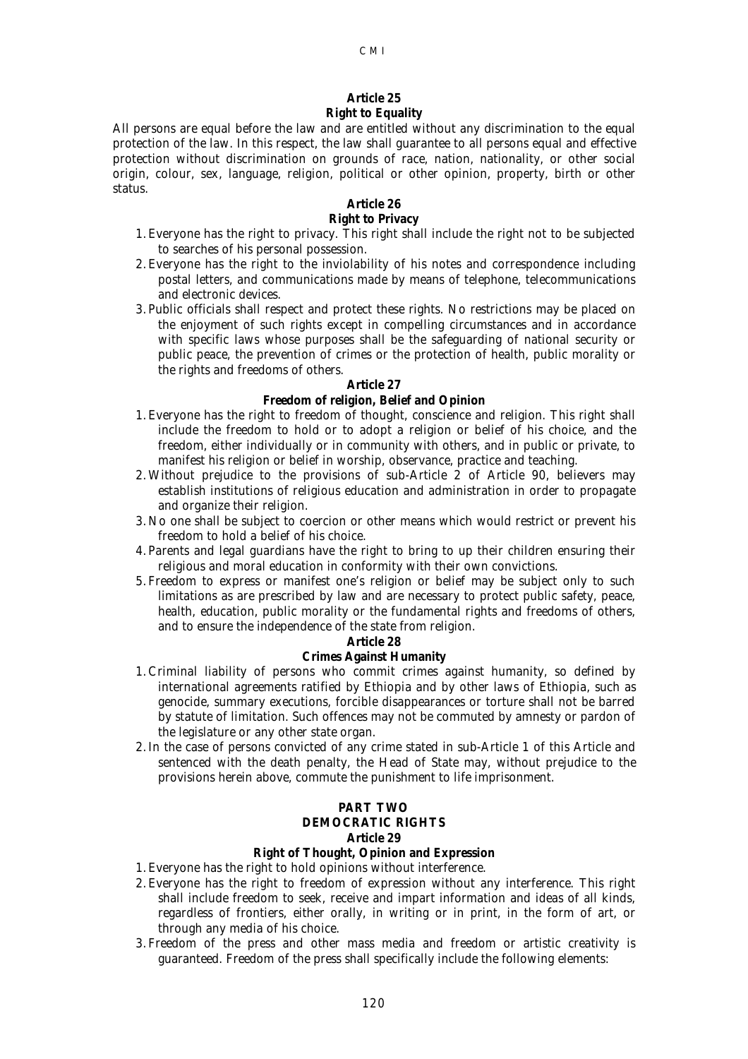### Article 25
### Right to Equality

All persons are equal before the law and are entitled without any discrimination to the equal protection of the law. In this respect, the law shall guarantee to all persons equal and effective protection without discrimination on grounds of race, nation, nationality, or other social origin, colour, sex, language, religion, political or other opinion, property, birth or other status.

### Article 26
### Right to Privacy

1. Everyone has the right to privacy. This right shall include the right not to be subjected to searches of his personal possession.
2. Everyone has the right to the inviolability of his notes and correspondence including postal letters, and communications made by means of telephone, telecommunications and electronic devices.
3. Public officials shall respect and protect these rights. No restrictions may be placed on the enjoyment of such rights except in compelling circumstances and in accordance with specific laws whose purposes shall be the safeguarding of national security or public peace, the prevention of crimes or the protection of health, public morality or the rights and freedoms of others.

### Article 27
### Freedom of religion, Belief and Opinion

1. Everyone has the right to freedom of thought, conscience and religion. This right shall include the freedom to hold or to adopt a religion or belief of his choice, and the freedom, either individually or in community with others, and in public or private, to manifest his religion or belief in worship, observance, practice and teaching.
2. Without prejudice to the provisions of sub-Article 2 of Article 90, believers may establish institutions of religious education and administration in order to propagate and organize their religion.
3. No one shall be subject to coercion or other means which would restrict or prevent his freedom to hold a belief of his choice.
4. Parents and legal guardians have the right to bring to up their children ensuring their religious and moral education in conformity with their own convictions.
5. Freedom to express or manifest one's religion or belief may be subject only to such limitations as are prescribed by law and are necessary to protect public safety, peace, health, education, public morality or the fundamental rights and freedoms of others, and to ensure the independence of the state from religion.

### Article 28
### Crimes Against Humanity

1. Criminal liability of persons who commit crimes against humanity, so defined by international agreements ratified by Ethiopia and by other laws of Ethiopia, such as genocide, summary executions, forcible disappearances or torture shall not be barred by statute of limitation. Such offences may not be commuted by amnesty or pardon of the legislature or any other state organ.
2. In the case of persons convicted of any crime stated in sub-Article 1 of this Article and sentenced with the death penalty, the Head of State may, without prejudice to the provisions herein above, commute the punishment to life imprisonment.

## PART TWO
## DEMOCRATIC RIGHTS
### Article 29
### Right of Thought, Opinion and Expression

1. Everyone has the right to hold opinions without interference.
2. Everyone has the right to freedom of expression without any interference. This right shall include freedom to seek, receive and impart information and ideas of all kinds, regardless of frontiers, either orally, in writing or in print, in the form of art, or through any media of his choice.
3. Freedom of the press and other mass media and freedom or artistic creativity is guaranteed. Freedom of the press shall specifically include the following elements: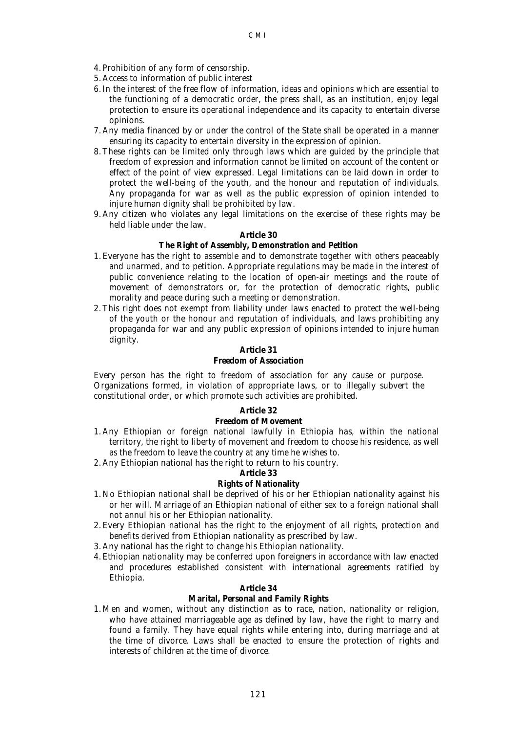4. Prohibition of any form of censorship.
5. Access to information of public interest
6. In the interest of the free flow of information, ideas and opinions which are essential to the functioning of a democratic order, the press shall, as an institution, enjoy legal protection to ensure its operational independence and its capacity to entertain diverse opinions.
7. Any media financed by or under the control of the State shall be operated in a manner ensuring its capacity to entertain diversity in the expression of opinion.
8. These rights can be limited only through laws which are guided by the principle that freedom of expression and information cannot be limited on account of the content or effect of the point of view expressed. Legal limitations can be laid down in order to protect the well-being of the youth, and the honour and reputation of individuals. Any propaganda for war as well as the public expression of opinion intended to injure human dignity shall be prohibited by law.
9. Any citizen who violates any legal limitations on the exercise of these rights may be held liable under the law.

**Article 30**

**The Right of Assembly, Demonstration and Petition**

1. Everyone has the right to assemble and to demonstrate together with others peaceably and unarmed, and to petition. Appropriate regulations may be made in the interest of public convenience relating to the location of open-air meetings and the route of movement of demonstrators or, for the protection of democratic rights, public morality and peace during such a meeting or demonstration.
2. This right does not exempt from liability under laws enacted to protect the well-being of the youth or the honour and reputation of individuals, and laws prohibiting any propaganda for war and any public expression of opinions intended to injure human dignity.

**Article 31**

**Freedom of Association**

Every person has the right to freedom of association for any cause or purpose. Organizations formed, in violation of appropriate laws, or to illegally subvert the constitutional order, or which promote such activities are prohibited.

**Article 32**

**Freedom of Movement**

1. Any Ethiopian or foreign national lawfully in Ethiopia has, within the national territory, the right to liberty of movement and freedom to choose his residence, as well as the freedom to leave the country at any time he wishes to.
2. Any Ethiopian national has the right to return to his country.

**Article 33**

**Rights of Nationality**

1. No Ethiopian national shall be deprived of his or her Ethiopian nationality against his or her will. Marriage of an Ethiopian national of either sex to a foreign national shall not annul his or her Ethiopian nationality.
2. Every Ethiopian national has the right to the enjoyment of all rights, protection and benefits derived from Ethiopian nationality as prescribed by law.
3. Any national has the right to change his Ethiopian nationality.
4. Ethiopian nationality may be conferred upon foreigners in accordance with law enacted and procedures established consistent with international agreements ratified by Ethiopia.

**Article 34**

**Marital, Personal and Family Rights**

1. Men and women, without any distinction as to race, nation, nationality or religion, who have attained marriageable age as defined by law, have the right to marry and found a family. They have equal rights while entering into, during marriage and at the time of divorce. Laws shall be enacted to ensure the protection of rights and interests of children at the time of divorce.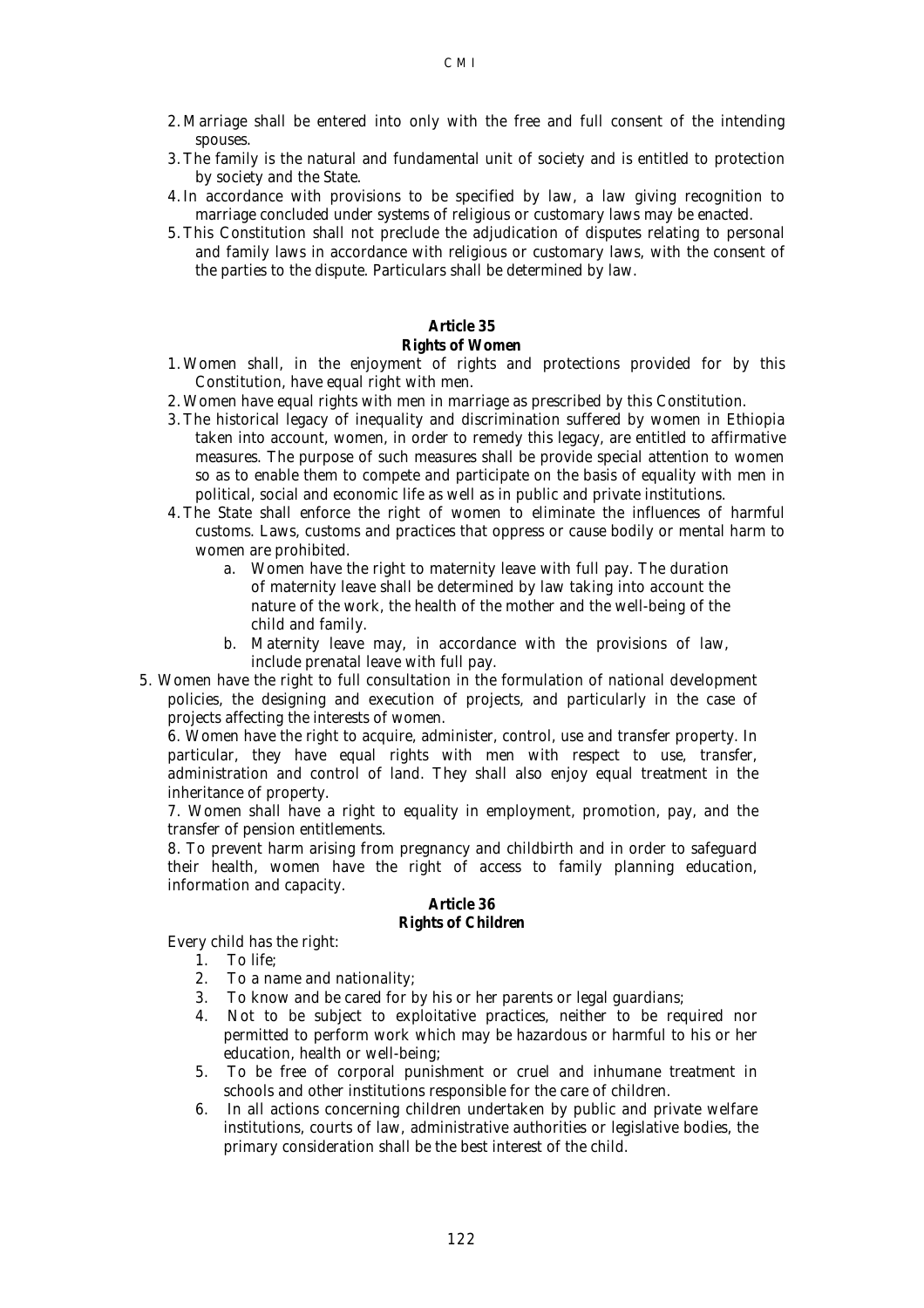2. Marriage shall be entered into only with the free and full consent of the intending spouses.
3. The family is the natural and fundamental unit of society and is entitled to protection by society and the State.
4. In accordance with provisions to be specified by law, a law giving recognition to marriage concluded under systems of religious or customary laws may be enacted.
5. This Constitution shall not preclude the adjudication of disputes relating to personal and family laws in accordance with religious or customary laws, with the consent of the parties to the dispute. Particulars shall be determined by law.

**Article 35**
**Rights of Women**

1. Women shall, in the enjoyment of rights and protections provided for by this Constitution, have equal right with men.
2. Women have equal rights with men in marriage as prescribed by this Constitution.
3. The historical legacy of inequality and discrimination suffered by women in Ethiopia taken into account, women, in order to remedy this legacy, are entitled to affirmative measures. The purpose of such measures shall be provide special attention to women so as to enable them to compete and participate on the basis of equality with men in political, social and economic life as well as in public and private institutions.
4. The State shall enforce the right of women to eliminate the influences of harmful customs. Laws, customs and practices that oppress or cause bodily or mental harm to women are prohibited.
   a. Women have the right to maternity leave with full pay. The duration of maternity leave shall be determined by law taking into account the nature of the work, the health of the mother and the well-being of the child and family.
   b. Maternity leave may, in accordance with the provisions of law, include prenatal leave with full pay.
5. Women have the right to full consultation in the formulation of national development policies, the designing and execution of projects, and particularly in the case of projects affecting the interests of women.
6. Women have the right to acquire, administer, control, use and transfer property. In particular, they have equal rights with men with respect to use, transfer, administration and control of land. They shall also enjoy equal treatment in the inheritance of property.
7. Women shall have a right to equality in employment, promotion, pay, and the transfer of pension entitlements.
8. To prevent harm arising from pregnancy and childbirth and in order to safeguard their health, women have the right of access to family planning education, information and capacity.

**Article 36**
**Rights of Children**

Every child has the right:

1. To life;
2. To a name and nationality;
3. To know and be cared for by his or her parents or legal guardians;
4. Not to be subject to exploitative practices, neither to be required nor permitted to perform work which may be hazardous or harmful to his or her education, health or well-being;
5. To be free of corporal punishment or cruel and inhumane treatment in schools and other institutions responsible for the care of children.
6. In all actions concerning children undertaken by public and private welfare institutions, courts of law, administrative authorities or legislative bodies, the primary consideration shall be the best interest of the child.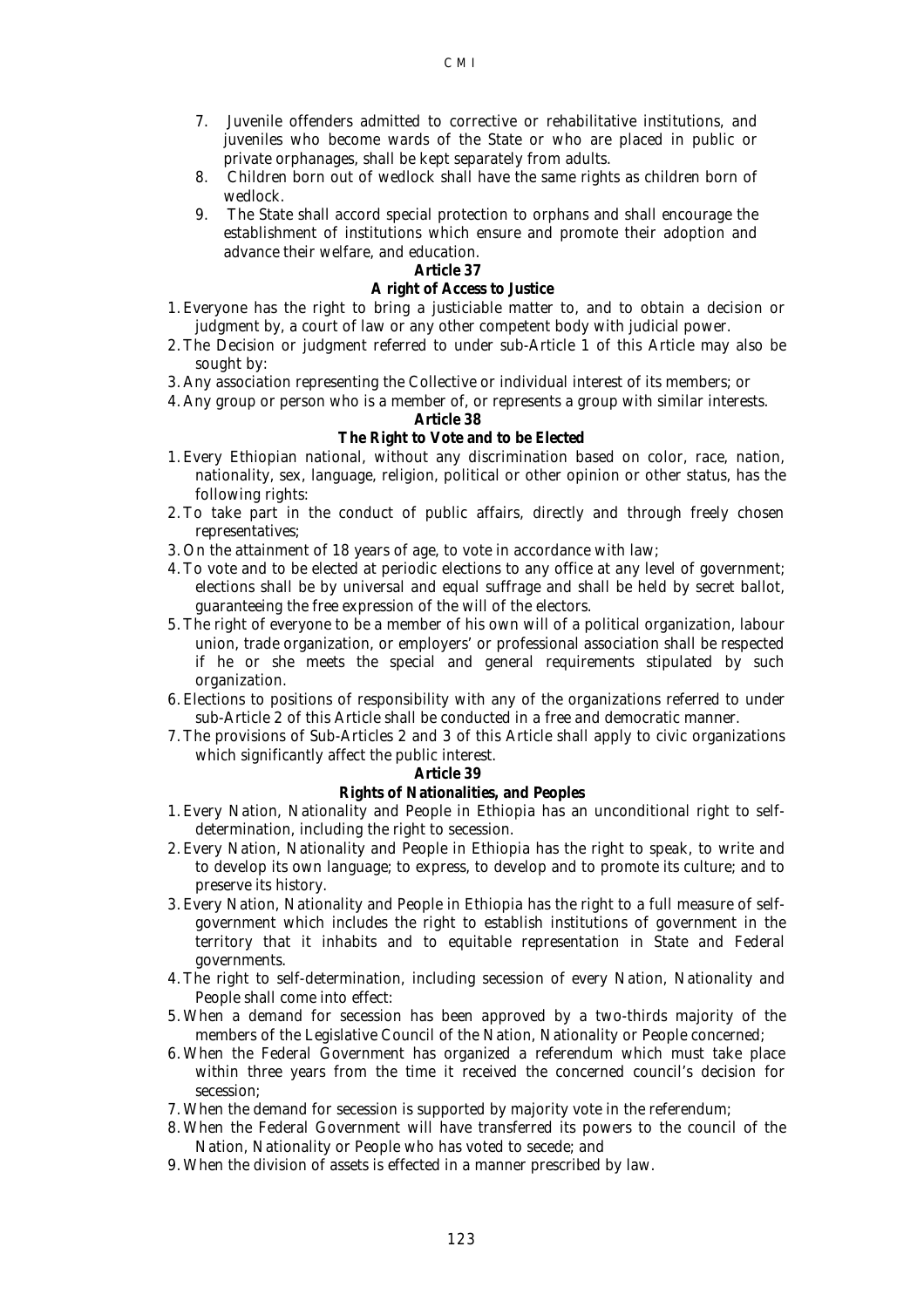7. Juvenile offenders admitted to corrective or rehabilitative institutions, and juveniles who become wards of the State or who are placed in public or private orphanages, shall be kept separately from adults.
8. Children born out of wedlock shall have the same rights as children born of wedlock.
9. The State shall accord special protection to orphans and shall encourage the establishment of institutions which ensure and promote their adoption and advance their welfare, and education.

**Article 37**

**A right of Access to Justice**

1. Everyone has the right to bring a justiciable matter to, and to obtain a decision or judgment by, a court of law or any other competent body with judicial power.
2. The Decision or judgment referred to under sub-Article 1 of this Article may also be sought by:
3. Any association representing the Collective or individual interest of its members; or
4. Any group or person who is a member of, or represents a group with similar interests.

**Article 38**

**The Right to Vote and to be Elected**

1. Every Ethiopian national, without any discrimination based on color, race, nation, nationality, sex, language, religion, political or other opinion or other status, has the following rights:
2. To take part in the conduct of public affairs, directly and through freely chosen representatives;
3. On the attainment of 18 years of age, to vote in accordance with law;
4. To vote and to be elected at periodic elections to any office at any level of government; elections shall be by universal and equal suffrage and shall be held by secret ballot, guaranteeing the free expression of the will of the electors.
5. The right of everyone to be a member of his own will of a political organization, labour union, trade organization, or employers' or professional association shall be respected if he or she meets the special and general requirements stipulated by such organization.
6. Elections to positions of responsibility with any of the organizations referred to under sub-Article 2 of this Article shall be conducted in a free and democratic manner.
7. The provisions of Sub-Articles 2 and 3 of this Article shall apply to civic organizations which significantly affect the public interest.

**Article 39**

**Rights of Nationalities, and Peoples**

1. Every Nation, Nationality and People in Ethiopia has an unconditional right to self-determination, including the right to secession.
2. Every Nation, Nationality and People in Ethiopia has the right to speak, to write and to develop its own language; to express, to develop and to promote its culture; and to preserve its history.
3. Every Nation, Nationality and People in Ethiopia has the right to a full measure of self-government which includes the right to establish institutions of government in the territory that it inhabits and to equitable representation in State and Federal governments.
4. The right to self-determination, including secession of every Nation, Nationality and People shall come into effect:
5. When a demand for secession has been approved by a two-thirds majority of the members of the Legislative Council of the Nation, Nationality or People concerned;
6. When the Federal Government has organized a referendum which must take place within three years from the time it received the concerned council's decision for secession;
7. When the demand for secession is supported by majority vote in the referendum;
8. When the Federal Government will have transferred its powers to the council of the Nation, Nationality or People who has voted to secede; and
9. When the division of assets is effected in a manner prescribed by law.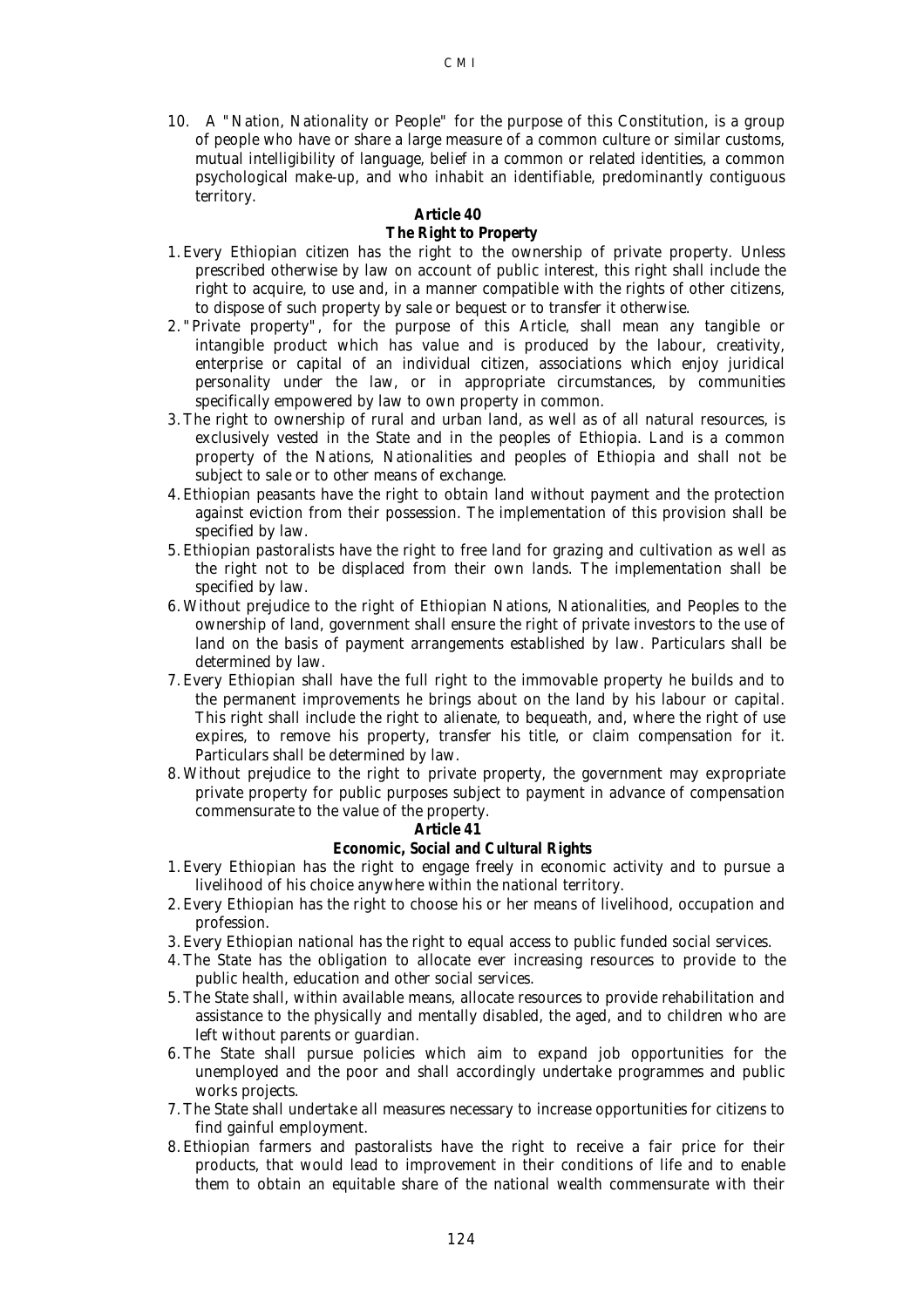10. A "Nation, Nationality or People" for the purpose of this Constitution, is a group of people who have or share a large measure of a common culture or similar customs, mutual intelligibility of language, belief in a common or related identities, a common psychological make-up, and who inhabit an identifiable, predominantly contiguous territory.

**Article 40**

**The Right to Property**

1. Every Ethiopian citizen has the right to the ownership of private property. Unless prescribed otherwise by law on account of public interest, this right shall include the right to acquire, to use and, in a manner compatible with the rights of other citizens, to dispose of such property by sale or bequest or to transfer it otherwise.
2. "Private property", for the purpose of this Article, shall mean any tangible or intangible product which has value and is produced by the labour, creativity, enterprise or capital of an individual citizen, associations which enjoy juridical personality under the law, or in appropriate circumstances, by communities specifically empowered by law to own property in common.
3. The right to ownership of rural and urban land, as well as of all natural resources, is exclusively vested in the State and in the peoples of Ethiopia. Land is a common property of the Nations, Nationalities and peoples of Ethiopia and shall not be subject to sale or to other means of exchange.
4. Ethiopian peasants have the right to obtain land without payment and the protection against eviction from their possession. The implementation of this provision shall be specified by law.
5. Ethiopian pastoralists have the right to free land for grazing and cultivation as well as the right not to be displaced from their own lands. The implementation shall be specified by law.
6. Without prejudice to the right of Ethiopian Nations, Nationalities, and Peoples to the ownership of land, government shall ensure the right of private investors to the use of land on the basis of payment arrangements established by law. Particulars shall be determined by law.
7. Every Ethiopian shall have the full right to the immovable property he builds and to the permanent improvements he brings about on the land by his labour or capital. This right shall include the right to alienate, to bequeath, and, where the right of use expires, to remove his property, transfer his title, or claim compensation for it. Particulars shall be determined by law.
8. Without prejudice to the right to private property, the government may expropriate private property for public purposes subject to payment in advance of compensation commensurate to the value of the property.

**Article 41**

**Economic, Social and Cultural Rights**

1. Every Ethiopian has the right to engage freely in economic activity and to pursue a livelihood of his choice anywhere within the national territory.
2. Every Ethiopian has the right to choose his or her means of livelihood, occupation and profession.
3. Every Ethiopian national has the right to equal access to public funded social services.
4. The State has the obligation to allocate ever increasing resources to provide to the public health, education and other social services.
5. The State shall, within available means, allocate resources to provide rehabilitation and assistance to the physically and mentally disabled, the aged, and to children who are left without parents or guardian.
6. The State shall pursue policies which aim to expand job opportunities for the unemployed and the poor and shall accordingly undertake programmes and public works projects.
7. The State shall undertake all measures necessary to increase opportunities for citizens to find gainful employment.
8. Ethiopian farmers and pastoralists have the right to receive a fair price for their products, that would lead to improvement in their conditions of life and to enable them to obtain an equitable share of the national wealth commensurate with their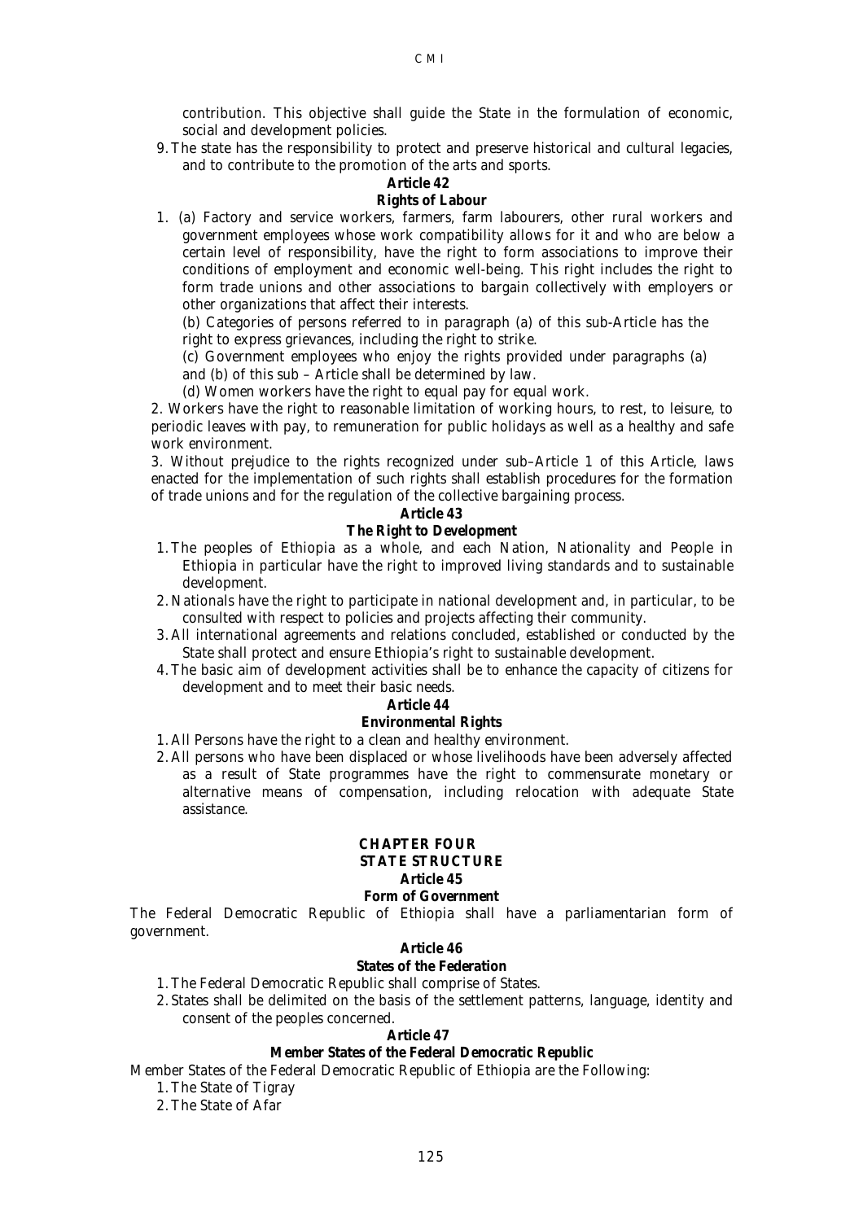contribution. This objective shall guide the State in the formulation of economic, social and development policies.

9. The state has the responsibility to protect and preserve historical and cultural legacies, and to contribute to the promotion of the arts and sports.

**Article 42**

**Rights of Labour**

1. (a) Factory and service workers, farmers, farm labourers, other rural workers and government employees whose work compatibility allows for it and who are below a certain level of responsibility, have the right to form associations to improve their conditions of employment and economic well-being. This right includes the right to form trade unions and other associations to bargain collectively with employers or other organizations that affect their interests.

   (b) Categories of persons referred to in paragraph (a) of this sub-Article has the right to express grievances, including the right to strike.

   (c) Government employees who enjoy the rights provided under paragraphs (a) and (b) of this sub – Article shall be determined by law.

   (d) Women workers have the right to equal pay for equal work.

2. Workers have the right to reasonable limitation of working hours, to rest, to leisure, to periodic leaves with pay, to remuneration for public holidays as well as a healthy and safe work environment.

3. Without prejudice to the rights recognized under sub–Article 1 of this Article, laws enacted for the implementation of such rights shall establish procedures for the formation of trade unions and for the regulation of the collective bargaining process.

**Article 43**

**The Right to Development**

1. The peoples of Ethiopia as a whole, and each Nation, Nationality and People in Ethiopia in particular have the right to improved living standards and to sustainable development.
2. Nationals have the right to participate in national development and, in particular, to be consulted with respect to policies and projects affecting their community.
3. All international agreements and relations concluded, established or conducted by the State shall protect and ensure Ethiopia's right to sustainable development.
4. The basic aim of development activities shall be to enhance the capacity of citizens for development and to meet their basic needs.

**Article 44**

**Environmental Rights**

1. All Persons have the right to a clean and healthy environment.
2. All persons who have been displaced or whose livelihoods have been adversely affected as a result of State programmes have the right to commensurate monetary or alternative means of compensation, including relocation with adequate State assistance.

## CHAPTER FOUR

## STATE STRUCTURE

**Article 45**

**Form of Government**

The Federal Democratic Republic of Ethiopia shall have a parliamentarian form of government.

**Article 46**

**States of the Federation**

1. The Federal Democratic Republic shall comprise of States.
2. States shall be delimited on the basis of the settlement patterns, language, identity and consent of the peoples concerned.

**Article 47**

**Member States of the Federal Democratic Republic**

Member States of the Federal Democratic Republic of Ethiopia are the Following:

1. The State of Tigray
2. The State of Afar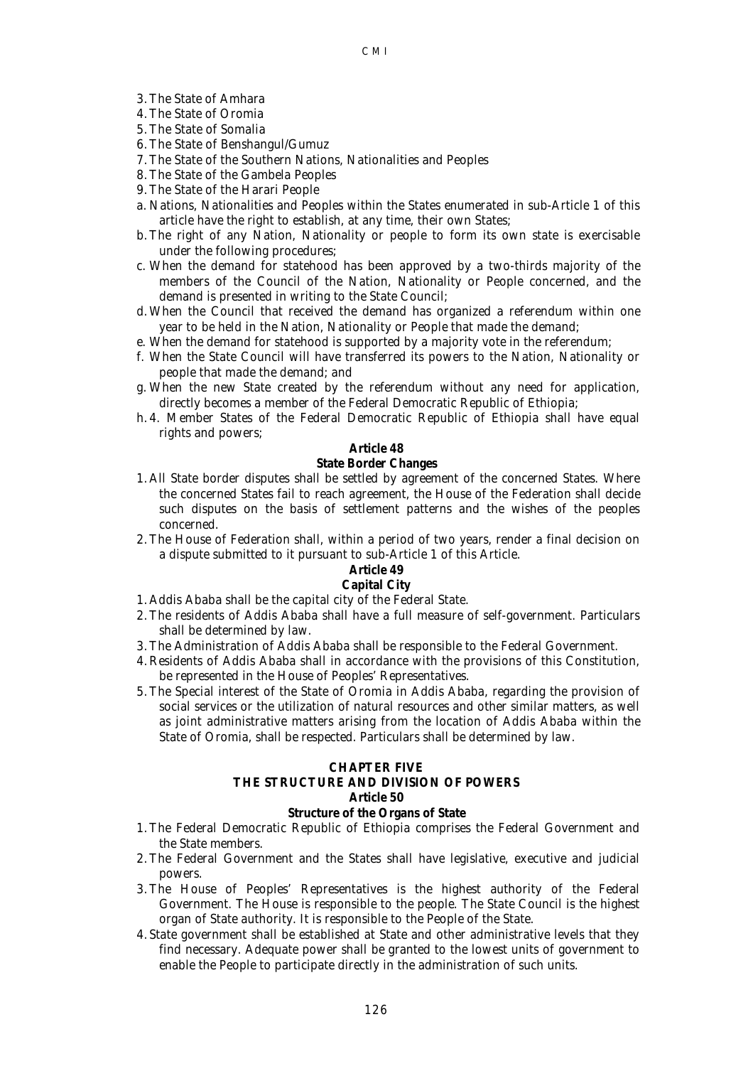3. The State of Amhara
4. The State of Oromia
5. The State of Somalia
6. The State of Benshangul/Gumuz
7. The State of the Southern Nations, Nationalities and Peoples
8. The State of the Gambela Peoples
9. The State of the Harari People

a. Nations, Nationalities and Peoples within the States enumerated in sub-Article 1 of this article have the right to establish, at any time, their own States;
b. The right of any Nation, Nationality or people to form its own state is exercisable under the following procedures;
c. When the demand for statehood has been approved by a two-thirds majority of the members of the Council of the Nation, Nationality or People concerned, and the demand is presented in writing to the State Council;
d. When the Council that received the demand has organized a referendum within one year to be held in the Nation, Nationality or People that made the demand;
e. When the demand for statehood is supported by a majority vote in the referendum;
f. When the State Council will have transferred its powers to the Nation, Nationality or people that made the demand; and
g. When the new State created by the referendum without any need for application, directly becomes a member of the Federal Democratic Republic of Ethiopia;
h. 4. Member States of the Federal Democratic Republic of Ethiopia shall have equal rights and powers;

**Article 48**

**State Border Changes**

1. All State border disputes shall be settled by agreement of the concerned States. Where the concerned States fail to reach agreement, the House of the Federation shall decide such disputes on the basis of settlement patterns and the wishes of the peoples concerned.
2. The House of Federation shall, within a period of two years, render a final decision on a dispute submitted to it pursuant to sub-Article 1 of this Article.

**Article 49**

**Capital City**

1. Addis Ababa shall be the capital city of the Federal State.
2. The residents of Addis Ababa shall have a full measure of self-government. Particulars shall be determined by law.
3. The Administration of Addis Ababa shall be responsible to the Federal Government.
4. Residents of Addis Ababa shall in accordance with the provisions of this Constitution, be represented in the House of Peoples' Representatives.
5. The Special interest of the State of Oromia in Addis Ababa, regarding the provision of social services or the utilization of natural resources and other similar matters, as well as joint administrative matters arising from the location of Addis Ababa within the State of Oromia, shall be respected. Particulars shall be determined by law.

## CHAPTER FIVE
## THE STRUCTURE AND DIVISION OF POWERS

**Article 50**

**Structure of the Organs of State**

1. The Federal Democratic Republic of Ethiopia comprises the Federal Government and the State members.
2. The Federal Government and the States shall have legislative, executive and judicial powers.
3. The House of Peoples' Representatives is the highest authority of the Federal Government. The House is responsible to the people. The State Council is the highest organ of State authority. It is responsible to the People of the State.
4. State government shall be established at State and other administrative levels that they find necessary. Adequate power shall be granted to the lowest units of government to enable the People to participate directly in the administration of such units.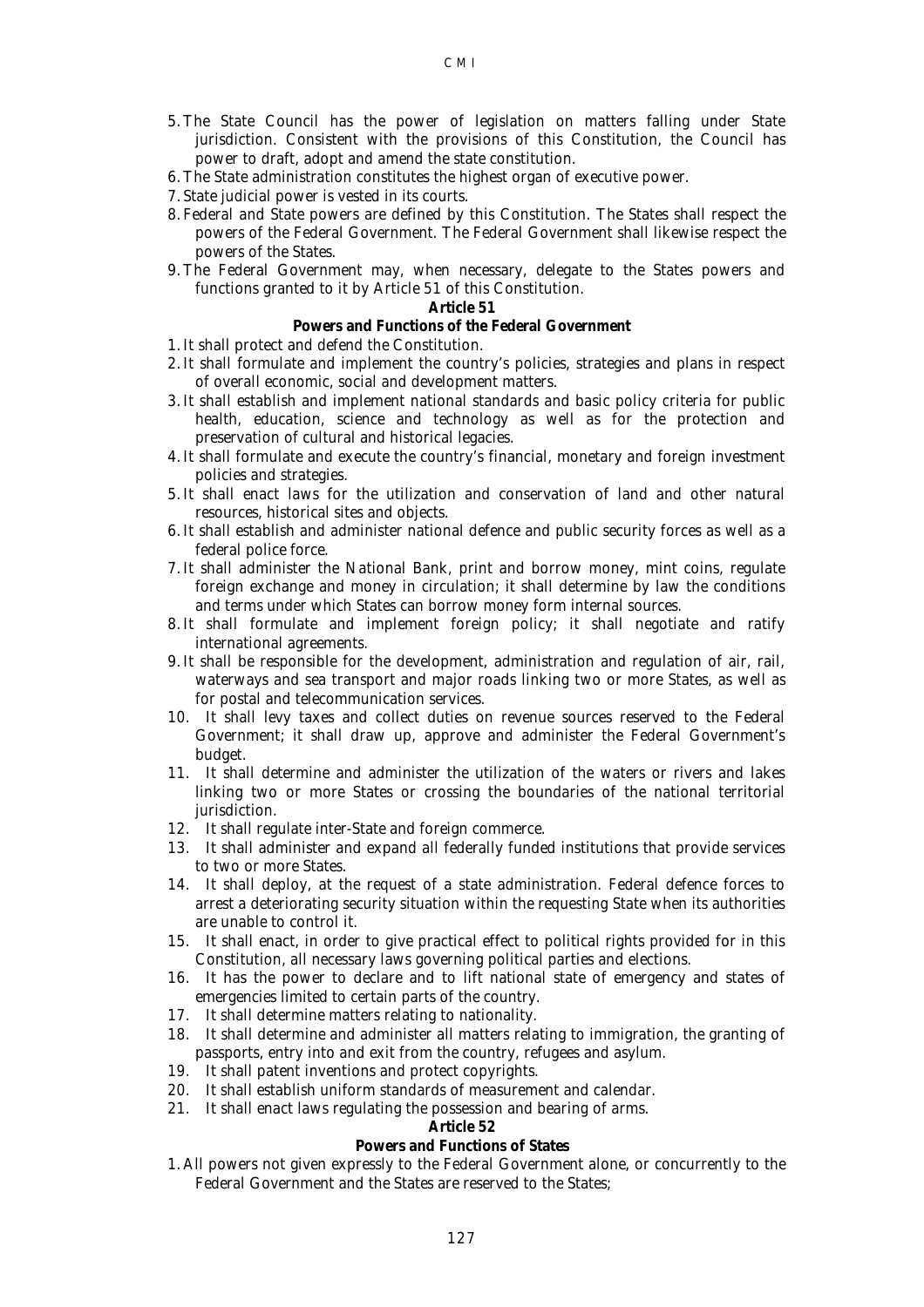5. The State Council has the power of legislation on matters falling under State jurisdiction. Consistent with the provisions of this Constitution, the Council has power to draft, adopt and amend the state constitution.
6. The State administration constitutes the highest organ of executive power.
7. State judicial power is vested in its courts.
8. Federal and State powers are defined by this Constitution. The States shall respect the powers of the Federal Government. The Federal Government shall likewise respect the powers of the States.
9. The Federal Government may, when necessary, delegate to the States powers and functions granted to it by Article 51 of this Constitution.

**Article 51**

**Powers and Functions of the Federal Government**

1. It shall protect and defend the Constitution.
2. It shall formulate and implement the country's policies, strategies and plans in respect of overall economic, social and development matters.
3. It shall establish and implement national standards and basic policy criteria for public health, education, science and technology as well as for the protection and preservation of cultural and historical legacies.
4. It shall formulate and execute the country's financial, monetary and foreign investment policies and strategies.
5. It shall enact laws for the utilization and conservation of land and other natural resources, historical sites and objects.
6. It shall establish and administer national defence and public security forces as well as a federal police force.
7. It shall administer the National Bank, print and borrow money, mint coins, regulate foreign exchange and money in circulation; it shall determine by law the conditions and terms under which States can borrow money form internal sources.
8. It shall formulate and implement foreign policy; it shall negotiate and ratify international agreements.
9. It shall be responsible for the development, administration and regulation of air, rail, waterways and sea transport and major roads linking two or more States, as well as for postal and telecommunication services.
10. It shall levy taxes and collect duties on revenue sources reserved to the Federal Government; it shall draw up, approve and administer the Federal Government's budget.
11. It shall determine and administer the utilization of the waters or rivers and lakes linking two or more States or crossing the boundaries of the national territorial jurisdiction.
12. It shall regulate inter-State and foreign commerce.
13. It shall administer and expand all federally funded institutions that provide services to two or more States.
14. It shall deploy, at the request of a state administration. Federal defence forces to arrest a deteriorating security situation within the requesting State when its authorities are unable to control it.
15. It shall enact, in order to give practical effect to political rights provided for in this Constitution, all necessary laws governing political parties and elections.
16. It has the power to declare and to lift national state of emergency and states of emergencies limited to certain parts of the country.
17. It shall determine matters relating to nationality.
18. It shall determine and administer all matters relating to immigration, the granting of passports, entry into and exit from the country, refugees and asylum.
19. It shall patent inventions and protect copyrights.
20. It shall establish uniform standards of measurement and calendar.
21. It shall enact laws regulating the possession and bearing of arms.

**Article 52**

**Powers and Functions of States**

1. All powers not given expressly to the Federal Government alone, or concurrently to the Federal Government and the States are reserved to the States;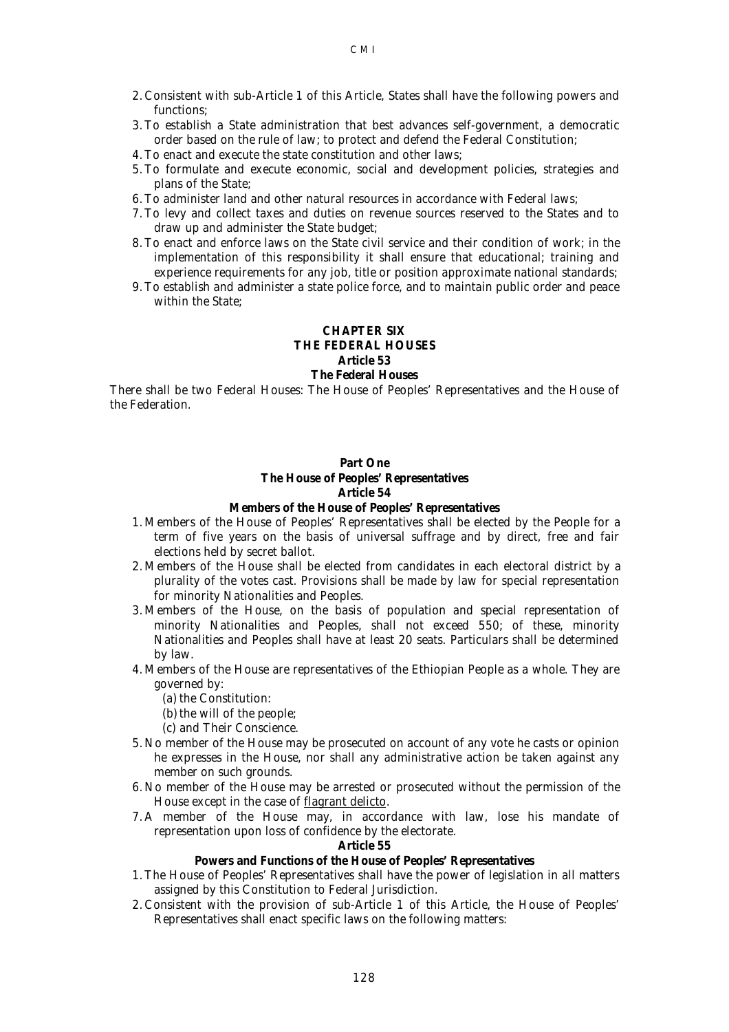2. Consistent with sub-Article 1 of this Article, States shall have the following powers and functions;
3. To establish a State administration that best advances self-government, a democratic order based on the rule of law; to protect and defend the Federal Constitution;
4. To enact and execute the state constitution and other laws;
5. To formulate and execute economic, social and development policies, strategies and plans of the State;
6. To administer land and other natural resources in accordance with Federal laws;
7. To levy and collect taxes and duties on revenue sources reserved to the States and to draw up and administer the State budget;
8. To enact and enforce laws on the State civil service and their condition of work; in the implementation of this responsibility it shall ensure that educational; training and experience requirements for any job, title or position approximate national standards;
9. To establish and administer a state police force, and to maintain public order and peace within the State;

## CHAPTER SIX
## THE FEDERAL HOUSES
### Article 53
### The Federal Houses

There shall be two Federal Houses: The House of Peoples' Representatives and the House of the Federation.

## Part One
## The House of Peoples' Representatives
### Article 54
### Members of the House of Peoples' Representatives

1. Members of the House of Peoples' Representatives shall be elected by the People for a term of five years on the basis of universal suffrage and by direct, free and fair elections held by secret ballot.
2. Members of the House shall be elected from candidates in each electoral district by a plurality of the votes cast. Provisions shall be made by law for special representation for minority Nationalities and Peoples.
3. Members of the House, on the basis of population and special representation of minority Nationalities and Peoples, shall not exceed 550; of these, minority Nationalities and Peoples shall have at least 20 seats. Particulars shall be determined by law.
4. Members of the House are representatives of the Ethiopian People as a whole. They are governed by:
   (a) the Constitution:
   (b) the will of the people;
   (c) and Their Conscience.
5. No member of the House may be prosecuted on account of any vote he casts or opinion he expresses in the House, nor shall any administrative action be taken against any member on such grounds.
6. No member of the House may be arrested or prosecuted without the permission of the House except in the case of flagrant delicto.
7. A member of the House may, in accordance with law, lose his mandate of representation upon loss of confidence by the electorate.

### Article 55
### Powers and Functions of the House of Peoples' Representatives

1. The House of Peoples' Representatives shall have the power of legislation in all matters assigned by this Constitution to Federal Jurisdiction.
2. Consistent with the provision of sub-Article 1 of this Article, the House of Peoples' Representatives shall enact specific laws on the following matters: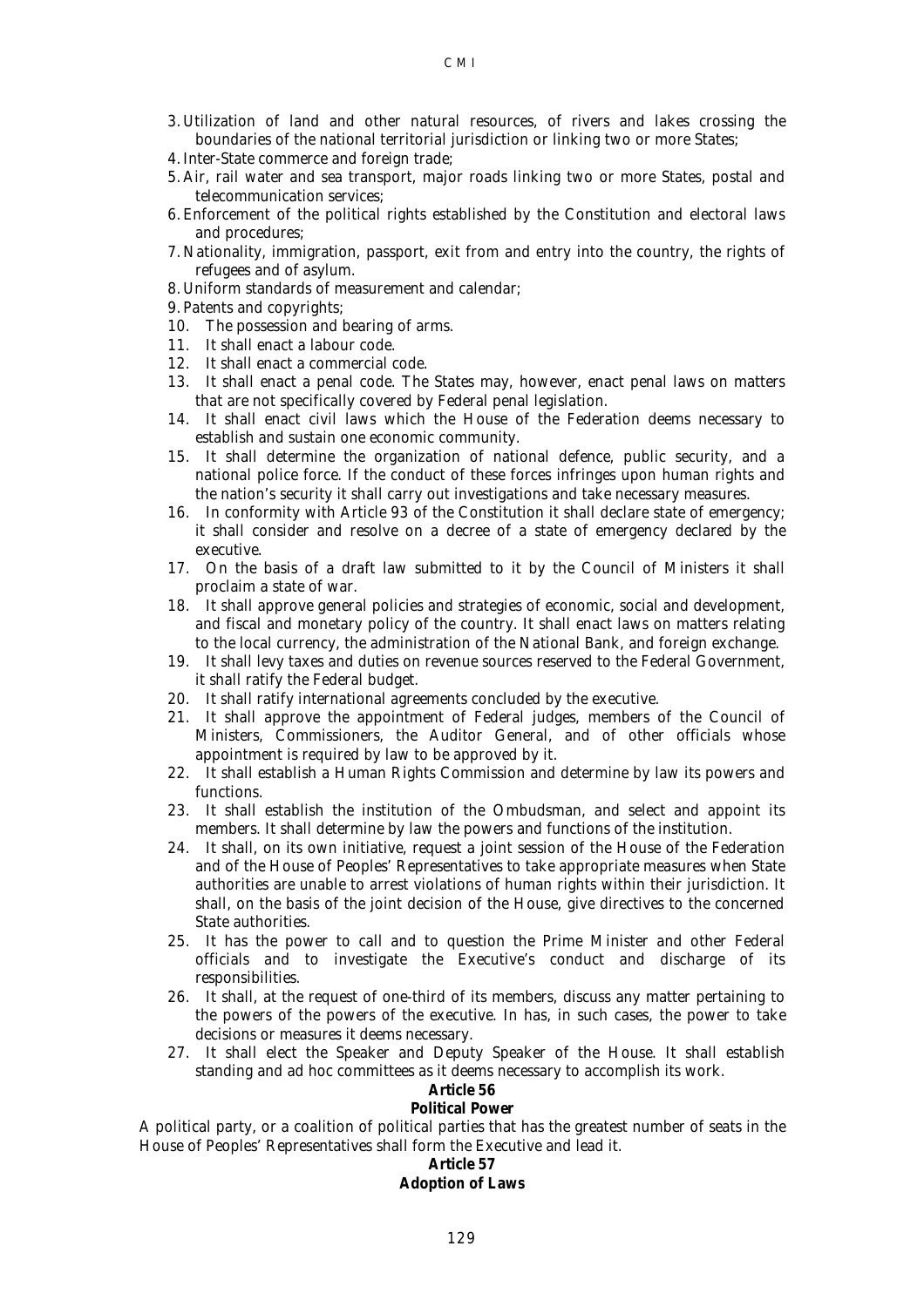3. Utilization of land and other natural resources, of rivers and lakes crossing the boundaries of the national territorial jurisdiction or linking two or more States;
4. Inter-State commerce and foreign trade;
5. Air, rail water and sea transport, major roads linking two or more States, postal and telecommunication services;
6. Enforcement of the political rights established by the Constitution and electoral laws and procedures;
7. Nationality, immigration, passport, exit from and entry into the country, the rights of refugees and of asylum.
8. Uniform standards of measurement and calendar;
9. Patents and copyrights;
10. The possession and bearing of arms.
11. It shall enact a labour code.
12. It shall enact a commercial code.
13. It shall enact a penal code. The States may, however, enact penal laws on matters that are not specifically covered by Federal penal legislation.
14. It shall enact civil laws which the House of the Federation deems necessary to establish and sustain one economic community.
15. It shall determine the organization of national defence, public security, and a national police force. If the conduct of these forces infringes upon human rights and the nation's security it shall carry out investigations and take necessary measures.
16. In conformity with Article 93 of the Constitution it shall declare state of emergency; it shall consider and resolve on a decree of a state of emergency declared by the executive.
17. On the basis of a draft law submitted to it by the Council of Ministers it shall proclaim a state of war.
18. It shall approve general policies and strategies of economic, social and development, and fiscal and monetary policy of the country. It shall enact laws on matters relating to the local currency, the administration of the National Bank, and foreign exchange.
19. It shall levy taxes and duties on revenue sources reserved to the Federal Government, it shall ratify the Federal budget.
20. It shall ratify international agreements concluded by the executive.
21. It shall approve the appointment of Federal judges, members of the Council of Ministers, Commissioners, the Auditor General, and of other officials whose appointment is required by law to be approved by it.
22. It shall establish a Human Rights Commission and determine by law its powers and functions.
23. It shall establish the institution of the Ombudsman, and select and appoint its members. It shall determine by law the powers and functions of the institution.
24. It shall, on its own initiative, request a joint session of the House of the Federation and of the House of Peoples' Representatives to take appropriate measures when State authorities are unable to arrest violations of human rights within their jurisdiction. It shall, on the basis of the joint decision of the House, give directives to the concerned State authorities.
25. It has the power to call and to question the Prime Minister and other Federal officials and to investigate the Executive's conduct and discharge of its responsibilities.
26. It shall, at the request of one-third of its members, discuss any matter pertaining to the powers of the powers of the executive. In has, in such cases, the power to take decisions or measures it deems necessary.
27. It shall elect the Speaker and Deputy Speaker of the House. It shall establish standing and ad hoc committees as it deems necessary to accomplish its work.

**Article 56**
**Political Power**

A political party, or a coalition of political parties that has the greatest number of seats in the House of Peoples' Representatives shall form the Executive and lead it.

**Article 57**
**Adoption of Laws**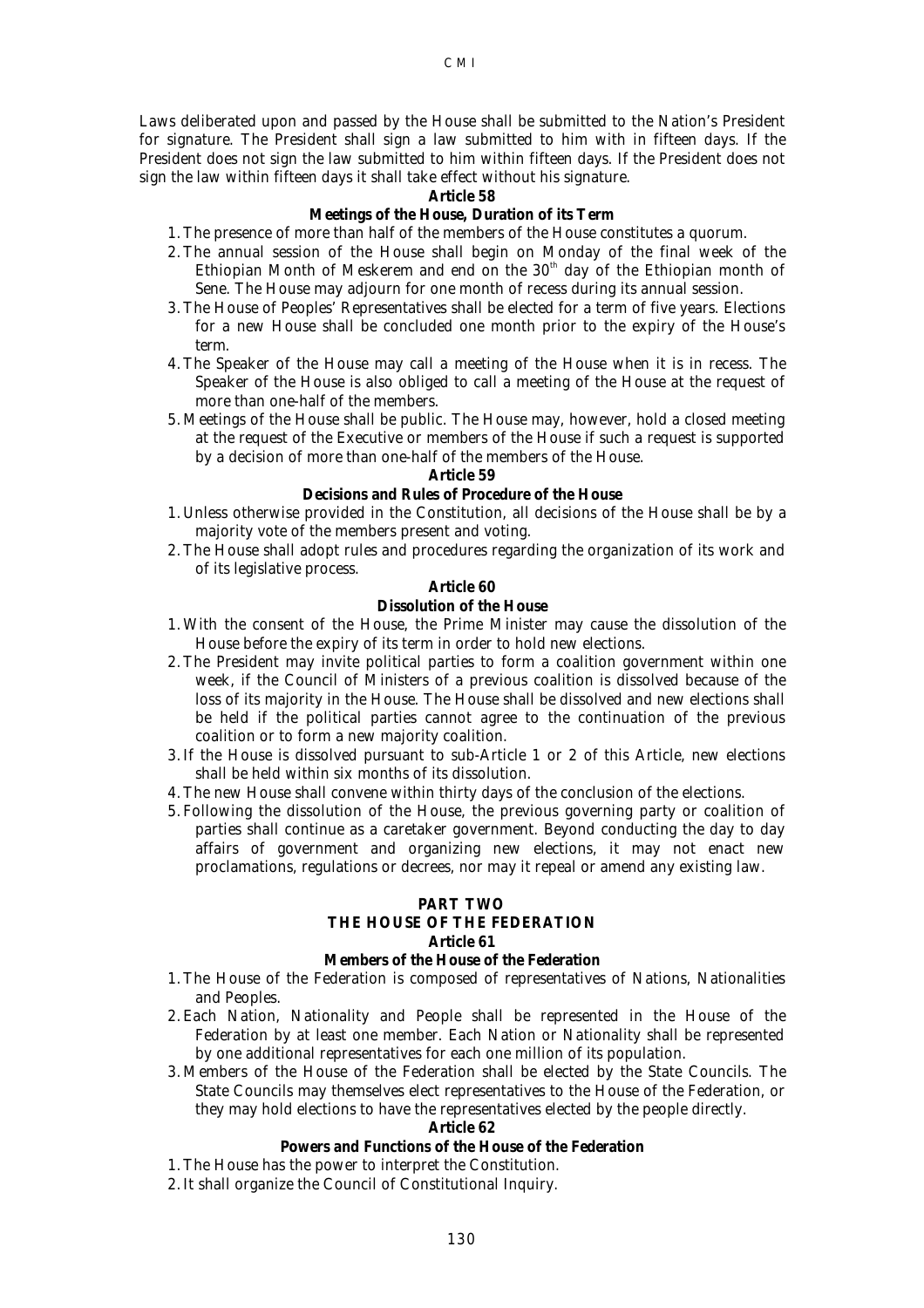Laws deliberated upon and passed by the House shall be submitted to the Nation's President for signature. The President shall sign a law submitted to him with in fifteen days. If the President does not sign the law submitted to him within fifteen days. If the President does not sign the law within fifteen days it shall take effect without his signature.

**Article 58**

**Meetings of the House, Duration of its Term**

1. The presence of more than half of the members of the House constitutes a quorum.
2. The annual session of the House shall begin on Monday of the final week of the Ethiopian Month of Meskerem and end on the 30th day of the Ethiopian month of Sene. The House may adjourn for one month of recess during its annual session.
3. The House of Peoples' Representatives shall be elected for a term of five years. Elections for a new House shall be concluded one month prior to the expiry of the House's term.
4. The Speaker of the House may call a meeting of the House when it is in recess. The Speaker of the House is also obliged to call a meeting of the House at the request of more than one-half of the members.
5. Meetings of the House shall be public. The House may, however, hold a closed meeting at the request of the Executive or members of the House if such a request is supported by a decision of more than one-half of the members of the House.

**Article 59**

**Decisions and Rules of Procedure of the House**

1. Unless otherwise provided in the Constitution, all decisions of the House shall be by a majority vote of the members present and voting.
2. The House shall adopt rules and procedures regarding the organization of its work and of its legislative process.

**Article 60**

**Dissolution of the House**

1. With the consent of the House, the Prime Minister may cause the dissolution of the House before the expiry of its term in order to hold new elections.
2. The President may invite political parties to form a coalition government within one week, if the Council of Ministers of a previous coalition is dissolved because of the loss of its majority in the House. The House shall be dissolved and new elections shall be held if the political parties cannot agree to the continuation of the previous coalition or to form a new majority coalition.
3. If the House is dissolved pursuant to sub-Article 1 or 2 of this Article, new elections shall be held within six months of its dissolution.
4. The new House shall convene within thirty days of the conclusion of the elections.
5. Following the dissolution of the House, the previous governing party or coalition of parties shall continue as a caretaker government. Beyond conducting the day to day affairs of government and organizing new elections, it may not enact new proclamations, regulations or decrees, nor may it repeal or amend any existing law.

## PART TWO

## THE HOUSE OF THE FEDERATION

**Article 61**

**Members of the House of the Federation**

1. The House of the Federation is composed of representatives of Nations, Nationalities and Peoples.
2. Each Nation, Nationality and People shall be represented in the House of the Federation by at least one member. Each Nation or Nationality shall be represented by one additional representatives for each one million of its population.
3. Members of the House of the Federation shall be elected by the State Councils. The State Councils may themselves elect representatives to the House of the Federation, or they may hold elections to have the representatives elected by the people directly.

**Article 62**

**Powers and Functions of the House of the Federation**

1. The House has the power to interpret the Constitution.
2. It shall organize the Council of Constitutional Inquiry.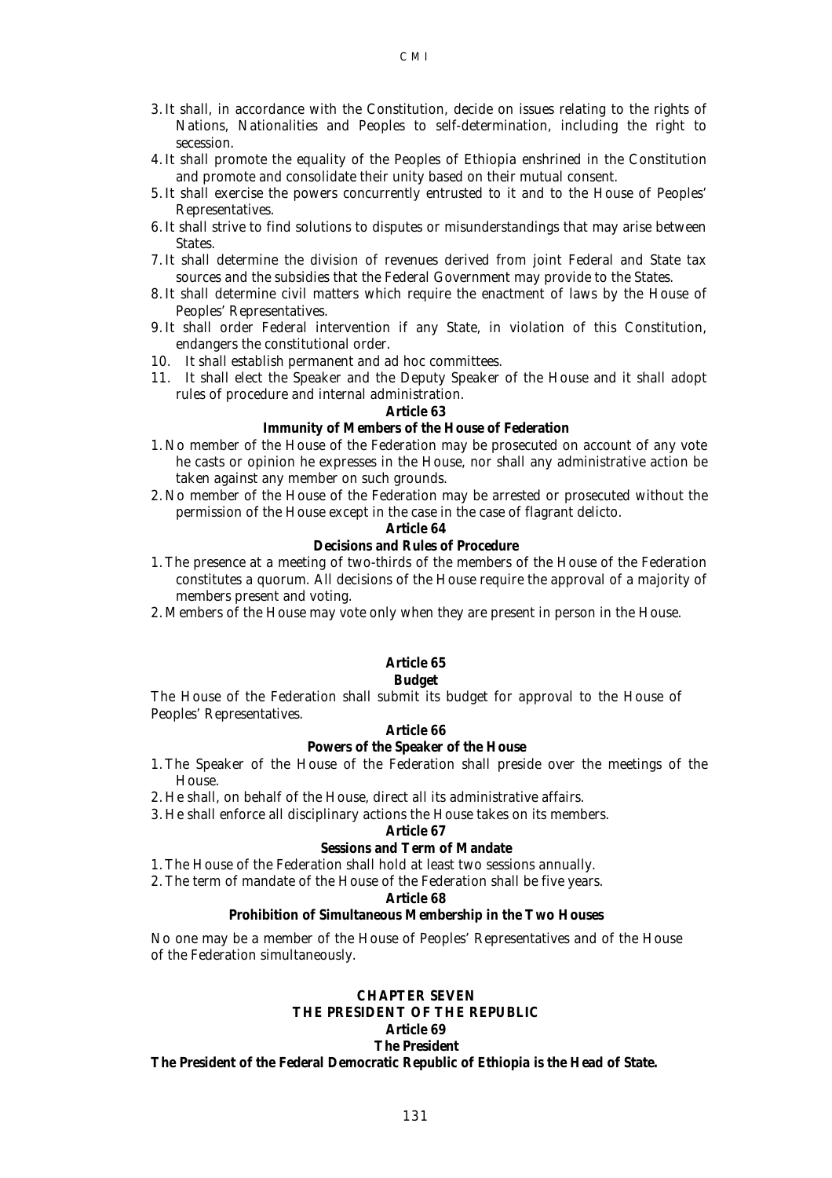3. It shall, in accordance with the Constitution, decide on issues relating to the rights of Nations, Nationalities and Peoples to self-determination, including the right to secession.
4. It shall promote the equality of the Peoples of Ethiopia enshrined in the Constitution and promote and consolidate their unity based on their mutual consent.
5. It shall exercise the powers concurrently entrusted to it and to the House of Peoples' Representatives.
6. It shall strive to find solutions to disputes or misunderstandings that may arise between States.
7. It shall determine the division of revenues derived from joint Federal and State tax sources and the subsidies that the Federal Government may provide to the States.
8. It shall determine civil matters which require the enactment of laws by the House of Peoples' Representatives.
9. It shall order Federal intervention if any State, in violation of this Constitution, endangers the constitutional order.
10. It shall establish permanent and ad hoc committees.
11. It shall elect the Speaker and the Deputy Speaker of the House and it shall adopt rules of procedure and internal administration.

**Article 63**

**Immunity of Members of the House of Federation**

1. No member of the House of the Federation may be prosecuted on account of any vote he casts or opinion he expresses in the House, nor shall any administrative action be taken against any member on such grounds.
2. No member of the House of the Federation may be arrested or prosecuted without the permission of the House except in the case in the case of flagrant delicto.

**Article 64**

**Decisions and Rules of Procedure**

1. The presence at a meeting of two-thirds of the members of the House of the Federation constitutes a quorum. All decisions of the House require the approval of a majority of members present and voting.
2. Members of the House may vote only when they are present in person in the House.

**Article 65**

**Budget**

The House of the Federation shall submit its budget for approval to the House of Peoples' Representatives.

**Article 66**

**Powers of the Speaker of the House**

1. The Speaker of the House of the Federation shall preside over the meetings of the House.
2. He shall, on behalf of the House, direct all its administrative affairs.
3. He shall enforce all disciplinary actions the House takes on its members.

**Article 67**

**Sessions and Term of Mandate**

1. The House of the Federation shall hold at least two sessions annually.
2. The term of mandate of the House of the Federation shall be five years.

**Article 68**

**Prohibition of Simultaneous Membership in the Two Houses**

No one may be a member of the House of Peoples' Representatives and of the House of the Federation simultaneously.

## CHAPTER SEVEN
## THE PRESIDENT OF THE REPUBLIC

**Article 69**

**The President**

**The President of the Federal Democratic Republic of Ethiopia is the Head of State.**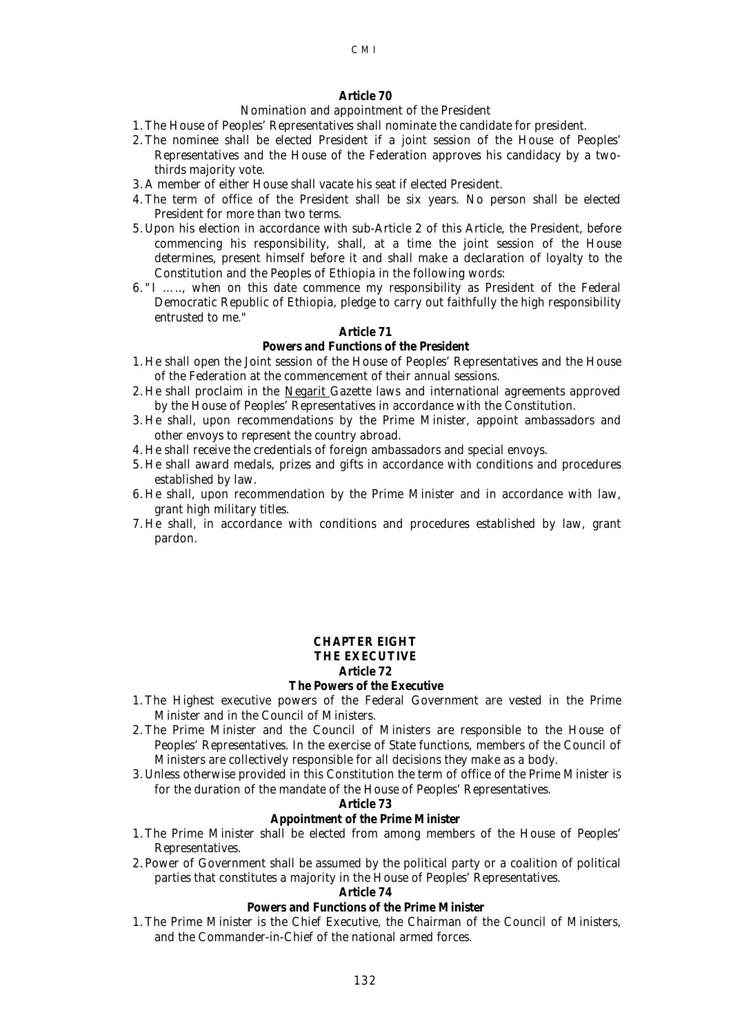**Article 70**

Nomination and appointment of the President

1. The House of Peoples' Representatives shall nominate the candidate for president.
2. The nominee shall be elected President if a joint session of the House of Peoples' Representatives and the House of the Federation approves his candidacy by a two-thirds majority vote.
3. A member of either House shall vacate his seat if elected President.
4. The term of office of the President shall be six years. No person shall be elected President for more than two terms.
5. Upon his election in accordance with sub-Article 2 of this Article, the President, before commencing his responsibility, shall, at a time the joint session of the House determines, present himself before it and shall make a declaration of loyalty to the Constitution and the Peoples of Ethiopia in the following words:
6. "I ……, when on this date commence my responsibility as President of the Federal Democratic Republic of Ethiopia, pledge to carry out faithfully the high responsibility entrusted to me."

**Article 71**

**Powers and Functions of the President**

1. He shall open the Joint session of the House of Peoples' Representatives and the House of the Federation at the commencement of their annual sessions.
2. He shall proclaim in the Negarit Gazette laws and international agreements approved by the House of Peoples' Representatives in accordance with the Constitution.
3. He shall, upon recommendations by the Prime Minister, appoint ambassadors and other envoys to represent the country abroad.
4. He shall receive the credentials of foreign ambassadors and special envoys.
5. He shall award medals, prizes and gifts in accordance with conditions and procedures established by law.
6. He shall, upon recommendation by the Prime Minister and in accordance with law, grant high military titles.
7. He shall, in accordance with conditions and procedures established by law, grant pardon.

## CHAPTER EIGHT
## THE EXECUTIVE

**Article 72**

**The Powers of the Executive**

1. The Highest executive powers of the Federal Government are vested in the Prime Minister and in the Council of Ministers.
2. The Prime Minister and the Council of Ministers are responsible to the House of Peoples' Representatives. In the exercise of State functions, members of the Council of Ministers are collectively responsible for all decisions they make as a body.
3. Unless otherwise provided in this Constitution the term of office of the Prime Minister is for the duration of the mandate of the House of Peoples' Representatives.

**Article 73**

**Appointment of the Prime Minister**

1. The Prime Minister shall be elected from among members of the House of Peoples' Representatives.
2. Power of Government shall be assumed by the political party or a coalition of political parties that constitutes a majority in the House of Peoples' Representatives.

**Article 74**

**Powers and Functions of the Prime Minister**

1. The Prime Minister is the Chief Executive, the Chairman of the Council of Ministers, and the Commander-in-Chief of the national armed forces.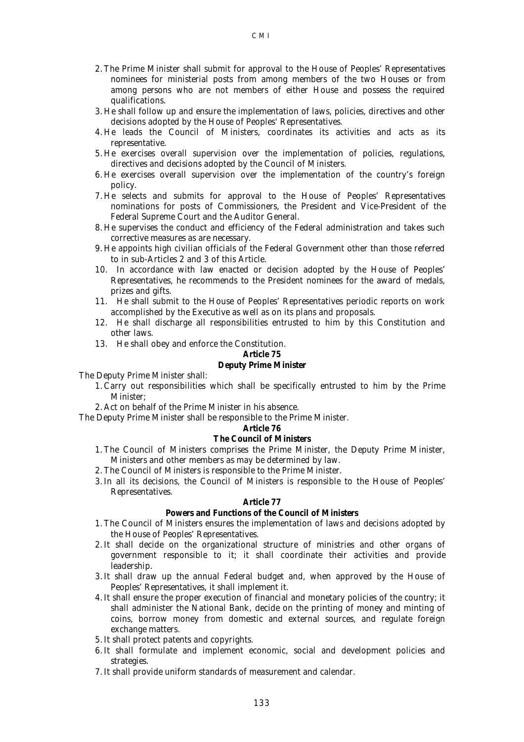2. The Prime Minister shall submit for approval to the House of Peoples' Representatives nominees for ministerial posts from among members of the two Houses or from among persons who are not members of either House and possess the required qualifications.
3. He shall follow up and ensure the implementation of laws, policies, directives and other decisions adopted by the House of Peoples' Representatives.
4. He leads the Council of Ministers, coordinates its activities and acts as its representative.
5. He exercises overall supervision over the implementation of policies, regulations, directives and decisions adopted by the Council of Ministers.
6. He exercises overall supervision over the implementation of the country's foreign policy.
7. He selects and submits for approval to the House of Peoples' Representatives nominations for posts of Commissioners, the President and Vice-President of the Federal Supreme Court and the Auditor General.
8. He supervises the conduct and efficiency of the Federal administration and takes such corrective measures as are necessary.
9. He appoints high civilian officials of the Federal Government other than those referred to in sub-Articles 2 and 3 of this Article.
10. In accordance with law enacted or decision adopted by the House of Peoples' Representatives, he recommends to the President nominees for the award of medals, prizes and gifts.
11. He shall submit to the House of Peoples' Representatives periodic reports on work accomplished by the Executive as well as on its plans and proposals.
12. He shall discharge all responsibilities entrusted to him by this Constitution and other laws.
13. He shall obey and enforce the Constitution.

**Article 75**

**Deputy Prime Minister**

The Deputy Prime Minister shall:

1. Carry out responsibilities which shall be specifically entrusted to him by the Prime Minister;
2. Act on behalf of the Prime Minister in his absence.

The Deputy Prime Minister shall be responsible to the Prime Minister.

**Article 76**

**The Council of Ministers**

1. The Council of Ministers comprises the Prime Minister, the Deputy Prime Minister, Ministers and other members as may be determined by law.
2. The Council of Ministers is responsible to the Prime Minister.
3. In all its decisions, the Council of Ministers is responsible to the House of Peoples' Representatives.

**Article 77**

**Powers and Functions of the Council of Ministers**

1. The Council of Ministers ensures the implementation of laws and decisions adopted by the House of Peoples' Representatives.
2. It shall decide on the organizational structure of ministries and other organs of government responsible to it; it shall coordinate their activities and provide leadership.
3. It shall draw up the annual Federal budget and, when approved by the House of Peoples' Representatives, it shall implement it.
4. It shall ensure the proper execution of financial and monetary policies of the country; it shall administer the National Bank, decide on the printing of money and minting of coins, borrow money from domestic and external sources, and regulate foreign exchange matters.
5. It shall protect patents and copyrights.
6. It shall formulate and implement economic, social and development policies and strategies.
7. It shall provide uniform standards of measurement and calendar.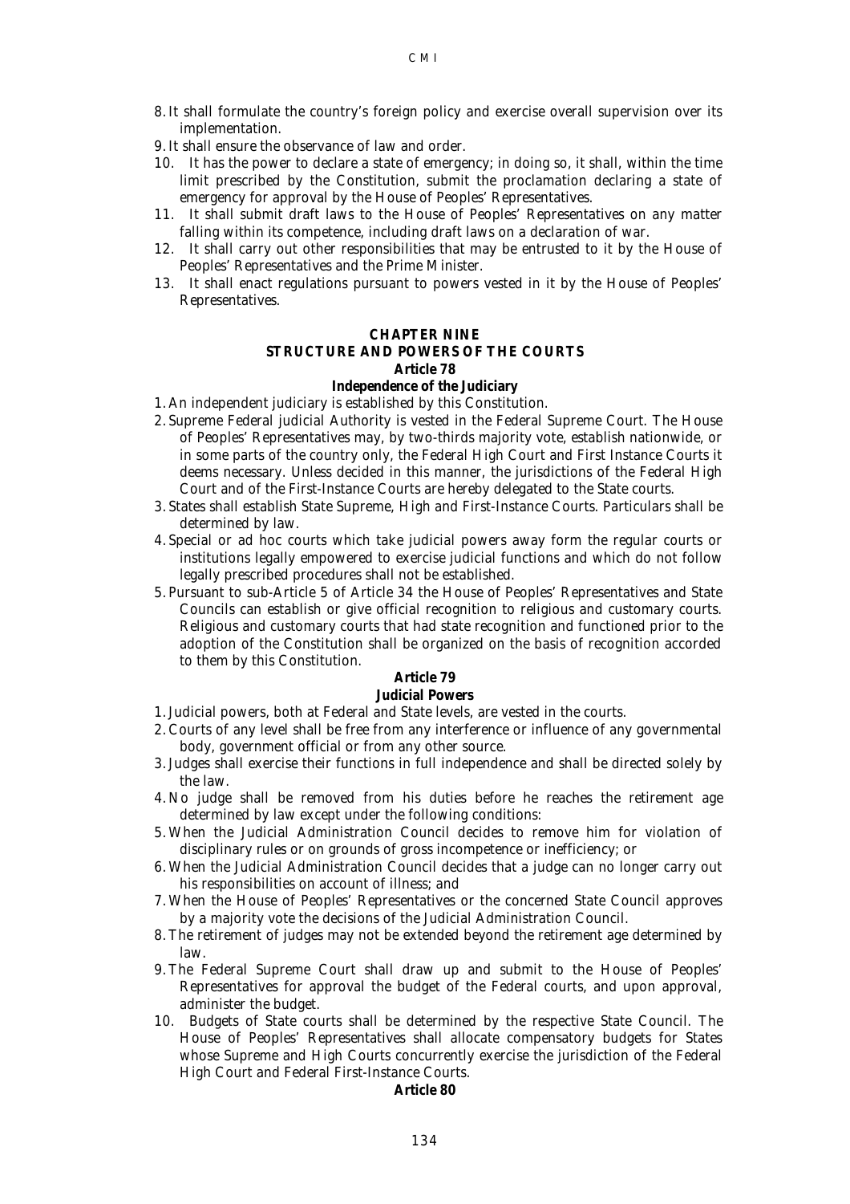8. It shall formulate the country's foreign policy and exercise overall supervision over its implementation.
9. It shall ensure the observance of law and order.
10. It has the power to declare a state of emergency; in doing so, it shall, within the time limit prescribed by the Constitution, submit the proclamation declaring a state of emergency for approval by the House of Peoples' Representatives.
11. It shall submit draft laws to the House of Peoples' Representatives on any matter falling within its competence, including draft laws on a declaration of war.
12. It shall carry out other responsibilities that may be entrusted to it by the House of Peoples' Representatives and the Prime Minister.
13. It shall enact regulations pursuant to powers vested in it by the House of Peoples' Representatives.

## CHAPTER NINE
## STRUCTURE AND POWERS OF THE COURTS

### Article 78
### Independence of the Judiciary

1. An independent judiciary is established by this Constitution.
2. Supreme Federal judicial Authority is vested in the Federal Supreme Court. The House of Peoples' Representatives may, by two-thirds majority vote, establish nationwide, or in some parts of the country only, the Federal High Court and First Instance Courts it deems necessary. Unless decided in this manner, the jurisdictions of the Federal High Court and of the First-Instance Courts are hereby delegated to the State courts.
3. States shall establish State Supreme, High and First-Instance Courts. Particulars shall be determined by law.
4. Special or ad hoc courts which take judicial powers away form the regular courts or institutions legally empowered to exercise judicial functions and which do not follow legally prescribed procedures shall not be established.
5. Pursuant to sub-Article 5 of Article 34 the House of Peoples' Representatives and State Councils can establish or give official recognition to religious and customary courts. Religious and customary courts that had state recognition and functioned prior to the adoption of the Constitution shall be organized on the basis of recognition accorded to them by this Constitution.

### Article 79
### Judicial Powers

1. Judicial powers, both at Federal and State levels, are vested in the courts.
2. Courts of any level shall be free from any interference or influence of any governmental body, government official or from any other source.
3. Judges shall exercise their functions in full independence and shall be directed solely by the law.
4. No judge shall be removed from his duties before he reaches the retirement age determined by law except under the following conditions:
5. When the Judicial Administration Council decides to remove him for violation of disciplinary rules or on grounds of gross incompetence or inefficiency; or
6. When the Judicial Administration Council decides that a judge can no longer carry out his responsibilities on account of illness; and
7. When the House of Peoples' Representatives or the concerned State Council approves by a majority vote the decisions of the Judicial Administration Council.
8. The retirement of judges may not be extended beyond the retirement age determined by law.
9. The Federal Supreme Court shall draw up and submit to the House of Peoples' Representatives for approval the budget of the Federal courts, and upon approval, administer the budget.
10. Budgets of State courts shall be determined by the respective State Council. The House of Peoples' Representatives shall allocate compensatory budgets for States whose Supreme and High Courts concurrently exercise the jurisdiction of the Federal High Court and Federal First-Instance Courts.

### Article 80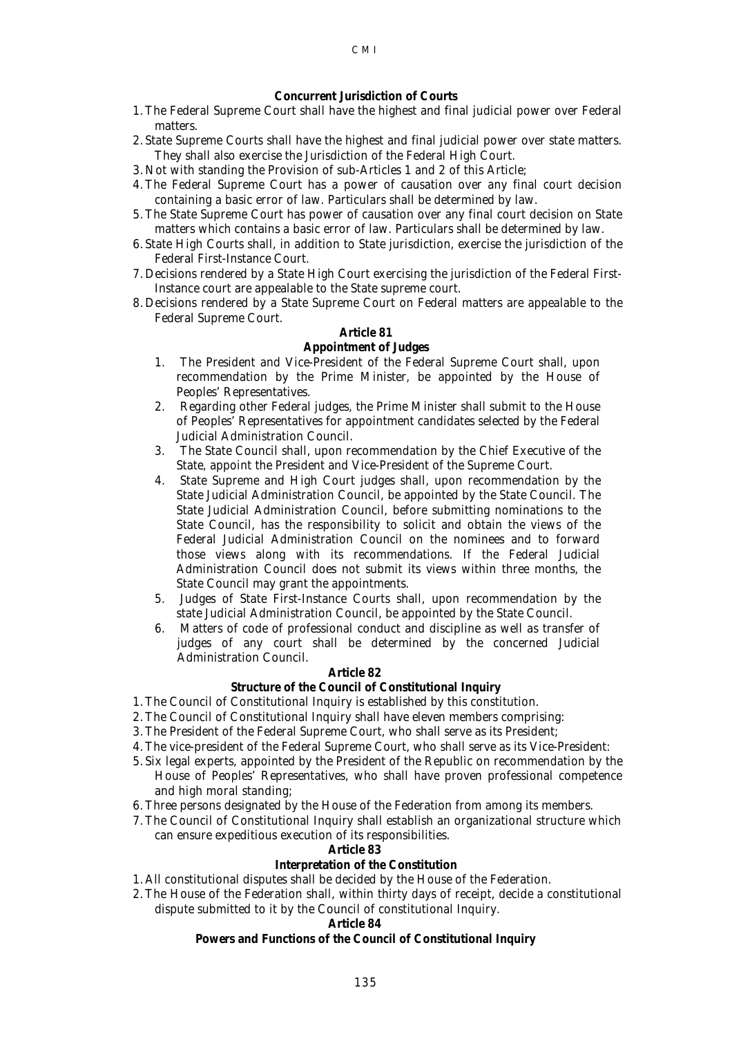**Concurrent Jurisdiction of Courts**

1. The Federal Supreme Court shall have the highest and final judicial power over Federal matters.
2. State Supreme Courts shall have the highest and final judicial power over state matters. They shall also exercise the Jurisdiction of the Federal High Court.
3. Not with standing the Provision of sub-Articles 1 and 2 of this Article;
4. The Federal Supreme Court has a power of causation over any final court decision containing a basic error of law. Particulars shall be determined by law.
5. The State Supreme Court has power of causation over any final court decision on State matters which contains a basic error of law. Particulars shall be determined by law.
6. State High Courts shall, in addition to State jurisdiction, exercise the jurisdiction of the Federal First-Instance Court.
7. Decisions rendered by a State High Court exercising the jurisdiction of the Federal First-Instance court are appealable to the State supreme court.
8. Decisions rendered by a State Supreme Court on Federal matters are appealable to the Federal Supreme Court.

**Article 81**

**Appointment of Judges**

1. The President and Vice-President of the Federal Supreme Court shall, upon recommendation by the Prime Minister, be appointed by the House of Peoples' Representatives.
2. Regarding other Federal judges, the Prime Minister shall submit to the House of Peoples' Representatives for appointment candidates selected by the Federal Judicial Administration Council.
3. The State Council shall, upon recommendation by the Chief Executive of the State, appoint the President and Vice-President of the Supreme Court.
4. State Supreme and High Court judges shall, upon recommendation by the State Judicial Administration Council, be appointed by the State Council. The State Judicial Administration Council, before submitting nominations to the State Council, has the responsibility to solicit and obtain the views of the Federal Judicial Administration Council on the nominees and to forward those views along with its recommendations. If the Federal Judicial Administration Council does not submit its views within three months, the State Council may grant the appointments.
5. Judges of State First-Instance Courts shall, upon recommendation by the state Judicial Administration Council, be appointed by the State Council.
6. Matters of code of professional conduct and discipline as well as transfer of judges of any court shall be determined by the concerned Judicial Administration Council.

**Article 82**

**Structure of the Council of Constitutional Inquiry**

1. The Council of Constitutional Inquiry is established by this constitution.
2. The Council of Constitutional Inquiry shall have eleven members comprising:
3. The President of the Federal Supreme Court, who shall serve as its President;
4. The vice-president of the Federal Supreme Court, who shall serve as its Vice-President:
5. Six legal experts, appointed by the President of the Republic on recommendation by the House of Peoples' Representatives, who shall have proven professional competence and high moral standing;
6. Three persons designated by the House of the Federation from among its members.
7. The Council of Constitutional Inquiry shall establish an organizational structure which can ensure expeditious execution of its responsibilities.

**Article 83**

**Interpretation of the Constitution**

1. All constitutional disputes shall be decided by the House of the Federation.
2. The House of the Federation shall, within thirty days of receipt, decide a constitutional dispute submitted to it by the Council of constitutional Inquiry.

**Article 84**

**Powers and Functions of the Council of Constitutional Inquiry**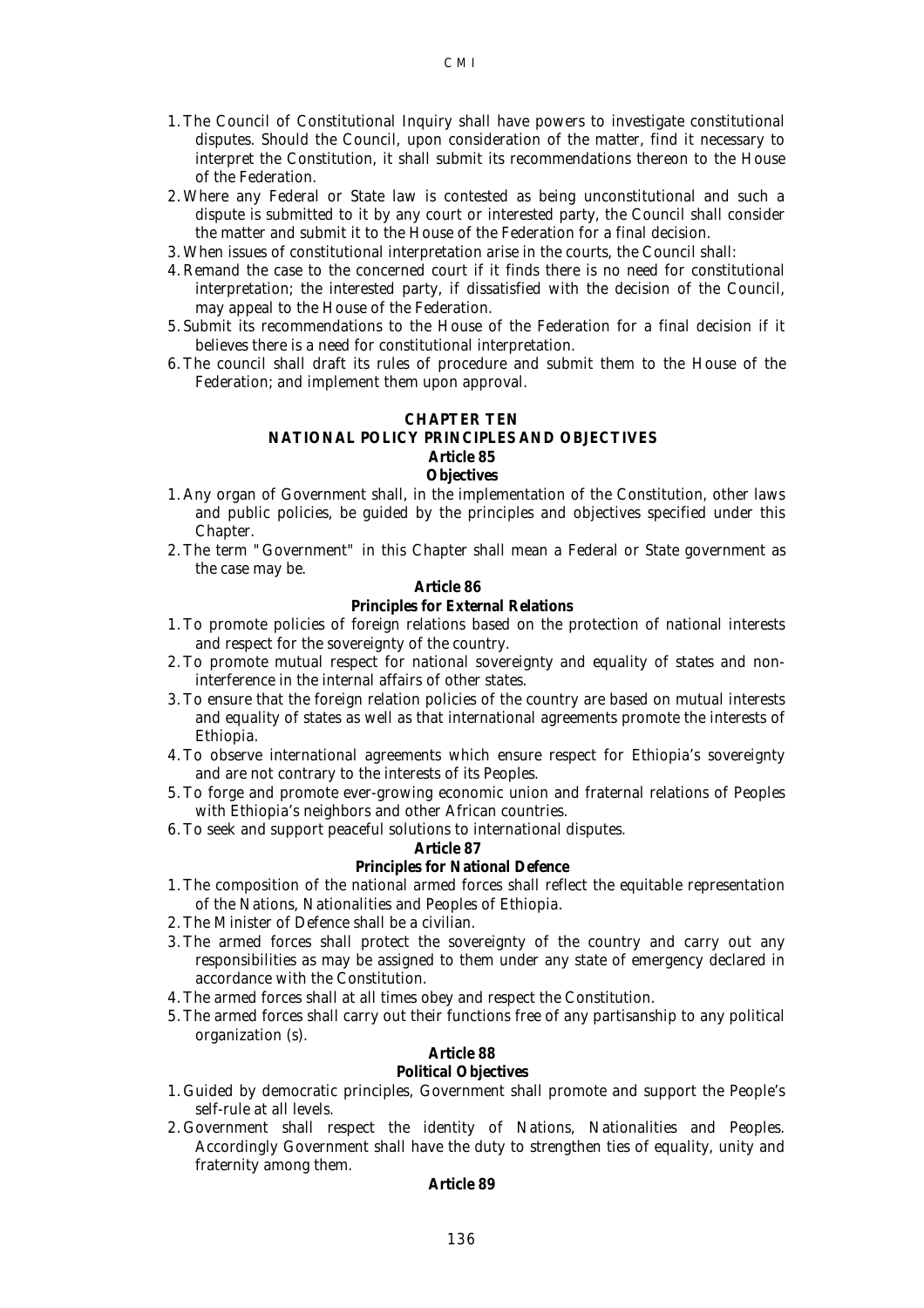1. The Council of Constitutional Inquiry shall have powers to investigate constitutional disputes. Should the Council, upon consideration of the matter, find it necessary to interpret the Constitution, it shall submit its recommendations thereon to the House of the Federation.
2. Where any Federal or State law is contested as being unconstitutional and such a dispute is submitted to it by any court or interested party, the Council shall consider the matter and submit it to the House of the Federation for a final decision.
3. When issues of constitutional interpretation arise in the courts, the Council shall:
4. Remand the case to the concerned court if it finds there is no need for constitutional interpretation; the interested party, if dissatisfied with the decision of the Council, may appeal to the House of the Federation.
5. Submit its recommendations to the House of the Federation for a final decision if it believes there is a need for constitutional interpretation.
6. The council shall draft its rules of procedure and submit them to the House of the Federation; and implement them upon approval.

## CHAPTER TEN
## NATIONAL POLICY PRINCIPLES AND OBJECTIVES

### Article 85
### Objectives

1. Any organ of Government shall, in the implementation of the Constitution, other laws and public policies, be guided by the principles and objectives specified under this Chapter.
2. The term "Government" in this Chapter shall mean a Federal or State government as the case may be.

### Article 86
### Principles for External Relations

1. To promote policies of foreign relations based on the protection of national interests and respect for the sovereignty of the country.
2. To promote mutual respect for national sovereignty and equality of states and non-interference in the internal affairs of other states.
3. To ensure that the foreign relation policies of the country are based on mutual interests and equality of states as well as that international agreements promote the interests of Ethiopia.
4. To observe international agreements which ensure respect for Ethiopia's sovereignty and are not contrary to the interests of its Peoples.
5. To forge and promote ever-growing economic union and fraternal relations of Peoples with Ethiopia's neighbors and other African countries.
6. To seek and support peaceful solutions to international disputes.

### Article 87
### Principles for National Defence

1. The composition of the national armed forces shall reflect the equitable representation of the Nations, Nationalities and Peoples of Ethiopia.
2. The Minister of Defence shall be a civilian.
3. The armed forces shall protect the sovereignty of the country and carry out any responsibilities as may be assigned to them under any state of emergency declared in accordance with the Constitution.
4. The armed forces shall at all times obey and respect the Constitution.
5. The armed forces shall carry out their functions free of any partisanship to any political organization (s).

### Article 88
### Political Objectives

1. Guided by democratic principles, Government shall promote and support the People's self-rule at all levels.
2. Government shall respect the identity of Nations, Nationalities and Peoples. Accordingly Government shall have the duty to strengthen ties of equality, unity and fraternity among them.

### Article 89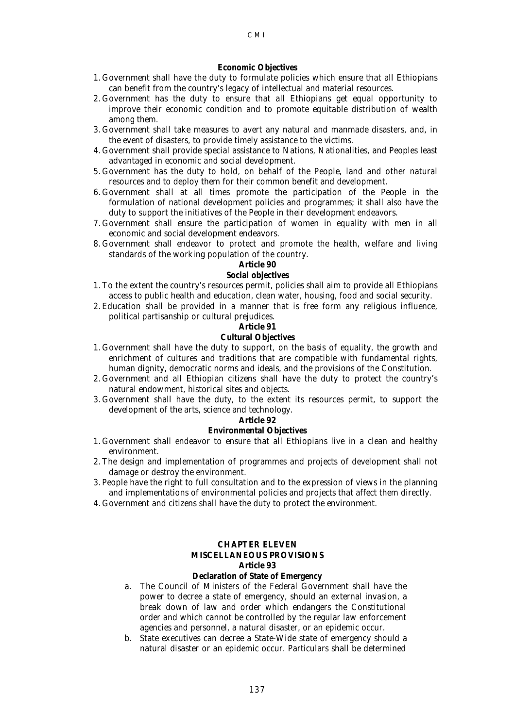**Economic Objectives**

1. Government shall have the duty to formulate policies which ensure that all Ethiopians can benefit from the country's legacy of intellectual and material resources.
2. Government has the duty to ensure that all Ethiopians get equal opportunity to improve their economic condition and to promote equitable distribution of wealth among them.
3. Government shall take measures to avert any natural and manmade disasters, and, in the event of disasters, to provide timely assistance to the victims.
4. Government shall provide special assistance to Nations, Nationalities, and Peoples least advantaged in economic and social development.
5. Government has the duty to hold, on behalf of the People, land and other natural resources and to deploy them for their common benefit and development.
6. Government shall at all times promote the participation of the People in the formulation of national development policies and programmes; it shall also have the duty to support the initiatives of the People in their development endeavors.
7. Government shall ensure the participation of women in equality with men in all economic and social development endeavors.
8. Government shall endeavor to protect and promote the health, welfare and living standards of the working population of the country.

**Article 90**

**Social objectives**

1. To the extent the country's resources permit, policies shall aim to provide all Ethiopians access to public health and education, clean water, housing, food and social security.
2. Education shall be provided in a manner that is free form any religious influence, political partisanship or cultural prejudices.

**Article 91**

**Cultural Objectives**

1. Government shall have the duty to support, on the basis of equality, the growth and enrichment of cultures and traditions that are compatible with fundamental rights, human dignity, democratic norms and ideals, and the provisions of the Constitution.
2. Government and all Ethiopian citizens shall have the duty to protect the country's natural endowment, historical sites and objects.
3. Government shall have the duty, to the extent its resources permit, to support the development of the arts, science and technology.

**Article 92**

**Environmental Objectives**

1. Government shall endeavor to ensure that all Ethiopians live in a clean and healthy environment.
2. The design and implementation of programmes and projects of development shall not damage or destroy the environment.
3. People have the right to full consultation and to the expression of views in the planning and implementations of environmental policies and projects that affect them directly.
4. Government and citizens shall have the duty to protect the environment.

## CHAPTER ELEVEN
## MISCELLANEOUS PROVISIONS

**Article 93**

**Declaration of State of Emergency**

a. The Council of Ministers of the Federal Government shall have the power to decree a state of emergency, should an external invasion, a break down of law and order which endangers the Constitutional order and which cannot be controlled by the regular law enforcement agencies and personnel, a natural disaster, or an epidemic occur.
b. State executives can decree a State-Wide state of emergency should a natural disaster or an epidemic occur. Particulars shall be determined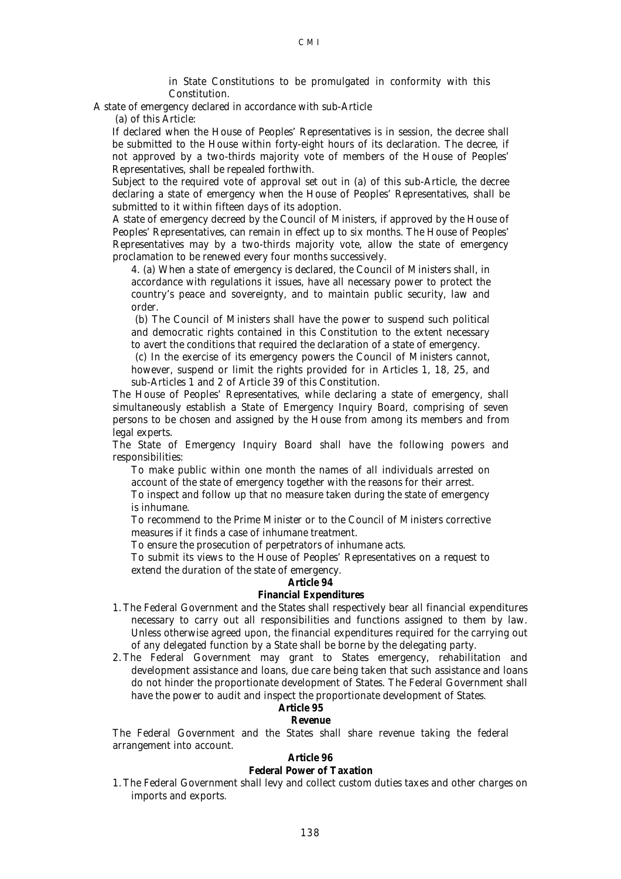in State Constitutions to be promulgated in conformity with this Constitution.

A state of emergency declared in accordance with sub-Article

(a) of this Article:

If declared when the House of Peoples' Representatives is in session, the decree shall be submitted to the House within forty-eight hours of its declaration. The decree, if not approved by a two-thirds majority vote of members of the House of Peoples' Representatives, shall be repealed forthwith.

Subject to the required vote of approval set out in (a) of this sub-Article, the decree declaring a state of emergency when the House of Peoples' Representatives, shall be submitted to it within fifteen days of its adoption.

A state of emergency decreed by the Council of Ministers, if approved by the House of Peoples' Representatives, can remain in effect up to six months. The House of Peoples' Representatives may by a two-thirds majority vote, allow the state of emergency proclamation to be renewed every four months successively.

4. (a) When a state of emergency is declared, the Council of Ministers shall, in accordance with regulations it issues, have all necessary power to protect the country's peace and sovereignty, and to maintain public security, law and order.

(b) The Council of Ministers shall have the power to suspend such political and democratic rights contained in this Constitution to the extent necessary to avert the conditions that required the declaration of a state of emergency.

(c) In the exercise of its emergency powers the Council of Ministers cannot, however, suspend or limit the rights provided for in Articles 1, 18, 25, and sub-Articles 1 and 2 of Article 39 of this Constitution.

The House of Peoples' Representatives, while declaring a state of emergency, shall simultaneously establish a State of Emergency Inquiry Board, comprising of seven persons to be chosen and assigned by the House from among its members and from legal experts.

The State of Emergency Inquiry Board shall have the following powers and responsibilities:

To make public within one month the names of all individuals arrested on account of the state of emergency together with the reasons for their arrest.

To inspect and follow up that no measure taken during the state of emergency is inhumane.

To recommend to the Prime Minister or to the Council of Ministers corrective measures if it finds a case of inhumane treatment.

To ensure the prosecution of perpetrators of inhumane acts.

To submit its views to the House of Peoples' Representatives on a request to extend the duration of the state of emergency.

**Article 94**

**Financial Expenditures**

1. The Federal Government and the States shall respectively bear all financial expenditures necessary to carry out all responsibilities and functions assigned to them by law. Unless otherwise agreed upon, the financial expenditures required for the carrying out of any delegated function by a State shall be borne by the delegating party.
2. The Federal Government may grant to States emergency, rehabilitation and development assistance and loans, due care being taken that such assistance and loans do not hinder the proportionate development of States. The Federal Government shall have the power to audit and inspect the proportionate development of States.

**Article 95**

**Revenue**

The Federal Government and the States shall share revenue taking the federal arrangement into account.

**Article 96**

**Federal Power of Taxation**

1. The Federal Government shall levy and collect custom duties taxes and other charges on imports and exports.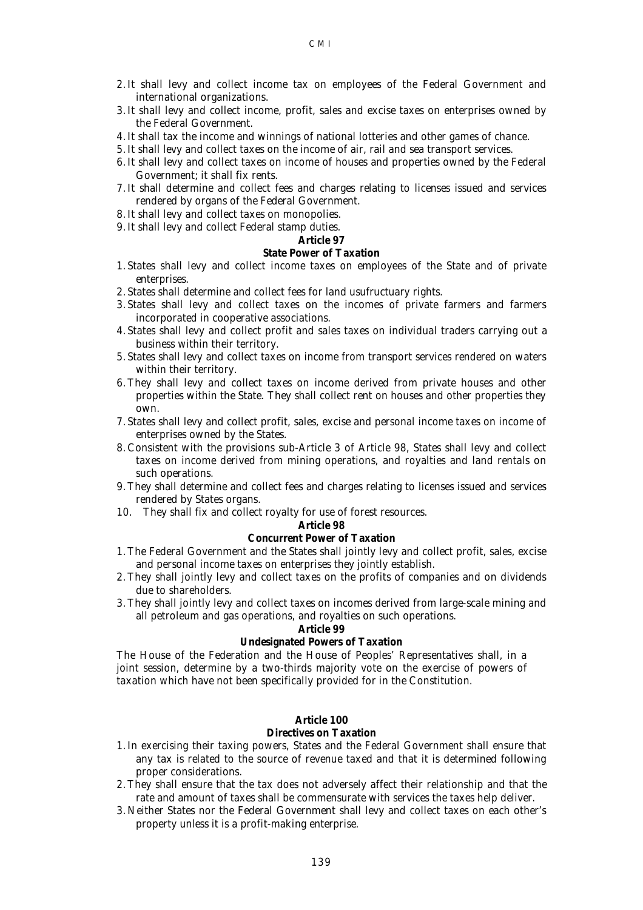2. It shall levy and collect income tax on employees of the Federal Government and international organizations.
3. It shall levy and collect income, profit, sales and excise taxes on enterprises owned by the Federal Government.
4. It shall tax the income and winnings of national lotteries and other games of chance.
5. It shall levy and collect taxes on the income of air, rail and sea transport services.
6. It shall levy and collect taxes on income of houses and properties owned by the Federal Government; it shall fix rents.
7. It shall determine and collect fees and charges relating to licenses issued and services rendered by organs of the Federal Government.
8. It shall levy and collect taxes on monopolies.
9. It shall levy and collect Federal stamp duties.

### Article 97

### State Power of Taxation

1. States shall levy and collect income taxes on employees of the State and of private enterprises.
2. States shall determine and collect fees for land usufructuary rights.
3. States shall levy and collect taxes on the incomes of private farmers and farmers incorporated in cooperative associations.
4. States shall levy and collect profit and sales taxes on individual traders carrying out a business within their territory.
5. States shall levy and collect taxes on income from transport services rendered on waters within their territory.
6. They shall levy and collect taxes on income derived from private houses and other properties within the State. They shall collect rent on houses and other properties they own.
7. States shall levy and collect profit, sales, excise and personal income taxes on income of enterprises owned by the States.
8. Consistent with the provisions sub-Article 3 of Article 98, States shall levy and collect taxes on income derived from mining operations, and royalties and land rentals on such operations.
9. They shall determine and collect fees and charges relating to licenses issued and services rendered by States organs.
10. They shall fix and collect royalty for use of forest resources.

### Article 98

### Concurrent Power of Taxation

1. The Federal Government and the States shall jointly levy and collect profit, sales, excise and personal income taxes on enterprises they jointly establish.
2. They shall jointly levy and collect taxes on the profits of companies and on dividends due to shareholders.
3. They shall jointly levy and collect taxes on incomes derived from large-scale mining and all petroleum and gas operations, and royalties on such operations.

### Article 99

### Undesignated Powers of Taxation

The House of the Federation and the House of Peoples' Representatives shall, in a joint session, determine by a two-thirds majority vote on the exercise of powers of taxation which have not been specifically provided for in the Constitution.

### Article 100

### Directives on Taxation

1. In exercising their taxing powers, States and the Federal Government shall ensure that any tax is related to the source of revenue taxed and that it is determined following proper considerations.
2. They shall ensure that the tax does not adversely affect their relationship and that the rate and amount of taxes shall be commensurate with services the taxes help deliver.
3. Neither States nor the Federal Government shall levy and collect taxes on each other's property unless it is a profit-making enterprise.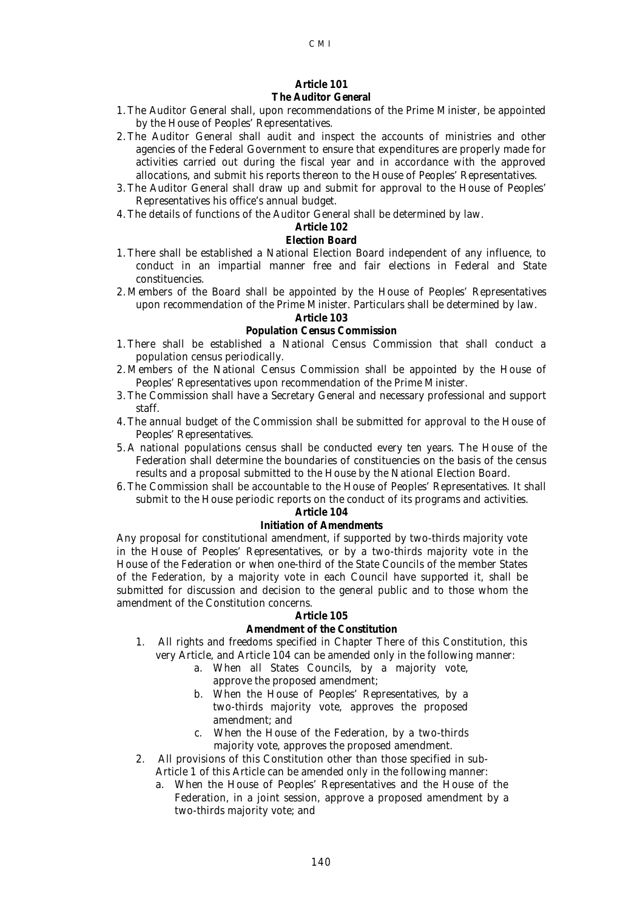### Article 101
### The Auditor General

1. The Auditor General shall, upon recommendations of the Prime Minister, be appointed by the House of Peoples' Representatives.
2. The Auditor General shall audit and inspect the accounts of ministries and other agencies of the Federal Government to ensure that expenditures are properly made for activities carried out during the fiscal year and in accordance with the approved allocations, and submit his reports thereon to the House of Peoples' Representatives.
3. The Auditor General shall draw up and submit for approval to the House of Peoples' Representatives his office's annual budget.
4. The details of functions of the Auditor General shall be determined by law.

### Article 102
### Election Board

1. There shall be established a National Election Board independent of any influence, to conduct in an impartial manner free and fair elections in Federal and State constituencies.
2. Members of the Board shall be appointed by the House of Peoples' Representatives upon recommendation of the Prime Minister. Particulars shall be determined by law.

### Article 103
### Population Census Commission

1. There shall be established a National Census Commission that shall conduct a population census periodically.
2. Members of the National Census Commission shall be appointed by the House of Peoples' Representatives upon recommendation of the Prime Minister.
3. The Commission shall have a Secretary General and necessary professional and support staff.
4. The annual budget of the Commission shall be submitted for approval to the House of Peoples' Representatives.
5. A national populations census shall be conducted every ten years. The House of the Federation shall determine the boundaries of constituencies on the basis of the census results and a proposal submitted to the House by the National Election Board.
6. The Commission shall be accountable to the House of Peoples' Representatives. It shall submit to the House periodic reports on the conduct of its programs and activities.

### Article 104
### Initiation of Amendments

Any proposal for constitutional amendment, if supported by two-thirds majority vote in the House of Peoples' Representatives, or by a two-thirds majority vote in the House of the Federation or when one-third of the State Councils of the member States of the Federation, by a majority vote in each Council have supported it, shall be submitted for discussion and decision to the general public and to those whom the amendment of the Constitution concerns.

### Article 105
### Amendment of the Constitution

1. All rights and freedoms specified in Chapter There of this Constitution, this very Article, and Article 104 can be amended only in the following manner:
   a. When all States Councils, by a majority vote, approve the proposed amendment;
   b. When the House of Peoples' Representatives, by a two-thirds majority vote, approves the proposed amendment; and
   c. When the House of the Federation, by a two-thirds majority vote, approves the proposed amendment.
2. All provisions of this Constitution other than those specified in sub-Article 1 of this Article can be amended only in the following manner:
   a. When the House of Peoples' Representatives and the House of the Federation, in a joint session, approve a proposed amendment by a two-thirds majority vote; and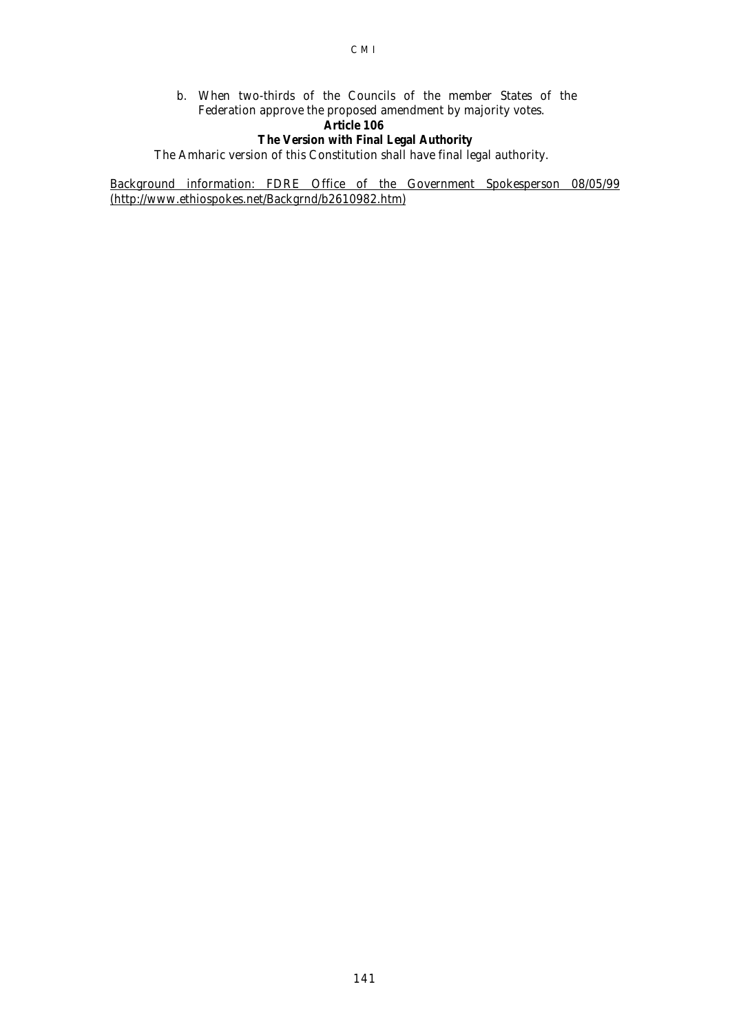b. When two-thirds of the Councils of the member States of the Federation approve the proposed amendment by majority votes.

**Article 106**

**The Version with Final Legal Authority**

The Amharic version of this Constitution shall have final legal authority.

Background information: FDRE Office of the Government Spokesperson 08/05/99 (http://www.ethiospokes.net/Backgrnd/b2610982.htm)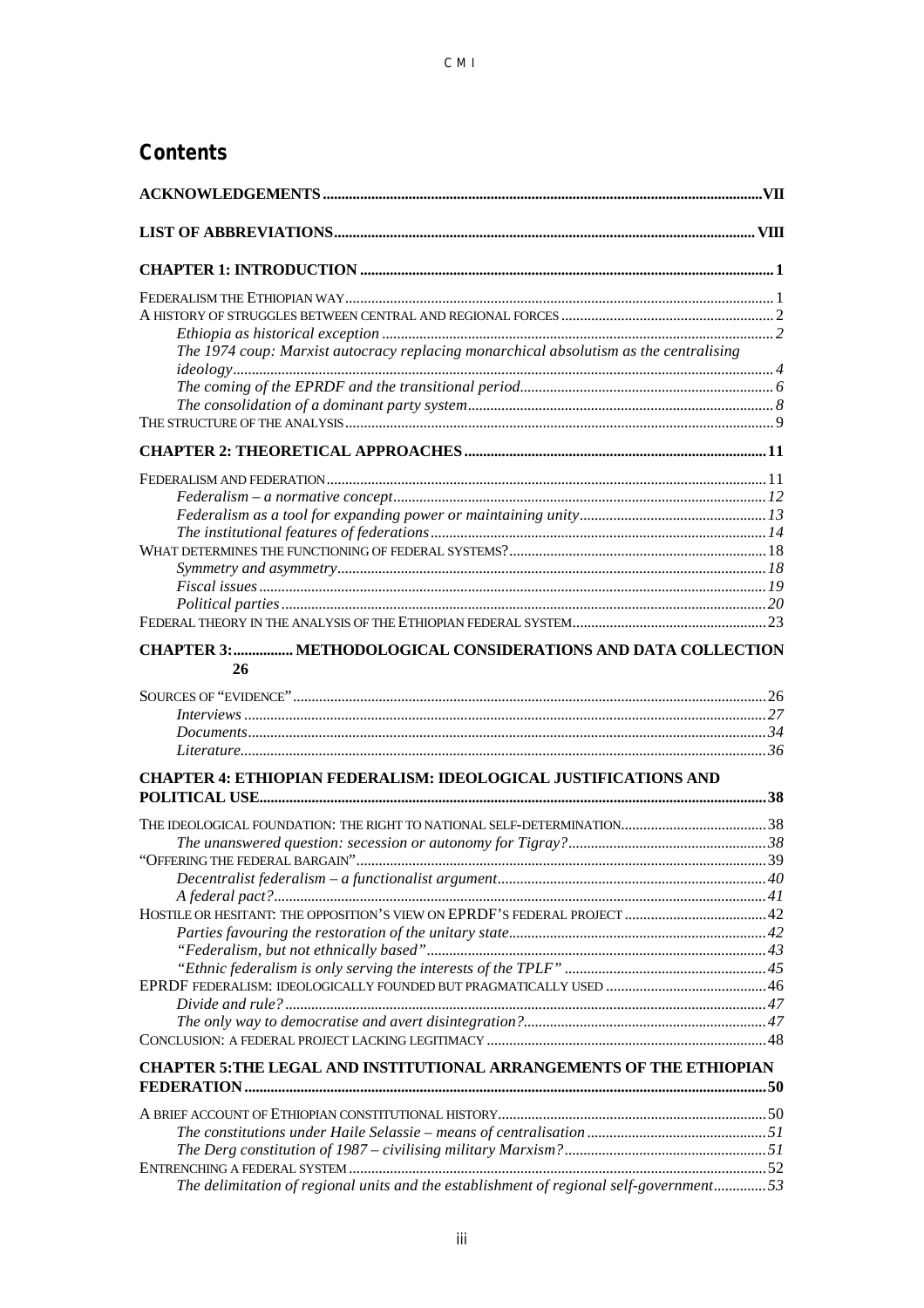## Contents

**ACKNOWLEDGEMENTS** .................................................................... VII

**LIST OF ABBREVIATIONS** .................................................................... VIII

**CHAPTER 1: INTRODUCTION** .................................................................... 1

FEDERALISM THE ETHIOPIAN WAY .................................................................... 1
A HISTORY OF STRUGGLES BETWEEN CENTRAL AND REGIONAL FORCES .................................................................... 2
- *Ethiopia as historical exception* .................................................................... *2*
- *The 1974 coup: Marxist autocracy replacing monarchical absolutism as the centralising ideology* .................................................................... *4*
- *The coming of the EPRDF and the transitional period* .................................................................... *6*
- *The consolidation of a dominant party system* .................................................................... *8*

THE STRUCTURE OF THE ANALYSIS .................................................................... 9

**CHAPTER 2: THEORETICAL APPROACHES** .................................................................... 11

FEDERALISM AND FEDERATION .................................................................... 11
- *Federalism – a normative concept* .................................................................... *12*
- *Federalism as a tool for expanding power or maintaining unity* .................................................................... *13*
- *The institutional features of federations* .................................................................... *14*

WHAT DETERMINES THE FUNCTIONING OF FEDERAL SYSTEMS? .................................................................... 18
- *Symmetry and asymmetry* .................................................................... *18*
- *Fiscal issues* .................................................................... *19*
- *Political parties* .................................................................... *20*

FEDERAL THEORY IN THE ANALYSIS OF THE ETHIOPIAN FEDERAL SYSTEM .................................................................... 23

**CHAPTER 3: ................ METHODOLOGICAL CONSIDERATIONS AND DATA COLLECTION 26**

SOURCES OF "EVIDENCE" .................................................................... 26
- *Interviews* .................................................................... *27*
- *Documents* .................................................................... *34*
- *Literature* .................................................................... *36*

**CHAPTER 4: ETHIOPIAN FEDERALISM: IDEOLOGICAL JUSTIFICATIONS AND POLITICAL USE** .................................................................... 38

THE IDEOLOGICAL FOUNDATION: THE RIGHT TO NATIONAL SELF-DETERMINATION .................................................................... 38
- *The unanswered question: secession or autonomy for Tigray?* .................................................................... *38*

"OFFERING THE FEDERAL BARGAIN" .................................................................... 39
- *Decentralist federalism – a functionalist argument* .................................................................... *40*
- *A federal pact?* .................................................................... *41*

HOSTILE OR HESITANT: THE OPPOSITION'S VIEW ON EPRDF'S FEDERAL PROJECT .................................................................... 42
- *Parties favouring the restoration of the unitary state* .................................................................... *42*
- *"Federalism, but not ethnically based"* .................................................................... *43*
- *"Ethnic federalism is only serving the interests of the TPLF"* .................................................................... *45*

EPRDF FEDERALISM: IDEOLOGICALLY FOUNDED BUT PRAGMATICALLY USED .................................................................... 46
- *Divide and rule?* .................................................................... *47*
- *The only way to democratise and avert disintegration?* .................................................................... *47*

CONCLUSION: A FEDERAL PROJECT LACKING LEGITIMACY .................................................................... 48

**CHAPTER 5: THE LEGAL AND INSTITUTIONAL ARRANGEMENTS OF THE ETHIOPIAN FEDERATION** .................................................................... 50

A BRIEF ACCOUNT OF ETHIOPIAN CONSTITUTIONAL HISTORY .................................................................... 50
- *The constitutions under Haile Selassie – means of centralisation* .................................................................... *51*
- *The Derg constitution of 1987 – civilising military Marxism?* .................................................................... *51*

ENTRENCHING A FEDERAL SYSTEM .................................................................... 52
- *The delimitation of regional units and the establishment of regional self-government* .................................................................... *53*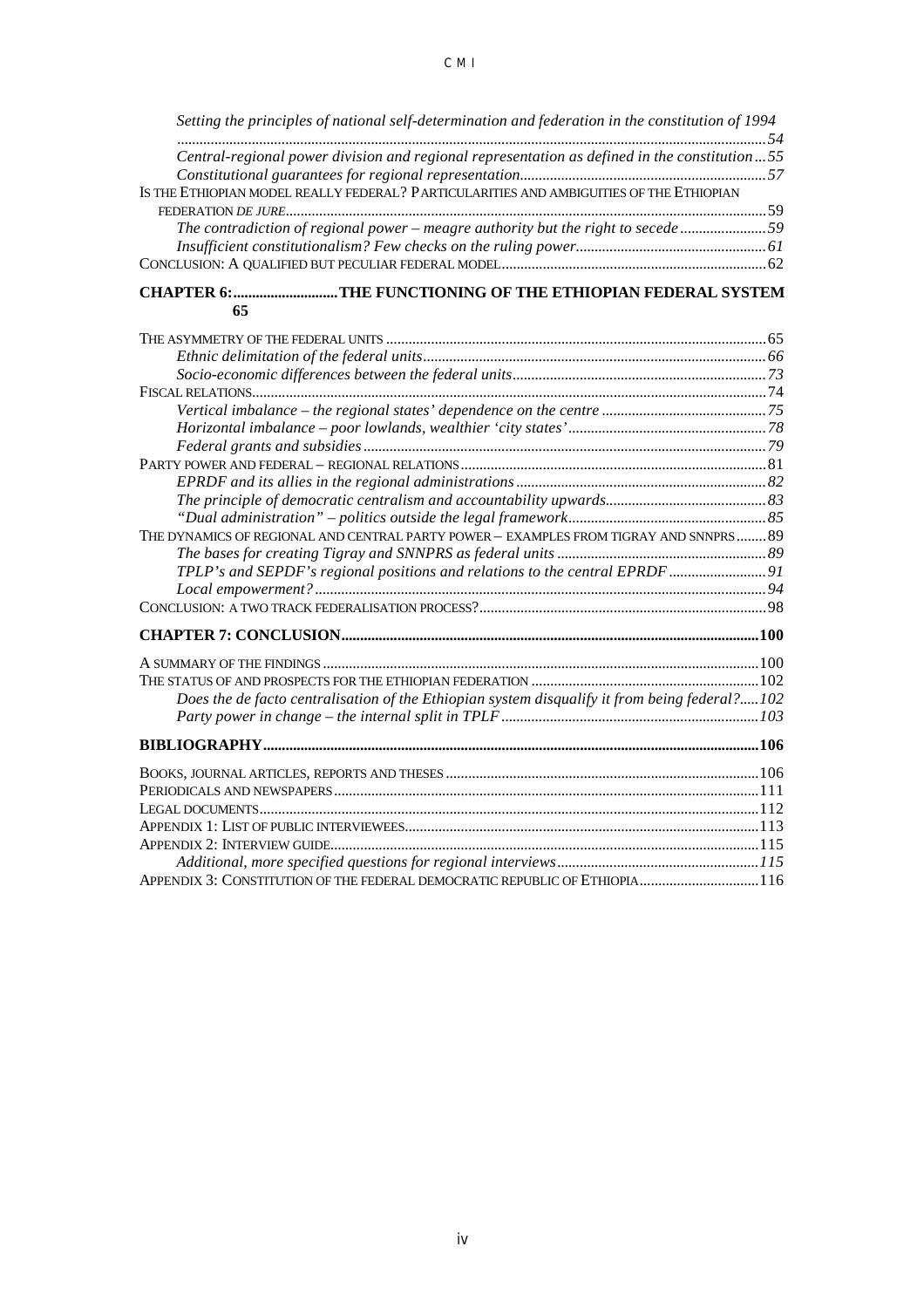*Setting the principles of national self-determination and federation in the constitution of 1994* ....54

*Central-regional power division and regional representation as defined in the constitution* ...55

*Constitutional guarantees for regional representation*....57

IS THE ETHIOPIAN MODEL REALLY FEDERAL? PARTICULARITIES AND AMBIGUITIES OF THE ETHIOPIAN FEDERATION *DE JURE*....59

*The contradiction of regional power – meagre authority but the right to secede* ....59

*Insufficient constitutionalism? Few checks on the ruling power*....61

CONCLUSION: A QUALIFIED BUT PECULIAR FEDERAL MODEL....62

**CHAPTER 6:....THE FUNCTIONING OF THE ETHIOPIAN FEDERAL SYSTEM 65**

THE ASYMMETRY OF THE FEDERAL UNITS ....65

*Ethnic delimitation of the federal units*....66

*Socio-economic differences between the federal units*....73

FISCAL RELATIONS....74

*Vertical imbalance – the regional states' dependence on the centre* ....75

*Horizontal imbalance – poor lowlands, wealthier 'city states'*....78

*Federal grants and subsidies*....79

PARTY POWER AND FEDERAL – REGIONAL RELATIONS....81

*EPRDF and its allies in the regional administrations*....82

*The principle of democratic centralism and accountability upwards*....83

*"Dual administration" – politics outside the legal framework*....85

THE DYNAMICS OF REGIONAL AND CENTRAL PARTY POWER – EXAMPLES FROM TIGRAY AND SNNPRS....89

*The bases for creating Tigray and SNNPRS as federal units* ....89

*TPLP's and SEPDF's regional positions and relations to the central EPRDF* ....91

*Local empowerment?*....94

CONCLUSION: A TWO TRACK FEDERALISATION PROCESS?....98

**CHAPTER 7: CONCLUSION....100**

A SUMMARY OF THE FINDINGS ....100

THE STATUS OF AND PROSPECTS FOR THE ETHIOPIAN FEDERATION ....102

*Does the de facto centralisation of the Ethiopian system disqualify it from being federal?*.....102

*Party power in change – the internal split in TPLF*....103

**BIBLIOGRAPHY....106**

BOOKS, JOURNAL ARTICLES, REPORTS AND THESES ....106

PERIODICALS AND NEWSPAPERS....111

LEGAL DOCUMENTS....112

APPENDIX 1: LIST OF PUBLIC INTERVIEWEES....113

APPENDIX 2: INTERVIEW GUIDE....115

*Additional, more specified questions for regional interviews*....115

APPENDIX 3: CONSTITUTION OF THE FEDERAL DEMOCRATIC REPUBLIC OF ETHIOPIA....116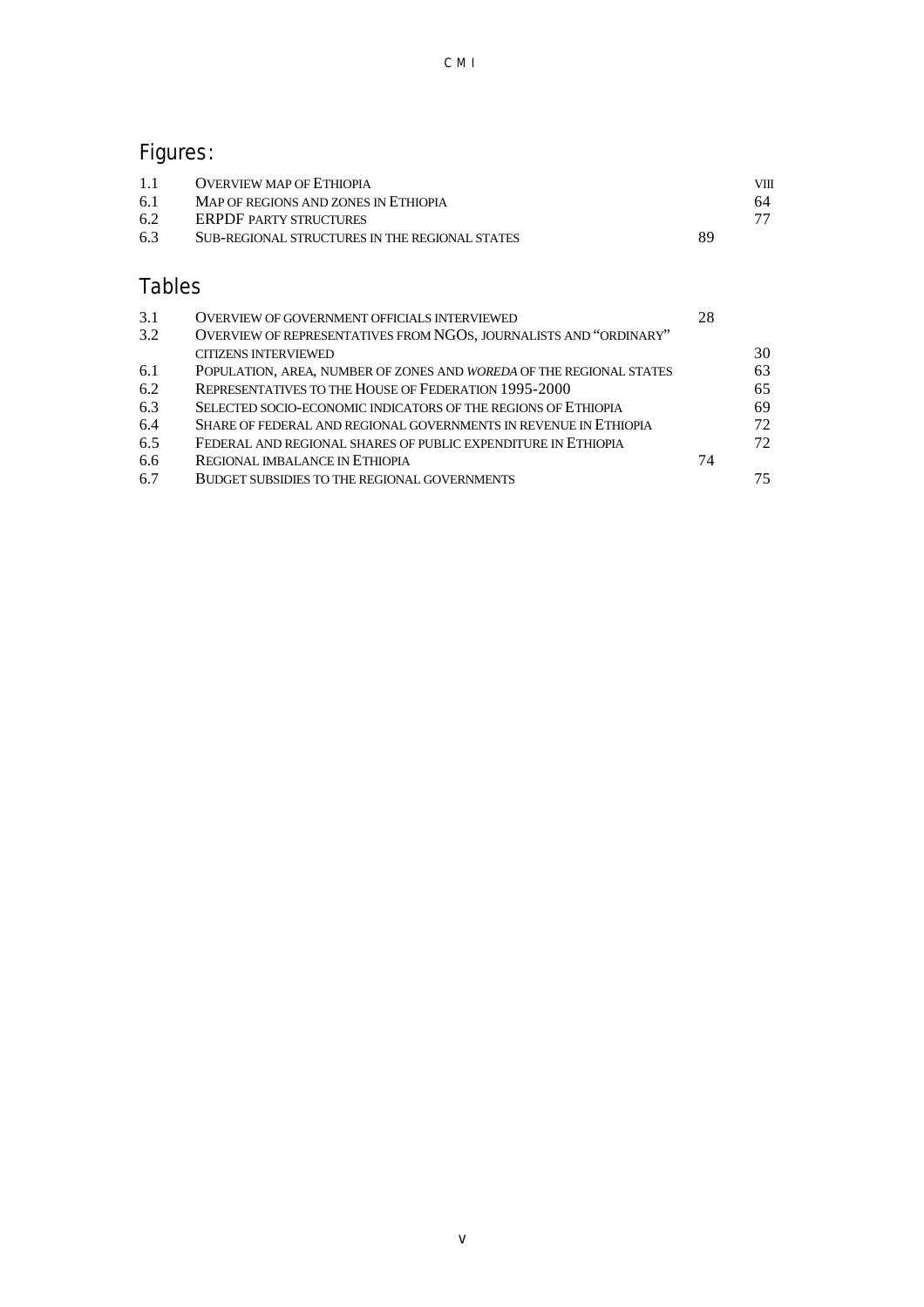## Figures:

| | | |
|---|---|---|
| 1.1 | OVERVIEW MAP OF ETHIOPIA | VIII |
| 6.1 | MAP OF REGIONS AND ZONES IN ETHIOPIA | 64 |
| 6.2 | ERPDF PARTY STRUCTURES | 77 |
| 6.3 | SUB-REGIONAL STRUCTURES IN THE REGIONAL STATES | 89 |

## Tables

| | | |
|---|---|---|
| 3.1 | OVERVIEW OF GOVERNMENT OFFICIALS INTERVIEWED | 28 |
| 3.2 | OVERVIEW OF REPRESENTATIVES FROM NGOS, JOURNALISTS AND "ORDINARY" CITIZENS INTERVIEWED | 30 |
| 6.1 | POPULATION, AREA, NUMBER OF ZONES AND *WOREDA* OF THE REGIONAL STATES | 63 |
| 6.2 | REPRESENTATIVES TO THE HOUSE OF FEDERATION 1995-2000 | 65 |
| 6.3 | SELECTED SOCIO-ECONOMIC INDICATORS OF THE REGIONS OF ETHIOPIA | 69 |
| 6.4 | SHARE OF FEDERAL AND REGIONAL GOVERNMENTS IN REVENUE IN ETHIOPIA | 72 |
| 6.5 | FEDERAL AND REGIONAL SHARES OF PUBLIC EXPENDITURE IN ETHIOPIA | 72 |
| 6.6 | REGIONAL IMBALANCE IN ETHIOPIA | 74 |
| 6.7 | BUDGET SUBSIDIES TO THE REGIONAL GOVERNMENTS | 75 |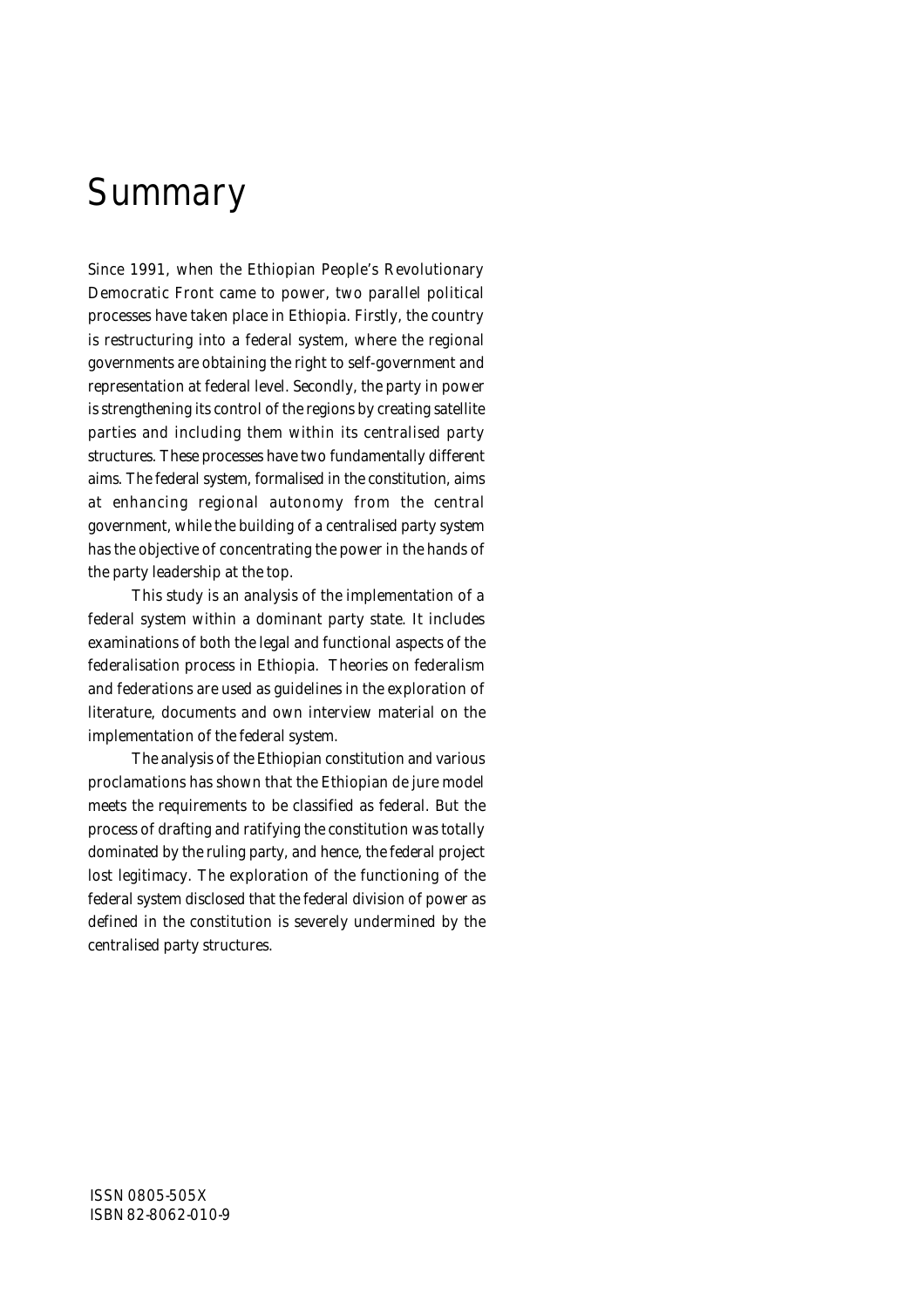# Summary

Since 1991, when the Ethiopian People's Revolutionary Democratic Front came to power, two parallel political processes have taken place in Ethiopia. Firstly, the country is restructuring into a federal system, where the regional governments are obtaining the right to self-government and representation at federal level. Secondly, the party in power is strengthening its control of the regions by creating satellite parties and including them within its centralised party structures. These processes have two fundamentally different aims. The federal system, formalised in the constitution, aims at enhancing regional autonomy from the central government, while the building of a centralised party system has the objective of concentrating the power in the hands of the party leadership at the top.

This study is an analysis of the implementation of a federal system within a dominant party state. It includes examinations of both the legal and functional aspects of the federalisation process in Ethiopia. Theories on federalism and federations are used as guidelines in the exploration of literature, documents and own interview material on the implementation of the federal system.

The analysis of the Ethiopian constitution and various proclamations has shown that the Ethiopian de jure model meets the requirements to be classified as federal. But the process of drafting and ratifying the constitution was totally dominated by the ruling party, and hence, the federal project lost legitimacy. The exploration of the functioning of the federal system disclosed that the federal division of power as defined in the constitution is severely undermined by the centralised party structures.

ISSN 0805-505X
ISBN 82-8062-010-9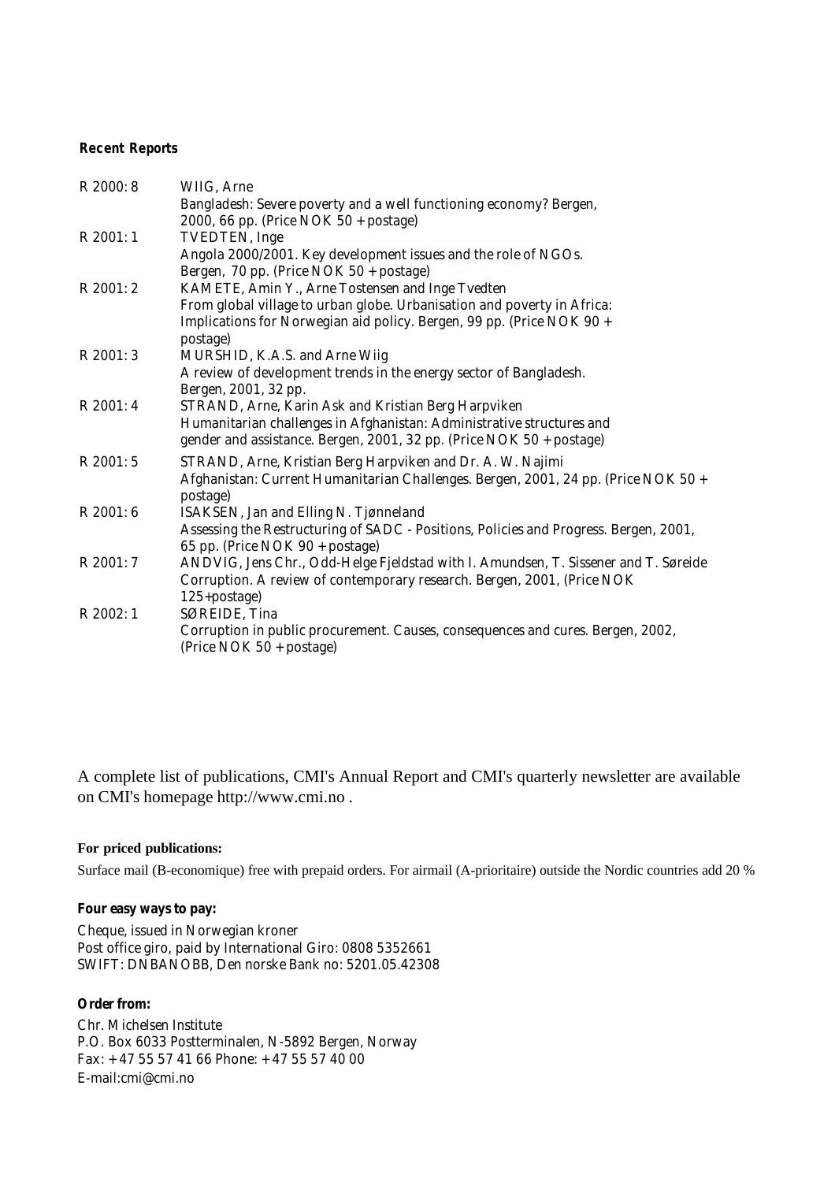**Recent Reports**

| | |
|---|---|
| R 2000: 8 | WIIG, Arne<br>Bangladesh: Severe poverty and a well functioning economy? Bergen, 2000, 66 pp. (Price NOK 50 + postage) |
| R 2001: 1 | TVEDTEN, Inge<br>Angola 2000/2001. Key development issues and the role of NGOs. Bergen, 70 pp. (Price NOK 50 + postage) |
| R 2001: 2 | KAMETE, Amin Y., Arne Tostensen and Inge Tvedten<br>From global village to urban globe. Urbanisation and poverty in Africa: Implications for Norwegian aid policy. Bergen, 99 pp. (Price NOK 90 + postage) |
| R 2001: 3 | MURSHID, K.A.S. and Arne Wiig<br>A review of development trends in the energy sector of Bangladesh. Bergen, 2001, 32 pp. |
| R 2001: 4 | STRAND, Arne, Karin Ask and Kristian Berg Harpviken<br>Humanitarian challenges in Afghanistan: Administrative structures and gender and assistance. Bergen, 2001, 32 pp. (Price NOK 50 + postage) |
| R 2001: 5 | STRAND, Arne, Kristian Berg Harpviken and Dr. A. W. Najimi<br>Afghanistan: Current Humanitarian Challenges. Bergen, 2001, 24 pp. (Price NOK 50 + postage) |
| R 2001: 6 | ISAKSEN, Jan and Elling N. Tjønneland<br>Assessing the Restructuring of SADC - Positions, Policies and Progress. Bergen, 2001, 65 pp. (Price NOK 90 + postage) |
| R 2001: 7 | ANDVIG, Jens Chr., Odd-Helge Fjeldstad with I. Amundsen, T. Sissener and T. Søreide<br>Corruption. A review of contemporary research. Bergen, 2001, (Price NOK 125+postage) |
| R 2002: 1 | SØREIDE, Tina<br>Corruption in public procurement. Causes, consequences and cures. Bergen, 2002, (Price NOK 50 + postage) |

A complete list of publications, CMI's Annual Report and CMI's quarterly newsletter are available on CMI's homepage http://www.cmi.no .

**For priced publications:**

Surface mail (B-economique) free with prepaid orders. For airmail (A-prioritaire) outside the Nordic countries add 20 %

**Four easy ways to pay:**

Cheque, issued in Norwegian kroner
Post office giro, paid by International Giro: 0808 5352661
SWIFT: DNBANOBB, Den norske Bank no: 5201.05.42308

**Order from:**

Chr. Michelsen Institute
P.O. Box 6033 Postterminalen, N-5892 Bergen, Norway
Fax: + 47 55 57 41 66 Phone: + 47 55 57 40 00
E-mail:cmi@cmi.no